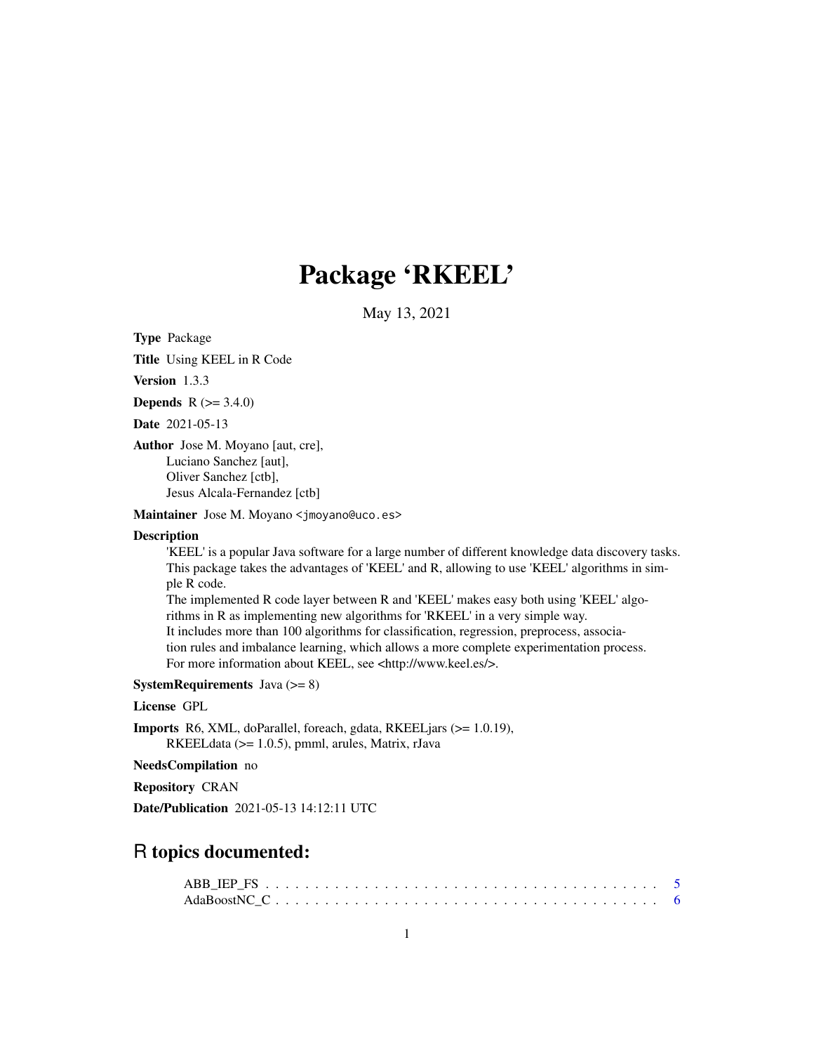# Package 'RKEEL'

May 13, 2021

**Type** Package

**Title** Using KEEL in R Code

**Version** 1.3.3

**Depends** R (>= 3.4.0)

**Date** 2021-05-13

**Author** Jose M. Moyano [aut, cre],
Luciano Sanchez [aut],
Oliver Sanchez [ctb],
Jesus Alcala-Fernandez [ctb]

**Maintainer** Jose M. Moyano <jmoyano@uco.es>

**Description**
'KEEL' is a popular Java software for a large number of different knowledge data discovery tasks.
This package takes the advantages of 'KEEL' and R, allowing to use 'KEEL' algorithms in simple R code.
The implemented R code layer between R and 'KEEL' makes easy both using 'KEEL' algorithms in R as implementing new algorithms for 'RKEEL' in a very simple way.
It includes more than 100 algorithms for classification, regression, preprocess, association rules and imbalance learning, which allows a more complete experimentation process.
For more information about KEEL, see <http://www.keel.es/>.

**SystemRequirements** Java (>= 8)

**License** GPL

**Imports** R6, XML, doParallel, foreach, gdata, RKEELjars (>= 1.0.19),
RKEELdata (>= 1.0.5), pmml, arules, Matrix, rJava

**NeedsCompilation** no

**Repository** CRAN

**Date/Publication** 2021-05-13 14:12:11 UTC

## R topics documented:

ABB_IEP_FS . . . . . . . . . . . . . . . . . . . . . . . . . . . . . . . . . . . . . . . . 5
AdaBoostNC_C . . . . . . . . . . . . . . . . . . . . . . . . . . . . . . . . . . . . . . 6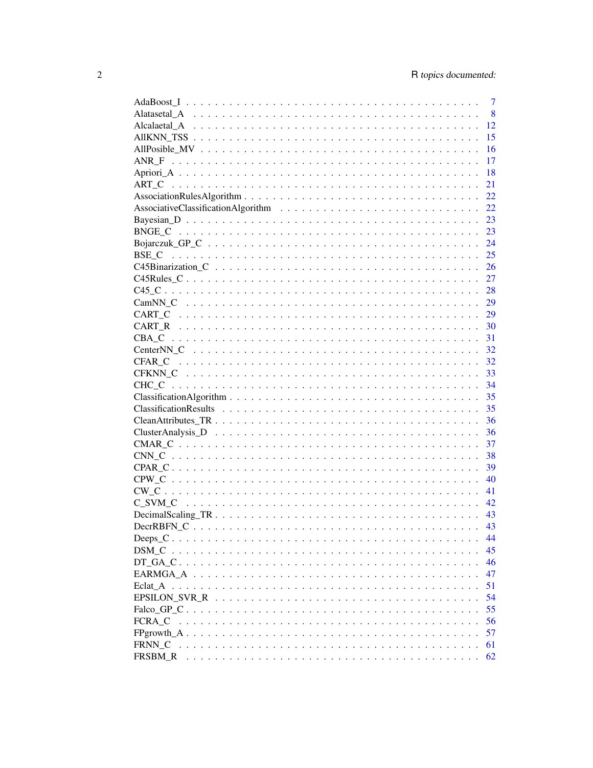AdaBoost_I . . . . . . . . . . . . . . . . . . . . . . . . . . . . . . . . . . . . . . 7
Alatasetal_A . . . . . . . . . . . . . . . . . . . . . . . . . . . . . . . . . . . . . 8
Alcalaetal_A . . . . . . . . . . . . . . . . . . . . . . . . . . . . . . . . . . . . . 12
AllKNN_TSS . . . . . . . . . . . . . . . . . . . . . . . . . . . . . . . . . . . . . 15
AllPosible_MV . . . . . . . . . . . . . . . . . . . . . . . . . . . . . . . . . . . . 16
ANR_F . . . . . . . . . . . . . . . . . . . . . . . . . . . . . . . . . . . . . . . 17
Apriori_A . . . . . . . . . . . . . . . . . . . . . . . . . . . . . . . . . . . . . . 18
ART_C . . . . . . . . . . . . . . . . . . . . . . . . . . . . . . . . . . . . . . . 21
AssociationRulesAlgorithm . . . . . . . . . . . . . . . . . . . . . . . . . . . . . . 22
AssociativeClassificationAlgorithm . . . . . . . . . . . . . . . . . . . . . . . . . . 22
Bayesian_D . . . . . . . . . . . . . . . . . . . . . . . . . . . . . . . . . . . . . 23
BNGE_C . . . . . . . . . . . . . . . . . . . . . . . . . . . . . . . . . . . . . . 23
Bojarczuk_GP_C . . . . . . . . . . . . . . . . . . . . . . . . . . . . . . . . . . . 24
BSE_C . . . . . . . . . . . . . . . . . . . . . . . . . . . . . . . . . . . . . . . 25
C45Binarization_C . . . . . . . . . . . . . . . . . . . . . . . . . . . . . . . . . . 26
C45Rules_C . . . . . . . . . . . . . . . . . . . . . . . . . . . . . . . . . . . . . 27
C45_C . . . . . . . . . . . . . . . . . . . . . . . . . . . . . . . . . . . . . . . 28
CamNN_C . . . . . . . . . . . . . . . . . . . . . . . . . . . . . . . . . . . . . . 29
CART_C . . . . . . . . . . . . . . . . . . . . . . . . . . . . . . . . . . . . . . 29
CART_R . . . . . . . . . . . . . . . . . . . . . . . . . . . . . . . . . . . . . . 30
CBA_C . . . . . . . . . . . . . . . . . . . . . . . . . . . . . . . . . . . . . . . 31
CenterNN_C . . . . . . . . . . . . . . . . . . . . . . . . . . . . . . . . . . . . . 32
CFAR_C . . . . . . . . . . . . . . . . . . . . . . . . . . . . . . . . . . . . . . 32
CFKNN_C . . . . . . . . . . . . . . . . . . . . . . . . . . . . . . . . . . . . . . 33
CHC_C . . . . . . . . . . . . . . . . . . . . . . . . . . . . . . . . . . . . . . . 34
ClassificationAlgorithm . . . . . . . . . . . . . . . . . . . . . . . . . . . . . . . 35
ClassificationResults . . . . . . . . . . . . . . . . . . . . . . . . . . . . . . . . 35
CleanAttributes_TR . . . . . . . . . . . . . . . . . . . . . . . . . . . . . . . . . 36
ClusterAnalysis_D . . . . . . . . . . . . . . . . . . . . . . . . . . . . . . . . . . 36
CMAR_C . . . . . . . . . . . . . . . . . . . . . . . . . . . . . . . . . . . . . . 37
CNN_C . . . . . . . . . . . . . . . . . . . . . . . . . . . . . . . . . . . . . . . 38
CPAR_C . . . . . . . . . . . . . . . . . . . . . . . . . . . . . . . . . . . . . . . 39
CPW_C . . . . . . . . . . . . . . . . . . . . . . . . . . . . . . . . . . . . . . . 40
CW_C . . . . . . . . . . . . . . . . . . . . . . . . . . . . . . . . . . . . . . . . 41
C_SVM_C . . . . . . . . . . . . . . . . . . . . . . . . . . . . . . . . . . . . . . 42
DecimalScaling_TR . . . . . . . . . . . . . . . . . . . . . . . . . . . . . . . . . 43
DecrRBFN_C . . . . . . . . . . . . . . . . . . . . . . . . . . . . . . . . . . . . . 43
Deeps_C . . . . . . . . . . . . . . . . . . . . . . . . . . . . . . . . . . . . . . . 44
DSM_C . . . . . . . . . . . . . . . . . . . . . . . . . . . . . . . . . . . . . . . 45
DT_GA_C . . . . . . . . . . . . . . . . . . . . . . . . . . . . . . . . . . . . . . 46
EARMGA_A . . . . . . . . . . . . . . . . . . . . . . . . . . . . . . . . . . . . . 47
Eclat_A . . . . . . . . . . . . . . . . . . . . . . . . . . . . . . . . . . . . . . . 51
EPSILON_SVR_R . . . . . . . . . . . . . . . . . . . . . . . . . . . . . . . . . . 54
Falco_GP_C . . . . . . . . . . . . . . . . . . . . . . . . . . . . . . . . . . . . . 55
FCRA_C . . . . . . . . . . . . . . . . . . . . . . . . . . . . . . . . . . . . . . 56
FPgrowth_A . . . . . . . . . . . . . . . . . . . . . . . . . . . . . . . . . . . . . 57
FRNN_C . . . . . . . . . . . . . . . . . . . . . . . . . . . . . . . . . . . . . . . 61
FRSBM_R . . . . . . . . . . . . . . . . . . . . . . . . . . . . . . . . . . . . . . 62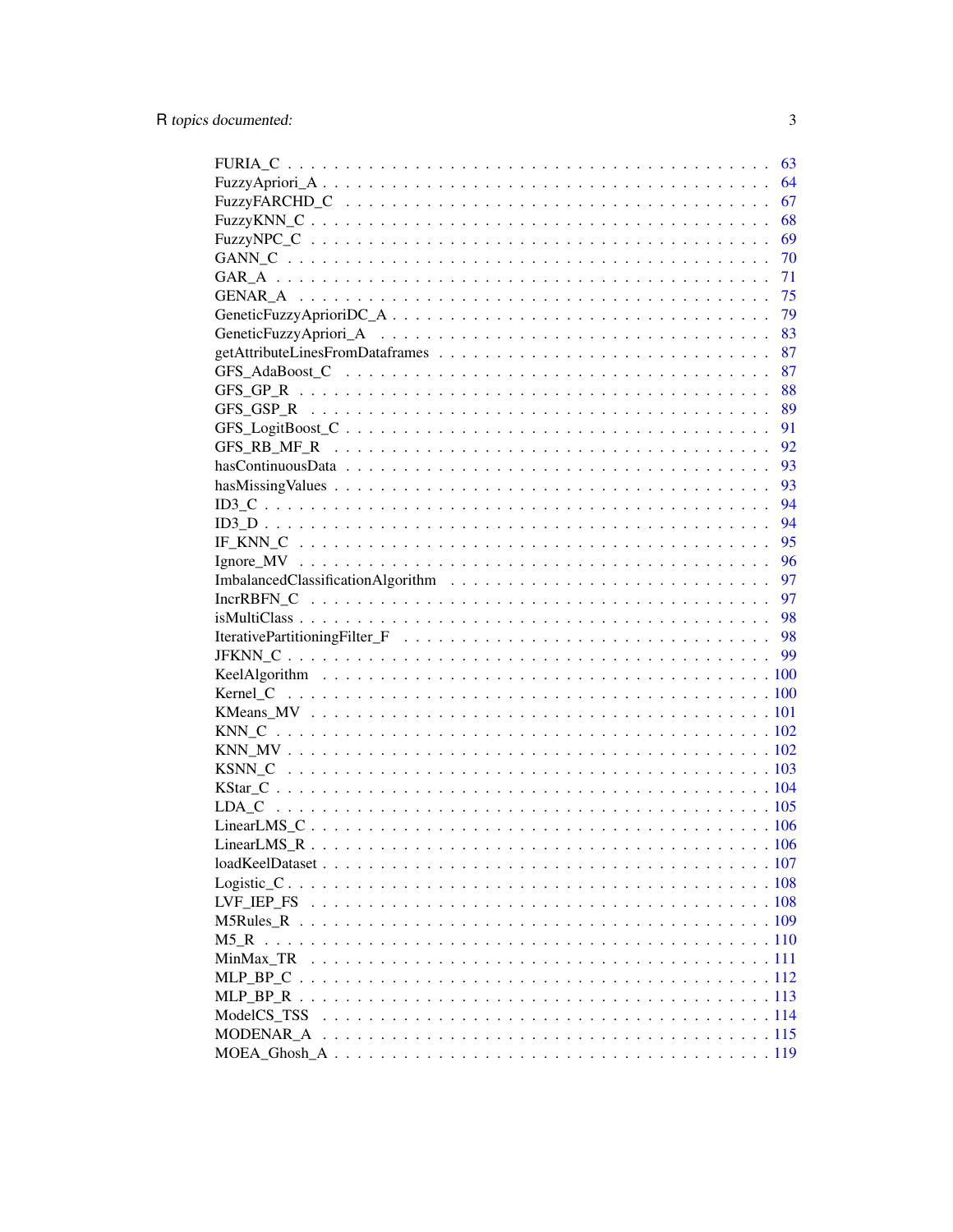FURIA_C . . . . . . . . . . . . . . . . . . . . . . . . . . . . . . . . . . . . . . . . 63
FuzzyApriori_A . . . . . . . . . . . . . . . . . . . . . . . . . . . . . . . . . . . . . 64
FuzzyFARCHD_C . . . . . . . . . . . . . . . . . . . . . . . . . . . . . . . . . . . . 67
FuzzyKNN_C . . . . . . . . . . . . . . . . . . . . . . . . . . . . . . . . . . . . . . 68
FuzzyNPC_C . . . . . . . . . . . . . . . . . . . . . . . . . . . . . . . . . . . . . . 69
GANN_C . . . . . . . . . . . . . . . . . . . . . . . . . . . . . . . . . . . . . . . . 70
GAR_A . . . . . . . . . . . . . . . . . . . . . . . . . . . . . . . . . . . . . . . . . 71
GENAR_A . . . . . . . . . . . . . . . . . . . . . . . . . . . . . . . . . . . . . . . 75
GeneticFuzzyAprioriDC_A . . . . . . . . . . . . . . . . . . . . . . . . . . . . . . . 79
GeneticFuzzyApriori_A . . . . . . . . . . . . . . . . . . . . . . . . . . . . . . . . 83
getAttributeLinesFromDataframes . . . . . . . . . . . . . . . . . . . . . . . . . . . 87
GFS_AdaBoost_C . . . . . . . . . . . . . . . . . . . . . . . . . . . . . . . . . . . 87
GFS_GP_R . . . . . . . . . . . . . . . . . . . . . . . . . . . . . . . . . . . . . . . 88
GFS_GSP_R . . . . . . . . . . . . . . . . . . . . . . . . . . . . . . . . . . . . . . 89
GFS_LogitBoost_C . . . . . . . . . . . . . . . . . . . . . . . . . . . . . . . . . . 91
GFS_RB_MF_R . . . . . . . . . . . . . . . . . . . . . . . . . . . . . . . . . . . . 92
hasContinuousData . . . . . . . . . . . . . . . . . . . . . . . . . . . . . . . . . . 93
hasMissingValues . . . . . . . . . . . . . . . . . . . . . . . . . . . . . . . . . . . 93
ID3_C . . . . . . . . . . . . . . . . . . . . . . . . . . . . . . . . . . . . . . . . . 94
ID3_D . . . . . . . . . . . . . . . . . . . . . . . . . . . . . . . . . . . . . . . . . 94
IF_KNN_C . . . . . . . . . . . . . . . . . . . . . . . . . . . . . . . . . . . . . . . 95
Ignore_MV . . . . . . . . . . . . . . . . . . . . . . . . . . . . . . . . . . . . . . . 96
ImbalancedClassificationAlgorithm . . . . . . . . . . . . . . . . . . . . . . . . . . 97
IncrRBFN_C . . . . . . . . . . . . . . . . . . . . . . . . . . . . . . . . . . . . . . 97
isMultiClass . . . . . . . . . . . . . . . . . . . . . . . . . . . . . . . . . . . . . . 98
IterativePartitioningFilter_F . . . . . . . . . . . . . . . . . . . . . . . . . . . . . 98
JFKNN_C . . . . . . . . . . . . . . . . . . . . . . . . . . . . . . . . . . . . . . . 99
KeelAlgorithm . . . . . . . . . . . . . . . . . . . . . . . . . . . . . . . . . . . . . 100
Kernel_C . . . . . . . . . . . . . . . . . . . . . . . . . . . . . . . . . . . . . . . . 100
KMeans_MV . . . . . . . . . . . . . . . . . . . . . . . . . . . . . . . . . . . . . . 101
KNN_C . . . . . . . . . . . . . . . . . . . . . . . . . . . . . . . . . . . . . . . . 102
KNN_MV . . . . . . . . . . . . . . . . . . . . . . . . . . . . . . . . . . . . . . . 102
KSNN_C . . . . . . . . . . . . . . . . . . . . . . . . . . . . . . . . . . . . . . . 103
KStar_C . . . . . . . . . . . . . . . . . . . . . . . . . . . . . . . . . . . . . . . . 104
LDA_C . . . . . . . . . . . . . . . . . . . . . . . . . . . . . . . . . . . . . . . . . 105
LinearLMS_C . . . . . . . . . . . . . . . . . . . . . . . . . . . . . . . . . . . . . 106
LinearLMS_R . . . . . . . . . . . . . . . . . . . . . . . . . . . . . . . . . . . . . 106
loadKeelDataset . . . . . . . . . . . . . . . . . . . . . . . . . . . . . . . . . . . . 107
Logistic_C . . . . . . . . . . . . . . . . . . . . . . . . . . . . . . . . . . . . . . . 108
LVF_IEP_FS . . . . . . . . . . . . . . . . . . . . . . . . . . . . . . . . . . . . . . 108
M5Rules_R . . . . . . . . . . . . . . . . . . . . . . . . . . . . . . . . . . . . . . . 109
M5_R . . . . . . . . . . . . . . . . . . . . . . . . . . . . . . . . . . . . . . . . . . 110
MinMax_TR . . . . . . . . . . . . . . . . . . . . . . . . . . . . . . . . . . . . . . 111
MLP_BP_C . . . . . . . . . . . . . . . . . . . . . . . . . . . . . . . . . . . . . . . 112
MLP_BP_R . . . . . . . . . . . . . . . . . . . . . . . . . . . . . . . . . . . . . . . 113
ModelCS_TSS . . . . . . . . . . . . . . . . . . . . . . . . . . . . . . . . . . . . . 114
MODENAR_A . . . . . . . . . . . . . . . . . . . . . . . . . . . . . . . . . . . . . 115
MOEA_Ghosh_A . . . . . . . . . . . . . . . . . . . . . . . . . . . . . . . . . . . 119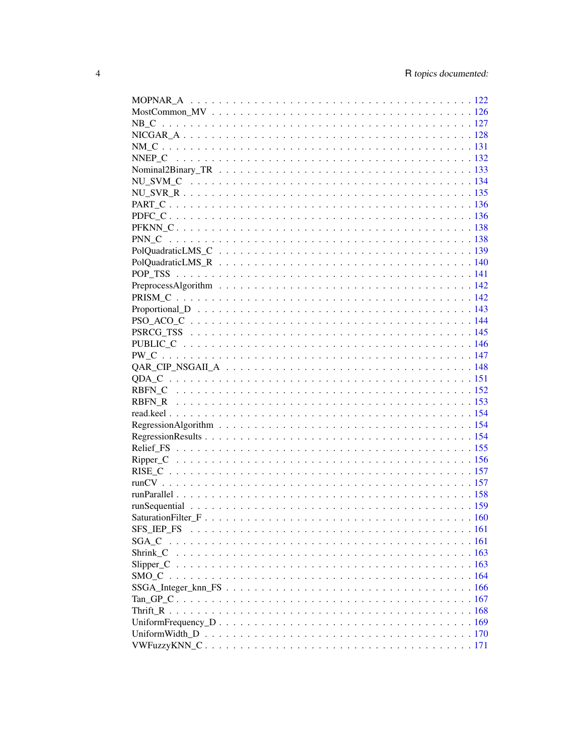MOPNAR_A . . . . . . . . . . . . . . . . . . . . . . . . . . . . . . . . . . . . . . 122
MostCommon_MV . . . . . . . . . . . . . . . . . . . . . . . . . . . . . . . . . . . 126
NB_C . . . . . . . . . . . . . . . . . . . . . . . . . . . . . . . . . . . . . . . . 127
NICGAR_A . . . . . . . . . . . . . . . . . . . . . . . . . . . . . . . . . . . . . . 128
NM_C . . . . . . . . . . . . . . . . . . . . . . . . . . . . . . . . . . . . . . . . 131
NNEP_C . . . . . . . . . . . . . . . . . . . . . . . . . . . . . . . . . . . . . . . 132
Nominal2Binary_TR . . . . . . . . . . . . . . . . . . . . . . . . . . . . . . . . . 133
NU_SVM_C . . . . . . . . . . . . . . . . . . . . . . . . . . . . . . . . . . . . . . 134
NU_SVR_R . . . . . . . . . . . . . . . . . . . . . . . . . . . . . . . . . . . . . . 135
PART_C . . . . . . . . . . . . . . . . . . . . . . . . . . . . . . . . . . . . . . . 136
PDFC_C . . . . . . . . . . . . . . . . . . . . . . . . . . . . . . . . . . . . . . . 136
PFKNN_C . . . . . . . . . . . . . . . . . . . . . . . . . . . . . . . . . . . . . . 138
PNN_C . . . . . . . . . . . . . . . . . . . . . . . . . . . . . . . . . . . . . . . . 138
PolQuadraticLMS_C . . . . . . . . . . . . . . . . . . . . . . . . . . . . . . . . . 139
PolQuadraticLMS_R . . . . . . . . . . . . . . . . . . . . . . . . . . . . . . . . . 140
POP_TSS . . . . . . . . . . . . . . . . . . . . . . . . . . . . . . . . . . . . . . 141
PreprocessAlgorithm . . . . . . . . . . . . . . . . . . . . . . . . . . . . . . . . 142
PRISM_C . . . . . . . . . . . . . . . . . . . . . . . . . . . . . . . . . . . . . . 142
Proportional_D . . . . . . . . . . . . . . . . . . . . . . . . . . . . . . . . . . . 143
PSO_ACO_C . . . . . . . . . . . . . . . . . . . . . . . . . . . . . . . . . . . . . 144
PSRCG_TSS . . . . . . . . . . . . . . . . . . . . . . . . . . . . . . . . . . . . . 145
PUBLIC_C . . . . . . . . . . . . . . . . . . . . . . . . . . . . . . . . . . . . . . 146
PW_C . . . . . . . . . . . . . . . . . . . . . . . . . . . . . . . . . . . . . . . . 147
QAR_CIP_NSGAII_A . . . . . . . . . . . . . . . . . . . . . . . . . . . . . . . . . 148
QDA_C . . . . . . . . . . . . . . . . . . . . . . . . . . . . . . . . . . . . . . . 151
RBFN_C . . . . . . . . . . . . . . . . . . . . . . . . . . . . . . . . . . . . . . . 152
RBFN_R . . . . . . . . . . . . . . . . . . . . . . . . . . . . . . . . . . . . . . . 153
read.keel . . . . . . . . . . . . . . . . . . . . . . . . . . . . . . . . . . . . . . 154
RegressionAlgorithm . . . . . . . . . . . . . . . . . . . . . . . . . . . . . . . . 154
RegressionResults . . . . . . . . . . . . . . . . . . . . . . . . . . . . . . . . . 154
Relief_FS . . . . . . . . . . . . . . . . . . . . . . . . . . . . . . . . . . . . . . 155
Ripper_C . . . . . . . . . . . . . . . . . . . . . . . . . . . . . . . . . . . . . . 156
RISE_C . . . . . . . . . . . . . . . . . . . . . . . . . . . . . . . . . . . . . . . 157
runCV . . . . . . . . . . . . . . . . . . . . . . . . . . . . . . . . . . . . . . . . 157
runParallel . . . . . . . . . . . . . . . . . . . . . . . . . . . . . . . . . . . . . 158
runSequential . . . . . . . . . . . . . . . . . . . . . . . . . . . . . . . . . . . . 159
SaturationFilter_F . . . . . . . . . . . . . . . . . . . . . . . . . . . . . . . . . 160
SFS_IEP_FS . . . . . . . . . . . . . . . . . . . . . . . . . . . . . . . . . . . . . 161
SGA_C . . . . . . . . . . . . . . . . . . . . . . . . . . . . . . . . . . . . . . . . 161
Shrink_C . . . . . . . . . . . . . . . . . . . . . . . . . . . . . . . . . . . . . . 163
Slipper_C . . . . . . . . . . . . . . . . . . . . . . . . . . . . . . . . . . . . . . 163
SMO_C . . . . . . . . . . . . . . . . . . . . . . . . . . . . . . . . . . . . . . . . 164
SSGA_Integer_knn_FS . . . . . . . . . . . . . . . . . . . . . . . . . . . . . . . . 166
Tan_GP_C . . . . . . . . . . . . . . . . . . . . . . . . . . . . . . . . . . . . . . 167
Thrift_R . . . . . . . . . . . . . . . . . . . . . . . . . . . . . . . . . . . . . . 168
UniformFrequency_D . . . . . . . . . . . . . . . . . . . . . . . . . . . . . . . . . 169
UniformWidth_D . . . . . . . . . . . . . . . . . . . . . . . . . . . . . . . . . . . 170
VWFuzzyKNN_C . . . . . . . . . . . . . . . . . . . . . . . . . . . . . . . . . . . . 171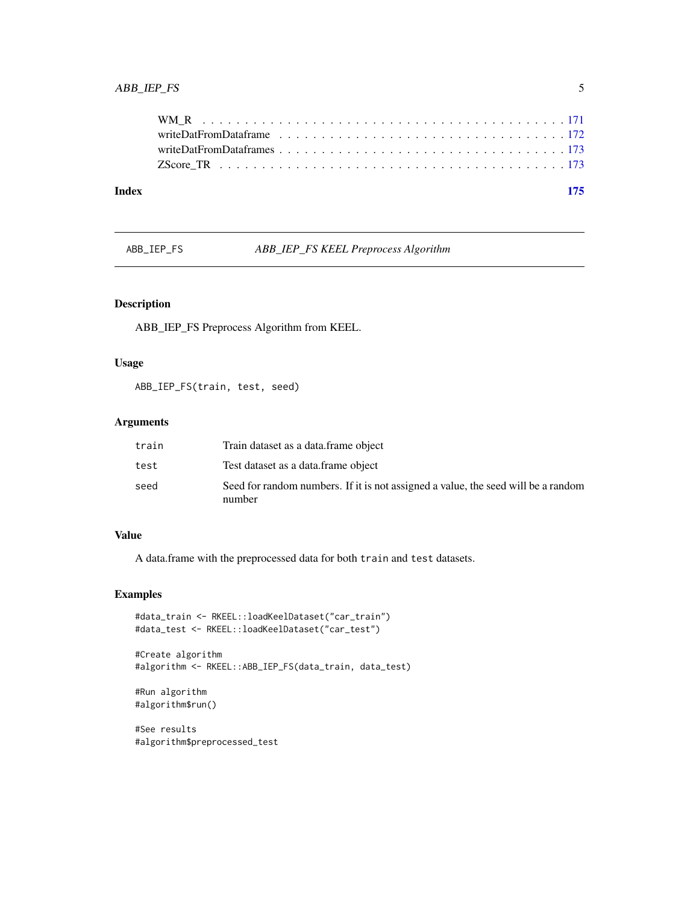WM_R . . . . . . . . . . . . . . . . . . . . . . . . . . . . . . . . . . . . . . . . . 171
writeDatFromDataframe . . . . . . . . . . . . . . . . . . . . . . . . . . . . . . . . . 172
writeDatFromDataframes . . . . . . . . . . . . . . . . . . . . . . . . . . . . . . . . 173
ZScore_TR . . . . . . . . . . . . . . . . . . . . . . . . . . . . . . . . . . . . . . . 173

**Index** 175

---

ABB_IEP_FS *ABB_IEP_FS KEEL Preprocess Algorithm*

---

## Description

ABB_IEP_FS Preprocess Algorithm from KEEL.

## Usage

```
ABB_IEP_FS(train, test, seed)
```

## Arguments

| | |
|---|---|
| train | Train dataset as a data.frame object |
| test | Test dataset as a data.frame object |
| seed | Seed for random numbers. If it is not assigned a value, the seed will be a random number |

## Value

A data.frame with the preprocessed data for both `train` and `test` datasets.

## Examples

```
#data_train <- RKEEL::loadKeelDataset("car_train")
#data_test <- RKEEL::loadKeelDataset("car_test")

#Create algorithm
#algorithm <- RKEEL::ABB_IEP_FS(data_train, data_test)

#Run algorithm
#algorithm$run()

#See results
#algorithm$preprocessed_test
```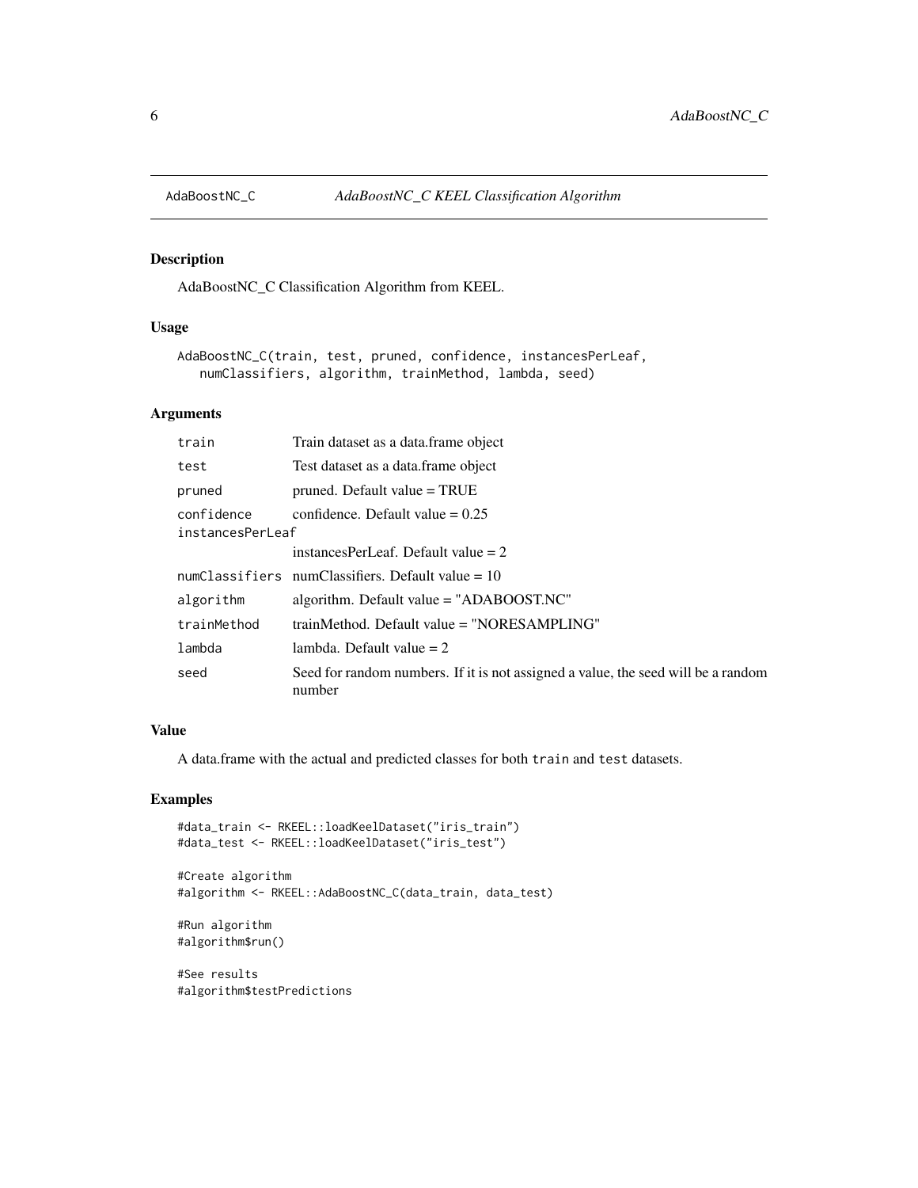# AdaBoostNC_C — *AdaBoostNC_C KEEL Classification Algorithm*

## Description

AdaBoostNC_C Classification Algorithm from KEEL.

## Usage

```
AdaBoostNC_C(train, test, pruned, confidence, instancesPerLeaf,
   numClassifiers, algorithm, trainMethod, lambda, seed)
```

## Arguments

| | |
|---|---|
| `train` | Train dataset as a data.frame object |
| `test` | Test dataset as a data.frame object |
| `pruned` | pruned. Default value = TRUE |
| `confidence` | confidence. Default value = 0.25 |
| `instancesPerLeaf` | instancesPerLeaf. Default value = 2 |
| `numClassifiers` | numClassifiers. Default value = 10 |
| `algorithm` | algorithm. Default value = "ADABOOST.NC" |
| `trainMethod` | trainMethod. Default value = "NORESAMPLING" |
| `lambda` | lambda. Default value = 2 |
| `seed` | Seed for random numbers. If it is not assigned a value, the seed will be a random number |

## Value

A data.frame with the actual and predicted classes for both `train` and `test` datasets.

## Examples

```
#data_train <- RKEEL::loadKeelDataset("iris_train")
#data_test <- RKEEL::loadKeelDataset("iris_test")

#Create algorithm
#algorithm <- RKEEL::AdaBoostNC_C(data_train, data_test)

#Run algorithm
#algorithm$run()

#See results
#algorithm$testPredictions
```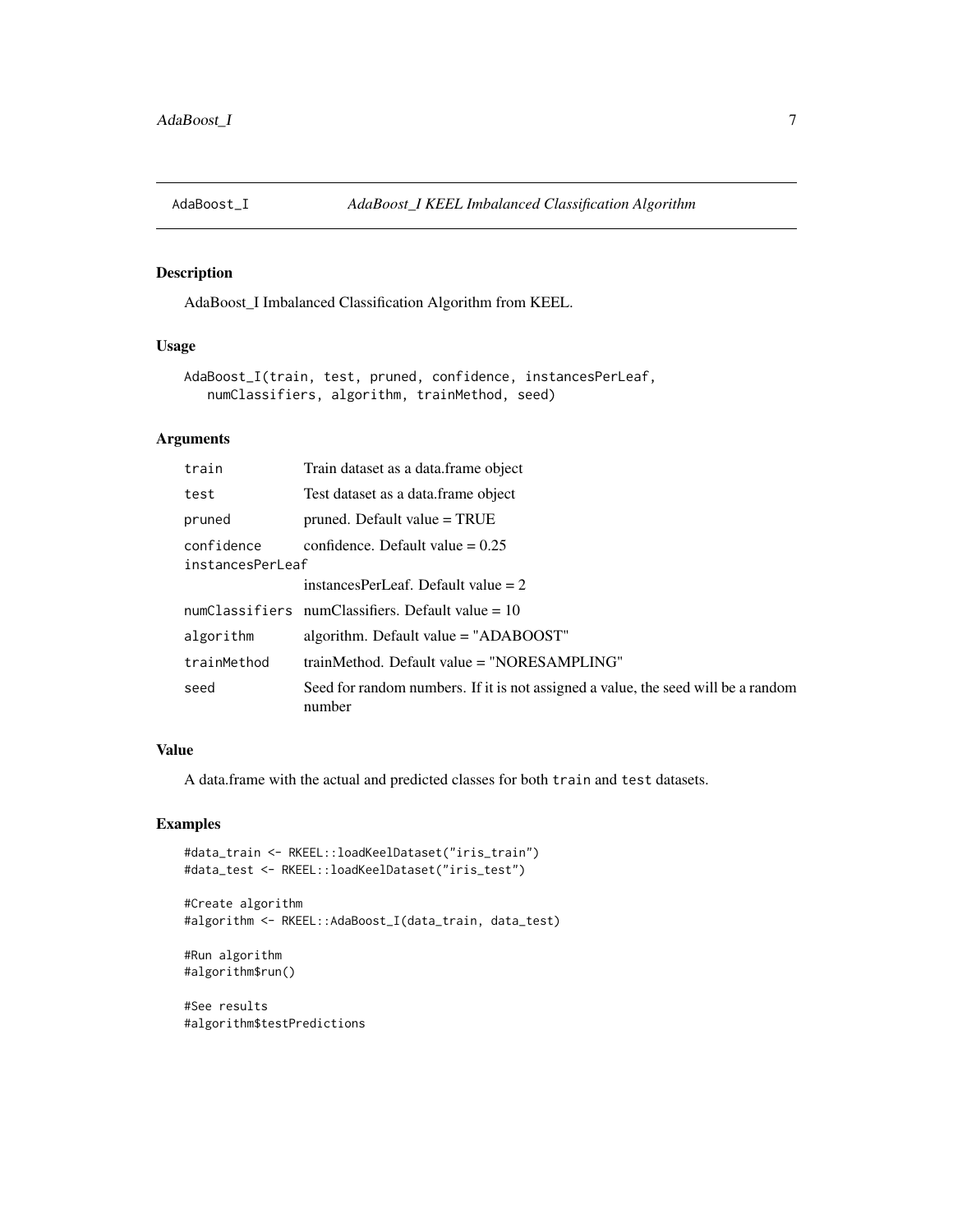# AdaBoost_I — *AdaBoost_I KEEL Imbalanced Classification Algorithm*

## Description

AdaBoost_I Imbalanced Classification Algorithm from KEEL.

## Usage

```
AdaBoost_I(train, test, pruned, confidence, instancesPerLeaf,
   numClassifiers, algorithm, trainMethod, seed)
```

## Arguments

| | |
|---|---|
| `train` | Train dataset as a data.frame object |
| `test` | Test dataset as a data.frame object |
| `pruned` | pruned. Default value = TRUE |
| `confidence` | confidence. Default value = 0.25 |
| `instancesPerLeaf` | instancesPerLeaf. Default value = 2 |
| `numClassifiers` | numClassifiers. Default value = 10 |
| `algorithm` | algorithm. Default value = "ADABOOST" |
| `trainMethod` | trainMethod. Default value = "NORESAMPLING" |
| `seed` | Seed for random numbers. If it is not assigned a value, the seed will be a random number |

## Value

A data.frame with the actual and predicted classes for both `train` and `test` datasets.

## Examples

```
#data_train <- RKEEL::loadKeelDataset("iris_train")
#data_test <- RKEEL::loadKeelDataset("iris_test")

#Create algorithm
#algorithm <- RKEEL::AdaBoost_I(data_train, data_test)

#Run algorithm
#algorithm$run()

#See results
#algorithm$testPredictions
```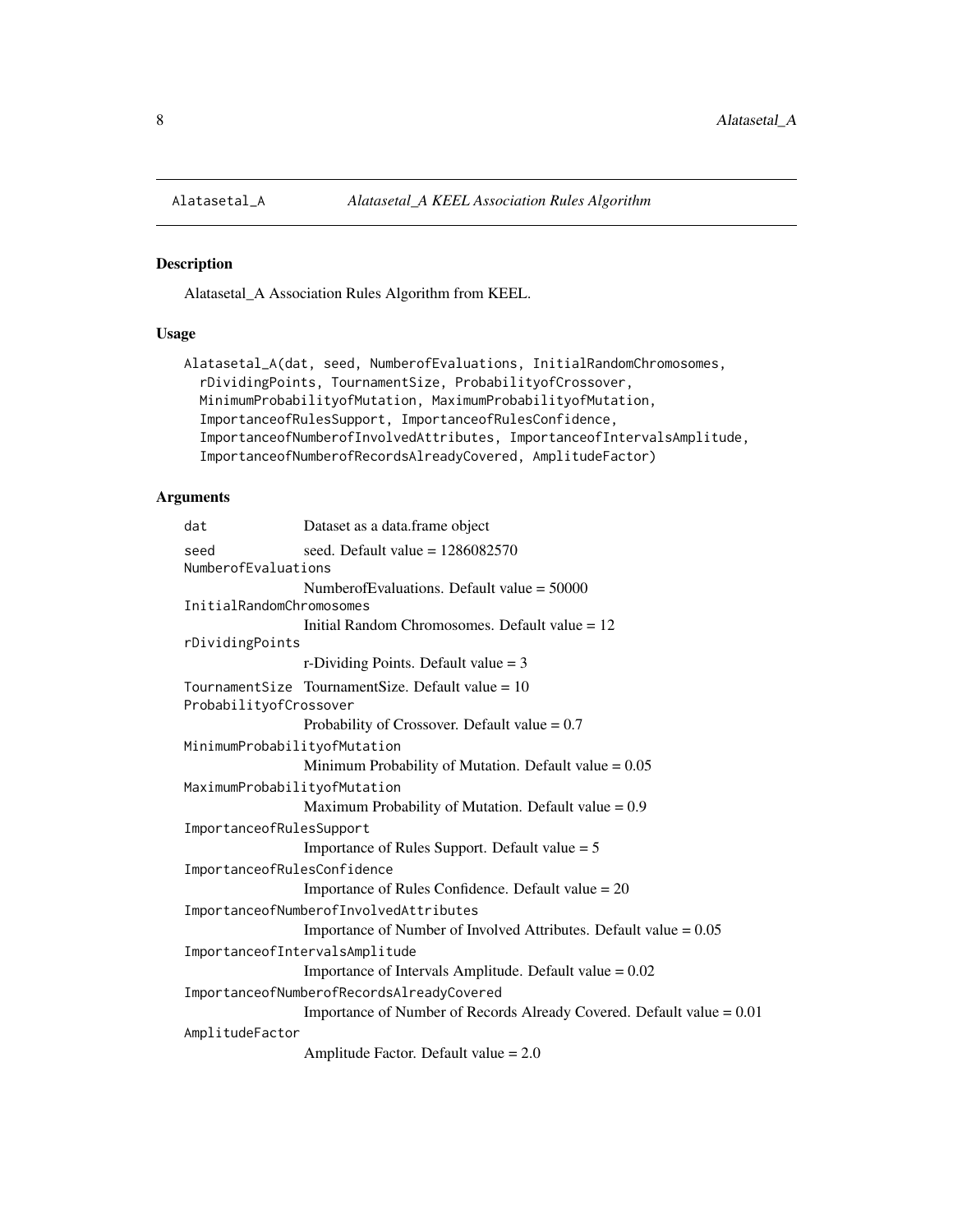## Alatasetal_A — *Alatasetal_A KEEL Association Rules Algorithm*

### Description

Alatasetal_A Association Rules Algorithm from KEEL.

### Usage

```
Alatasetal_A(dat, seed, NumberofEvaluations, InitialRandomChromosomes,
  rDividingPoints, TournamentSize, ProbabilityofCrossover,
  MinimumProbabilityofMutation, MaximumProbabilityofMutation,
  ImportanceofRulesSupport, ImportanceofRulesConfidence,
  ImportanceofNumberofInvolvedAttributes, ImportanceofIntervalsAmplitude,
  ImportanceofNumberofRecordsAlreadyCovered, AmplitudeFactor)
```

### Arguments

| | |
|---|---|
| `dat` | Dataset as a data.frame object |
| `seed` | seed. Default value = 1286082570 |
| `NumberofEvaluations` | NumberofEvaluations. Default value = 50000 |
| `InitialRandomChromosomes` | Initial Random Chromosomes. Default value = 12 |
| `rDividingPoints` | r-Dividing Points. Default value = 3 |
| `TournamentSize` | TournamentSize. Default value = 10 |
| `ProbabilityofCrossover` | Probability of Crossover. Default value = 0.7 |
| `MinimumProbabilityofMutation` | Minimum Probability of Mutation. Default value = 0.05 |
| `MaximumProbabilityofMutation` | Maximum Probability of Mutation. Default value = 0.9 |
| `ImportanceofRulesSupport` | Importance of Rules Support. Default value = 5 |
| `ImportanceofRulesConfidence` | Importance of Rules Confidence. Default value = 20 |
| `ImportanceofNumberofInvolvedAttributes` | Importance of Number of Involved Attributes. Default value = 0.05 |
| `ImportanceofIntervalsAmplitude` | Importance of Intervals Amplitude. Default value = 0.02 |
| `ImportanceofNumberofRecordsAlreadyCovered` | Importance of Number of Records Already Covered. Default value = 0.01 |
| `AmplitudeFactor` | Amplitude Factor. Default value = 2.0 |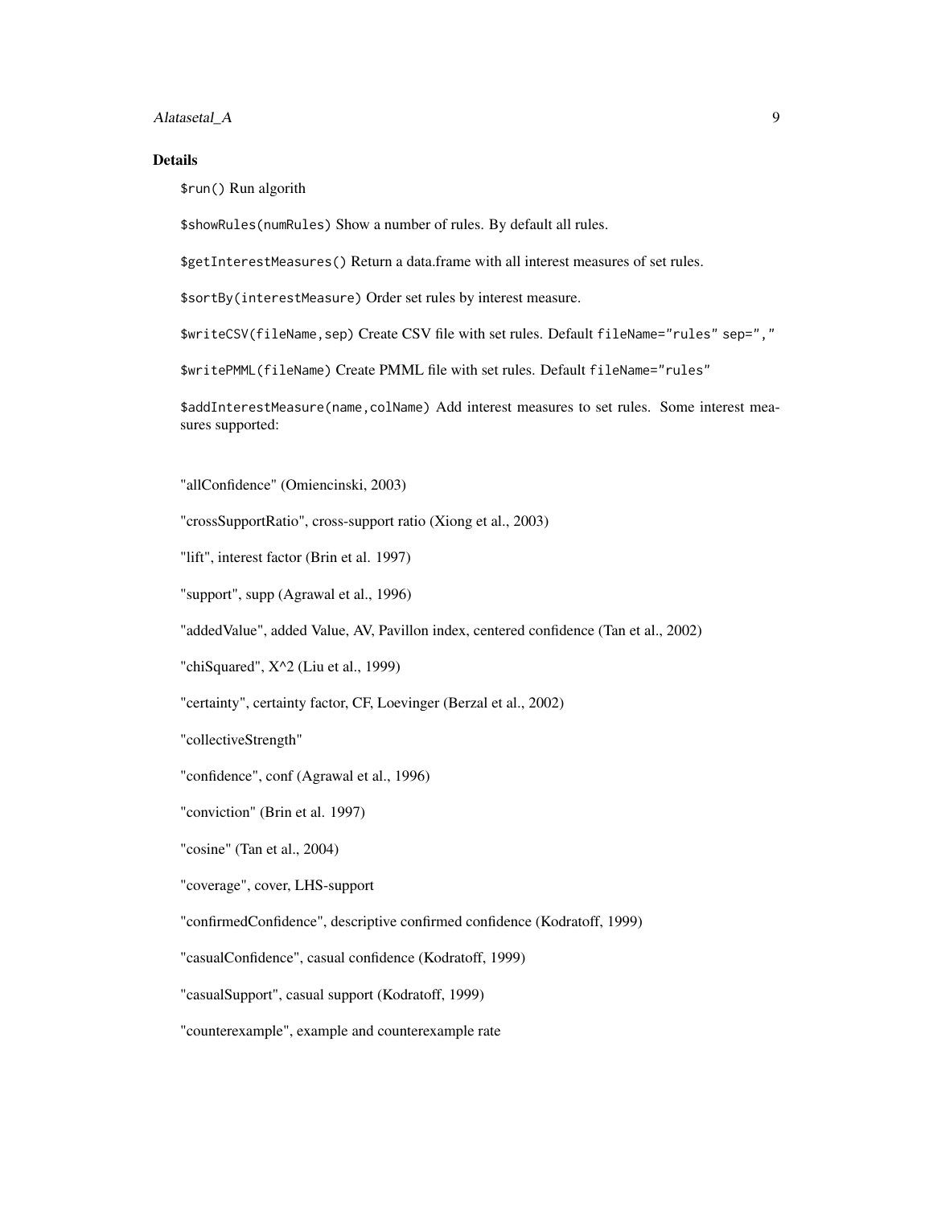### Details

`$run()` Run algorith

`$showRules(numRules)` Show a number of rules. By default all rules.

`$getInterestMeasures()` Return a data.frame with all interest measures of set rules.

`$sortBy(interestMeasure)` Order set rules by interest measure.

`$writeCSV(fileName,sep)` Create CSV file with set rules. Default `fileName="rules" sep=","`

`$writePMML(fileName)` Create PMML file with set rules. Default `fileName="rules"`

`$addInterestMeasure(name,colName)` Add interest measures to set rules. Some interest measures supported:

"allConfidence" (Omiencinski, 2003)

"crossSupportRatio", cross-support ratio (Xiong et al., 2003)

"lift", interest factor (Brin et al. 1997)

"support", supp (Agrawal et al., 1996)

"addedValue", added Value, AV, Pavillon index, centered confidence (Tan et al., 2002)

"chiSquared", X^2 (Liu et al., 1999)

"certainty", certainty factor, CF, Loevinger (Berzal et al., 2002)

"collectiveStrength"

"confidence", conf (Agrawal et al., 1996)

"conviction" (Brin et al. 1997)

"cosine" (Tan et al., 2004)

"coverage", cover, LHS-support

"confirmedConfidence", descriptive confirmed confidence (Kodratoff, 1999)

"casualConfidence", casual confidence (Kodratoff, 1999)

"casualSupport", casual support (Kodratoff, 1999)

"counterexample", example and counterexample rate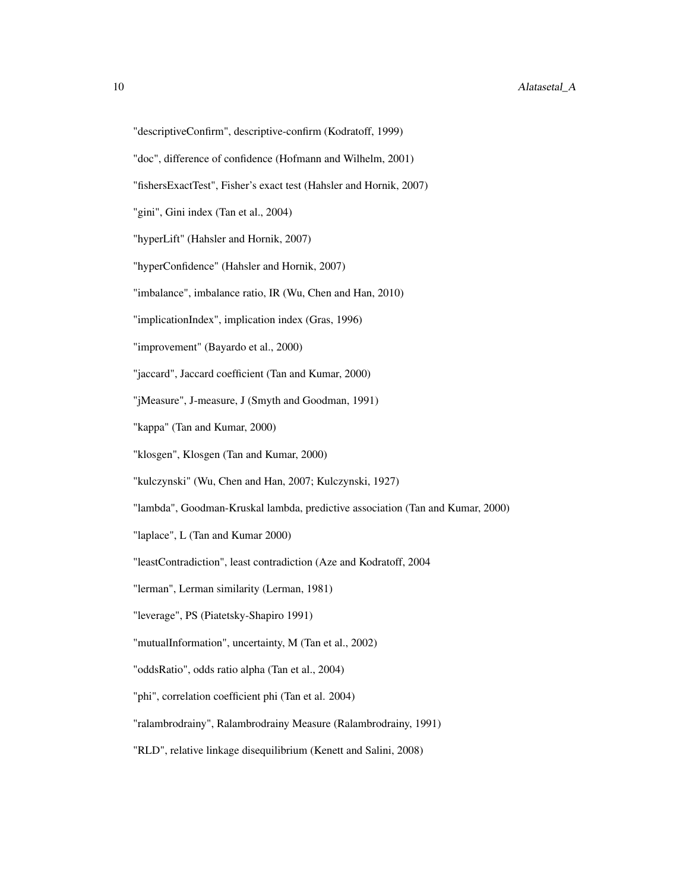"descriptiveConfirm", descriptive-confirm (Kodratoff, 1999)

"doc", difference of confidence (Hofmann and Wilhelm, 2001)

"fishersExactTest", Fisher's exact test (Hahsler and Hornik, 2007)

"gini", Gini index (Tan et al., 2004)

"hyperLift" (Hahsler and Hornik, 2007)

"hyperConfidence" (Hahsler and Hornik, 2007)

"imbalance", imbalance ratio, IR (Wu, Chen and Han, 2010)

"implicationIndex", implication index (Gras, 1996)

"improvement" (Bayardo et al., 2000)

"jaccard", Jaccard coefficient (Tan and Kumar, 2000)

"jMeasure", J-measure, J (Smyth and Goodman, 1991)

"kappa" (Tan and Kumar, 2000)

"klosgen", Klosgen (Tan and Kumar, 2000)

"kulczynski" (Wu, Chen and Han, 2007; Kulczynski, 1927)

"lambda", Goodman-Kruskal lambda, predictive association (Tan and Kumar, 2000)

"laplace", L (Tan and Kumar 2000)

"leastContradiction", least contradiction (Aze and Kodratoff, 2004

"lerman", Lerman similarity (Lerman, 1981)

"leverage", PS (Piatetsky-Shapiro 1991)

"mutualInformation", uncertainty, M (Tan et al., 2002)

"oddsRatio", odds ratio alpha (Tan et al., 2004)

"phi", correlation coefficient phi (Tan et al. 2004)

"ralambrodrainy", Ralambrodrainy Measure (Ralambrodrainy, 1991)

"RLD", relative linkage disequilibrium (Kenett and Salini, 2008)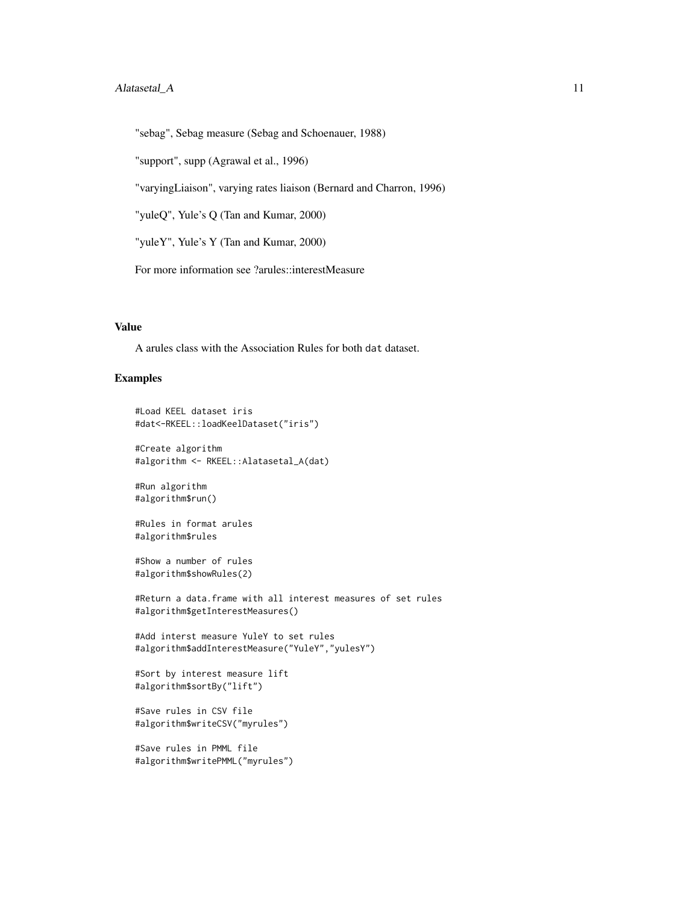"sebag", Sebag measure (Sebag and Schoenauer, 1988)

"support", supp (Agrawal et al., 1996)

"varyingLiaison", varying rates liaison (Bernard and Charron, 1996)

"yuleQ", Yule's Q (Tan and Kumar, 2000)

"yuleY", Yule's Y (Tan and Kumar, 2000)

For more information see ?arules::interestMeasure

## Value

A arules class with the Association Rules for both dat dataset.

## Examples

```
#Load KEEL dataset iris
#dat<-RKEEL::loadKeelDataset("iris")

#Create algorithm
#algorithm <- RKEEL::Alatasetal_A(dat)

#Run algorithm
#algorithm$run()

#Rules in format arules
#algorithm$rules

#Show a number of rules
#algorithm$showRules(2)

#Return a data.frame with all interest measures of set rules
#algorithm$getInterestMeasures()

#Add interst measure YuleY to set rules
#algorithm$addInterestMeasure("YuleY","yulesY")

#Sort by interest measure lift
#algorithm$sortBy("lift")

#Save rules in CSV file
#algorithm$writeCSV("myrules")

#Save rules in PMML file
#algorithm$writePMML("myrules")
```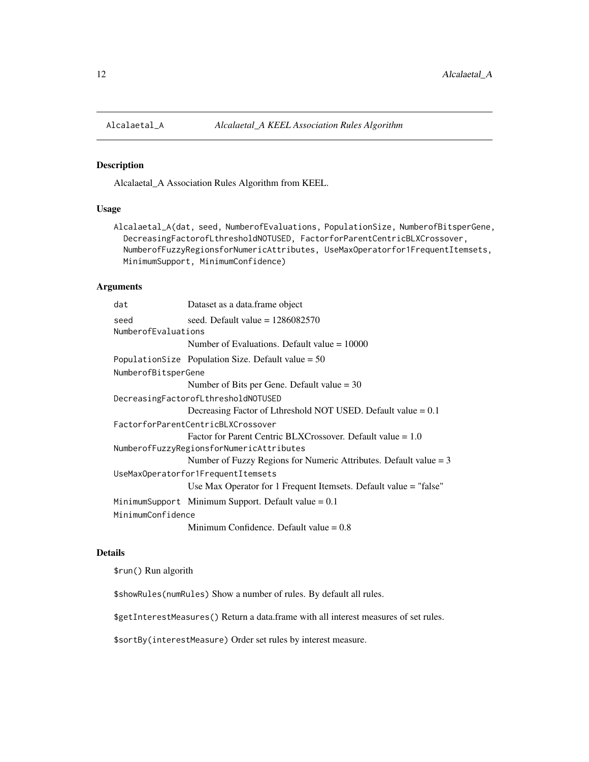# Alcalaetal_A    *Alcalaetal_A KEEL Association Rules Algorithm*

## Description

Alcalaetal_A Association Rules Algorithm from KEEL.

## Usage

```
Alcalaetal_A(dat, seed, NumberofEvaluations, PopulationSize, NumberofBitsperGene,
  DecreasingFactorofLthresholdNOTUSED, FactorforParentCentricBLXCrossover,
  NumberofFuzzyRegionsforNumericAttributes, UseMaxOperatorfor1FrequentItemsets,
  MinimumSupport, MinimumConfidence)
```

## Arguments

| | |
|---|---|
| `dat` | Dataset as a data.frame object |
| `seed` | seed. Default value = 1286082570 |
| `NumberofEvaluations` | Number of Evaluations. Default value = 10000 |
| `PopulationSize` | Population Size. Default value = 50 |
| `NumberofBitsperGene` | Number of Bits per Gene. Default value = 30 |
| `DecreasingFactorofLthresholdNOTUSED` | Decreasing Factor of Lthreshold NOT USED. Default value = 0.1 |
| `FactorforParentCentricBLXCrossover` | Factor for Parent Centric BLXCrossover. Default value = 1.0 |
| `NumberofFuzzyRegionsforNumericAttributes` | Number of Fuzzy Regions for Numeric Attributes. Default value = 3 |
| `UseMaxOperatorfor1FrequentItemsets` | Use Max Operator for 1 Frequent Itemsets. Default value = "false" |
| `MinimumSupport` | Minimum Support. Default value = 0.1 |
| `MinimumConfidence` | Minimum Confidence. Default value = 0.8 |

## Details

`$run()` Run algorith

`$showRules(numRules)` Show a number of rules. By default all rules.

`$getInterestMeasures()` Return a data.frame with all interest measures of set rules.

`$sortBy(interestMeasure)` Order set rules by interest measure.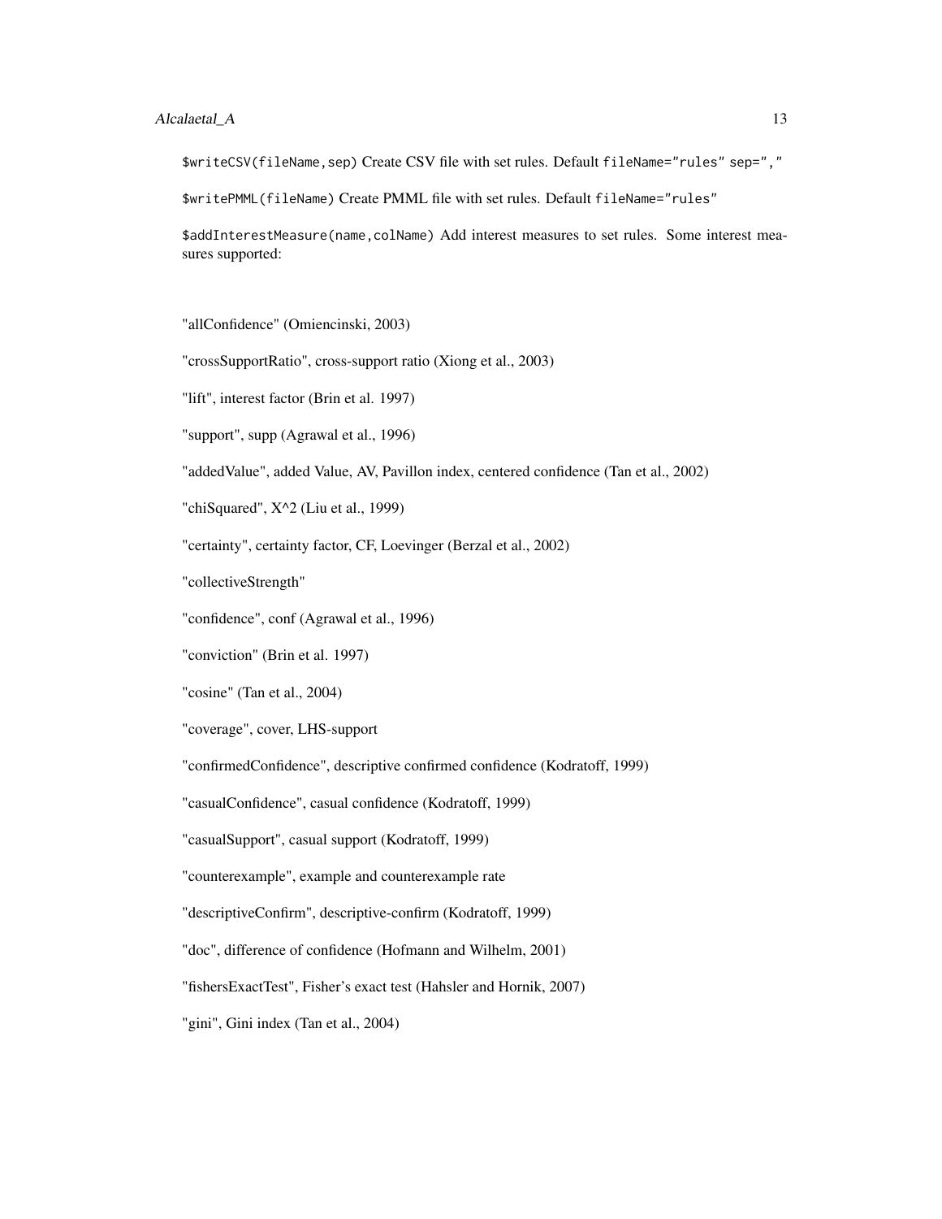`$writeCSV(fileName,sep)` Create CSV file with set rules. Default `fileName="rules" sep=","`

`$writePMML(fileName)` Create PMML file with set rules. Default `fileName="rules"`

`$addInterestMeasure(name,colName)` Add interest measures to set rules. Some interest measures supported:

"allConfidence" (Omiencinski, 2003)

"crossSupportRatio", cross-support ratio (Xiong et al., 2003)

"lift", interest factor (Brin et al. 1997)

"support", supp (Agrawal et al., 1996)

"addedValue", added Value, AV, Pavillon index, centered confidence (Tan et al., 2002)

"chiSquared", X^2 (Liu et al., 1999)

"certainty", certainty factor, CF, Loevinger (Berzal et al., 2002)

"collectiveStrength"

"confidence", conf (Agrawal et al., 1996)

"conviction" (Brin et al. 1997)

"cosine" (Tan et al., 2004)

"coverage", cover, LHS-support

"confirmedConfidence", descriptive confirmed confidence (Kodratoff, 1999)

"casualConfidence", casual confidence (Kodratoff, 1999)

"casualSupport", casual support (Kodratoff, 1999)

"counterexample", example and counterexample rate

"descriptiveConfirm", descriptive-confirm (Kodratoff, 1999)

"doc", difference of confidence (Hofmann and Wilhelm, 2001)

"fishersExactTest", Fisher's exact test (Hahsler and Hornik, 2007)

"gini", Gini index (Tan et al., 2004)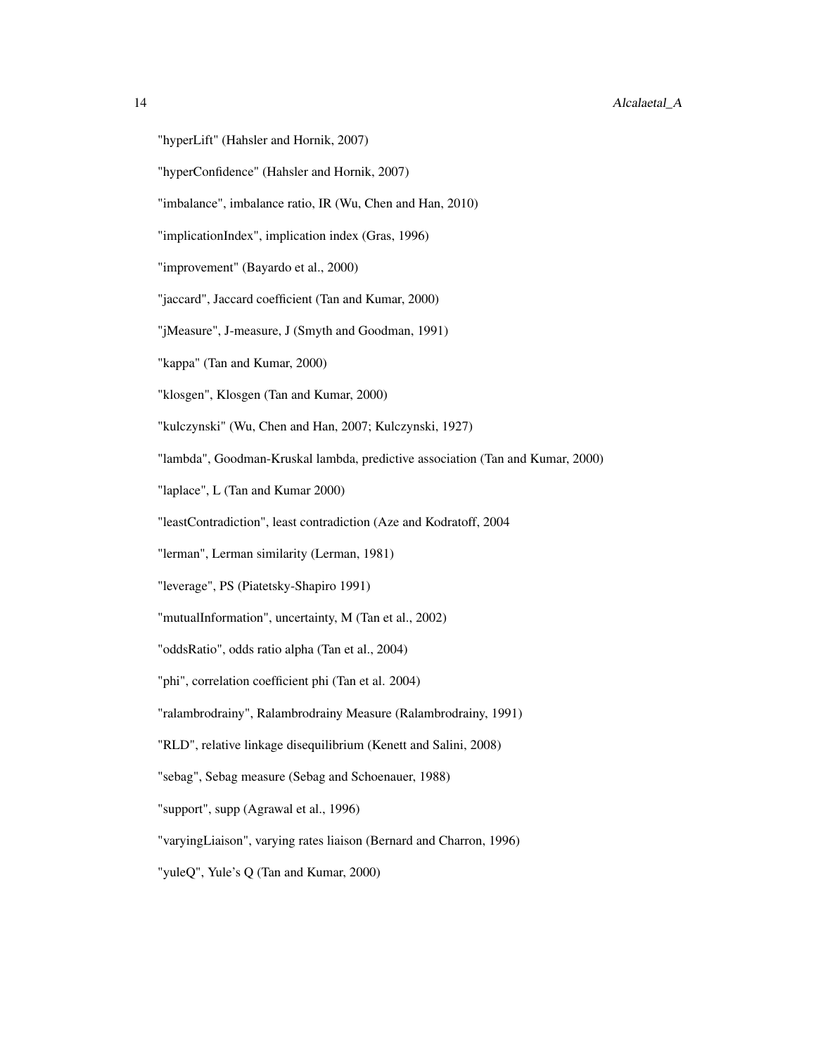"hyperLift" (Hahsler and Hornik, 2007)

"hyperConfidence" (Hahsler and Hornik, 2007)

"imbalance", imbalance ratio, IR (Wu, Chen and Han, 2010)

"implicationIndex", implication index (Gras, 1996)

"improvement" (Bayardo et al., 2000)

"jaccard", Jaccard coefficient (Tan and Kumar, 2000)

"jMeasure", J-measure, J (Smyth and Goodman, 1991)

"kappa" (Tan and Kumar, 2000)

"klosgen", Klosgen (Tan and Kumar, 2000)

"kulczynski" (Wu, Chen and Han, 2007; Kulczynski, 1927)

"lambda", Goodman-Kruskal lambda, predictive association (Tan and Kumar, 2000)

"laplace", L (Tan and Kumar 2000)

"leastContradiction", least contradiction (Aze and Kodratoff, 2004

"lerman", Lerman similarity (Lerman, 1981)

"leverage", PS (Piatetsky-Shapiro 1991)

"mutualInformation", uncertainty, M (Tan et al., 2002)

"oddsRatio", odds ratio alpha (Tan et al., 2004)

"phi", correlation coefficient phi (Tan et al. 2004)

"ralambrodrainy", Ralambrodrainy Measure (Ralambrodrainy, 1991)

"RLD", relative linkage disequilibrium (Kenett and Salini, 2008)

"sebag", Sebag measure (Sebag and Schoenauer, 1988)

"support", supp (Agrawal et al., 1996)

"varyingLiaison", varying rates liaison (Bernard and Charron, 1996)

"yuleQ", Yule's Q (Tan and Kumar, 2000)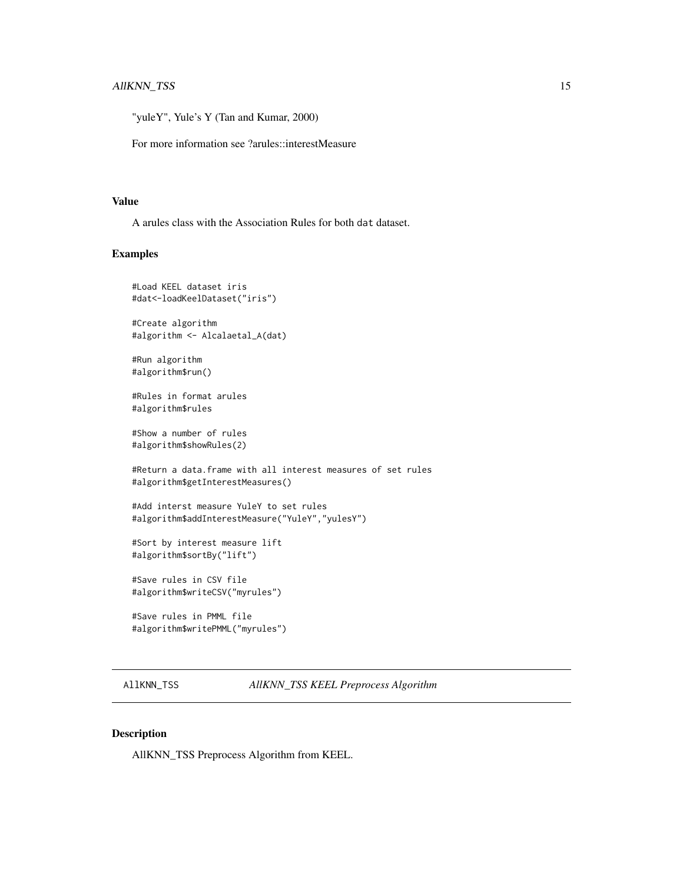"yuleY", Yule's Y (Tan and Kumar, 2000)

For more information see ?arules::interestMeasure

## Value

A arules class with the Association Rules for both dat dataset.

## Examples

```
#Load KEEL dataset iris
#dat<-loadKeelDataset("iris")

#Create algorithm
#algorithm <- Alcalaetal_A(dat)

#Run algorithm
#algorithm$run()

#Rules in format arules
#algorithm$rules

#Show a number of rules
#algorithm$showRules(2)

#Return a data.frame with all interest measures of set rules
#algorithm$getInterestMeasures()

#Add interst measure YuleY to set rules
#algorithm$addInterestMeasure("YuleY","yulesY")

#Sort by interest measure lift
#algorithm$sortBy("lift")

#Save rules in CSV file
#algorithm$writeCSV("myrules")

#Save rules in PMML file
#algorithm$writePMML("myrules")
```

---

# AllKNN_TSS *AllKNN_TSS KEEL Preprocess Algorithm*

---

## Description

AllKNN_TSS Preprocess Algorithm from KEEL.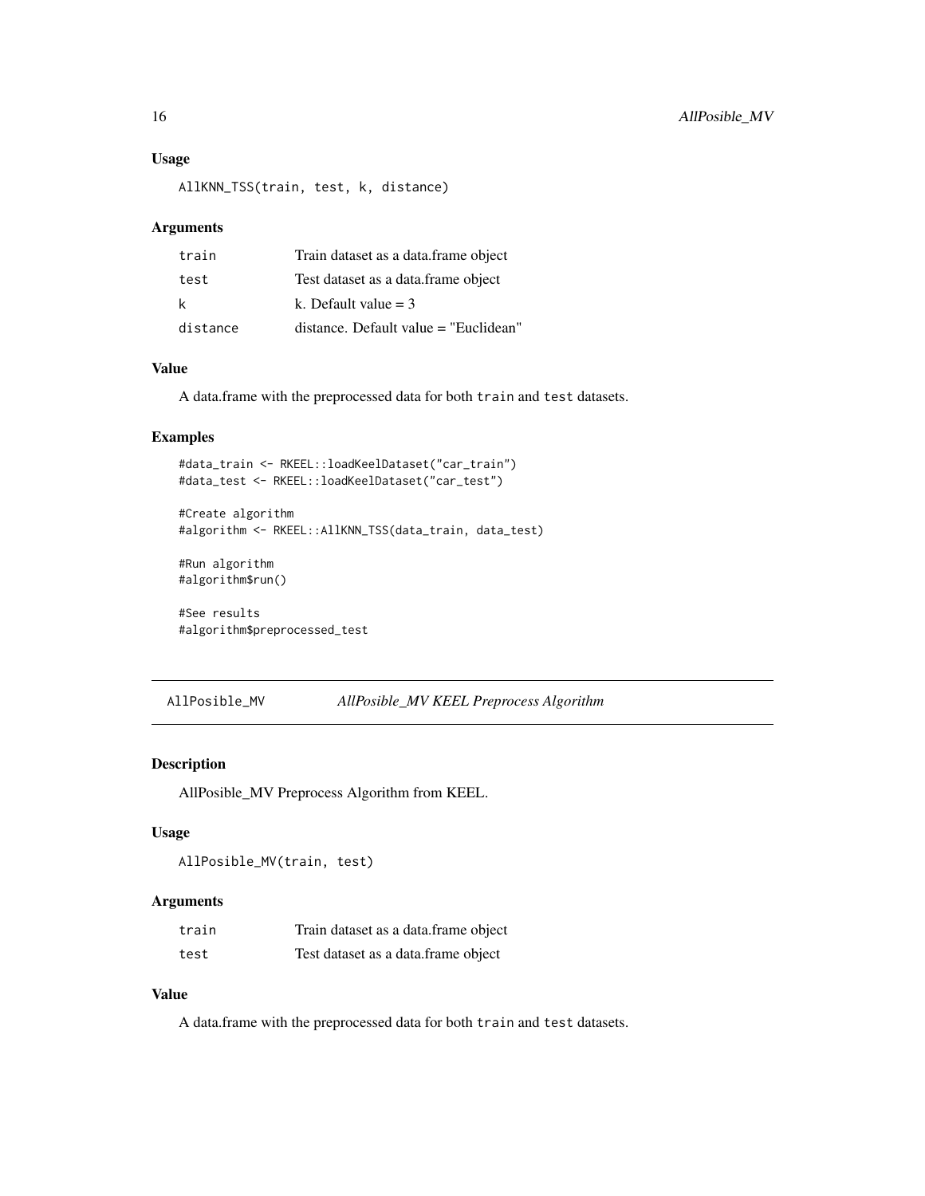### Usage

```
AllKNN_TSS(train, test, k, distance)
```

### Arguments

| | |
|---|---|
| train | Train dataset as a data.frame object |
| test | Test dataset as a data.frame object |
| k | k. Default value = 3 |
| distance | distance. Default value = "Euclidean" |

### Value

A data.frame with the preprocessed data for both `train` and `test` datasets.

### Examples

```
#data_train <- RKEEL::loadKeelDataset("car_train")
#data_test <- RKEEL::loadKeelDataset("car_test")

#Create algorithm
#algorithm <- RKEEL::AllKNN_TSS(data_train, data_test)

#Run algorithm
#algorithm$run()

#See results
#algorithm$preprocessed_test
```

---

## AllPosible_MV — *AllPosible_MV KEEL Preprocess Algorithm*

---

### Description

AllPosible_MV Preprocess Algorithm from KEEL.

### Usage

```
AllPosible_MV(train, test)
```

### Arguments

| | |
|---|---|
| train | Train dataset as a data.frame object |
| test | Test dataset as a data.frame object |

### Value

A data.frame with the preprocessed data for both `train` and `test` datasets.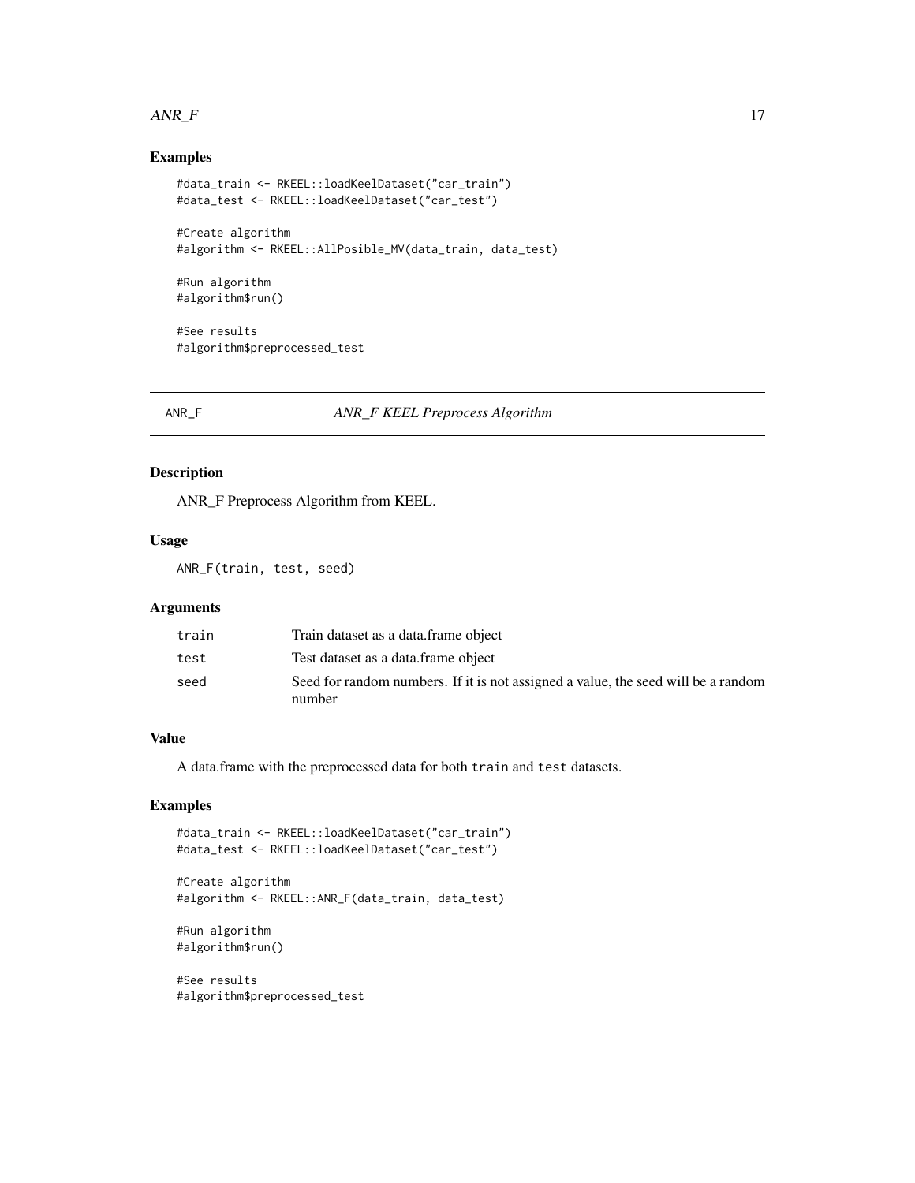## Examples

```
#data_train <- RKEEL::loadKeelDataset("car_train")
#data_test <- RKEEL::loadKeelDataset("car_test")

#Create algorithm
#algorithm <- RKEEL::AllPosible_MV(data_train, data_test)

#Run algorithm
#algorithm$run()

#See results
#algorithm$preprocessed_test
```

---

# ANR_F — *ANR_F KEEL Preprocess Algorithm*

## Description

ANR_F Preprocess Algorithm from KEEL.

## Usage

```
ANR_F(train, test, seed)
```

## Arguments

| | |
|---|---|
| train | Train dataset as a data.frame object |
| test | Test dataset as a data.frame object |
| seed | Seed for random numbers. If it is not assigned a value, the seed will be a random number |

## Value

A data.frame with the preprocessed data for both `train` and `test` datasets.

## Examples

```
#data_train <- RKEEL::loadKeelDataset("car_train")
#data_test <- RKEEL::loadKeelDataset("car_test")

#Create algorithm
#algorithm <- RKEEL::ANR_F(data_train, data_test)

#Run algorithm
#algorithm$run()

#See results
#algorithm$preprocessed_test
```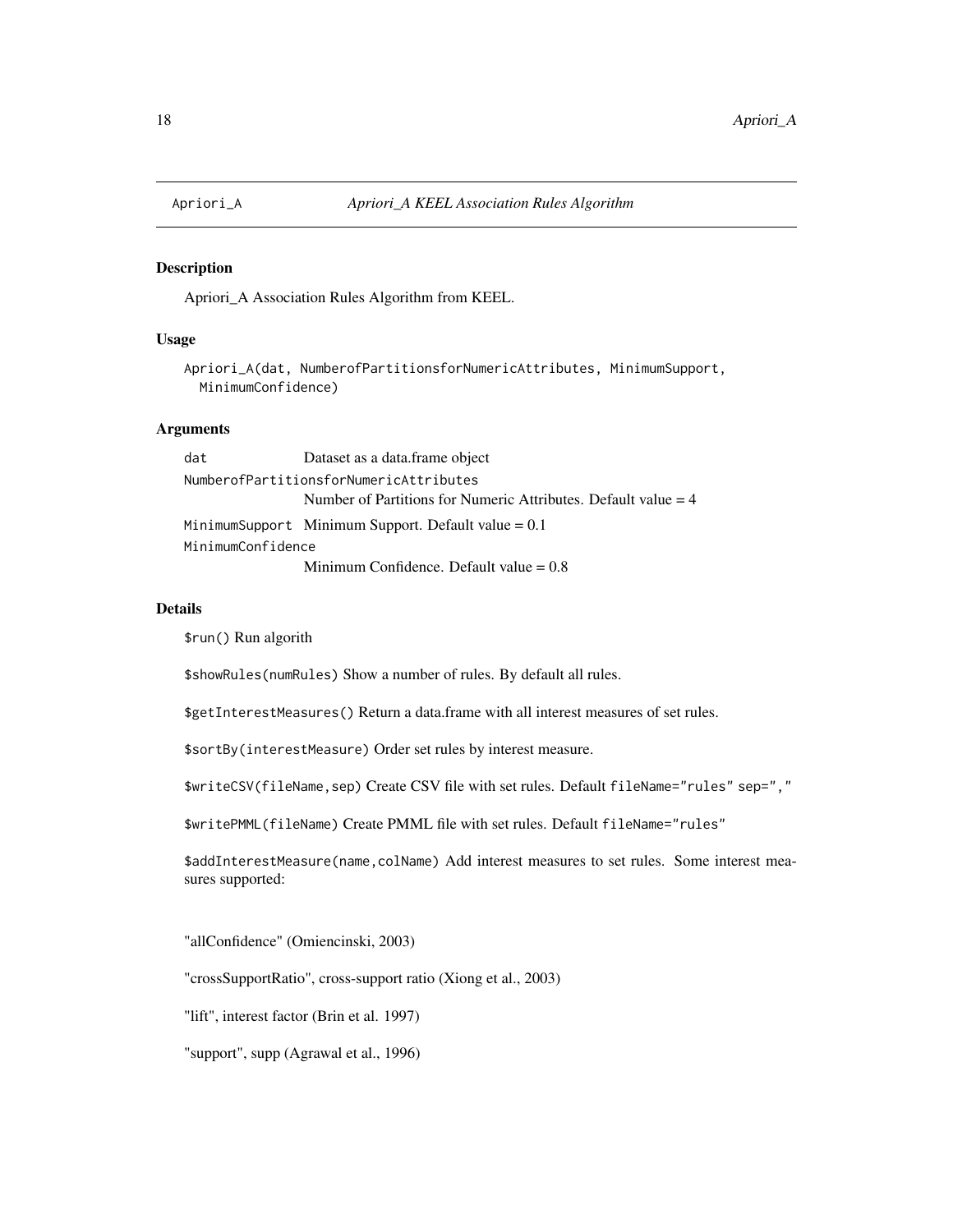# Apriori_A — *Apriori_A KEEL Association Rules Algorithm*

## Description

Apriori_A Association Rules Algorithm from KEEL.

## Usage

```
Apriori_A(dat, NumberofPartitionsforNumericAttributes, MinimumSupport,
  MinimumConfidence)
```

## Arguments

| | |
|---|---|
| `dat` | Dataset as a data.frame object |
| `NumberofPartitionsforNumericAttributes` | Number of Partitions for Numeric Attributes. Default value = 4 |
| `MinimumSupport` | Minimum Support. Default value = 0.1 |
| `MinimumConfidence` | Minimum Confidence. Default value = 0.8 |

## Details

`$run()` Run algorith

`$showRules(numRules)` Show a number of rules. By default all rules.

`$getInterestMeasures()` Return a data.frame with all interest measures of set rules.

`$sortBy(interestMeasure)` Order set rules by interest measure.

`$writeCSV(fileName,sep)` Create CSV file with set rules. Default `fileName="rules"` `sep=","`

`$writePMML(fileName)` Create PMML file with set rules. Default `fileName="rules"`

`$addInterestMeasure(name,colName)` Add interest measures to set rules. Some interest measures supported:

"allConfidence" (Omiencinski, 2003)

"crossSupportRatio", cross-support ratio (Xiong et al., 2003)

"lift", interest factor (Brin et al. 1997)

"support", supp (Agrawal et al., 1996)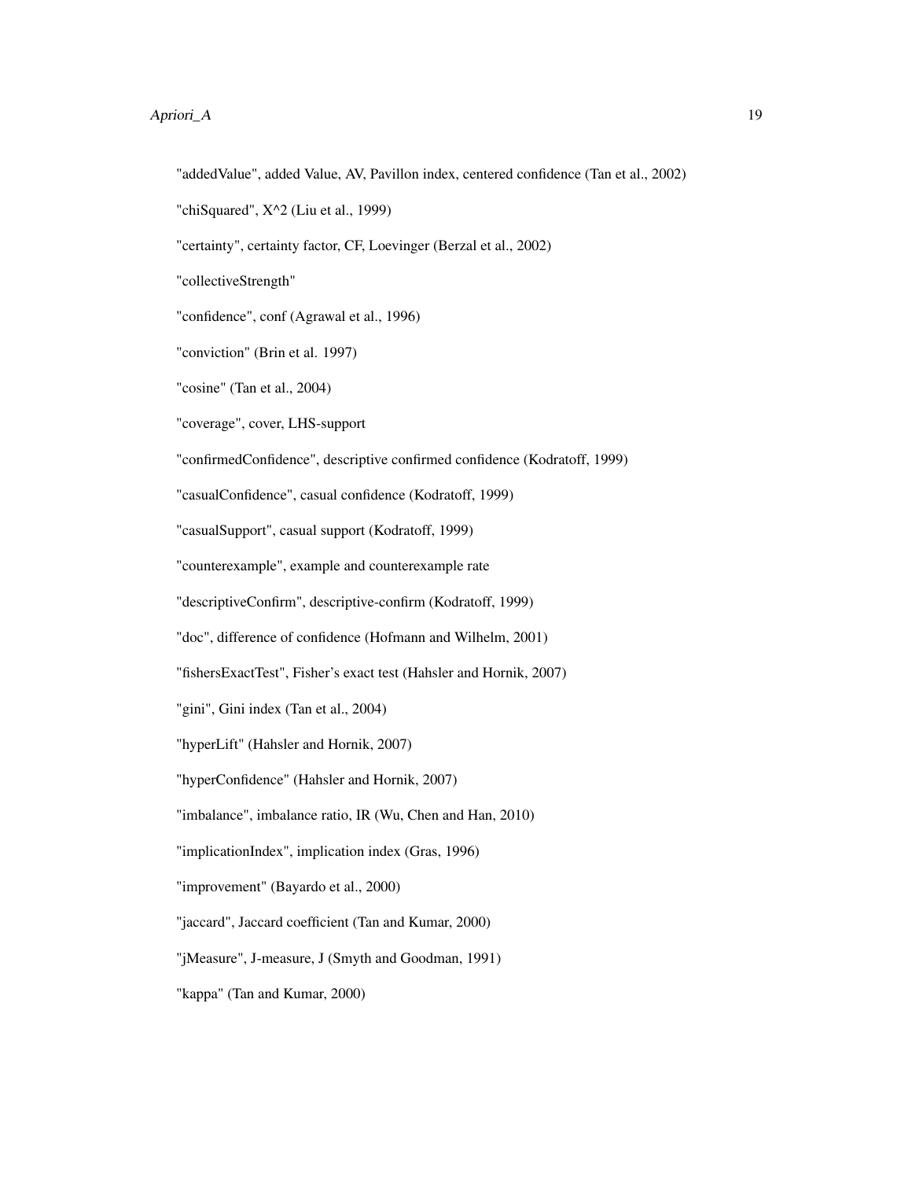"addedValue", added Value, AV, Pavillon index, centered confidence (Tan et al., 2002)

"chiSquared", X^2 (Liu et al., 1999)

"certainty", certainty factor, CF, Loevinger (Berzal et al., 2002)

"collectiveStrength"

"confidence", conf (Agrawal et al., 1996)

"conviction" (Brin et al. 1997)

"cosine" (Tan et al., 2004)

"coverage", cover, LHS-support

"confirmedConfidence", descriptive confirmed confidence (Kodratoff, 1999)

"casualConfidence", casual confidence (Kodratoff, 1999)

"casualSupport", casual support (Kodratoff, 1999)

"counterexample", example and counterexample rate

"descriptiveConfirm", descriptive-confirm (Kodratoff, 1999)

"doc", difference of confidence (Hofmann and Wilhelm, 2001)

"fishersExactTest", Fisher's exact test (Hahsler and Hornik, 2007)

"gini", Gini index (Tan et al., 2004)

"hyperLift" (Hahsler and Hornik, 2007)

"hyperConfidence" (Hahsler and Hornik, 2007)

"imbalance", imbalance ratio, IR (Wu, Chen and Han, 2010)

"implicationIndex", implication index (Gras, 1996)

"improvement" (Bayardo et al., 2000)

"jaccard", Jaccard coefficient (Tan and Kumar, 2000)

"jMeasure", J-measure, J (Smyth and Goodman, 1991)

"kappa" (Tan and Kumar, 2000)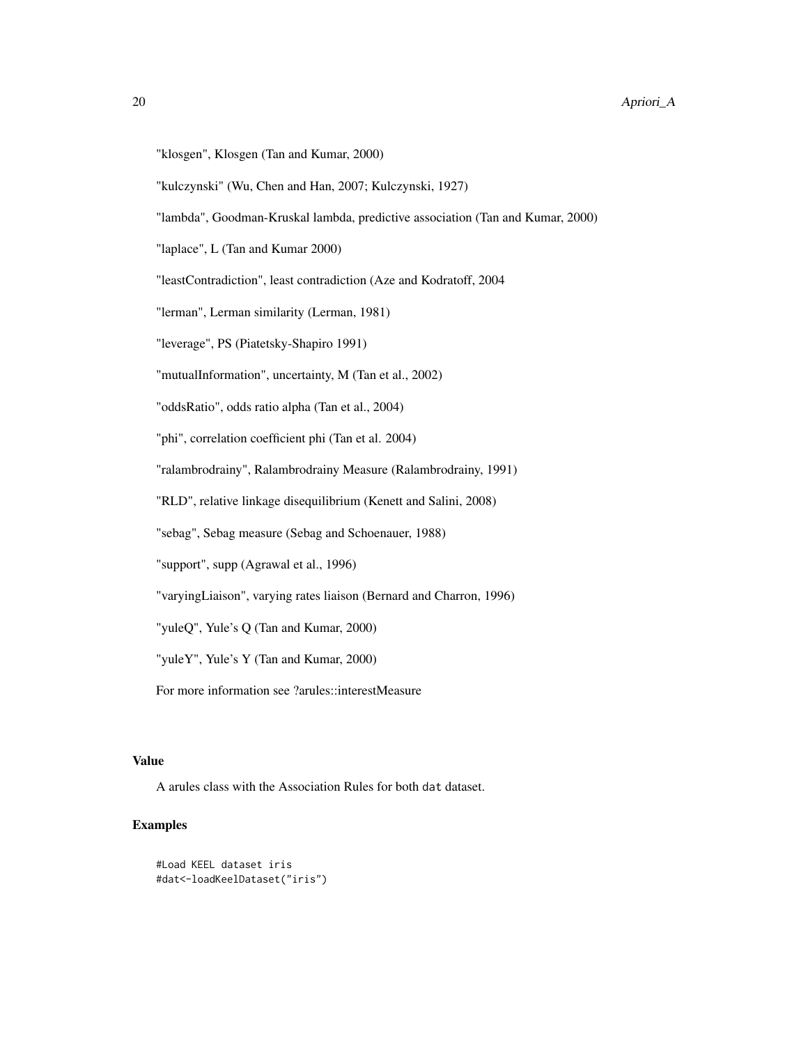"klosgen", Klosgen (Tan and Kumar, 2000)

"kulczynski" (Wu, Chen and Han, 2007; Kulczynski, 1927)

"lambda", Goodman-Kruskal lambda, predictive association (Tan and Kumar, 2000)

"laplace", L (Tan and Kumar 2000)

"leastContradiction", least contradiction (Aze and Kodratoff, 2004

"lerman", Lerman similarity (Lerman, 1981)

"leverage", PS (Piatetsky-Shapiro 1991)

"mutualInformation", uncertainty, M (Tan et al., 2002)

"oddsRatio", odds ratio alpha (Tan et al., 2004)

"phi", correlation coefficient phi (Tan et al. 2004)

"ralambrodrainy", Ralambrodrainy Measure (Ralambrodrainy, 1991)

"RLD", relative linkage disequilibrium (Kenett and Salini, 2008)

"sebag", Sebag measure (Sebag and Schoenauer, 1988)

"support", supp (Agrawal et al., 1996)

"varyingLiaison", varying rates liaison (Bernard and Charron, 1996)

"yuleQ", Yule's Q (Tan and Kumar, 2000)

"yuleY", Yule's Y (Tan and Kumar, 2000)

For more information see ?arules::interestMeasure

### Value

A arules class with the Association Rules for both `dat` dataset.

### Examples

```
#Load KEEL dataset iris
#dat<-loadKeelDataset("iris")
```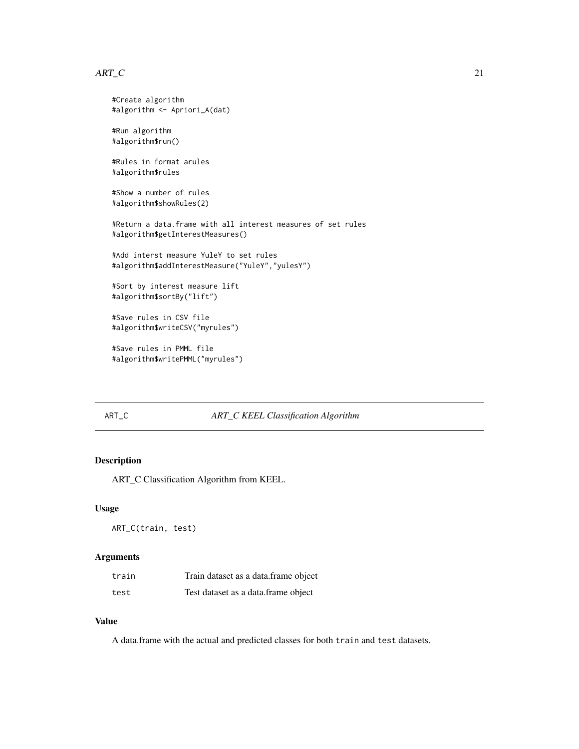```
#Create algorithm
#algorithm <- Apriori_A(dat)

#Run algorithm
#algorithm$run()

#Rules in format arules
#algorithm$rules

#Show a number of rules
#algorithm$showRules(2)

#Return a data.frame with all interest measures of set rules
#algorithm$getInterestMeasures()

#Add interst measure YuleY to set rules
#algorithm$addInterestMeasure("YuleY","yulesY")

#Sort by interest measure lift
#algorithm$sortBy("lift")

#Save rules in CSV file
#algorithm$writeCSV("myrules")

#Save rules in PMML file
#algorithm$writePMML("myrules")
```

---

ART_C *ART_C KEEL Classification Algorithm*

---

## Description

ART_C Classification Algorithm from KEEL.

## Usage

```
ART_C(train, test)
```

## Arguments

| | |
|---|---|
| train | Train dataset as a data.frame object |
| test | Test dataset as a data.frame object |

## Value

A data.frame with the actual and predicted classes for both `train` and `test` datasets.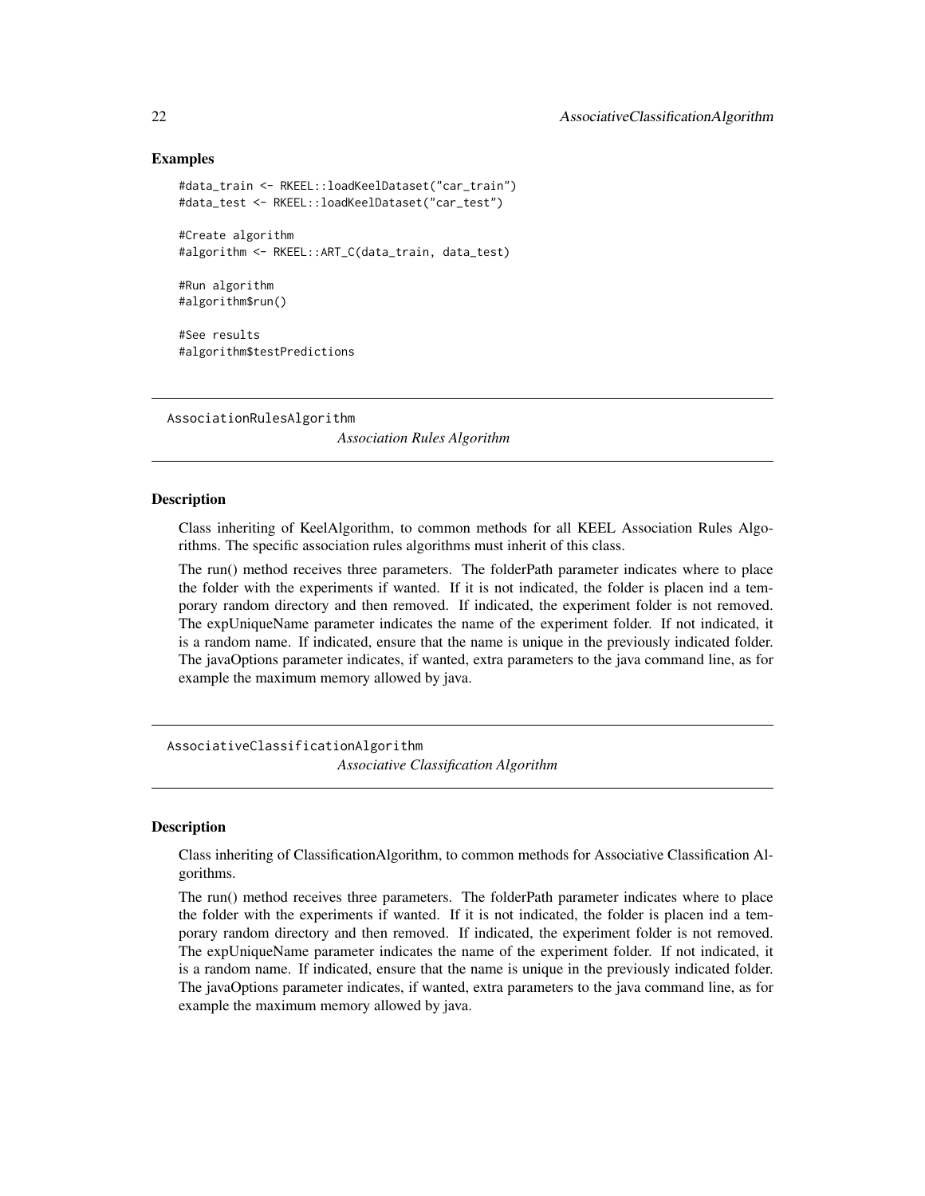## Examples

```
#data_train <- RKEEL::loadKeelDataset("car_train")
#data_test <- RKEEL::loadKeelDataset("car_test")

#Create algorithm
#algorithm <- RKEEL::ART_C(data_train, data_test)

#Run algorithm
#algorithm$run()

#See results
#algorithm$testPredictions
```

---

AssociationRulesAlgorithm *Association Rules Algorithm*

---

## Description

Class inheriting of KeelAlgorithm, to common methods for all KEEL Association Rules Algorithms. The specific association rules algorithms must inherit of this class.

The run() method receives three parameters. The folderPath parameter indicates where to place the folder with the experiments if wanted. If it is not indicated, the folder is placen ind a temporary random directory and then removed. If indicated, the experiment folder is not removed. The expUniqueName parameter indicates the name of the experiment folder. If not indicated, it is a random name. If indicated, ensure that the name is unique in the previously indicated folder. The javaOptions parameter indicates, if wanted, extra parameters to the java command line, as for example the maximum memory allowed by java.

---

AssociativeClassificationAlgorithm *Associative Classification Algorithm*

---

## Description

Class inheriting of ClassificationAlgorithm, to common methods for Associative Classification Algorithms.

The run() method receives three parameters. The folderPath parameter indicates where to place the folder with the experiments if wanted. If it is not indicated, the folder is placen ind a temporary random directory and then removed. If indicated, the experiment folder is not removed. The expUniqueName parameter indicates the name of the experiment folder. If not indicated, it is a random name. If indicated, ensure that the name is unique in the previously indicated folder. The javaOptions parameter indicates, if wanted, extra parameters to the java command line, as for example the maximum memory allowed by java.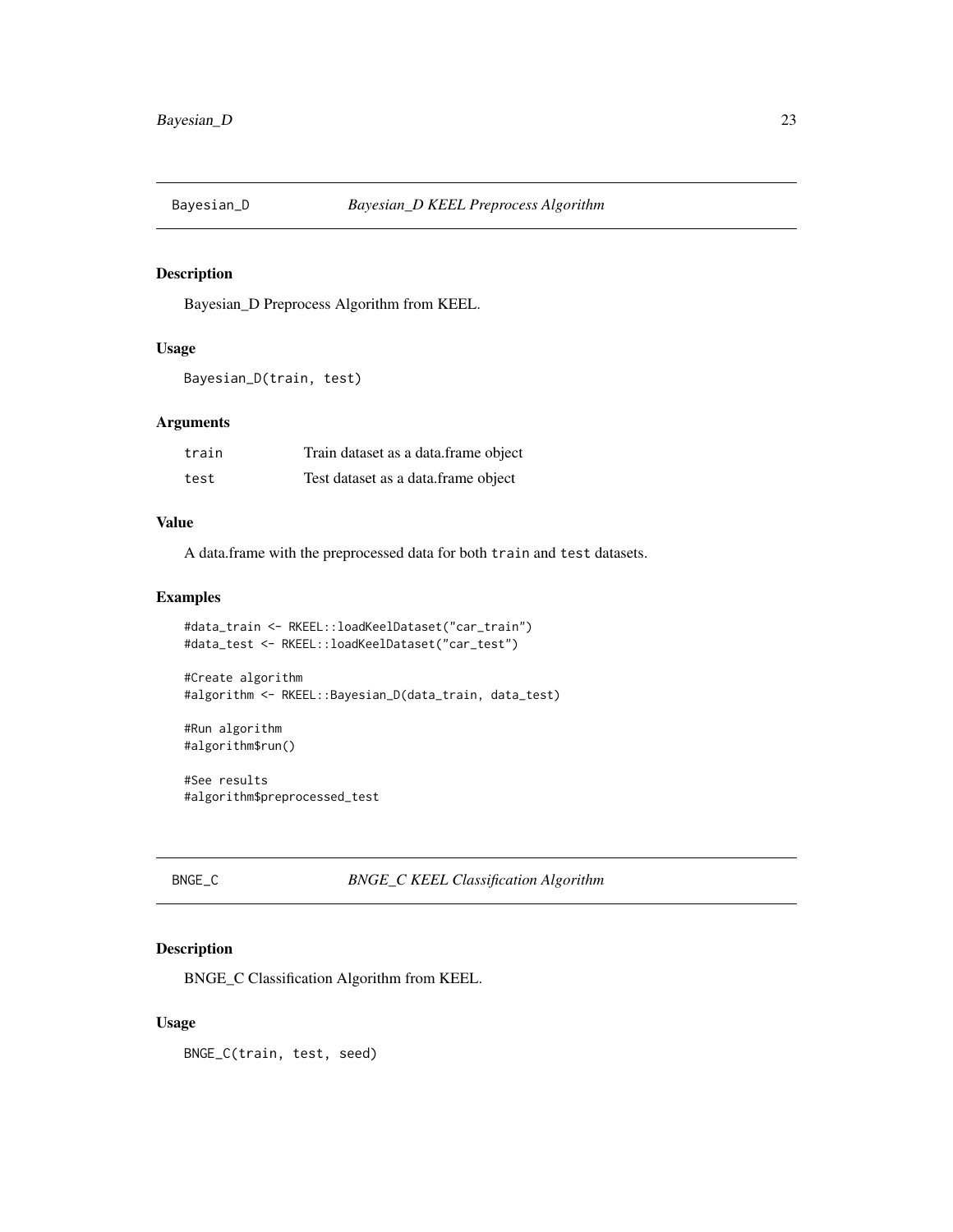## Bayesian_D — *Bayesian_D KEEL Preprocess Algorithm*

### Description

Bayesian_D Preprocess Algorithm from KEEL.

### Usage

```
Bayesian_D(train, test)
```

### Arguments

| | |
|---|---|
| train | Train dataset as a data.frame object |
| test | Test dataset as a data.frame object |

### Value

A data.frame with the preprocessed data for both `train` and `test` datasets.

### Examples

```
#data_train <- RKEEL::loadKeelDataset("car_train")
#data_test <- RKEEL::loadKeelDataset("car_test")

#Create algorithm
#algorithm <- RKEEL::Bayesian_D(data_train, data_test)

#Run algorithm
#algorithm$run()

#See results
#algorithm$preprocessed_test
```

## BNGE_C — *BNGE_C KEEL Classification Algorithm*

### Description

BNGE_C Classification Algorithm from KEEL.

### Usage

```
BNGE_C(train, test, seed)
```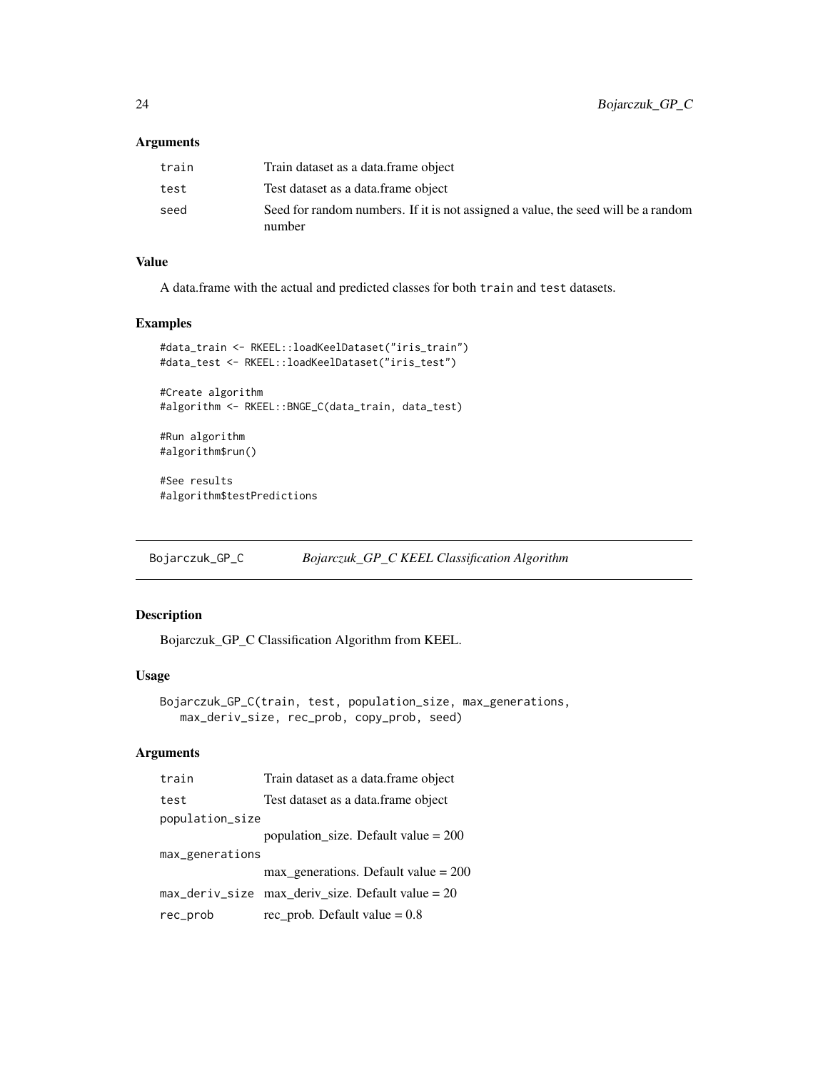### Arguments

| | |
|---|---|
| train | Train dataset as a data.frame object |
| test | Test dataset as a data.frame object |
| seed | Seed for random numbers. If it is not assigned a value, the seed will be a random number |

### Value

A data.frame with the actual and predicted classes for both `train` and `test` datasets.

### Examples

```
#data_train <- RKEEL::loadKeelDataset("iris_train")
#data_test <- RKEEL::loadKeelDataset("iris_test")

#Create algorithm
#algorithm <- RKEEL::BNGE_C(data_train, data_test)

#Run algorithm
#algorithm$run()

#See results
#algorithm$testPredictions
```

---

## Bojarczuk_GP_C    *Bojarczuk_GP_C KEEL Classification Algorithm*

---

### Description

Bojarczuk_GP_C Classification Algorithm from KEEL.

### Usage

```
Bojarczuk_GP_C(train, test, population_size, max_generations,
   max_deriv_size, rec_prob, copy_prob, seed)
```

### Arguments

| | |
|---|---|
| train | Train dataset as a data.frame object |
| test | Test dataset as a data.frame object |
| population_size | population_size. Default value = 200 |
| max_generations | max_generations. Default value = 200 |
| max_deriv_size | max_deriv_size. Default value = 20 |
| rec_prob | rec_prob. Default value = 0.8 |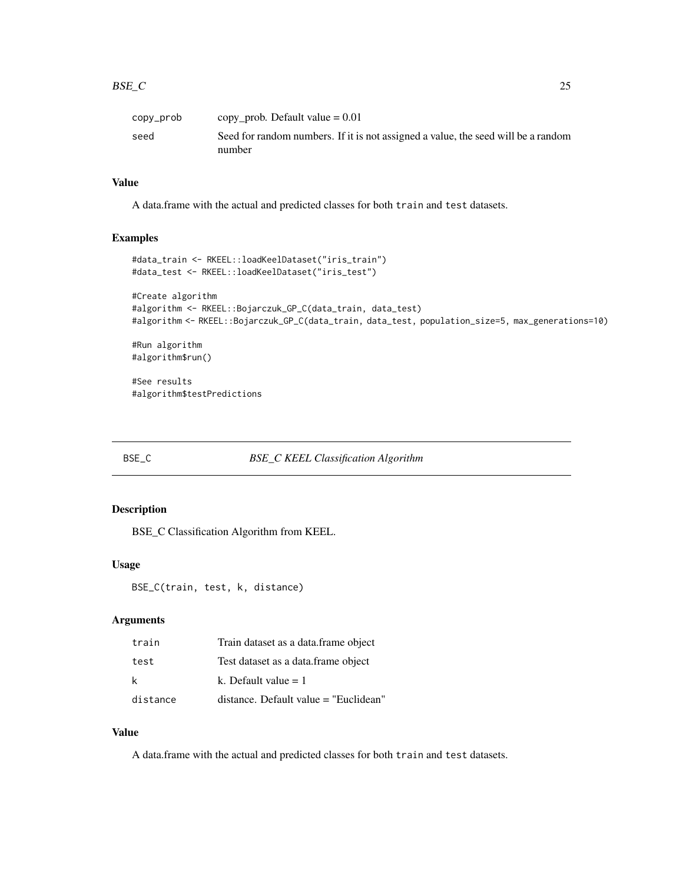| | |
|---|---|
| copy_prob | copy_prob. Default value = 0.01 |
| seed | Seed for random numbers. If it is not assigned a value, the seed will be a random number |

### Value

A data.frame with the actual and predicted classes for both `train` and `test` datasets.

### Examples

```
#data_train <- RKEEL::loadKeelDataset("iris_train")
#data_test <- RKEEL::loadKeelDataset("iris_test")

#Create algorithm
#algorithm <- RKEEL::Bojarczuk_GP_C(data_train, data_test)
#algorithm <- RKEEL::Bojarczuk_GP_C(data_train, data_test, population_size=5, max_generations=10)

#Run algorithm
#algorithm$run()

#See results
#algorithm$testPredictions
```

---

## BSE_C — *BSE_C KEEL Classification Algorithm*

---

### Description

BSE_C Classification Algorithm from KEEL.

### Usage

```
BSE_C(train, test, k, distance)
```

### Arguments

| | |
|---|---|
| train | Train dataset as a data.frame object |
| test | Test dataset as a data.frame object |
| k | k. Default value = 1 |
| distance | distance. Default value = "Euclidean" |

### Value

A data.frame with the actual and predicted classes for both `train` and `test` datasets.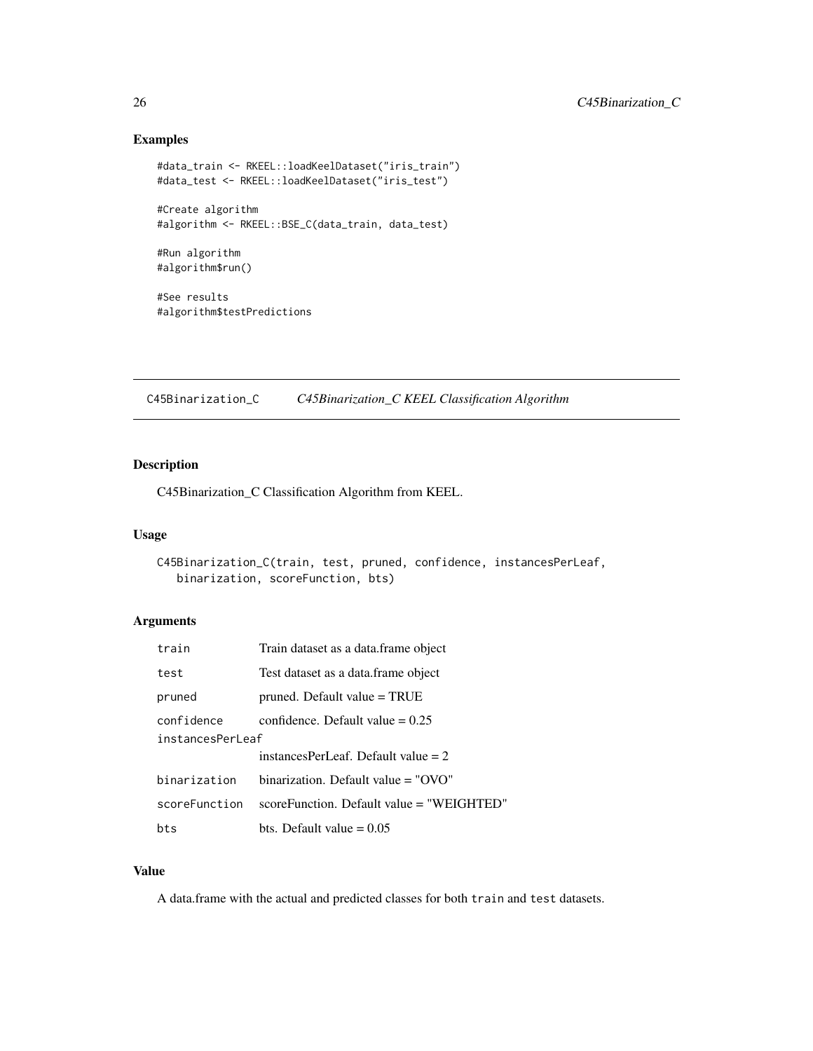## Examples

```
#data_train <- RKEEL::loadKeelDataset("iris_train")
#data_test <- RKEEL::loadKeelDataset("iris_test")

#Create algorithm
#algorithm <- RKEEL::BSE_C(data_train, data_test)

#Run algorithm
#algorithm$run()

#See results
#algorithm$testPredictions
```

---

# C45Binarization_C    *C45Binarization_C KEEL Classification Algorithm*

---

## Description

C45Binarization_C Classification Algorithm from KEEL.

## Usage

```
C45Binarization_C(train, test, pruned, confidence, instancesPerLeaf,
   binarization, scoreFunction, bts)
```

## Arguments

| | |
|---|---|
| `train` | Train dataset as a data.frame object |
| `test` | Test dataset as a data.frame object |
| `pruned` | pruned. Default value = TRUE |
| `confidence` | confidence. Default value = 0.25 |
| `instancesPerLeaf` | instancesPerLeaf. Default value = 2 |
| `binarization` | binarization. Default value = "OVO" |
| `scoreFunction` | scoreFunction. Default value = "WEIGHTED" |
| `bts` | bts. Default value = 0.05 |

## Value

A data.frame with the actual and predicted classes for both `train` and `test` datasets.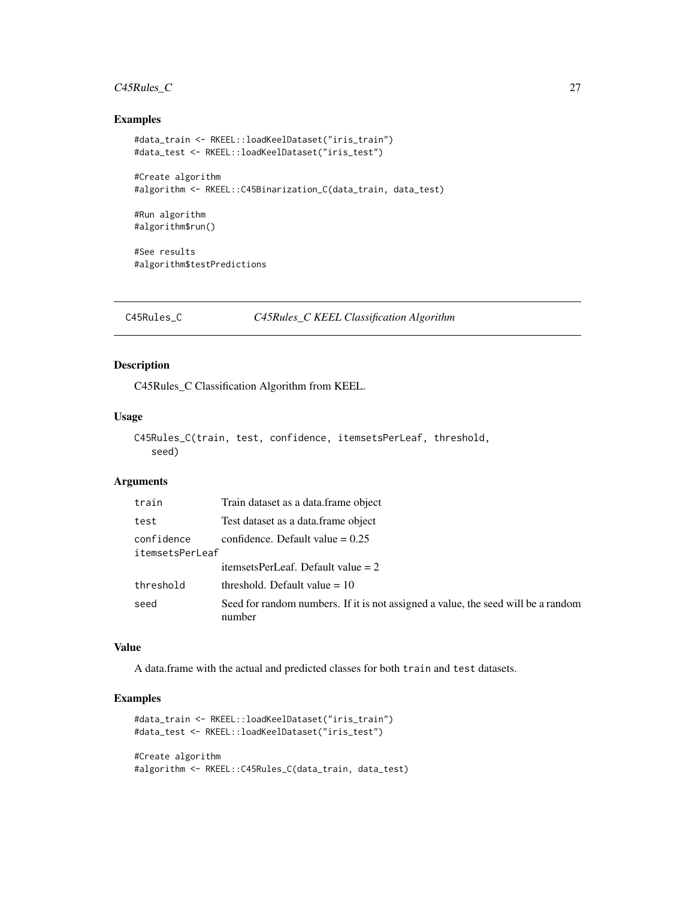## Examples

```
#data_train <- RKEEL::loadKeelDataset("iris_train")
#data_test <- RKEEL::loadKeelDataset("iris_test")

#Create algorithm
#algorithm <- RKEEL::C45Binarization_C(data_train, data_test)

#Run algorithm
#algorithm$run()

#See results
#algorithm$testPredictions
```

---

C45Rules_C — *C45Rules_C KEEL Classification Algorithm*

---

## Description

C45Rules_C Classification Algorithm from KEEL.

## Usage

```
C45Rules_C(train, test, confidence, itemsetsPerLeaf, threshold,
   seed)
```

## Arguments

| | |
|---|---|
| train | Train dataset as a data.frame object |
| test | Test dataset as a data.frame object |
| confidence | confidence. Default value = 0.25 |
| itemsetsPerLeaf | itemsetsPerLeaf. Default value = 2 |
| threshold | threshold. Default value = 10 |
| seed | Seed for random numbers. If it is not assigned a value, the seed will be a random number |

## Value

A data.frame with the actual and predicted classes for both `train` and `test` datasets.

## Examples

```
#data_train <- RKEEL::loadKeelDataset("iris_train")
#data_test <- RKEEL::loadKeelDataset("iris_test")

#Create algorithm
#algorithm <- RKEEL::C45Rules_C(data_train, data_test)
```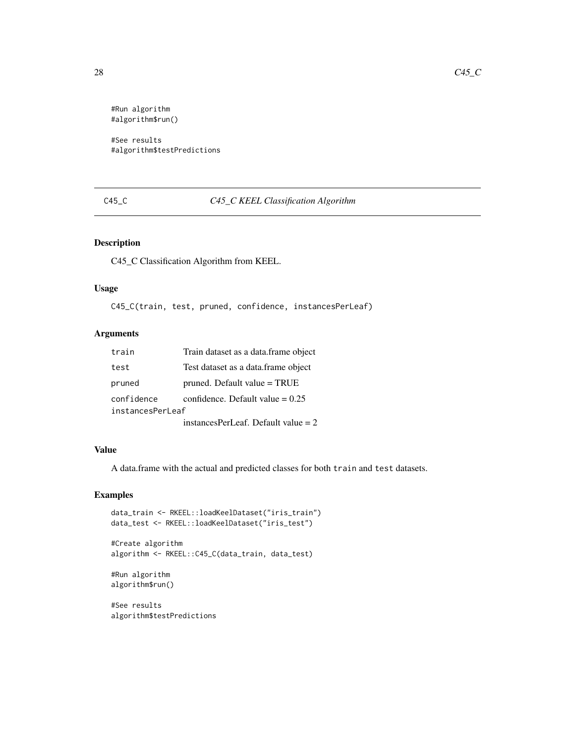```
#Run algorithm
#algorithm$run()

#See results
#algorithm$testPredictions
```

---

## C45_C — *C45_C KEEL Classification Algorithm*

### Description

C45_C Classification Algorithm from KEEL.

### Usage

```
C45_C(train, test, pruned, confidence, instancesPerLeaf)
```

### Arguments

| | |
|---|---|
| `train` | Train dataset as a data.frame object |
| `test` | Test dataset as a data.frame object |
| `pruned` | pruned. Default value = TRUE |
| `confidence` | confidence. Default value = 0.25 |
| `instancesPerLeaf` | instancesPerLeaf. Default value = 2 |

### Value

A data.frame with the actual and predicted classes for both `train` and `test` datasets.

### Examples

```
data_train <- RKEEL::loadKeelDataset("iris_train")
data_test <- RKEEL::loadKeelDataset("iris_test")

#Create algorithm
algorithm <- RKEEL::C45_C(data_train, data_test)

#Run algorithm
algorithm$run()

#See results
algorithm$testPredictions
```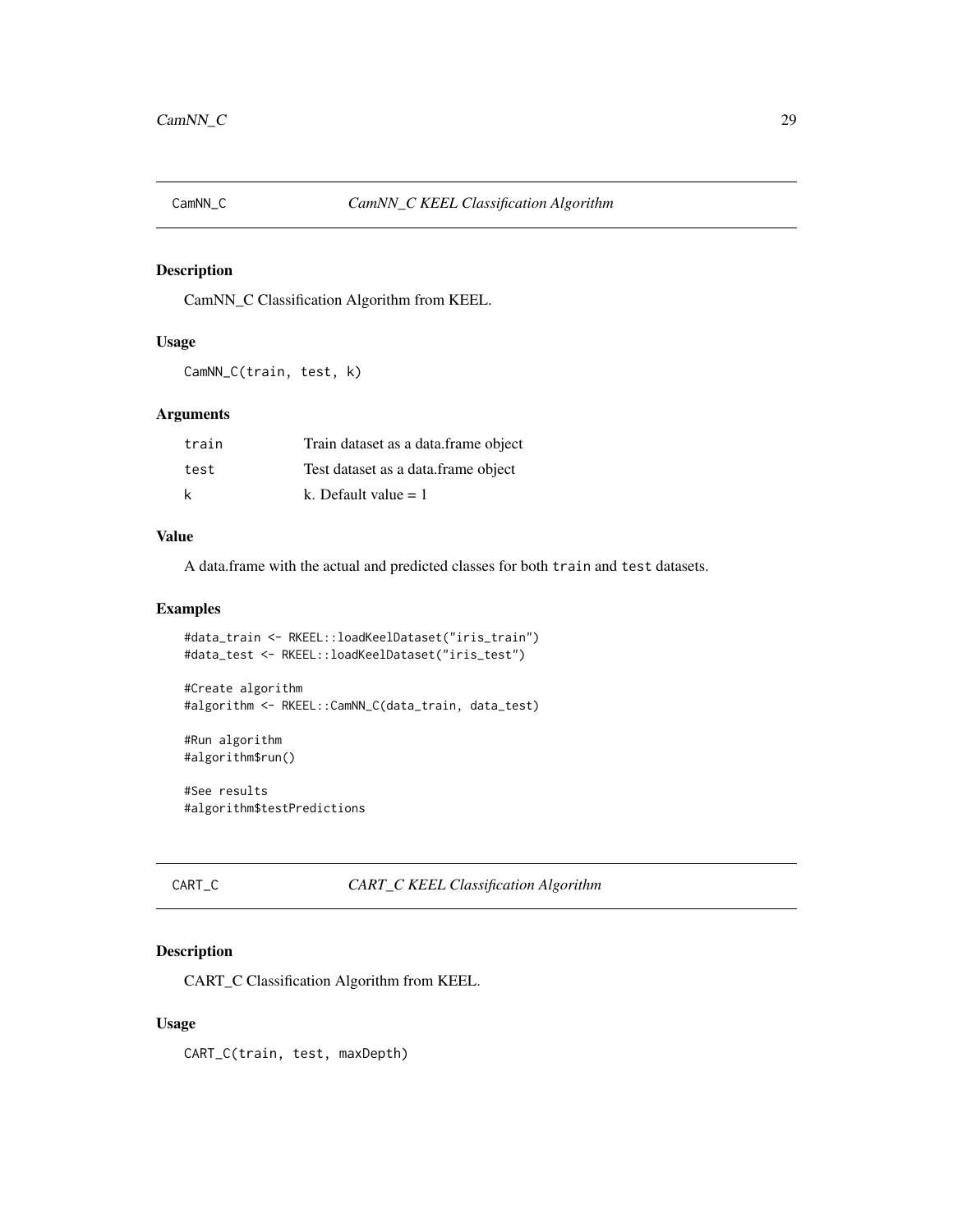## CamNN_C — *CamNN_C KEEL Classification Algorithm*

### Description

CamNN_C Classification Algorithm from KEEL.

### Usage

```
CamNN_C(train, test, k)
```

### Arguments

| | |
|---|---|
| train | Train dataset as a data.frame object |
| test | Test dataset as a data.frame object |
| k | k. Default value = 1 |

### Value

A data.frame with the actual and predicted classes for both `train` and `test` datasets.

### Examples

```
#data_train <- RKEEL::loadKeelDataset("iris_train")
#data_test <- RKEEL::loadKeelDataset("iris_test")

#Create algorithm
#algorithm <- RKEEL::CamNN_C(data_train, data_test)

#Run algorithm
#algorithm$run()

#See results
#algorithm$testPredictions
```

## CART_C — *CART_C KEEL Classification Algorithm*

### Description

CART_C Classification Algorithm from KEEL.

### Usage

```
CART_C(train, test, maxDepth)
```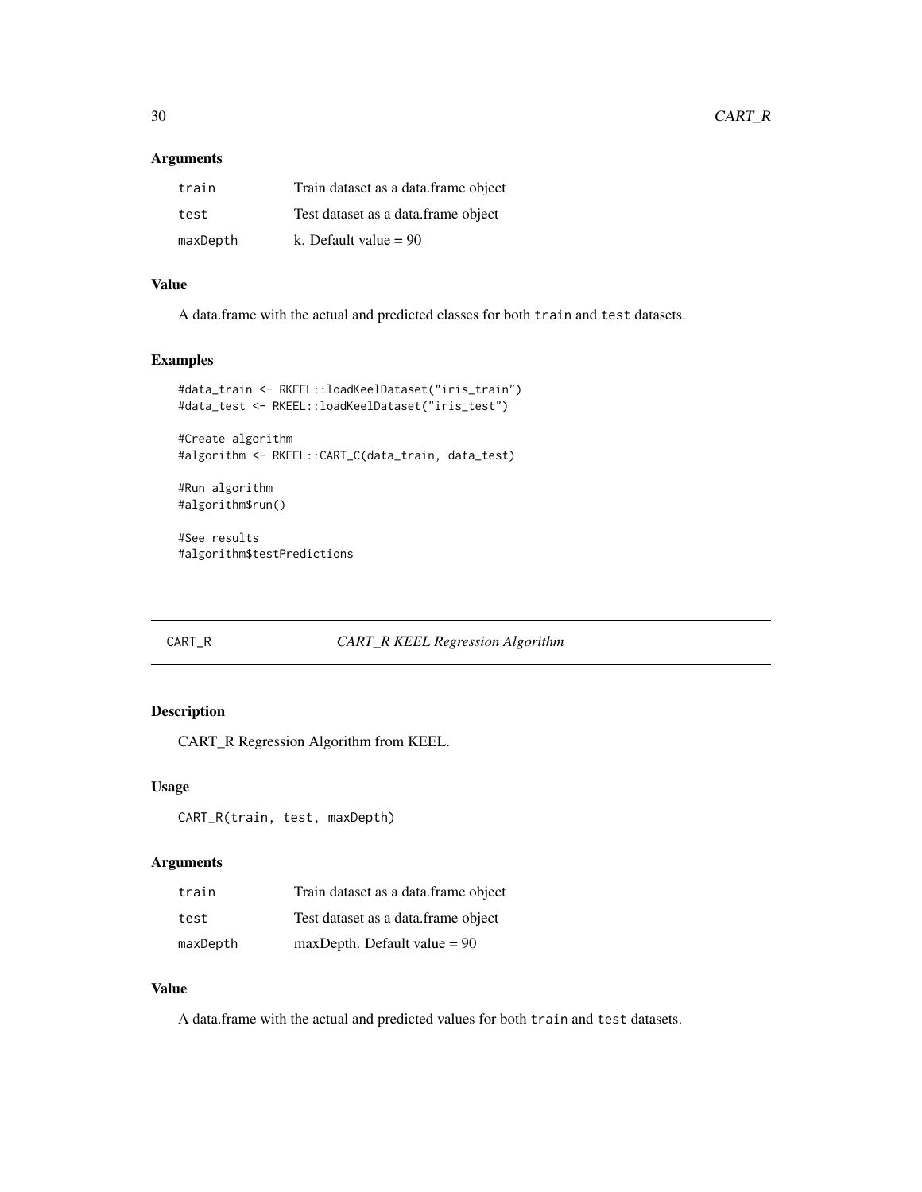### Arguments

| | |
|---|---|
| train | Train dataset as a data.frame object |
| test | Test dataset as a data.frame object |
| maxDepth | k. Default value = 90 |

### Value

A data.frame with the actual and predicted classes for both `train` and `test` datasets.

### Examples

```
#data_train <- RKEEL::loadKeelDataset("iris_train")
#data_test <- RKEEL::loadKeelDataset("iris_test")

#Create algorithm
#algorithm <- RKEEL::CART_C(data_train, data_test)

#Run algorithm
#algorithm$run()

#See results
#algorithm$testPredictions
```

---

## CART_R — *CART_R KEEL Regression Algorithm*

### Description

CART_R Regression Algorithm from KEEL.

### Usage

```
CART_R(train, test, maxDepth)
```

### Arguments

| | |
|---|---|
| train | Train dataset as a data.frame object |
| test | Test dataset as a data.frame object |
| maxDepth | maxDepth. Default value = 90 |

### Value

A data.frame with the actual and predicted values for both `train` and `test` datasets.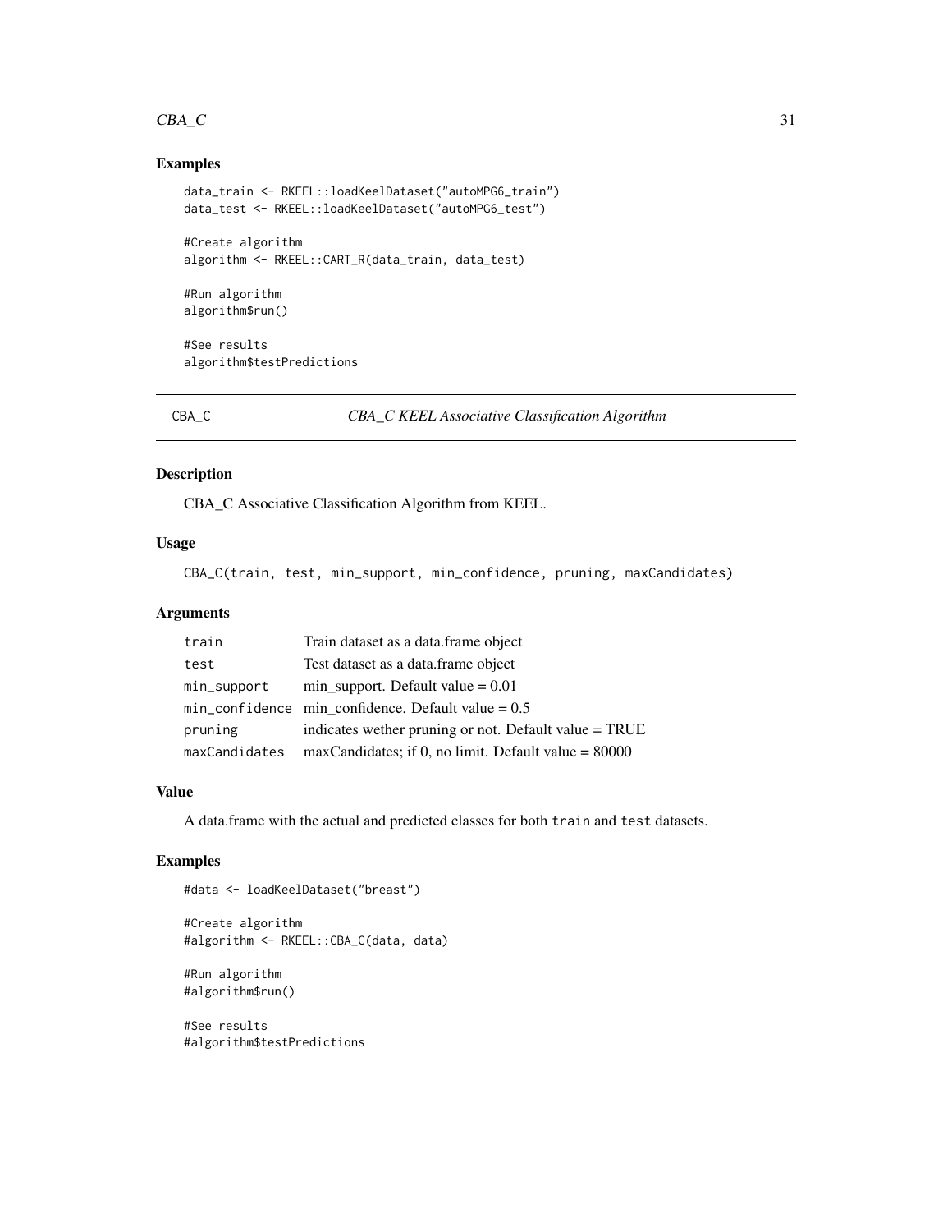## Examples

```
data_train <- RKEEL::loadKeelDataset("autoMPG6_train")
data_test <- RKEEL::loadKeelDataset("autoMPG6_test")

#Create algorithm
algorithm <- RKEEL::CART_R(data_train, data_test)

#Run algorithm
algorithm$run()

#See results
algorithm$testPredictions
```

---

# CBA_C — *CBA_C KEEL Associative Classification Algorithm*

## Description

CBA_C Associative Classification Algorithm from KEEL.

## Usage

```
CBA_C(train, test, min_support, min_confidence, pruning, maxCandidates)
```

## Arguments

| | |
|---|---|
| train | Train dataset as a data.frame object |
| test | Test dataset as a data.frame object |
| min_support | min_support. Default value = 0.01 |
| min_confidence | min_confidence. Default value = 0.5 |
| pruning | indicates wether pruning or not. Default value = TRUE |
| maxCandidates | maxCandidates; if 0, no limit. Default value = 80000 |

## Value

A data.frame with the actual and predicted classes for both `train` and `test` datasets.

## Examples

```
#data <- loadKeelDataset("breast")

#Create algorithm
#algorithm <- RKEEL::CBA_C(data, data)

#Run algorithm
#algorithm$run()

#See results
#algorithm$testPredictions
```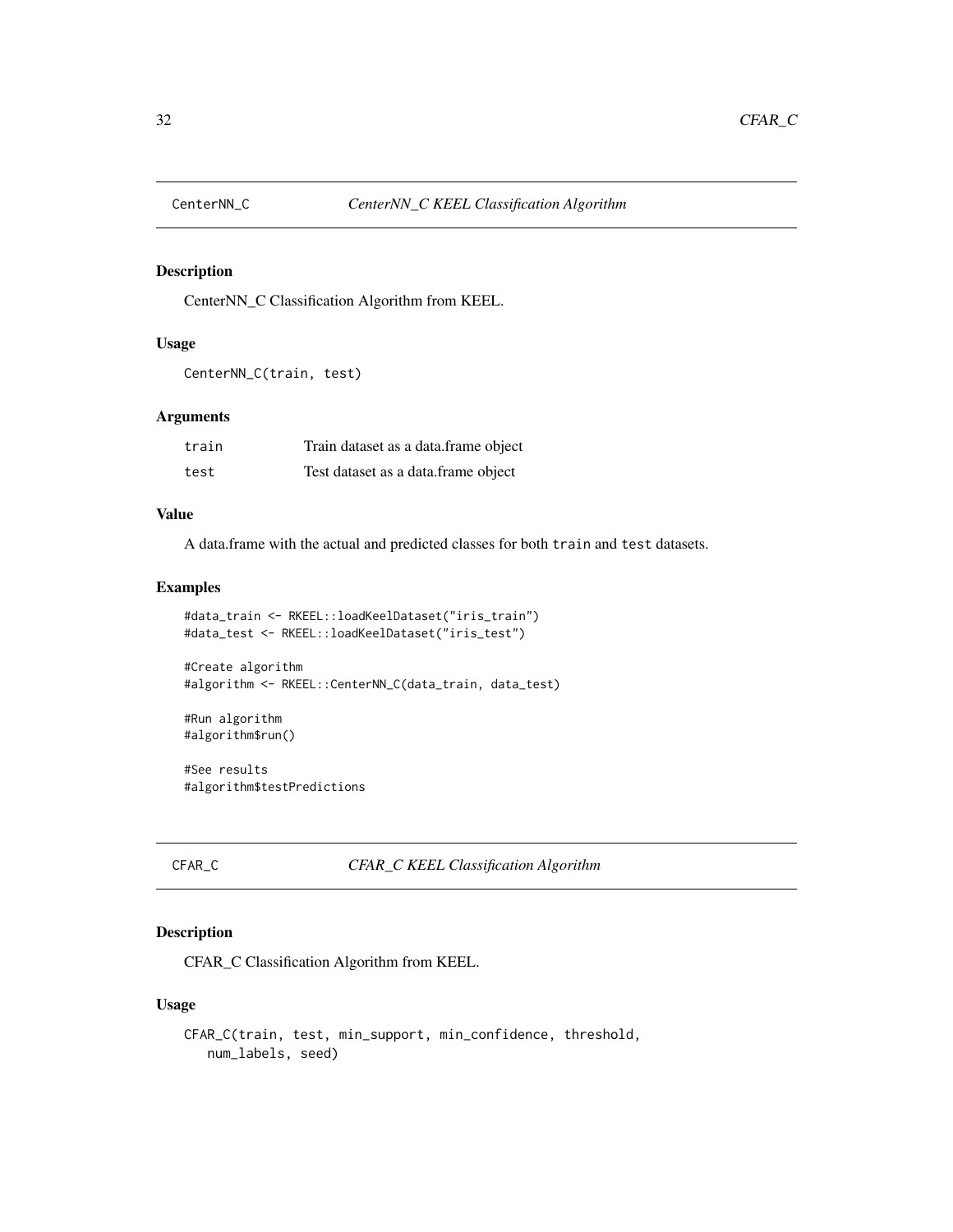## CenterNN_C — *CenterNN_C KEEL Classification Algorithm*

### Description

CenterNN_C Classification Algorithm from KEEL.

### Usage

```
CenterNN_C(train, test)
```

### Arguments

| | |
|---|---|
| train | Train dataset as a data.frame object |
| test | Test dataset as a data.frame object |

### Value

A data.frame with the actual and predicted classes for both `train` and `test` datasets.

### Examples

```
#data_train <- RKEEL::loadKeelDataset("iris_train")
#data_test <- RKEEL::loadKeelDataset("iris_test")

#Create algorithm
#algorithm <- RKEEL::CenterNN_C(data_train, data_test)

#Run algorithm
#algorithm$run()

#See results
#algorithm$testPredictions
```

## CFAR_C — *CFAR_C KEEL Classification Algorithm*

### Description

CFAR_C Classification Algorithm from KEEL.

### Usage

```
CFAR_C(train, test, min_support, min_confidence, threshold,
   num_labels, seed)
```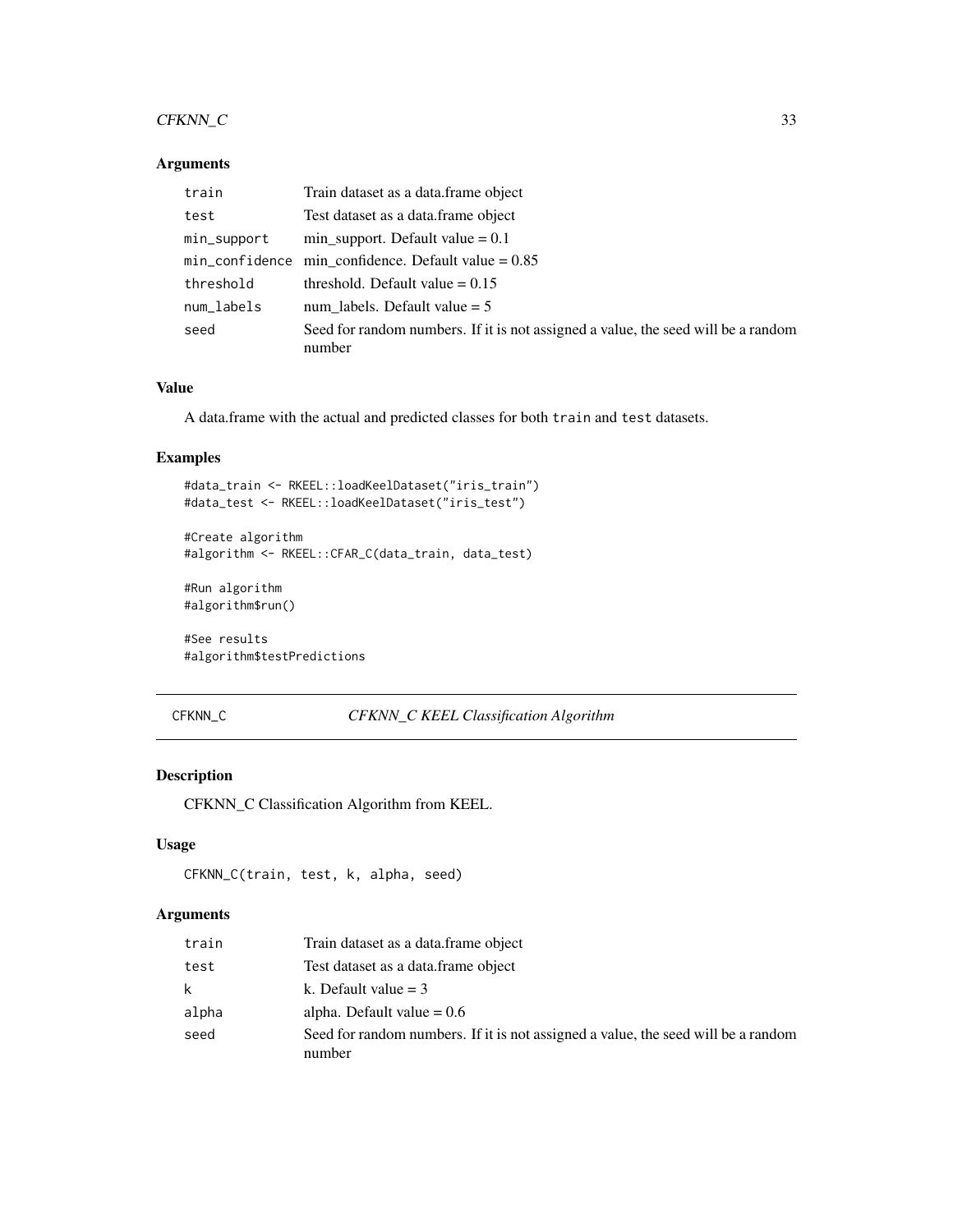### Arguments

| | |
|---|---|
| train | Train dataset as a data.frame object |
| test | Test dataset as a data.frame object |
| min_support | min_support. Default value = 0.1 |
| min_confidence | min_confidence. Default value = 0.85 |
| threshold | threshold. Default value = 0.15 |
| num_labels | num_labels. Default value = 5 |
| seed | Seed for random numbers. If it is not assigned a value, the seed will be a random number |

### Value

A data.frame with the actual and predicted classes for both `train` and `test` datasets.

### Examples

```
#data_train <- RKEEL::loadKeelDataset("iris_train")
#data_test <- RKEEL::loadKeelDataset("iris_test")

#Create algorithm
#algorithm <- RKEEL::CFAR_C(data_train, data_test)

#Run algorithm
#algorithm$run()

#See results
#algorithm$testPredictions
```

---

## CFKNN_C — *CFKNN_C KEEL Classification Algorithm*

### Description

CFKNN_C Classification Algorithm from KEEL.

### Usage

```
CFKNN_C(train, test, k, alpha, seed)
```

### Arguments

| | |
|---|---|
| train | Train dataset as a data.frame object |
| test | Test dataset as a data.frame object |
| k | k. Default value = 3 |
| alpha | alpha. Default value = 0.6 |
| seed | Seed for random numbers. If it is not assigned a value, the seed will be a random number |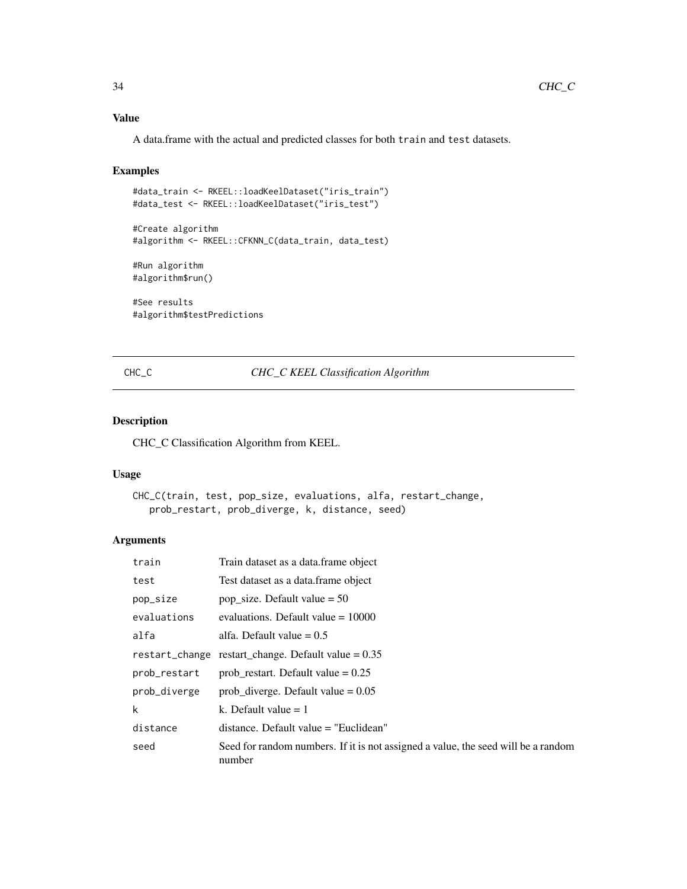## Value

A data.frame with the actual and predicted classes for both `train` and `test` datasets.

## Examples

```
#data_train <- RKEEL::loadKeelDataset("iris_train")
#data_test <- RKEEL::loadKeelDataset("iris_test")

#Create algorithm
#algorithm <- RKEEL::CFKNN_C(data_train, data_test)

#Run algorithm
#algorithm$run()

#See results
#algorithm$testPredictions
```

---

# CHC_C — *CHC_C KEEL Classification Algorithm*

## Description

CHC_C Classification Algorithm from KEEL.

## Usage

```
CHC_C(train, test, pop_size, evaluations, alfa, restart_change,
   prob_restart, prob_diverge, k, distance, seed)
```

## Arguments

| | |
|---|---|
| `train` | Train dataset as a data.frame object |
| `test` | Test dataset as a data.frame object |
| `pop_size` | pop_size. Default value = 50 |
| `evaluations` | evaluations. Default value = 10000 |
| `alfa` | alfa. Default value = 0.5 |
| `restart_change` | restart_change. Default value = 0.35 |
| `prob_restart` | prob_restart. Default value = 0.25 |
| `prob_diverge` | prob_diverge. Default value = 0.05 |
| `k` | k. Default value = 1 |
| `distance` | distance. Default value = "Euclidean" |
| `seed` | Seed for random numbers. If it is not assigned a value, the seed will be a random number |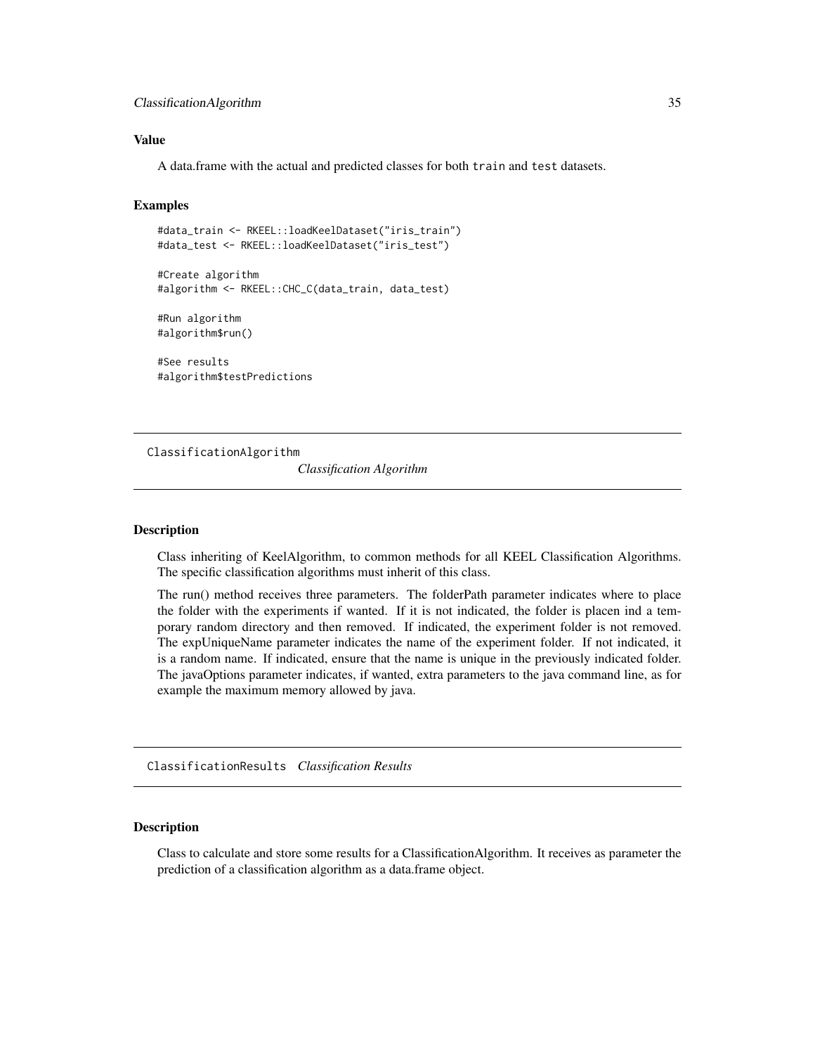## Value

A data.frame with the actual and predicted classes for both `train` and `test` datasets.

## Examples

```
#data_train <- RKEEL::loadKeelDataset("iris_train")
#data_test <- RKEEL::loadKeelDataset("iris_test")

#Create algorithm
#algorithm <- RKEEL::CHC_C(data_train, data_test)

#Run algorithm
#algorithm$run()

#See results
#algorithm$testPredictions
```

---

# ClassificationAlgorithm *Classification Algorithm*

---

## Description

Class inheriting of KeelAlgorithm, to common methods for all KEEL Classification Algorithms. The specific classification algorithms must inherit of this class.

The run() method receives three parameters. The folderPath parameter indicates where to place the folder with the experiments if wanted. If it is not indicated, the folder is placen ind a temporary random directory and then removed. If indicated, the experiment folder is not removed. The expUniqueName parameter indicates the name of the experiment folder. If not indicated, it is a random name. If indicated, ensure that the name is unique in the previously indicated folder. The javaOptions parameter indicates, if wanted, extra parameters to the java command line, as for example the maximum memory allowed by java.

---

# ClassificationResults *Classification Results*

---

## Description

Class to calculate and store some results for a ClassificationAlgorithm. It receives as parameter the prediction of a classification algorithm as a data.frame object.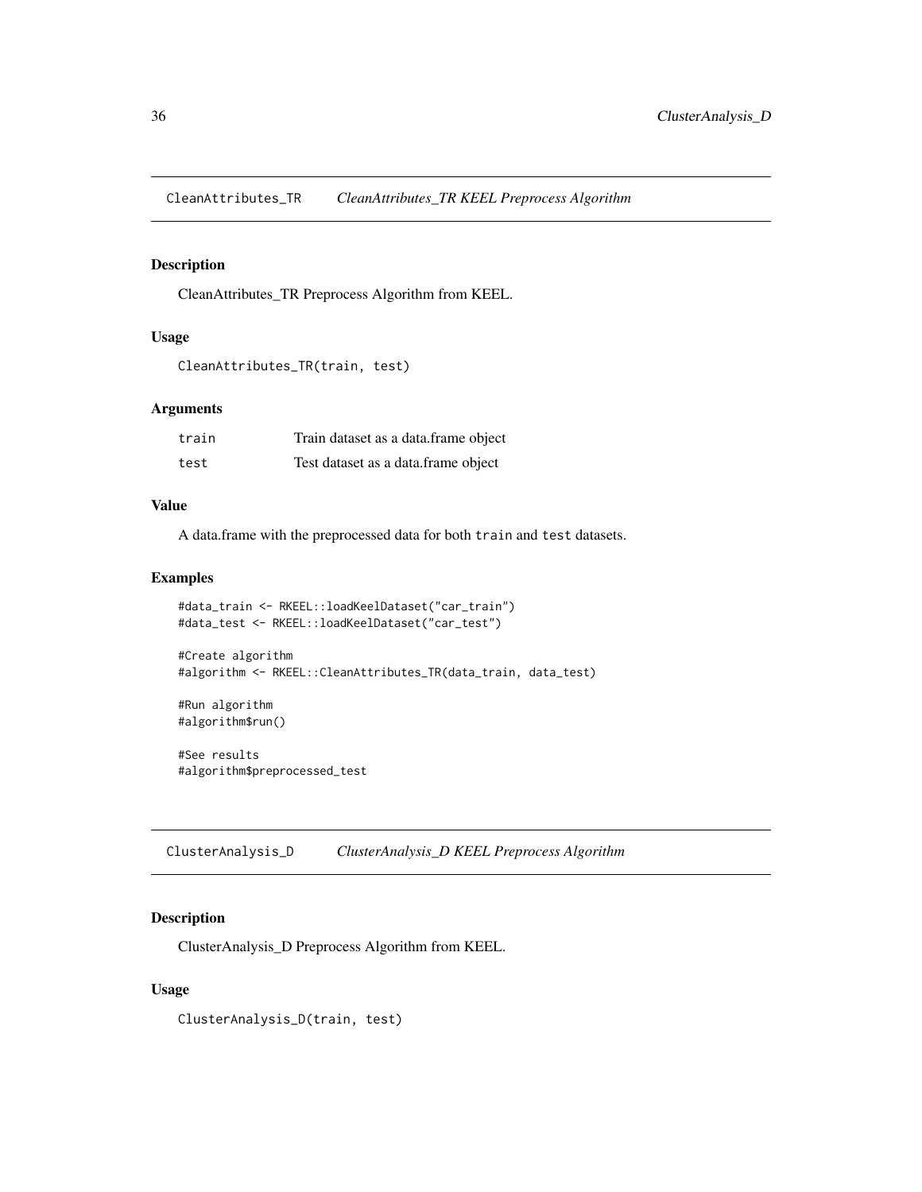## CleanAttributes_TR *CleanAttributes_TR KEEL Preprocess Algorithm*

### Description

CleanAttributes_TR Preprocess Algorithm from KEEL.

### Usage

```
CleanAttributes_TR(train, test)
```

### Arguments

| | |
|---|---|
| train | Train dataset as a data.frame object |
| test | Test dataset as a data.frame object |

### Value

A data.frame with the preprocessed data for both `train` and `test` datasets.

### Examples

```
#data_train <- RKEEL::loadKeelDataset("car_train")
#data_test <- RKEEL::loadKeelDataset("car_test")

#Create algorithm
#algorithm <- RKEEL::CleanAttributes_TR(data_train, data_test)

#Run algorithm
#algorithm$run()

#See results
#algorithm$preprocessed_test
```

## ClusterAnalysis_D *ClusterAnalysis_D KEEL Preprocess Algorithm*

### Description

ClusterAnalysis_D Preprocess Algorithm from KEEL.

### Usage

```
ClusterAnalysis_D(train, test)
```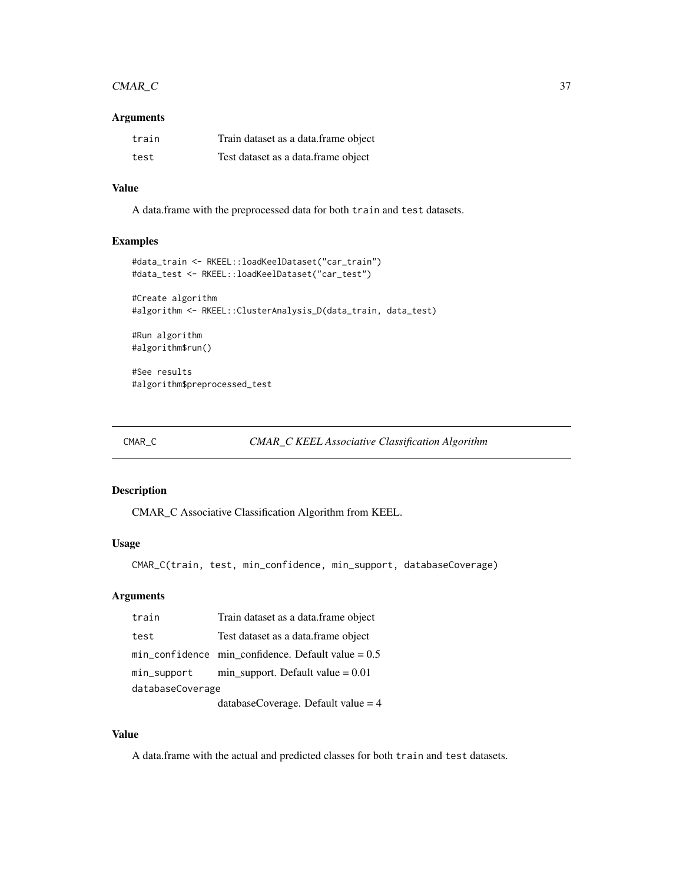### Arguments

| | |
|---|---|
| train | Train dataset as a data.frame object |
| test | Test dataset as a data.frame object |

### Value

A data.frame with the preprocessed data for both train and test datasets.

### Examples

```
#data_train <- RKEEL::loadKeelDataset("car_train")
#data_test <- RKEEL::loadKeelDataset("car_test")

#Create algorithm
#algorithm <- RKEEL::ClusterAnalysis_D(data_train, data_test)

#Run algorithm
#algorithm$run()

#See results
#algorithm$preprocessed_test
```

---

## CMAR_C    *CMAR_C KEEL Associative Classification Algorithm*

### Description

CMAR_C Associative Classification Algorithm from KEEL.

### Usage

```
CMAR_C(train, test, min_confidence, min_support, databaseCoverage)
```

### Arguments

| | |
|---|---|
| train | Train dataset as a data.frame object |
| test | Test dataset as a data.frame object |
| min_confidence | min_confidence. Default value = 0.5 |
| min_support | min_support. Default value = 0.01 |
| databaseCoverage | databaseCoverage. Default value = 4 |

### Value

A data.frame with the actual and predicted classes for both train and test datasets.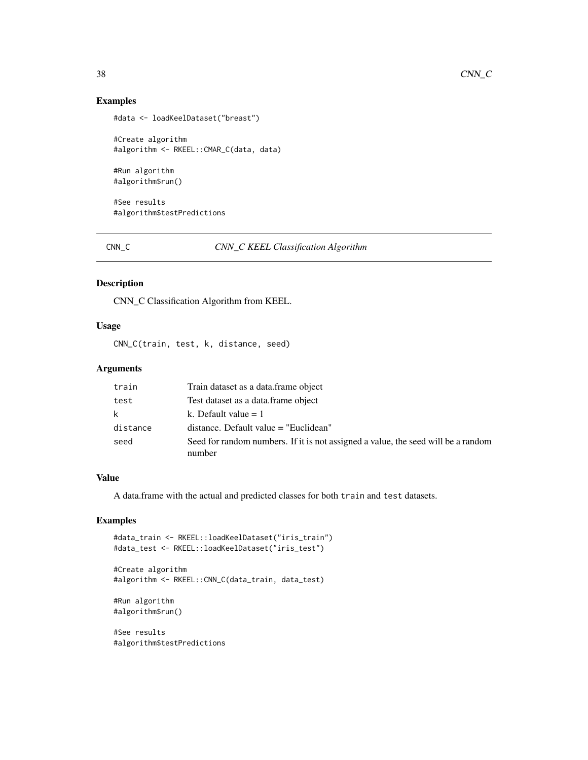## Examples

```
#data <- loadKeelDataset("breast")

#Create algorithm
#algorithm <- RKEEL::CMAR_C(data, data)

#Run algorithm
#algorithm$run()

#See results
#algorithm$testPredictions
```

---

# CNN_C *CNN_C KEEL Classification Algorithm*

---

## Description

CNN_C Classification Algorithm from KEEL.

## Usage

```
CNN_C(train, test, k, distance, seed)
```

## Arguments

| | |
|---|---|
| train | Train dataset as a data.frame object |
| test | Test dataset as a data.frame object |
| k | k. Default value = 1 |
| distance | distance. Default value = "Euclidean" |
| seed | Seed for random numbers. If it is not assigned a value, the seed will be a random number |

## Value

A data.frame with the actual and predicted classes for both `train` and `test` datasets.

## Examples

```
#data_train <- RKEEL::loadKeelDataset("iris_train")
#data_test <- RKEEL::loadKeelDataset("iris_test")

#Create algorithm
#algorithm <- RKEEL::CNN_C(data_train, data_test)

#Run algorithm
#algorithm$run()

#See results
#algorithm$testPredictions
```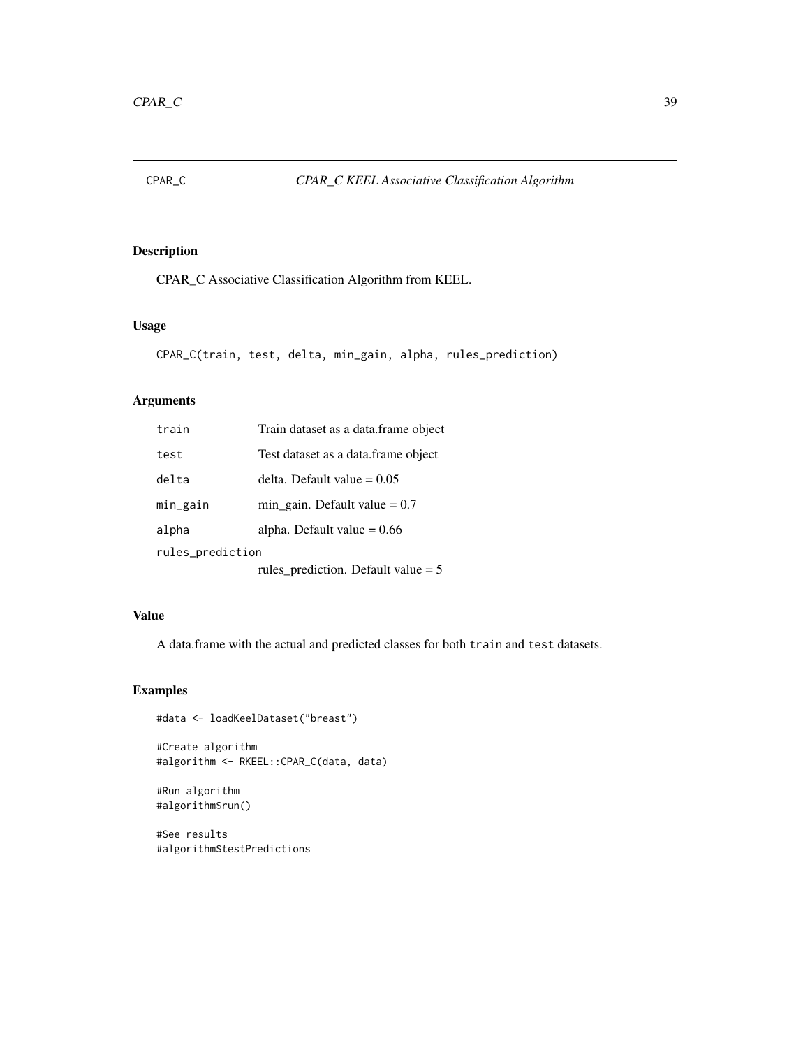## CPAR_C *CPAR_C KEEL Associative Classification Algorithm*

### Description

CPAR_C Associative Classification Algorithm from KEEL.

### Usage

```
CPAR_C(train, test, delta, min_gain, alpha, rules_prediction)
```

### Arguments

| | |
|---|---|
| train | Train dataset as a data.frame object |
| test | Test dataset as a data.frame object |
| delta | delta. Default value = 0.05 |
| min_gain | min_gain. Default value = 0.7 |
| alpha | alpha. Default value = 0.66 |
| rules_prediction | rules_prediction. Default value = 5 |

### Value

A data.frame with the actual and predicted classes for both train and test datasets.

### Examples

```
#data <- loadKeelDataset("breast")

#Create algorithm
#algorithm <- RKEEL::CPAR_C(data, data)

#Run algorithm
#algorithm$run()

#See results
#algorithm$testPredictions
```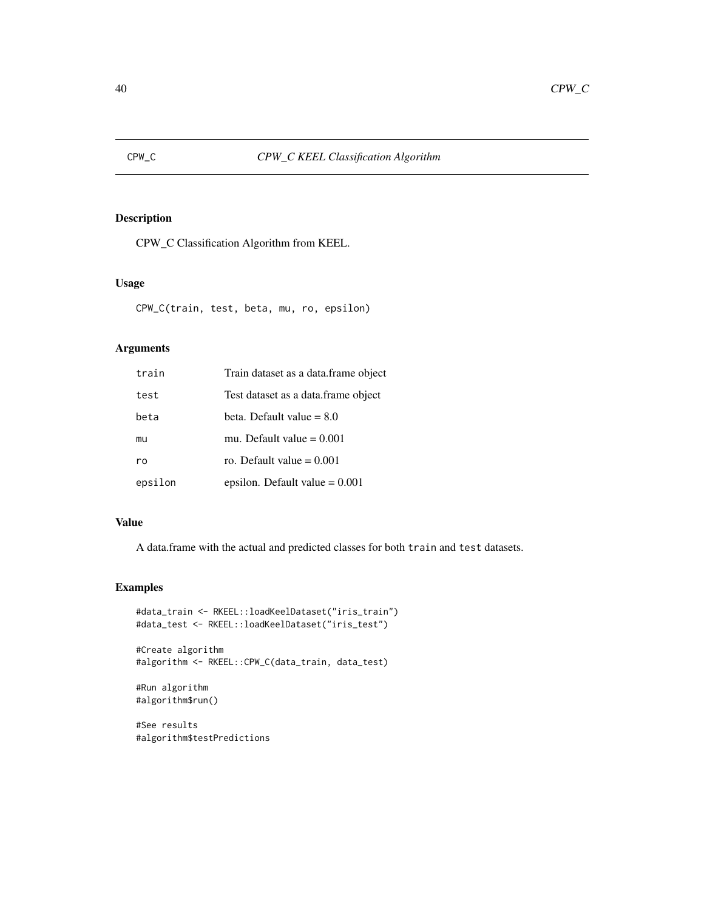CPW_C *CPW_C KEEL Classification Algorithm*

## Description

CPW_C Classification Algorithm from KEEL.

## Usage

```
CPW_C(train, test, beta, mu, ro, epsilon)
```

## Arguments

| | |
|---|---|
| train | Train dataset as a data.frame object |
| test | Test dataset as a data.frame object |
| beta | beta. Default value = 8.0 |
| mu | mu. Default value = 0.001 |
| ro | ro. Default value = 0.001 |
| epsilon | epsilon. Default value = 0.001 |

## Value

A data.frame with the actual and predicted classes for both `train` and `test` datasets.

## Examples

```
#data_train <- RKEEL::loadKeelDataset("iris_train")
#data_test <- RKEEL::loadKeelDataset("iris_test")

#Create algorithm
#algorithm <- RKEEL::CPW_C(data_train, data_test)

#Run algorithm
#algorithm$run()

#See results
#algorithm$testPredictions
```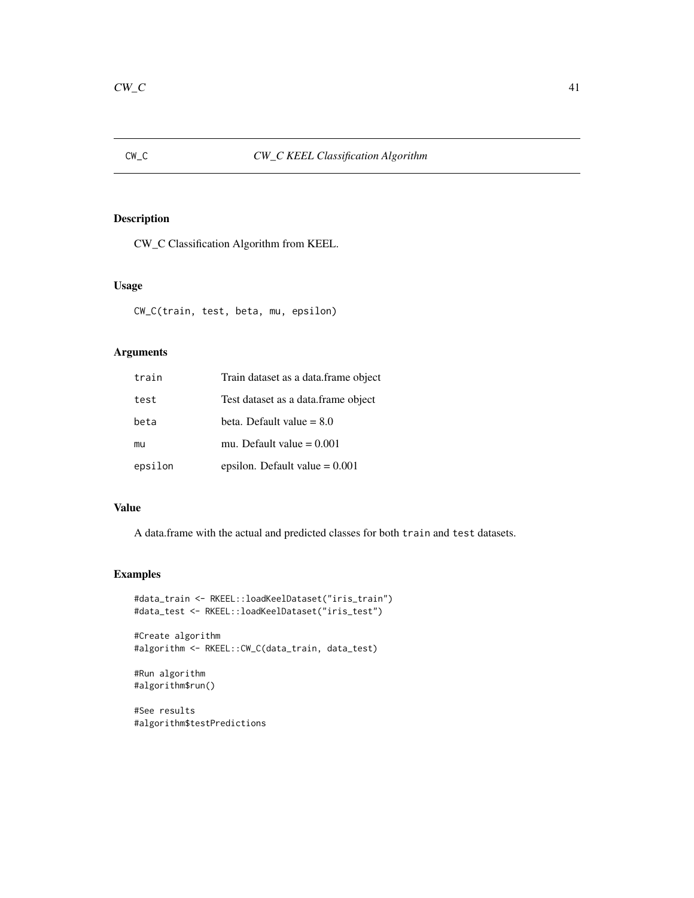# CW_C — *CW_C KEEL Classification Algorithm*

## Description

CW_C Classification Algorithm from KEEL.

## Usage

```
CW_C(train, test, beta, mu, epsilon)
```

## Arguments

| | |
|---|---|
| train | Train dataset as a data.frame object |
| test | Test dataset as a data.frame object |
| beta | beta. Default value = 8.0 |
| mu | mu. Default value = 0.001 |
| epsilon | epsilon. Default value = 0.001 |

## Value

A data.frame with the actual and predicted classes for both `train` and `test` datasets.

## Examples

```
#data_train <- RKEEL::loadKeelDataset("iris_train")
#data_test <- RKEEL::loadKeelDataset("iris_test")

#Create algorithm
#algorithm <- RKEEL::CW_C(data_train, data_test)

#Run algorithm
#algorithm$run()

#See results
#algorithm$testPredictions
```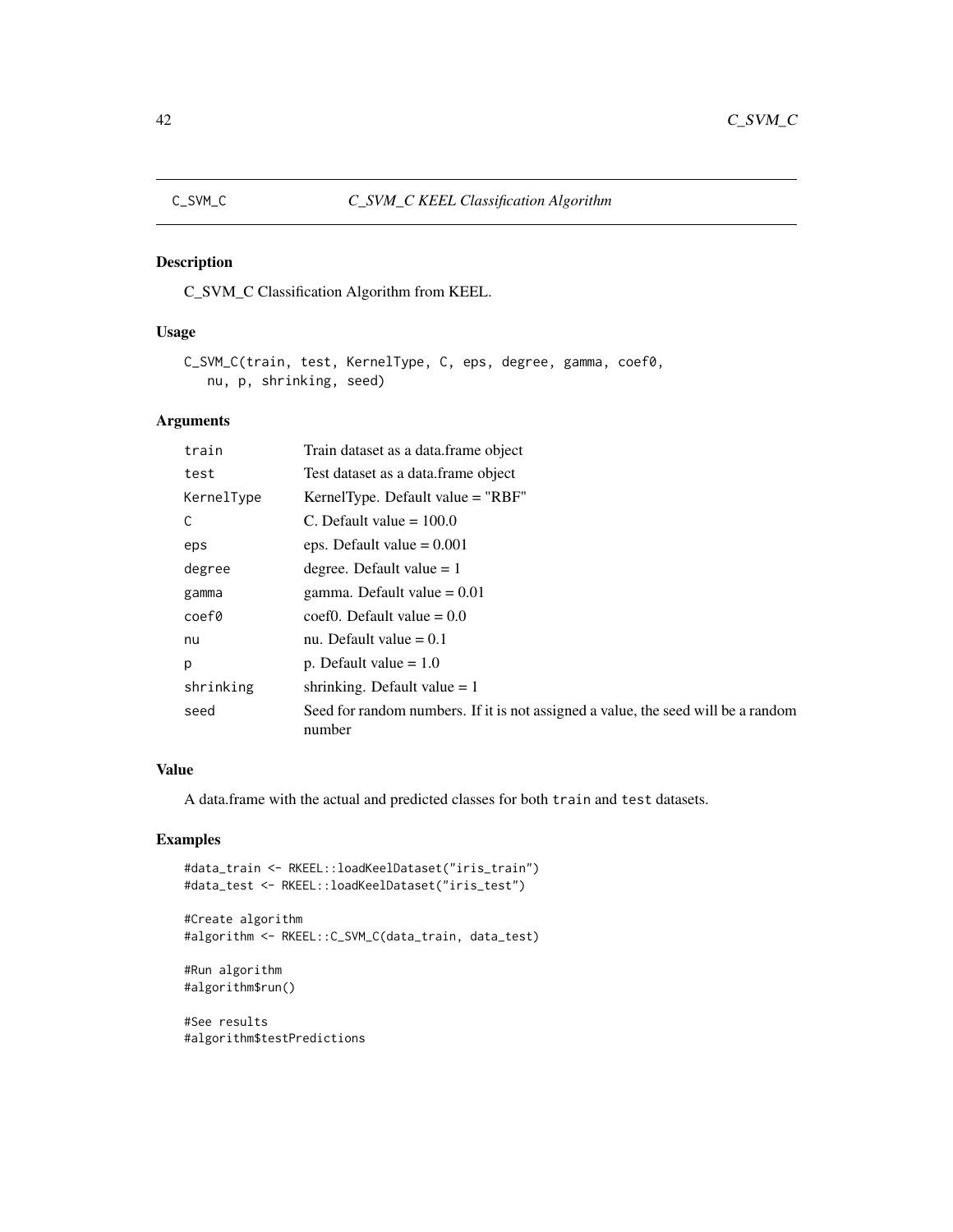C_SVM_C *C_SVM_C KEEL Classification Algorithm*

## Description

C_SVM_C Classification Algorithm from KEEL.

## Usage

```
C_SVM_C(train, test, KernelType, C, eps, degree, gamma, coef0,
   nu, p, shrinking, seed)
```

## Arguments

| | |
|---|---|
| train | Train dataset as a data.frame object |
| test | Test dataset as a data.frame object |
| KernelType | KernelType. Default value = "RBF" |
| C | C. Default value = 100.0 |
| eps | eps. Default value = 0.001 |
| degree | degree. Default value = 1 |
| gamma | gamma. Default value = 0.01 |
| coef0 | coef0. Default value = 0.0 |
| nu | nu. Default value = 0.1 |
| p | p. Default value = 1.0 |
| shrinking | shrinking. Default value = 1 |
| seed | Seed for random numbers. If it is not assigned a value, the seed will be a random number |

## Value

A data.frame with the actual and predicted classes for both `train` and `test` datasets.

## Examples

```
#data_train <- RKEEL::loadKeelDataset("iris_train")
#data_test <- RKEEL::loadKeelDataset("iris_test")

#Create algorithm
#algorithm <- RKEEL::C_SVM_C(data_train, data_test)

#Run algorithm
#algorithm$run()

#See results
#algorithm$testPredictions
```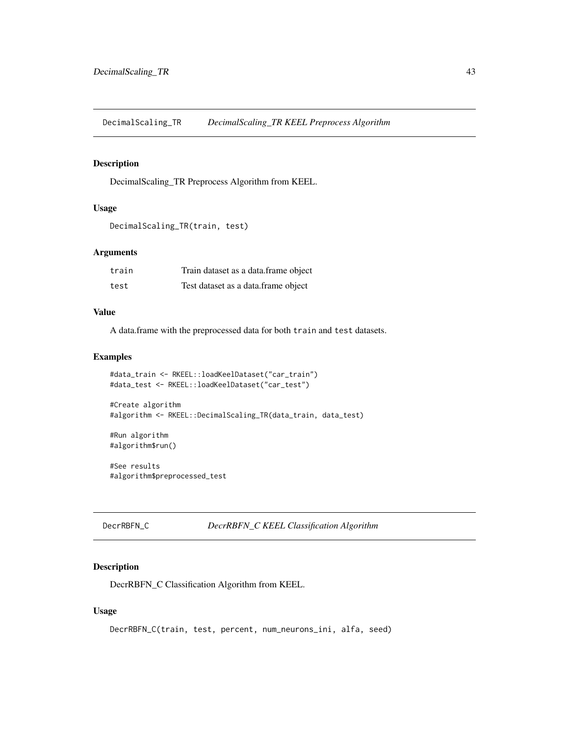## DecimalScaling_TR — *DecimalScaling_TR KEEL Preprocess Algorithm*

### Description

DecimalScaling_TR Preprocess Algorithm from KEEL.

### Usage

```
DecimalScaling_TR(train, test)
```

### Arguments

| | |
|---|---|
| train | Train dataset as a data.frame object |
| test | Test dataset as a data.frame object |

### Value

A data.frame with the preprocessed data for both `train` and `test` datasets.

### Examples

```
#data_train <- RKEEL::loadKeelDataset("car_train")
#data_test <- RKEEL::loadKeelDataset("car_test")

#Create algorithm
#algorithm <- RKEEL::DecimalScaling_TR(data_train, data_test)

#Run algorithm
#algorithm$run()

#See results
#algorithm$preprocessed_test
```

## DecrRBFN_C — *DecrRBFN_C KEEL Classification Algorithm*

### Description

DecrRBFN_C Classification Algorithm from KEEL.

### Usage

```
DecrRBFN_C(train, test, percent, num_neurons_ini, alfa, seed)
```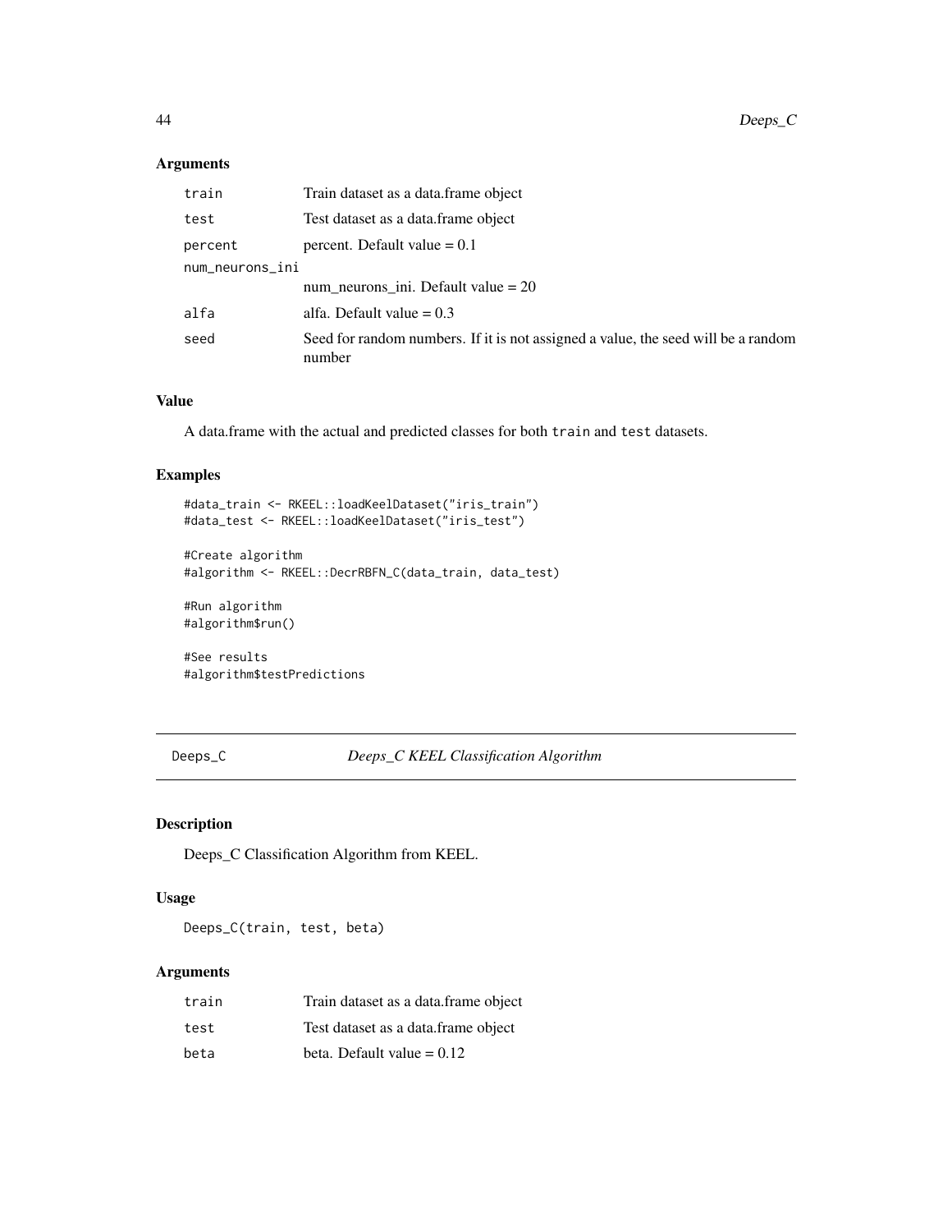## Arguments

| | |
|---|---|
| train | Train dataset as a data.frame object |
| test | Test dataset as a data.frame object |
| percent | percent. Default value = 0.1 |
| num_neurons_ini | num_neurons_ini. Default value = 20 |
| alfa | alfa. Default value = 0.3 |
| seed | Seed for random numbers. If it is not assigned a value, the seed will be a random number |

## Value

A data.frame with the actual and predicted classes for both `train` and `test` datasets.

## Examples

```
#data_train <- RKEEL::loadKeelDataset("iris_train")
#data_test <- RKEEL::loadKeelDataset("iris_test")

#Create algorithm
#algorithm <- RKEEL::DecrRBFN_C(data_train, data_test)

#Run algorithm
#algorithm$run()

#See results
#algorithm$testPredictions
```

---

# Deeps_C — *Deeps_C KEEL Classification Algorithm*

## Description

Deeps_C Classification Algorithm from KEEL.

## Usage

```
Deeps_C(train, test, beta)
```

## Arguments

| | |
|---|---|
| train | Train dataset as a data.frame object |
| test | Test dataset as a data.frame object |
| beta | beta. Default value = 0.12 |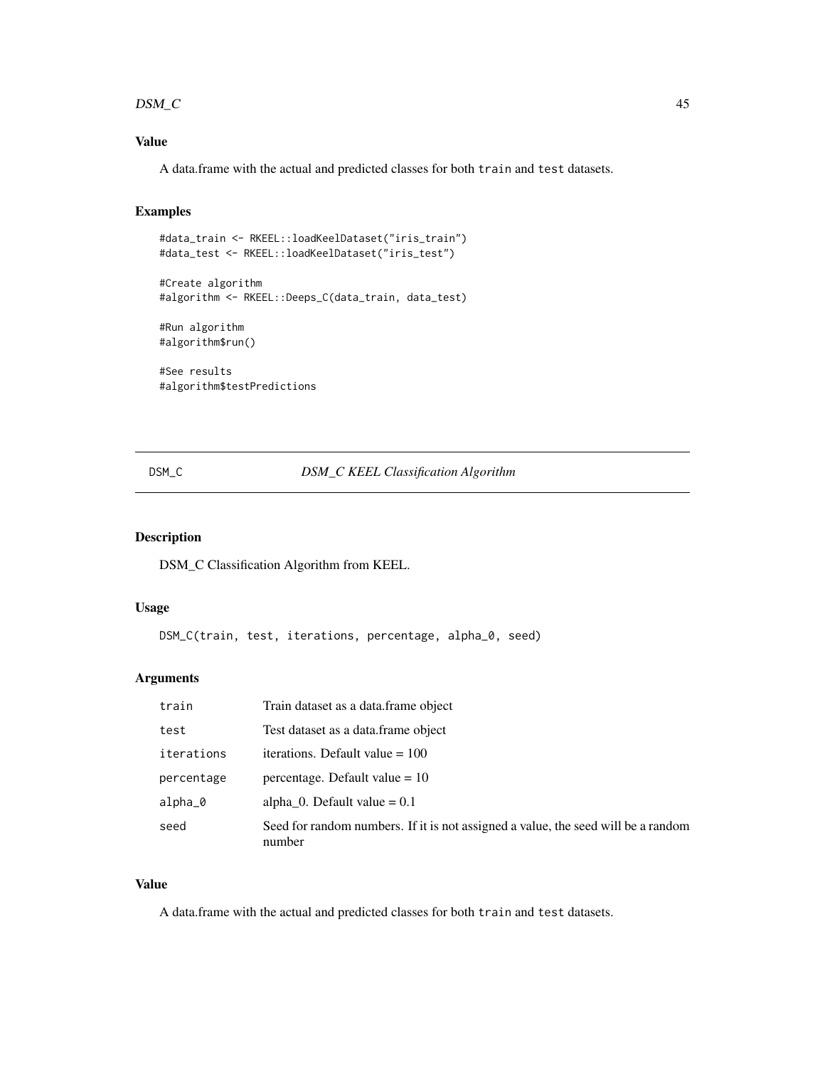## Value

A data.frame with the actual and predicted classes for both train and test datasets.

## Examples

```
#data_train <- RKEEL::loadKeelDataset("iris_train")
#data_test <- RKEEL::loadKeelDataset("iris_test")

#Create algorithm
#algorithm <- RKEEL::Deeps_C(data_train, data_test)

#Run algorithm
#algorithm$run()

#See results
#algorithm$testPredictions
```

---

# DSM_C — *DSM_C KEEL Classification Algorithm*

---

## Description

DSM_C Classification Algorithm from KEEL.

## Usage

```
DSM_C(train, test, iterations, percentage, alpha_0, seed)
```

## Arguments

| | |
|---|---|
| train | Train dataset as a data.frame object |
| test | Test dataset as a data.frame object |
| iterations | iterations. Default value = 100 |
| percentage | percentage. Default value = 10 |
| alpha_0 | alpha_0. Default value = 0.1 |
| seed | Seed for random numbers. If it is not assigned a value, the seed will be a random number |

## Value

A data.frame with the actual and predicted classes for both train and test datasets.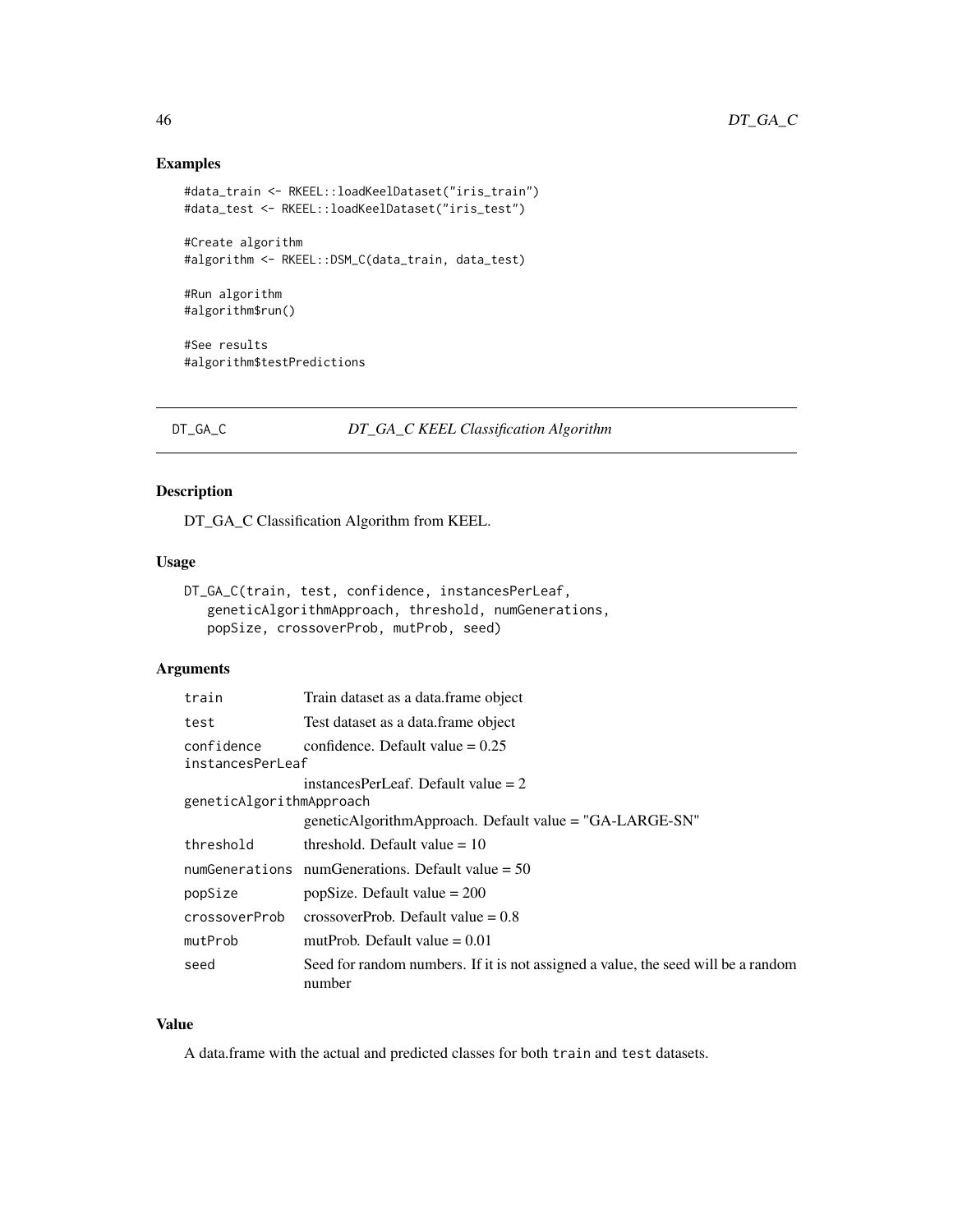## Examples

```
#data_train <- RKEEL::loadKeelDataset("iris_train")
#data_test <- RKEEL::loadKeelDataset("iris_test")

#Create algorithm
#algorithm <- RKEEL::DSM_C(data_train, data_test)

#Run algorithm
#algorithm$run()

#See results
#algorithm$testPredictions
```

---

DT_GA_C *DT_GA_C KEEL Classification Algorithm*

---

## Description

DT_GA_C Classification Algorithm from KEEL.

## Usage

```
DT_GA_C(train, test, confidence, instancesPerLeaf,
   geneticAlgorithmApproach, threshold, numGenerations,
   popSize, crossoverProb, mutProb, seed)
```

## Arguments

| | |
|---|---|
| train | Train dataset as a data.frame object |
| test | Test dataset as a data.frame object |
| confidence | confidence. Default value = 0.25 |
| instancesPerLeaf | instancesPerLeaf. Default value = 2 |
| geneticAlgorithmApproach | geneticAlgorithmApproach. Default value = "GA-LARGE-SN" |
| threshold | threshold. Default value = 10 |
| numGenerations | numGenerations. Default value = 50 |
| popSize | popSize. Default value = 200 |
| crossoverProb | crossoverProb. Default value = 0.8 |
| mutProb | mutProb. Default value = 0.01 |
| seed | Seed for random numbers. If it is not assigned a value, the seed will be a random number |

## Value

A data.frame with the actual and predicted classes for both train and test datasets.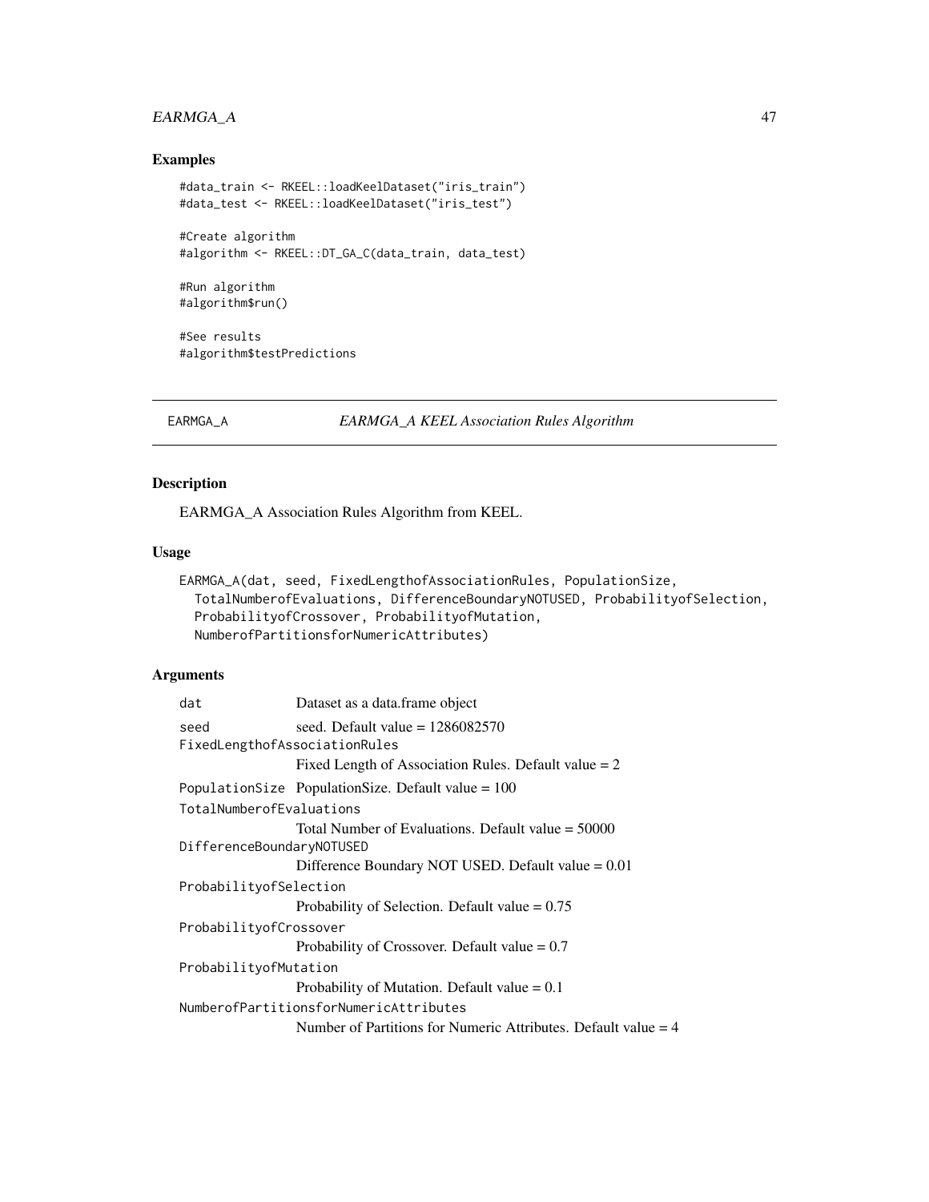## Examples

```
#data_train <- RKEEL::loadKeelDataset("iris_train")
#data_test <- RKEEL::loadKeelDataset("iris_test")

#Create algorithm
#algorithm <- RKEEL::DT_GA_C(data_train, data_test)

#Run algorithm
#algorithm$run()

#See results
#algorithm$testPredictions
```

---

EARMGA_A *EARMGA_A KEEL Association Rules Algorithm*

---

## Description

EARMGA_A Association Rules Algorithm from KEEL.

## Usage

```
EARMGA_A(dat, seed, FixedLengthofAssociationRules, PopulationSize,
  TotalNumberofEvaluations, DifferenceBoundaryNOTUSED, ProbabilityofSelection,
  ProbabilityofCrossover, ProbabilityofMutation,
  NumberofPartitionsforNumericAttributes)
```

## Arguments

| | |
|---|---|
| `dat` | Dataset as a data.frame object |
| `seed` | seed. Default value = 1286082570 |
| `FixedLengthofAssociationRules` | Fixed Length of Association Rules. Default value = 2 |
| `PopulationSize` | PopulationSize. Default value = 100 |
| `TotalNumberofEvaluations` | Total Number of Evaluations. Default value = 50000 |
| `DifferenceBoundaryNOTUSED` | Difference Boundary NOT USED. Default value = 0.01 |
| `ProbabilityofSelection` | Probability of Selection. Default value = 0.75 |
| `ProbabilityofCrossover` | Probability of Crossover. Default value = 0.7 |
| `ProbabilityofMutation` | Probability of Mutation. Default value = 0.1 |
| `NumberofPartitionsforNumericAttributes` | Number of Partitions for Numeric Attributes. Default value = 4 |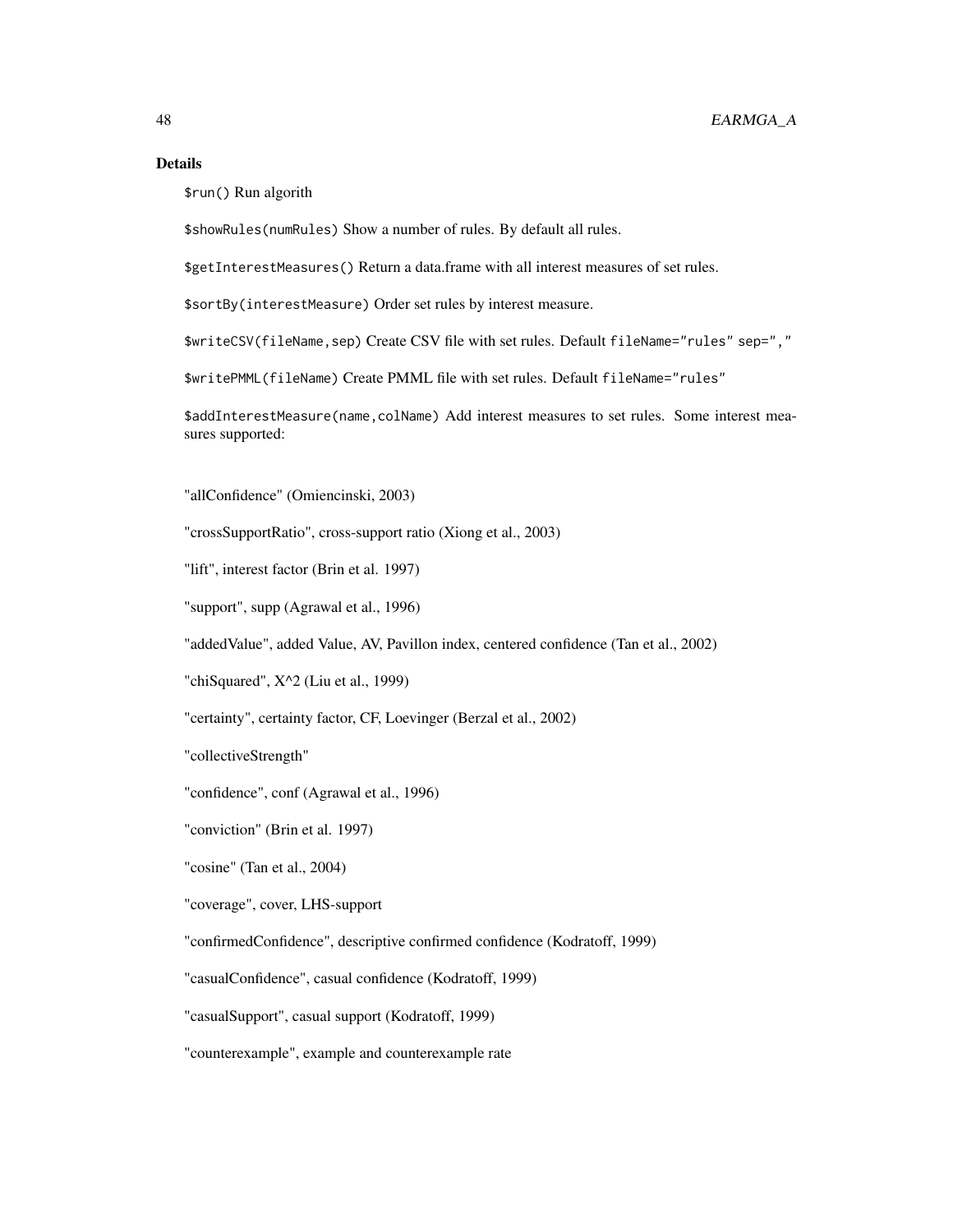#### Details

`$run()` Run algorith

`$showRules(numRules)` Show a number of rules. By default all rules.

`$getInterestMeasures()` Return a data.frame with all interest measures of set rules.

`$sortBy(interestMeasure)` Order set rules by interest measure.

`$writeCSV(fileName,sep)` Create CSV file with set rules. Default `fileName="rules" sep=","`

`$writePMML(fileName)` Create PMML file with set rules. Default `fileName="rules"`

`$addInterestMeasure(name,colName)` Add interest measures to set rules. Some interest measures supported:

"allConfidence" (Omiencinski, 2003)

"crossSupportRatio", cross-support ratio (Xiong et al., 2003)

"lift", interest factor (Brin et al. 1997)

"support", supp (Agrawal et al., 1996)

"addedValue", added Value, AV, Pavillon index, centered confidence (Tan et al., 2002)

"chiSquared", X^2 (Liu et al., 1999)

"certainty", certainty factor, CF, Loevinger (Berzal et al., 2002)

"collectiveStrength"

"confidence", conf (Agrawal et al., 1996)

"conviction" (Brin et al. 1997)

"cosine" (Tan et al., 2004)

"coverage", cover, LHS-support

"confirmedConfidence", descriptive confirmed confidence (Kodratoff, 1999)

"casualConfidence", casual confidence (Kodratoff, 1999)

"casualSupport", casual support (Kodratoff, 1999)

"counterexample", example and counterexample rate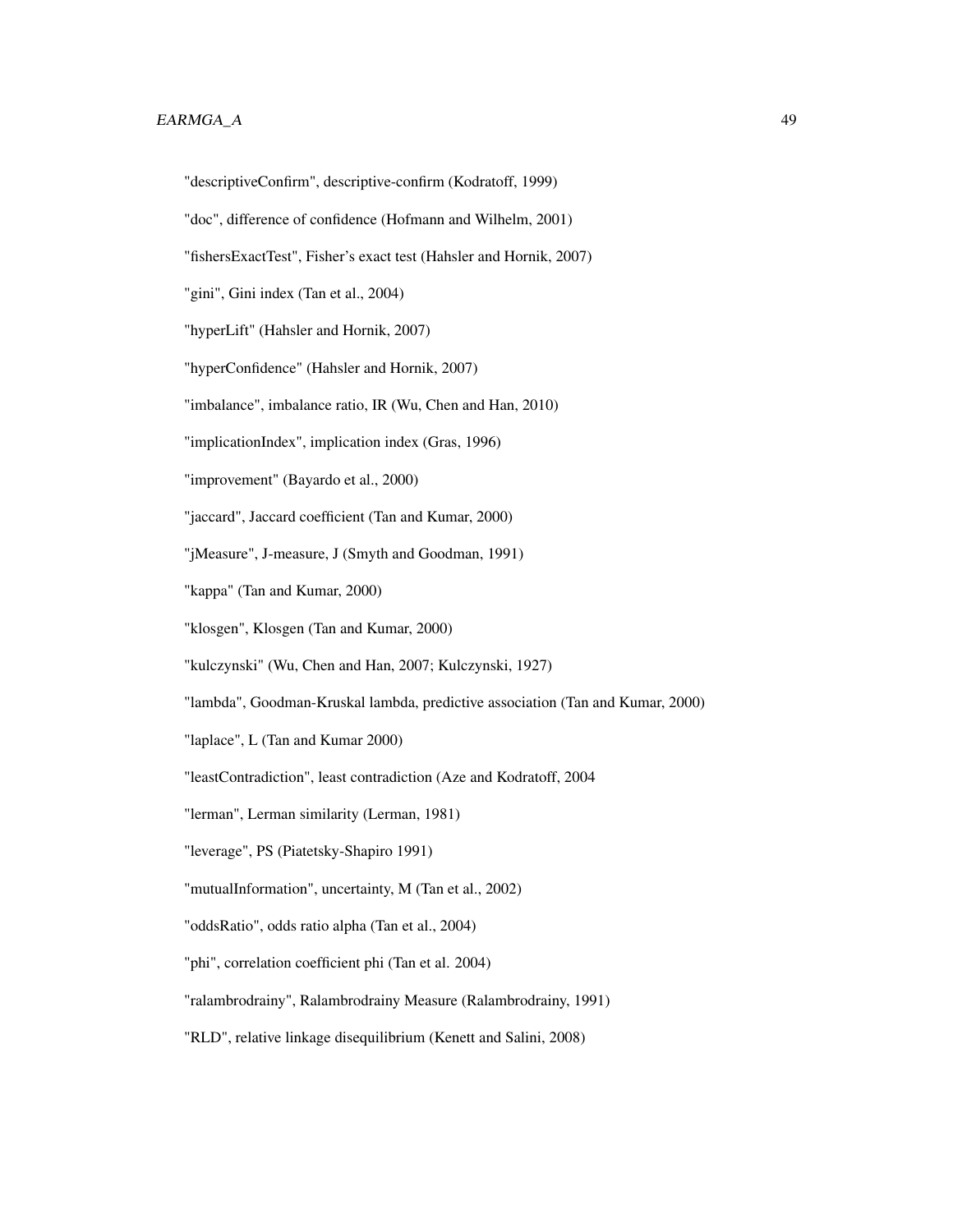"descriptiveConfirm", descriptive-confirm (Kodratoff, 1999)

"doc", difference of confidence (Hofmann and Wilhelm, 2001)

"fishersExactTest", Fisher's exact test (Hahsler and Hornik, 2007)

"gini", Gini index (Tan et al., 2004)

"hyperLift" (Hahsler and Hornik, 2007)

"hyperConfidence" (Hahsler and Hornik, 2007)

"imbalance", imbalance ratio, IR (Wu, Chen and Han, 2010)

"implicationIndex", implication index (Gras, 1996)

"improvement" (Bayardo et al., 2000)

"jaccard", Jaccard coefficient (Tan and Kumar, 2000)

"jMeasure", J-measure, J (Smyth and Goodman, 1991)

"kappa" (Tan and Kumar, 2000)

"klosgen", Klosgen (Tan and Kumar, 2000)

"kulczynski" (Wu, Chen and Han, 2007; Kulczynski, 1927)

"lambda", Goodman-Kruskal lambda, predictive association (Tan and Kumar, 2000)

"laplace", L (Tan and Kumar 2000)

"leastContradiction", least contradiction (Aze and Kodratoff, 2004

"lerman", Lerman similarity (Lerman, 1981)

"leverage", PS (Piatetsky-Shapiro 1991)

"mutualInformation", uncertainty, M (Tan et al., 2002)

"oddsRatio", odds ratio alpha (Tan et al., 2004)

"phi", correlation coefficient phi (Tan et al. 2004)

"ralambrodrainy", Ralambrodrainy Measure (Ralambrodrainy, 1991)

"RLD", relative linkage disequilibrium (Kenett and Salini, 2008)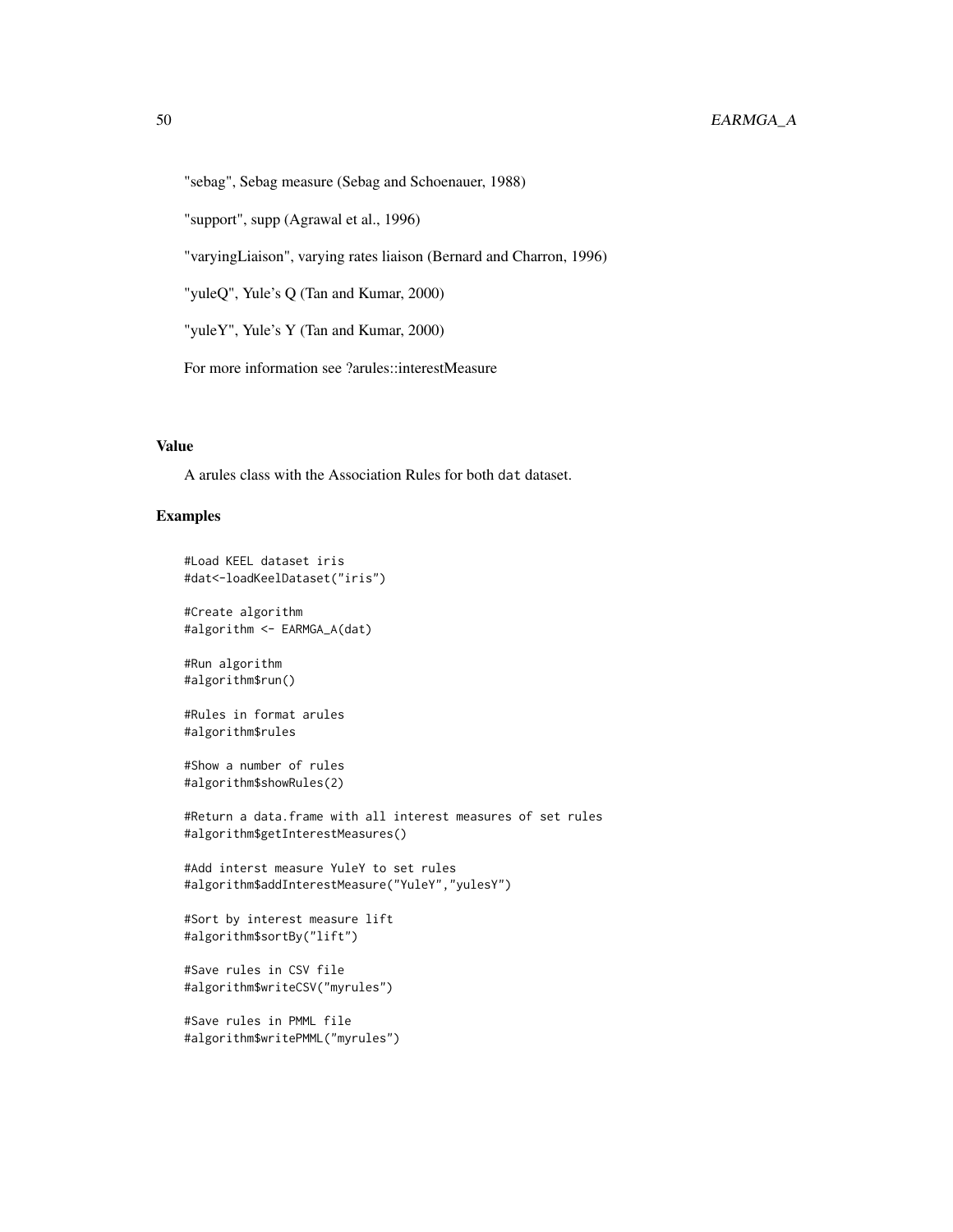"sebag", Sebag measure (Sebag and Schoenauer, 1988)

"support", supp (Agrawal et al., 1996)

"varyingLiaison", varying rates liaison (Bernard and Charron, 1996)

"yuleQ", Yule's Q (Tan and Kumar, 2000)

"yuleY", Yule's Y (Tan and Kumar, 2000)

For more information see ?arules::interestMeasure

## Value

A arules class with the Association Rules for both dat dataset.

## Examples

```
#Load KEEL dataset iris
#dat<-loadKeelDataset("iris")

#Create algorithm
#algorithm <- EARMGA_A(dat)

#Run algorithm
#algorithm$run()

#Rules in format arules
#algorithm$rules

#Show a number of rules
#algorithm$showRules(2)

#Return a data.frame with all interest measures of set rules
#algorithm$getInterestMeasures()

#Add interst measure YuleY to set rules
#algorithm$addInterestMeasure("YuleY","yulesY")

#Sort by interest measure lift
#algorithm$sortBy("lift")

#Save rules in CSV file
#algorithm$writeCSV("myrules")

#Save rules in PMML file
#algorithm$writePMML("myrules")
```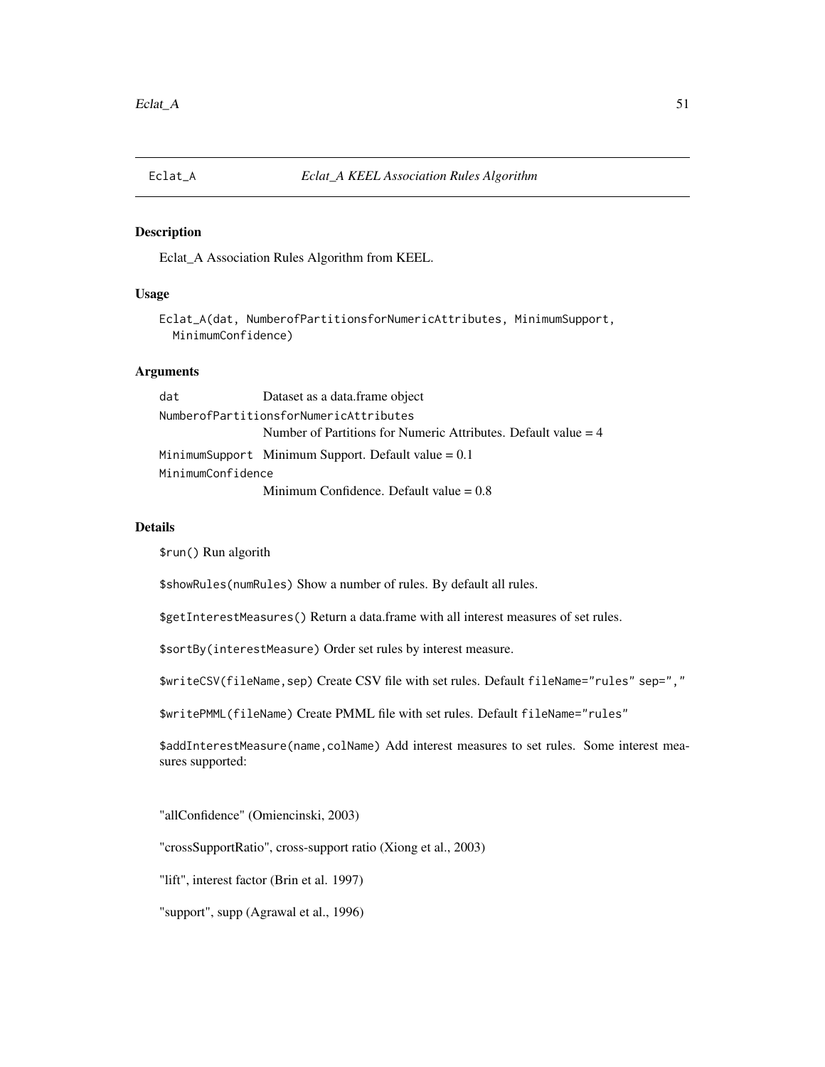## Eclat_A — *Eclat_A KEEL Association Rules Algorithm*

### Description

Eclat_A Association Rules Algorithm from KEEL.

### Usage

```
Eclat_A(dat, NumberofPartitionsforNumericAttributes, MinimumSupport,
  MinimumConfidence)
```

### Arguments

| | |
|---|---|
| `dat` | Dataset as a data.frame object |
| `NumberofPartitionsforNumericAttributes` | Number of Partitions for Numeric Attributes. Default value = 4 |
| `MinimumSupport` | Minimum Support. Default value = 0.1 |
| `MinimumConfidence` | Minimum Confidence. Default value = 0.8 |

### Details

`$run()` Run algorith

`$showRules(numRules)` Show a number of rules. By default all rules.

`$getInterestMeasures()` Return a data.frame with all interest measures of set rules.

`$sortBy(interestMeasure)` Order set rules by interest measure.

`$writeCSV(fileName,sep)` Create CSV file with set rules. Default `fileName="rules"` `sep=","`

`$writePMML(fileName)` Create PMML file with set rules. Default `fileName="rules"`

`$addInterestMeasure(name,colName)` Add interest measures to set rules. Some interest measures supported:

"allConfidence" (Omiencinski, 2003)

"crossSupportRatio", cross-support ratio (Xiong et al., 2003)

"lift", interest factor (Brin et al. 1997)

"support", supp (Agrawal et al., 1996)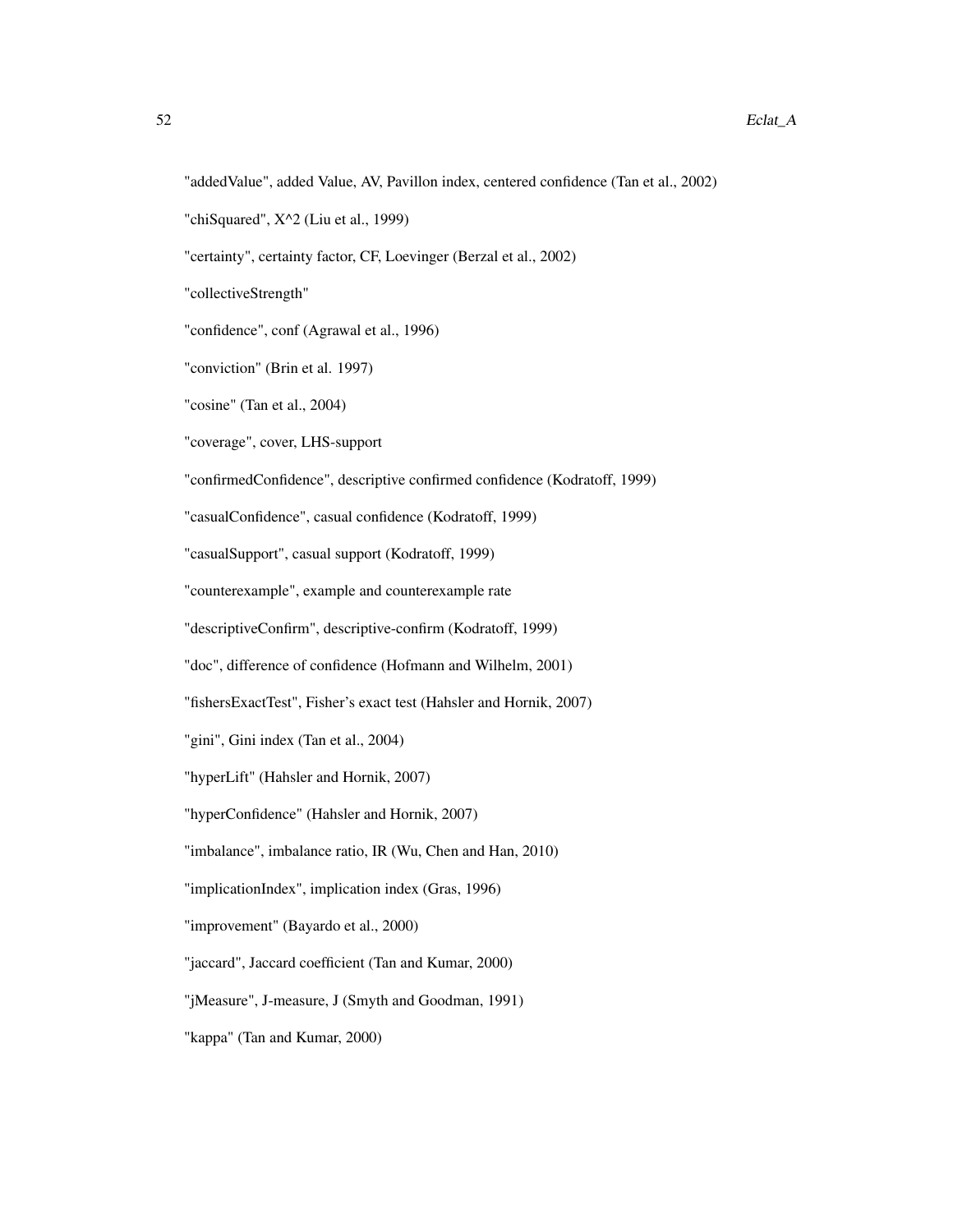"addedValue", added Value, AV, Pavillon index, centered confidence (Tan et al., 2002)

"chiSquared", X^2 (Liu et al., 1999)

"certainty", certainty factor, CF, Loevinger (Berzal et al., 2002)

"collectiveStrength"

"confidence", conf (Agrawal et al., 1996)

"conviction" (Brin et al. 1997)

"cosine" (Tan et al., 2004)

"coverage", cover, LHS-support

"confirmedConfidence", descriptive confirmed confidence (Kodratoff, 1999)

"casualConfidence", casual confidence (Kodratoff, 1999)

"casualSupport", casual support (Kodratoff, 1999)

"counterexample", example and counterexample rate

"descriptiveConfirm", descriptive-confirm (Kodratoff, 1999)

"doc", difference of confidence (Hofmann and Wilhelm, 2001)

"fishersExactTest", Fisher's exact test (Hahsler and Hornik, 2007)

"gini", Gini index (Tan et al., 2004)

"hyperLift" (Hahsler and Hornik, 2007)

"hyperConfidence" (Hahsler and Hornik, 2007)

"imbalance", imbalance ratio, IR (Wu, Chen and Han, 2010)

"implicationIndex", implication index (Gras, 1996)

"improvement" (Bayardo et al., 2000)

"jaccard", Jaccard coefficient (Tan and Kumar, 2000)

"jMeasure", J-measure, J (Smyth and Goodman, 1991)

"kappa" (Tan and Kumar, 2000)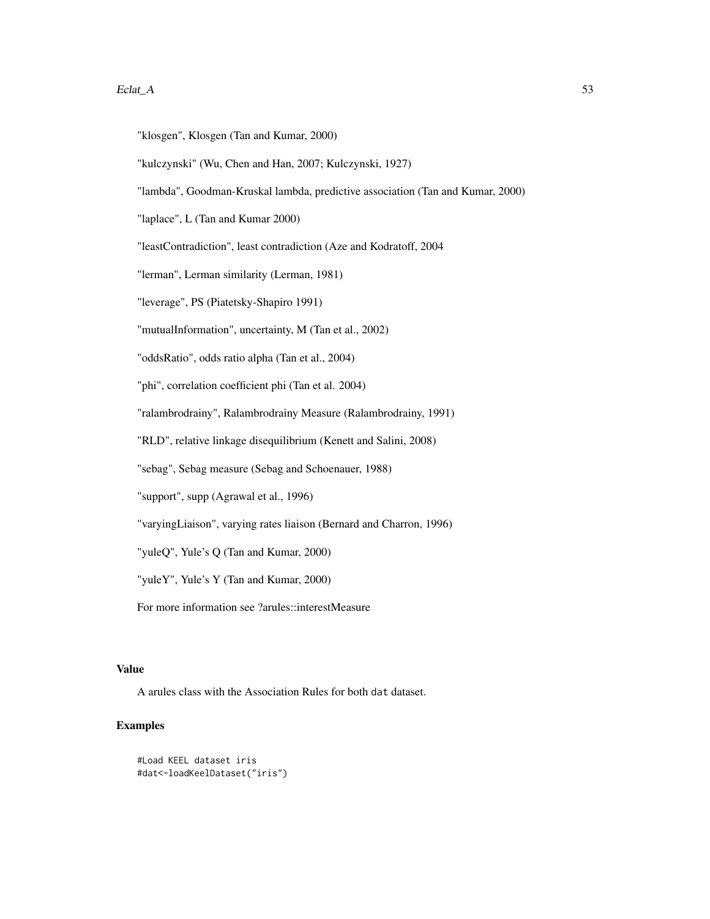"klosgen", Klosgen (Tan and Kumar, 2000)

"kulczynski" (Wu, Chen and Han, 2007; Kulczynski, 1927)

"lambda", Goodman-Kruskal lambda, predictive association (Tan and Kumar, 2000)

"laplace", L (Tan and Kumar 2000)

"leastContradiction", least contradiction (Aze and Kodratoff, 2004

"lerman", Lerman similarity (Lerman, 1981)

"leverage", PS (Piatetsky-Shapiro 1991)

"mutualInformation", uncertainty, M (Tan et al., 2002)

"oddsRatio", odds ratio alpha (Tan et al., 2004)

"phi", correlation coefficient phi (Tan et al. 2004)

"ralambrodrainy", Ralambrodrainy Measure (Ralambrodrainy, 1991)

"RLD", relative linkage disequilibrium (Kenett and Salini, 2008)

"sebag", Sebag measure (Sebag and Schoenauer, 1988)

"support", supp (Agrawal et al., 1996)

"varyingLiaison", varying rates liaison (Bernard and Charron, 1996)

"yuleQ", Yule's Q (Tan and Kumar, 2000)

"yuleY", Yule's Y (Tan and Kumar, 2000)

For more information see ?arules::interestMeasure

## Value

A arules class with the Association Rules for both `dat` dataset.

## Examples

```
#Load KEEL dataset iris
#dat<-loadKeelDataset("iris")
```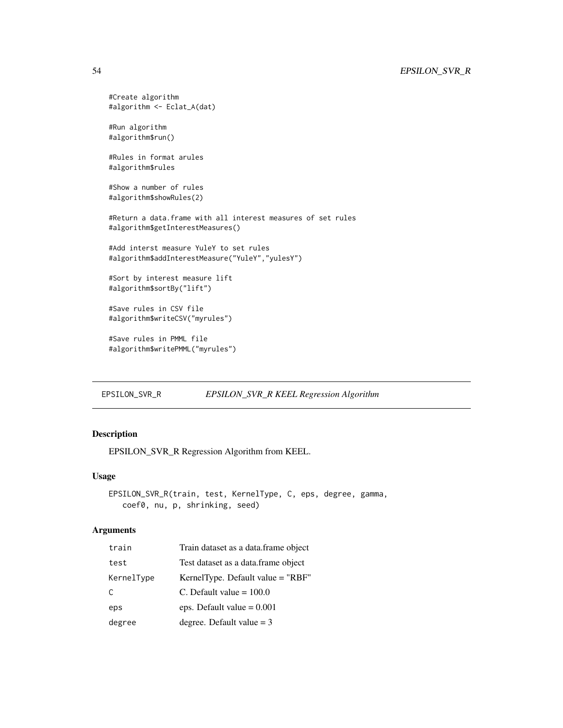```
#Create algorithm
#algorithm <- Eclat_A(dat)

#Run algorithm
#algorithm$run()

#Rules in format arules
#algorithm$rules

#Show a number of rules
#algorithm$showRules(2)

#Return a data.frame with all interest measures of set rules
#algorithm$getInterestMeasures()

#Add interst measure YuleY to set rules
#algorithm$addInterestMeasure("YuleY","yulesY")

#Sort by interest measure lift
#algorithm$sortBy("lift")

#Save rules in CSV file
#algorithm$writeCSV("myrules")

#Save rules in PMML file
#algorithm$writePMML("myrules")
```

---

## EPSILON_SVR_R *EPSILON_SVR_R KEEL Regression Algorithm*

---

### Description

EPSILON_SVR_R Regression Algorithm from KEEL.

### Usage

```
EPSILON_SVR_R(train, test, KernelType, C, eps, degree, gamma,
   coef0, nu, p, shrinking, seed)
```

### Arguments

| | |
|---|---|
| train | Train dataset as a data.frame object |
| test | Test dataset as a data.frame object |
| KernelType | KernelType. Default value = "RBF" |
| C | C. Default value = 100.0 |
| eps | eps. Default value = 0.001 |
| degree | degree. Default value = 3 |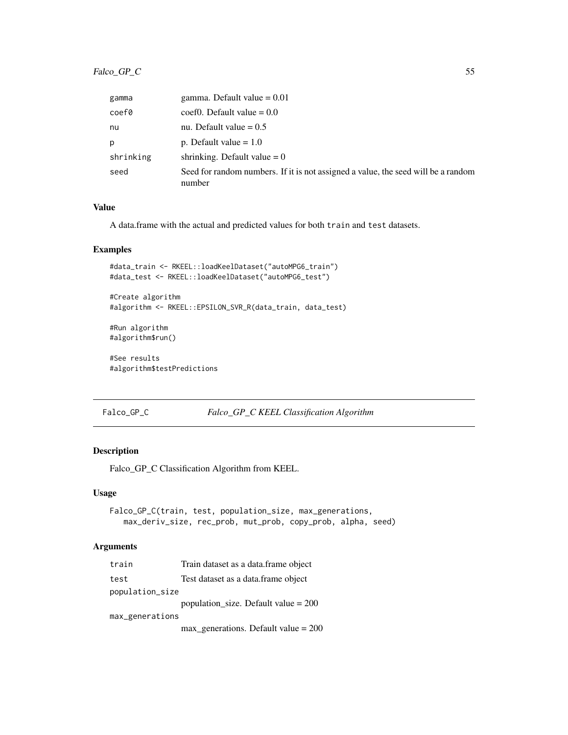| | |
|---|---|
| gamma | gamma. Default value = 0.01 |
| coef0 | coef0. Default value = 0.0 |
| nu | nu. Default value = 0.5 |
| p | p. Default value = 1.0 |
| shrinking | shrinking. Default value = 0 |
| seed | Seed for random numbers. If it is not assigned a value, the seed will be a random number |

### Value

A data.frame with the actual and predicted values for both `train` and `test` datasets.

### Examples

```
#data_train <- RKEEL::loadKeelDataset("autoMPG6_train")
#data_test <- RKEEL::loadKeelDataset("autoMPG6_test")

#Create algorithm
#algorithm <- RKEEL::EPSILON_SVR_R(data_train, data_test)

#Run algorithm
#algorithm$run()

#See results
#algorithm$testPredictions
```

---

## Falco_GP_C — *Falco_GP_C KEEL Classification Algorithm*

### Description

Falco_GP_C Classification Algorithm from KEEL.

### Usage

```
Falco_GP_C(train, test, population_size, max_generations,
   max_deriv_size, rec_prob, mut_prob, copy_prob, alpha, seed)
```

### Arguments

| | |
|---|---|
| train | Train dataset as a data.frame object |
| test | Test dataset as a data.frame object |
| population_size | population_size. Default value = 200 |
| max_generations | max_generations. Default value = 200 |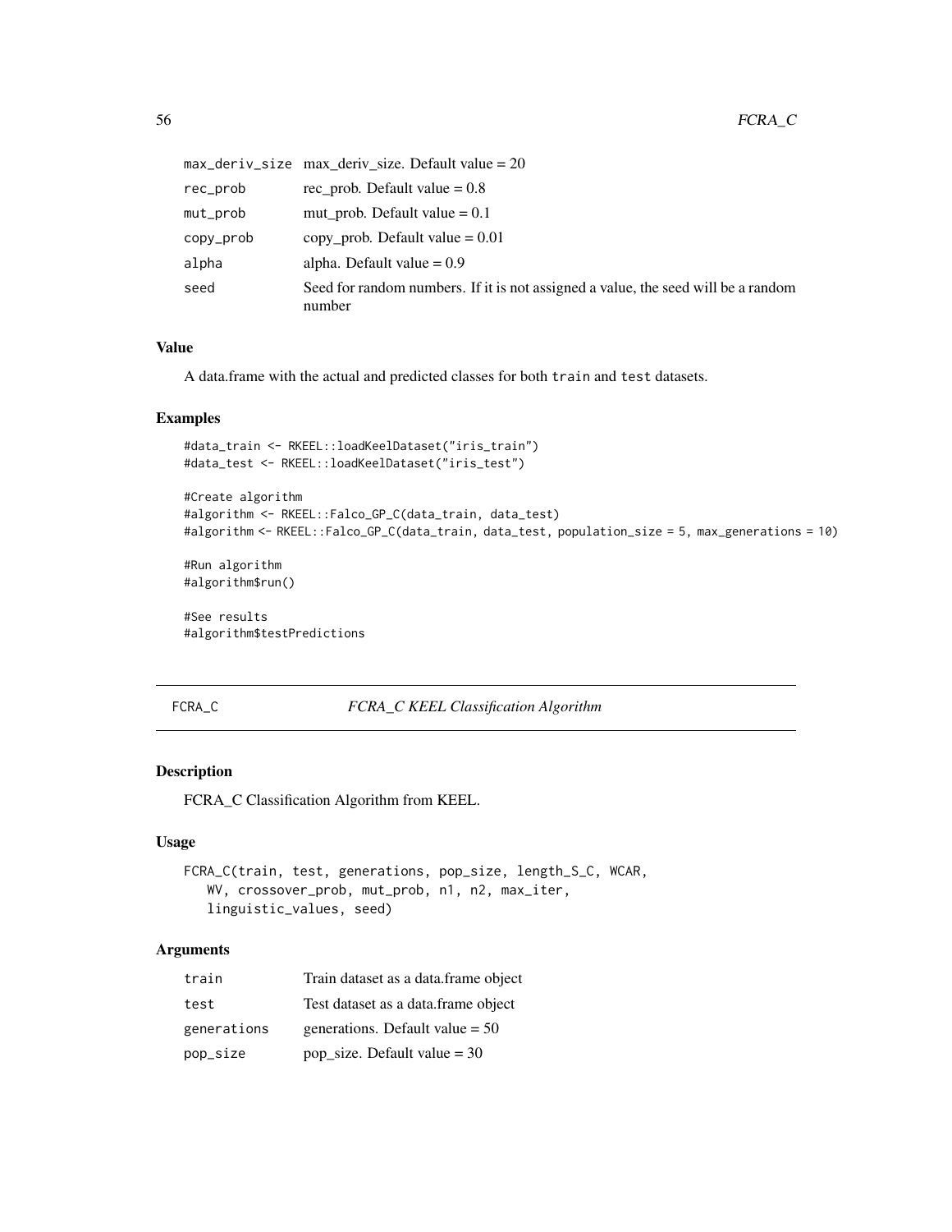| | |
|---|---|
| max_deriv_size | max_deriv_size. Default value = 20 |
| rec_prob | rec_prob. Default value = 0.8 |
| mut_prob | mut_prob. Default value = 0.1 |
| copy_prob | copy_prob. Default value = 0.01 |
| alpha | alpha. Default value = 0.9 |
| seed | Seed for random numbers. If it is not assigned a value, the seed will be a random number |

### Value

A data.frame with the actual and predicted classes for both `train` and `test` datasets.

### Examples

```
#data_train <- RKEEL::loadKeelDataset("iris_train")
#data_test <- RKEEL::loadKeelDataset("iris_test")

#Create algorithm
#algorithm <- RKEEL::Falco_GP_C(data_train, data_test)
#algorithm <- RKEEL::Falco_GP_C(data_train, data_test, population_size = 5, max_generations = 10)

#Run algorithm
#algorithm$run()

#See results
#algorithm$testPredictions
```

---

## FCRA_C — *FCRA_C KEEL Classification Algorithm*

### Description

FCRA_C Classification Algorithm from KEEL.

### Usage

```
FCRA_C(train, test, generations, pop_size, length_S_C, WCAR,
   WV, crossover_prob, mut_prob, n1, n2, max_iter,
   linguistic_values, seed)
```

### Arguments

| | |
|---|---|
| train | Train dataset as a data.frame object |
| test | Test dataset as a data.frame object |
| generations | generations. Default value = 50 |
| pop_size | pop_size. Default value = 30 |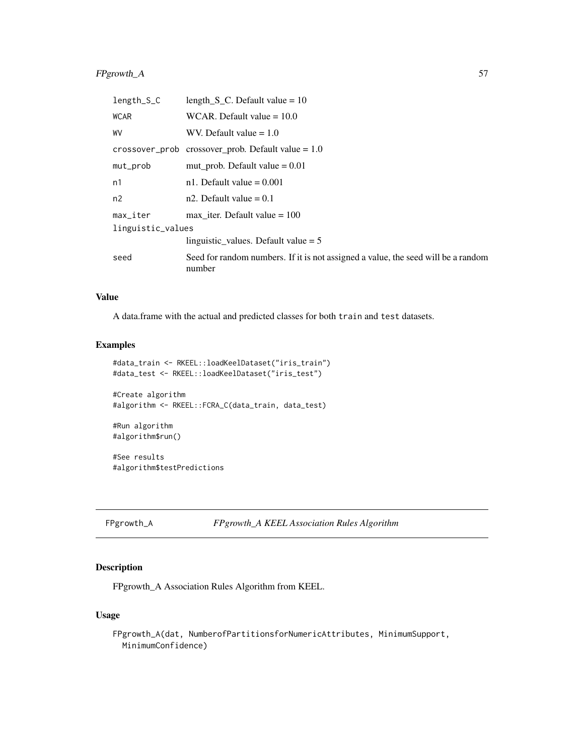| | |
|---|---|
| length_S_C | length_S_C. Default value = 10 |
| WCAR | WCAR. Default value = 10.0 |
| WV | WV. Default value = 1.0 |
| crossover_prob | crossover_prob. Default value = 1.0 |
| mut_prob | mut_prob. Default value = 0.01 |
| n1 | n1. Default value = 0.001 |
| n2 | n2. Default value = 0.1 |
| max_iter | max_iter. Default value = 100 |
| linguistic_values | linguistic_values. Default value = 5 |
| seed | Seed for random numbers. If it is not assigned a value, the seed will be a random number |

## Value

A data.frame with the actual and predicted classes for both train and test datasets.

## Examples

```
#data_train <- RKEEL::loadKeelDataset("iris_train")
#data_test <- RKEEL::loadKeelDataset("iris_test")

#Create algorithm
#algorithm <- RKEEL::FCRA_C(data_train, data_test)

#Run algorithm
#algorithm$run()

#See results
#algorithm$testPredictions
```

---

# FPgrowth_A — *FPgrowth_A KEEL Association Rules Algorithm*

---

## Description

FPgrowth_A Association Rules Algorithm from KEEL.

## Usage

```
FPgrowth_A(dat, NumberofPartitionsforNumericAttributes, MinimumSupport,
  MinimumConfidence)
```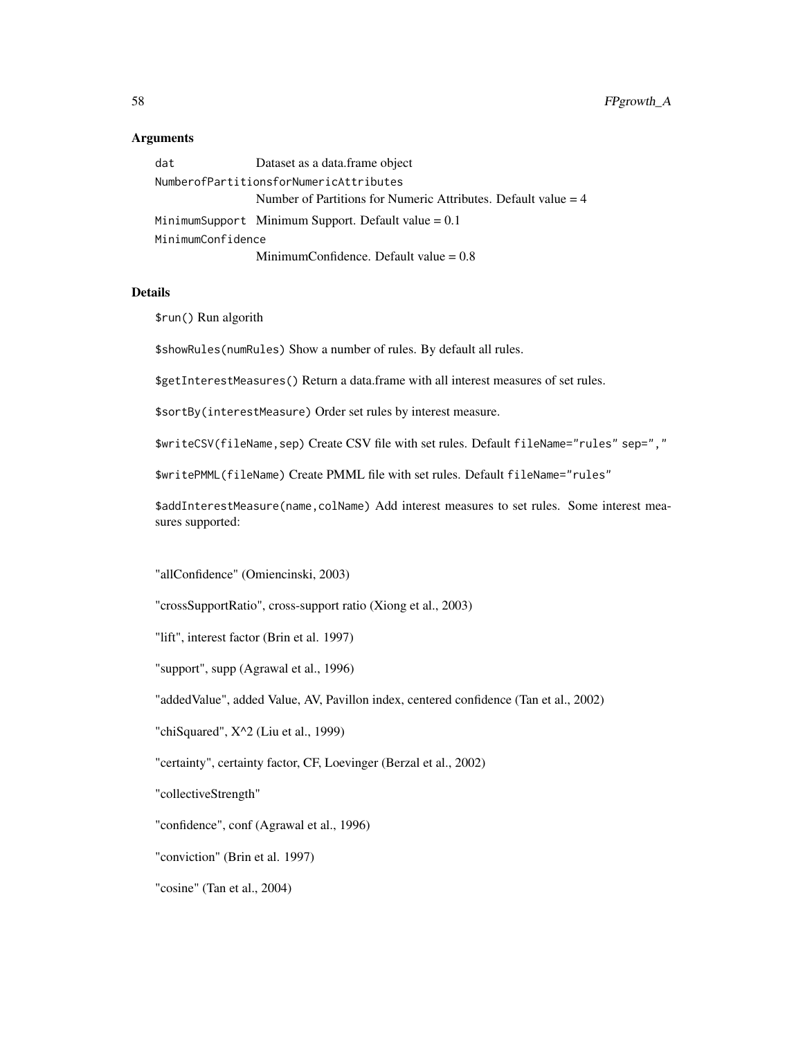## Arguments

`dat` Dataset as a data.frame object

`NumberofPartitionsforNumericAttributes`
Number of Partitions for Numeric Attributes. Default value = 4

`MinimumSupport` Minimum Support. Default value = 0.1

`MinimumConfidence`
MinimumConfidence. Default value = 0.8

## Details

`$run()` Run algorith

`$showRules(numRules)` Show a number of rules. By default all rules.

`$getInterestMeasures()` Return a data.frame with all interest measures of set rules.

`$sortBy(interestMeasure)` Order set rules by interest measure.

`$writeCSV(fileName,sep)` Create CSV file with set rules. Default `fileName="rules" sep=","`

`$writePMML(fileName)` Create PMML file with set rules. Default `fileName="rules"`

`$addInterestMeasure(name,colName)` Add interest measures to set rules. Some interest measures supported:

"allConfidence" (Omiencinski, 2003)

"crossSupportRatio", cross-support ratio (Xiong et al., 2003)

"lift", interest factor (Brin et al. 1997)

"support", supp (Agrawal et al., 1996)

"addedValue", added Value, AV, Pavillon index, centered confidence (Tan et al., 2002)

"chiSquared", X^2 (Liu et al., 1999)

"certainty", certainty factor, CF, Loevinger (Berzal et al., 2002)

"collectiveStrength"

"confidence", conf (Agrawal et al., 1996)

"conviction" (Brin et al. 1997)

"cosine" (Tan et al., 2004)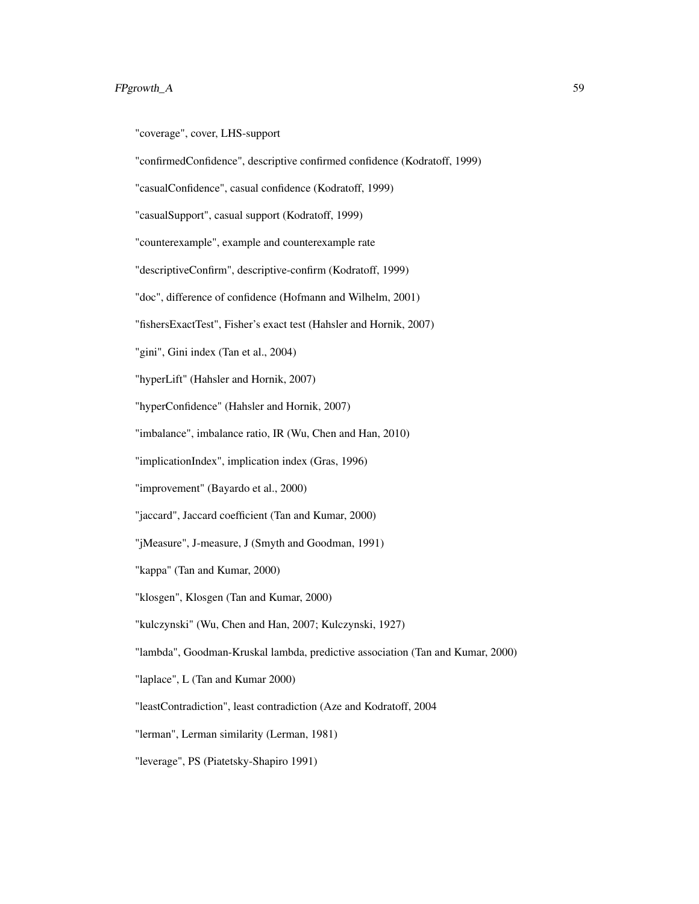"coverage", cover, LHS-support

"confirmedConfidence", descriptive confirmed confidence (Kodratoff, 1999)

"casualConfidence", casual confidence (Kodratoff, 1999)

"casualSupport", casual support (Kodratoff, 1999)

"counterexample", example and counterexample rate

"descriptiveConfirm", descriptive-confirm (Kodratoff, 1999)

"doc", difference of confidence (Hofmann and Wilhelm, 2001)

"fishersExactTest", Fisher's exact test (Hahsler and Hornik, 2007)

"gini", Gini index (Tan et al., 2004)

"hyperLift" (Hahsler and Hornik, 2007)

"hyperConfidence" (Hahsler and Hornik, 2007)

"imbalance", imbalance ratio, IR (Wu, Chen and Han, 2010)

"implicationIndex", implication index (Gras, 1996)

"improvement" (Bayardo et al., 2000)

"jaccard", Jaccard coefficient (Tan and Kumar, 2000)

"jMeasure", J-measure, J (Smyth and Goodman, 1991)

"kappa" (Tan and Kumar, 2000)

"klosgen", Klosgen (Tan and Kumar, 2000)

"kulczynski" (Wu, Chen and Han, 2007; Kulczynski, 1927)

"lambda", Goodman-Kruskal lambda, predictive association (Tan and Kumar, 2000)

"laplace", L (Tan and Kumar 2000)

"leastContradiction", least contradiction (Aze and Kodratoff, 2004

"lerman", Lerman similarity (Lerman, 1981)

"leverage", PS (Piatetsky-Shapiro 1991)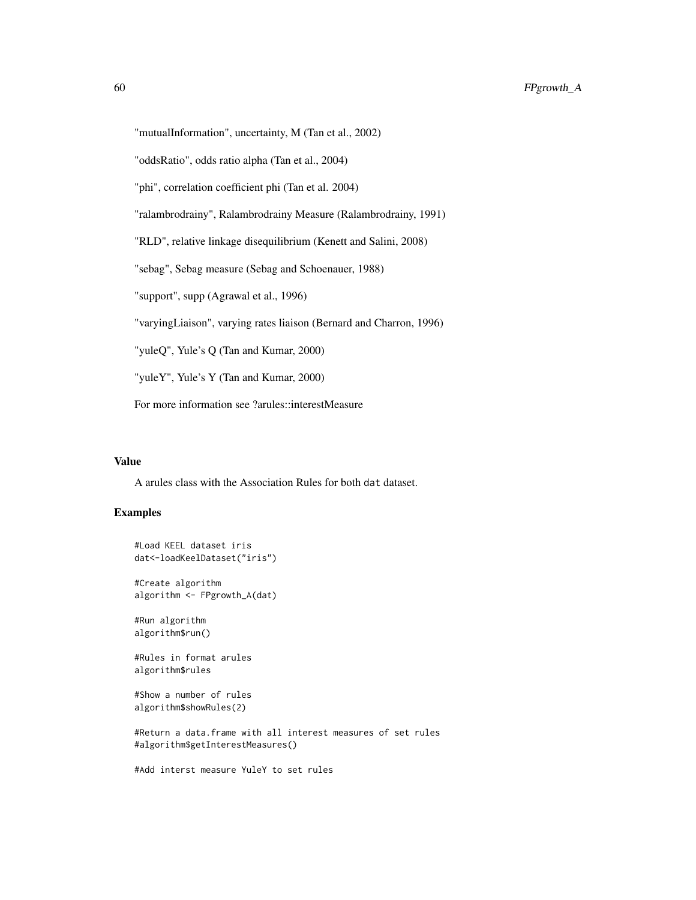"mutualInformation", uncertainty, M (Tan et al., 2002)

"oddsRatio", odds ratio alpha (Tan et al., 2004)

"phi", correlation coefficient phi (Tan et al. 2004)

"ralambrodrainy", Ralambrodrainy Measure (Ralambrodrainy, 1991)

"RLD", relative linkage disequilibrium (Kenett and Salini, 2008)

"sebag", Sebag measure (Sebag and Schoenauer, 1988)

"support", supp (Agrawal et al., 1996)

"varyingLiaison", varying rates liaison (Bernard and Charron, 1996)

"yuleQ", Yule's Q (Tan and Kumar, 2000)

"yuleY", Yule's Y (Tan and Kumar, 2000)

For more information see ?arules::interestMeasure

## Value

A arules class with the Association Rules for both dat dataset.

## Examples

```
#Load KEEL dataset iris
dat<-loadKeelDataset("iris")

#Create algorithm
algorithm <- FPgrowth_A(dat)

#Run algorithm
algorithm$run()

#Rules in format arules
algorithm$rules

#Show a number of rules
algorithm$showRules(2)

#Return a data.frame with all interest measures of set rules
#algorithm$getInterestMeasures()

#Add interst measure YuleY to set rules
```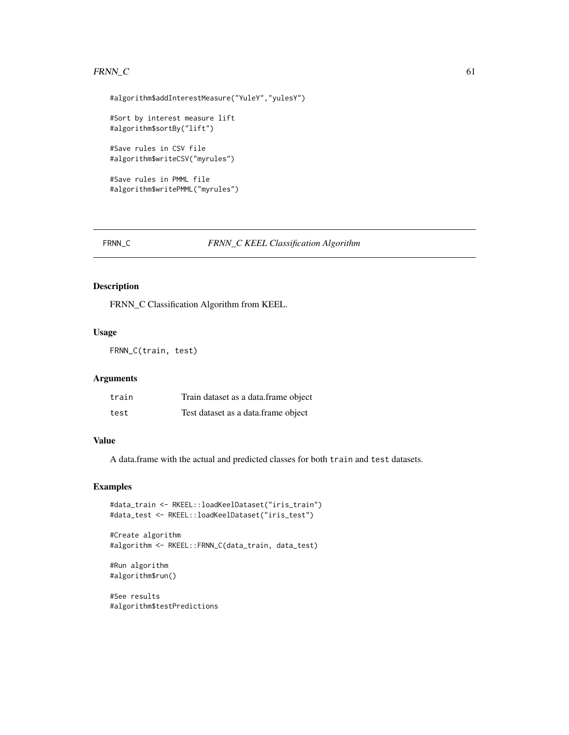```
#algorithm$addInterestMeasure("YuleY","yulesY")

#Sort by interest measure lift
#algorithm$sortBy("lift")

#Save rules in CSV file
#algorithm$writeCSV("myrules")

#Save rules in PMML file
#algorithm$writePMML("myrules")
```

---

## FRNN_C — *FRNN_C KEEL Classification Algorithm*

### Description

FRNN_C Classification Algorithm from KEEL.

### Usage

```
FRNN_C(train, test)
```

### Arguments

| | |
|---|---|
| train | Train dataset as a data.frame object |
| test | Test dataset as a data.frame object |

### Value

A data.frame with the actual and predicted classes for both `train` and `test` datasets.

### Examples

```
#data_train <- RKEEL::loadKeelDataset("iris_train")
#data_test <- RKEEL::loadKeelDataset("iris_test")

#Create algorithm
#algorithm <- RKEEL::FRNN_C(data_train, data_test)

#Run algorithm
#algorithm$run()

#See results
#algorithm$testPredictions
```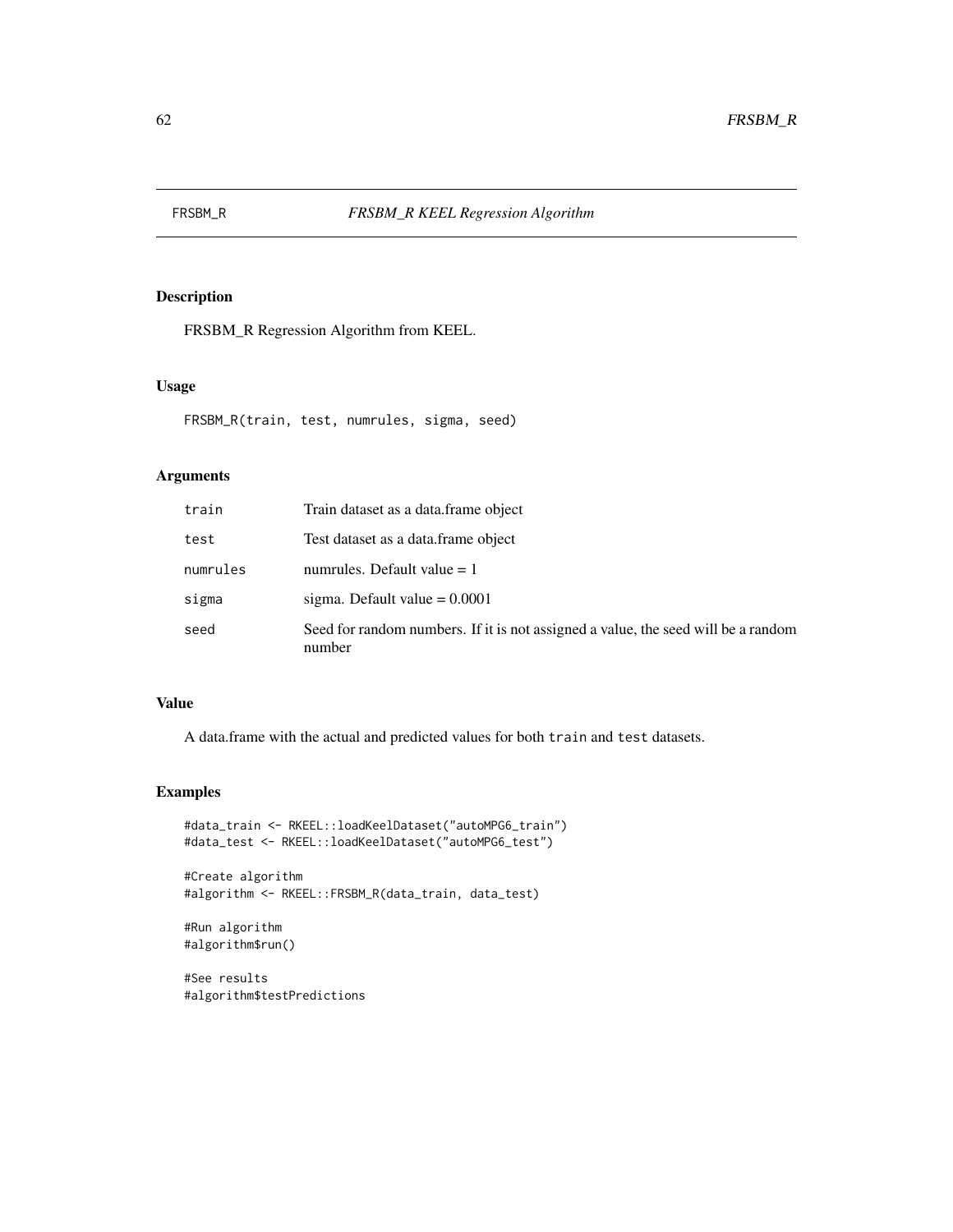FRSBM_R *FRSBM_R KEEL Regression Algorithm*

## Description

FRSBM_R Regression Algorithm from KEEL.

## Usage

```
FRSBM_R(train, test, numrules, sigma, seed)
```

## Arguments

| | |
|---|---|
| train | Train dataset as a data.frame object |
| test | Test dataset as a data.frame object |
| numrules | numrules. Default value = 1 |
| sigma | sigma. Default value = 0.0001 |
| seed | Seed for random numbers. If it is not assigned a value, the seed will be a random number |

## Value

A data.frame with the actual and predicted values for both `train` and `test` datasets.

## Examples

```
#data_train <- RKEEL::loadKeelDataset("autoMPG6_train")
#data_test <- RKEEL::loadKeelDataset("autoMPG6_test")

#Create algorithm
#algorithm <- RKEEL::FRSBM_R(data_train, data_test)

#Run algorithm
#algorithm$run()

#See results
#algorithm$testPredictions
```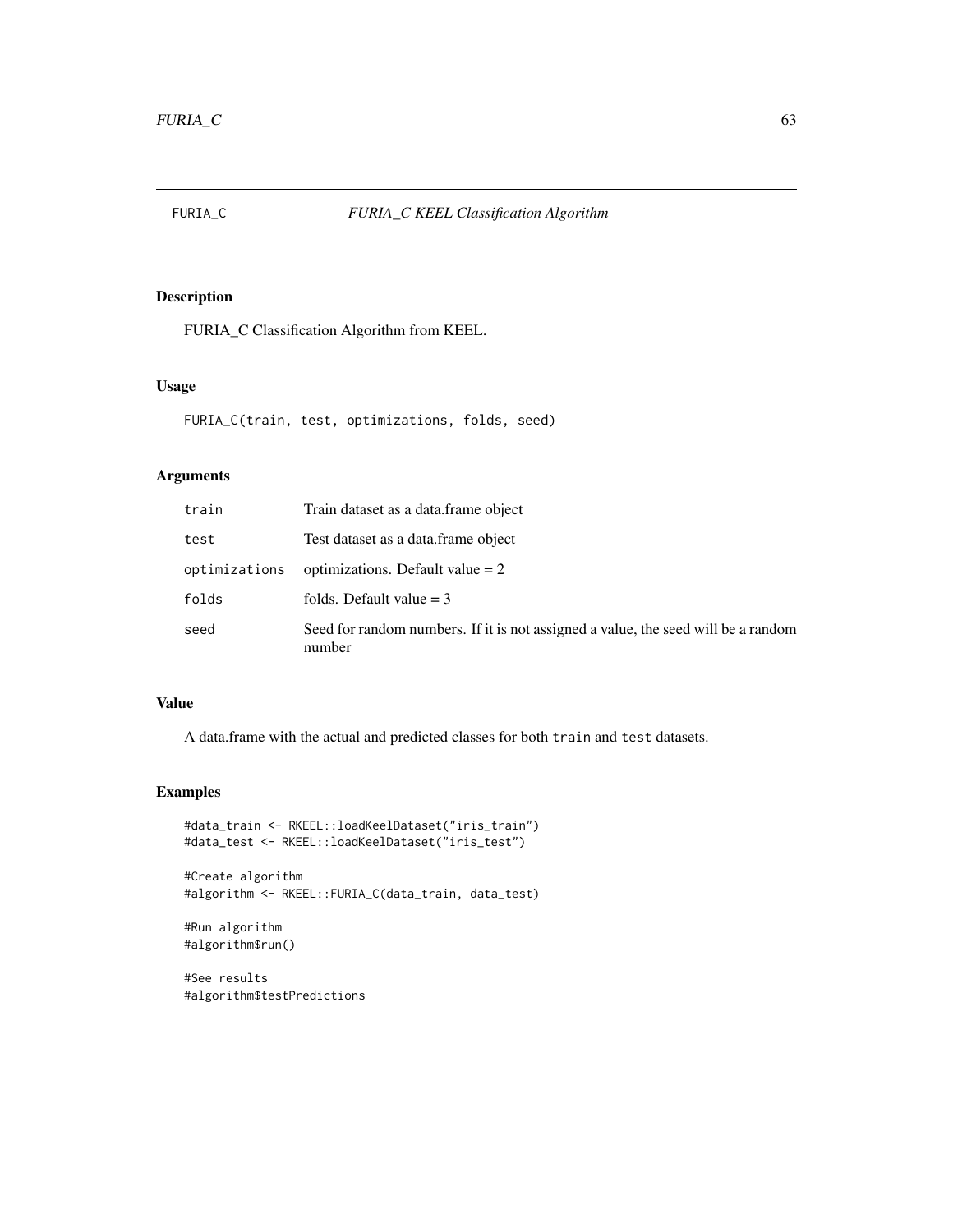# FURIA_C — *FURIA_C KEEL Classification Algorithm*

## Description

FURIA_C Classification Algorithm from KEEL.

## Usage

```
FURIA_C(train, test, optimizations, folds, seed)
```

## Arguments

| | |
|---|---|
| train | Train dataset as a data.frame object |
| test | Test dataset as a data.frame object |
| optimizations | optimizations. Default value = 2 |
| folds | folds. Default value = 3 |
| seed | Seed for random numbers. If it is not assigned a value, the seed will be a random number |

## Value

A data.frame with the actual and predicted classes for both `train` and `test` datasets.

## Examples

```
#data_train <- RKEEL::loadKeelDataset("iris_train")
#data_test <- RKEEL::loadKeelDataset("iris_test")

#Create algorithm
#algorithm <- RKEEL::FURIA_C(data_train, data_test)

#Run algorithm
#algorithm$run()

#See results
#algorithm$testPredictions
```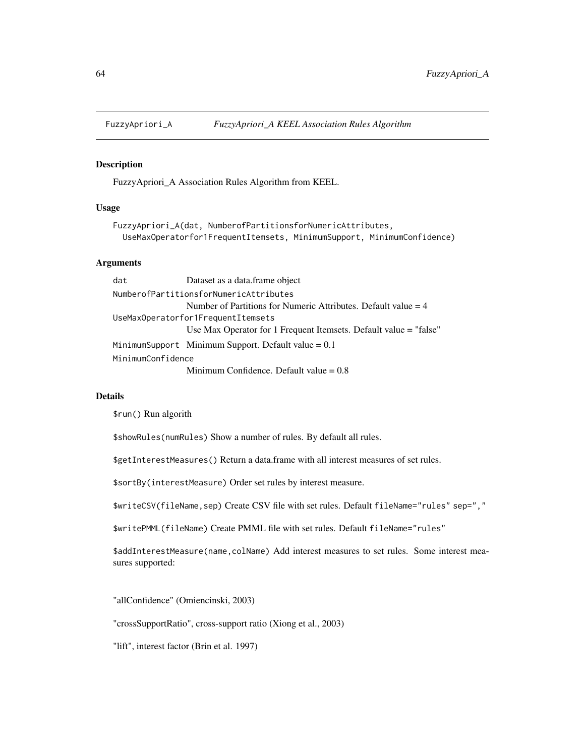FuzzyApriori_A *FuzzyApriori_A KEEL Association Rules Algorithm*

## Description

FuzzyApriori_A Association Rules Algorithm from KEEL.

## Usage

```
FuzzyApriori_A(dat, NumberofPartitionsforNumericAttributes,
  UseMaxOperatorfor1FrequentItemsets, MinimumSupport, MinimumConfidence)
```

## Arguments

| | |
|---|---|
| dat | Dataset as a data.frame object |
| NumberofPartitionsforNumericAttributes | Number of Partitions for Numeric Attributes. Default value = 4 |
| UseMaxOperatorfor1FrequentItemsets | Use Max Operator for 1 Frequent Itemsets. Default value = "false" |
| MinimumSupport | Minimum Support. Default value = 0.1 |
| MinimumConfidence | Minimum Confidence. Default value = 0.8 |

## Details

`$run()` Run algorith

`$showRules(numRules)` Show a number of rules. By default all rules.

`$getInterestMeasures()` Return a data.frame with all interest measures of set rules.

`$sortBy(interestMeasure)` Order set rules by interest measure.

`$writeCSV(fileName,sep)` Create CSV file with set rules. Default `fileName="rules"` `sep=","`

`$writePMML(fileName)` Create PMML file with set rules. Default `fileName="rules"`

`$addInterestMeasure(name,colName)` Add interest measures to set rules. Some interest measures supported:

"allConfidence" (Omiencinski, 2003)

"crossSupportRatio", cross-support ratio (Xiong et al., 2003)

"lift", interest factor (Brin et al. 1997)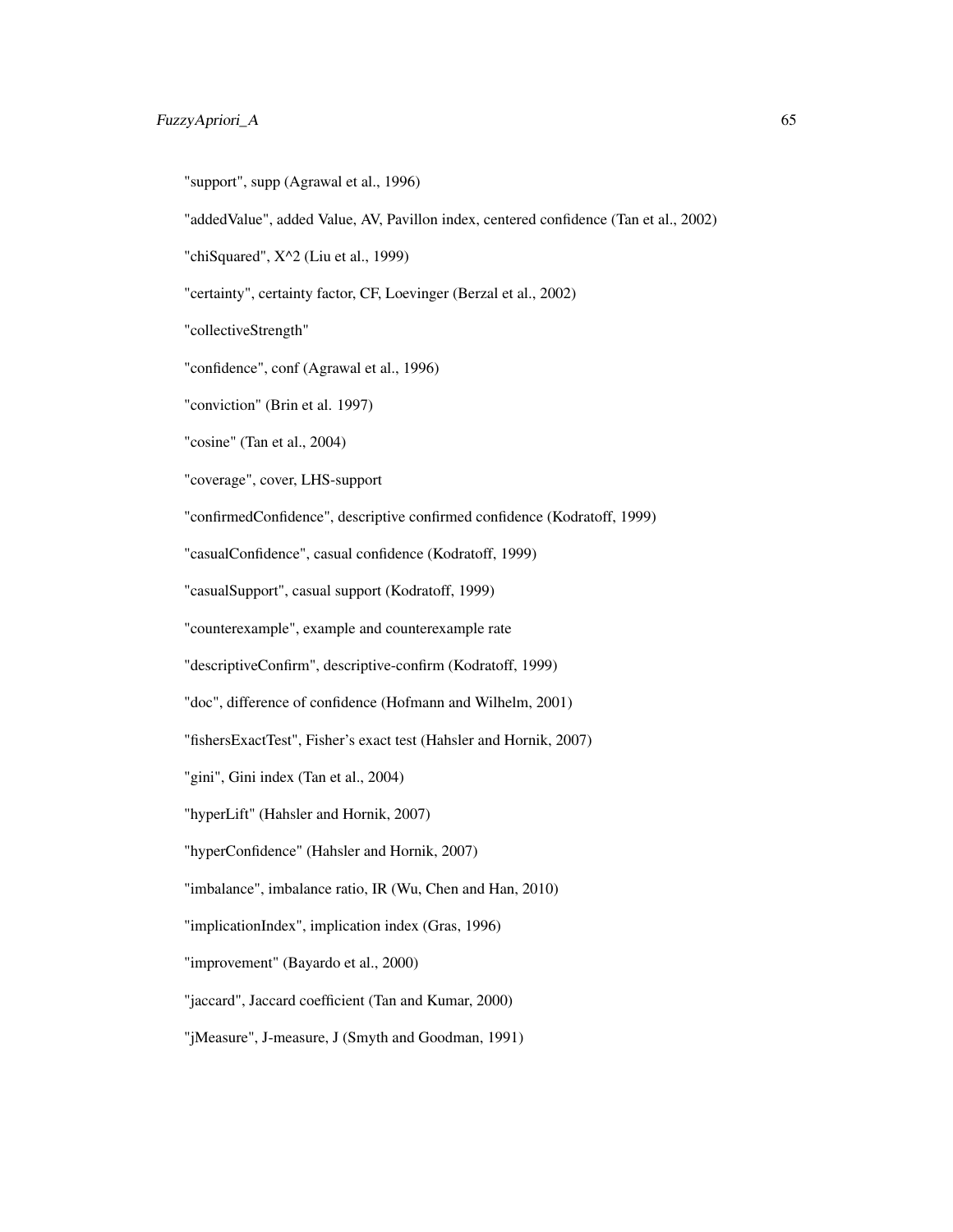"support", supp (Agrawal et al., 1996)

"addedValue", added Value, AV, Pavillon index, centered confidence (Tan et al., 2002)

"chiSquared", X^2 (Liu et al., 1999)

"certainty", certainty factor, CF, Loevinger (Berzal et al., 2002)

"collectiveStrength"

"confidence", conf (Agrawal et al., 1996)

"conviction" (Brin et al. 1997)

"cosine" (Tan et al., 2004)

"coverage", cover, LHS-support

"confirmedConfidence", descriptive confirmed confidence (Kodratoff, 1999)

"casualConfidence", casual confidence (Kodratoff, 1999)

"casualSupport", casual support (Kodratoff, 1999)

"counterexample", example and counterexample rate

"descriptiveConfirm", descriptive-confirm (Kodratoff, 1999)

"doc", difference of confidence (Hofmann and Wilhelm, 2001)

"fishersExactTest", Fisher's exact test (Hahsler and Hornik, 2007)

"gini", Gini index (Tan et al., 2004)

"hyperLift" (Hahsler and Hornik, 2007)

"hyperConfidence" (Hahsler and Hornik, 2007)

"imbalance", imbalance ratio, IR (Wu, Chen and Han, 2010)

"implicationIndex", implication index (Gras, 1996)

"improvement" (Bayardo et al., 2000)

"jaccard", Jaccard coefficient (Tan and Kumar, 2000)

"jMeasure", J-measure, J (Smyth and Goodman, 1991)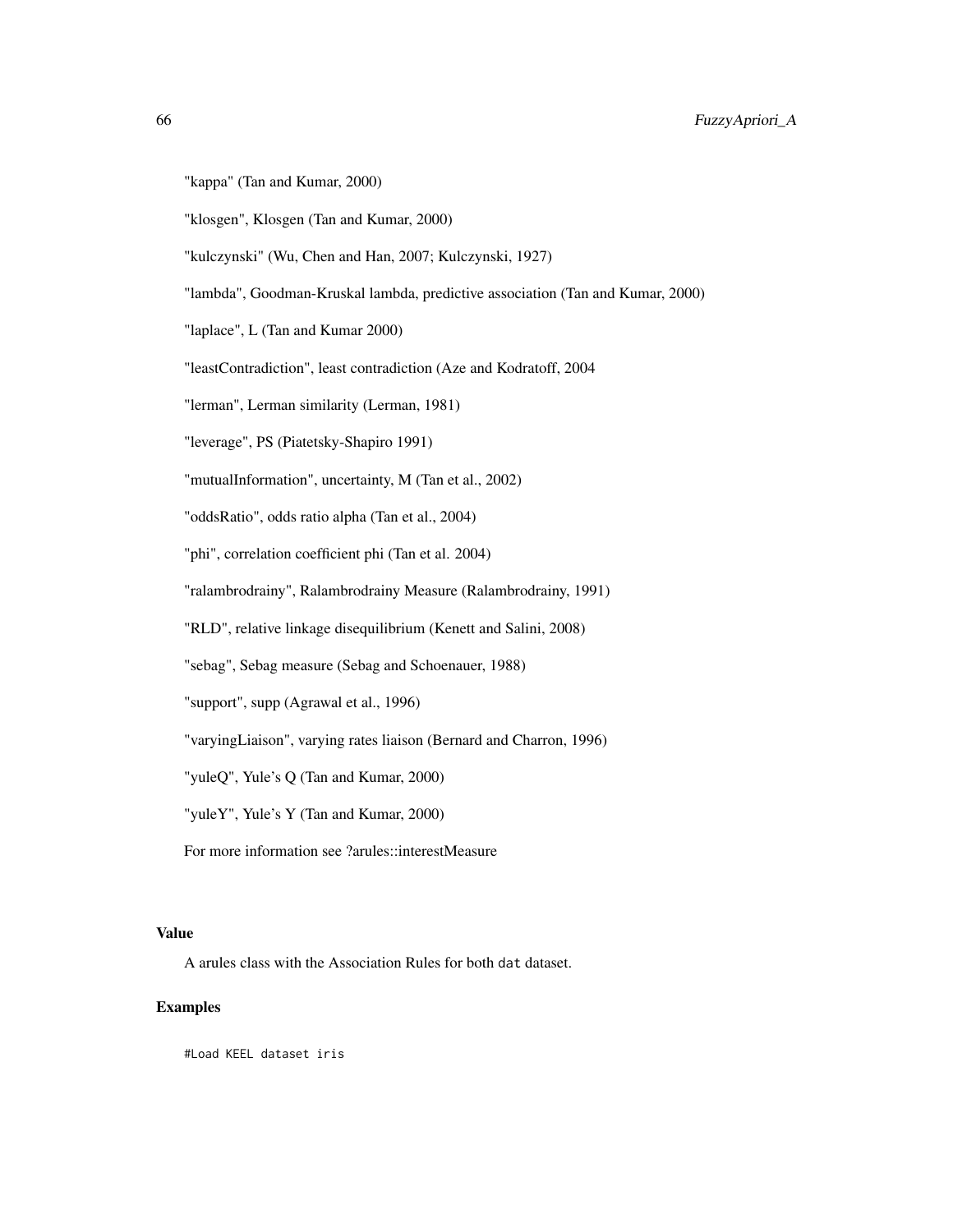"kappa" (Tan and Kumar, 2000)

"klosgen", Klosgen (Tan and Kumar, 2000)

"kulczynski" (Wu, Chen and Han, 2007; Kulczynski, 1927)

"lambda", Goodman-Kruskal lambda, predictive association (Tan and Kumar, 2000)

"laplace", L (Tan and Kumar 2000)

"leastContradiction", least contradiction (Aze and Kodratoff, 2004

"lerman", Lerman similarity (Lerman, 1981)

"leverage", PS (Piatetsky-Shapiro 1991)

"mutualInformation", uncertainty, M (Tan et al., 2002)

"oddsRatio", odds ratio alpha (Tan et al., 2004)

"phi", correlation coefficient phi (Tan et al. 2004)

"ralambrodrainy", Ralambrodrainy Measure (Ralambrodrainy, 1991)

"RLD", relative linkage disequilibrium (Kenett and Salini, 2008)

"sebag", Sebag measure (Sebag and Schoenauer, 1988)

"support", supp (Agrawal et al., 1996)

"varyingLiaison", varying rates liaison (Bernard and Charron, 1996)

"yuleQ", Yule's Q (Tan and Kumar, 2000)

"yuleY", Yule's Y (Tan and Kumar, 2000)

For more information see ?arules::interestMeasure

## Value

A arules class with the Association Rules for both `dat` dataset.

## Examples

```
#Load KEEL dataset iris
```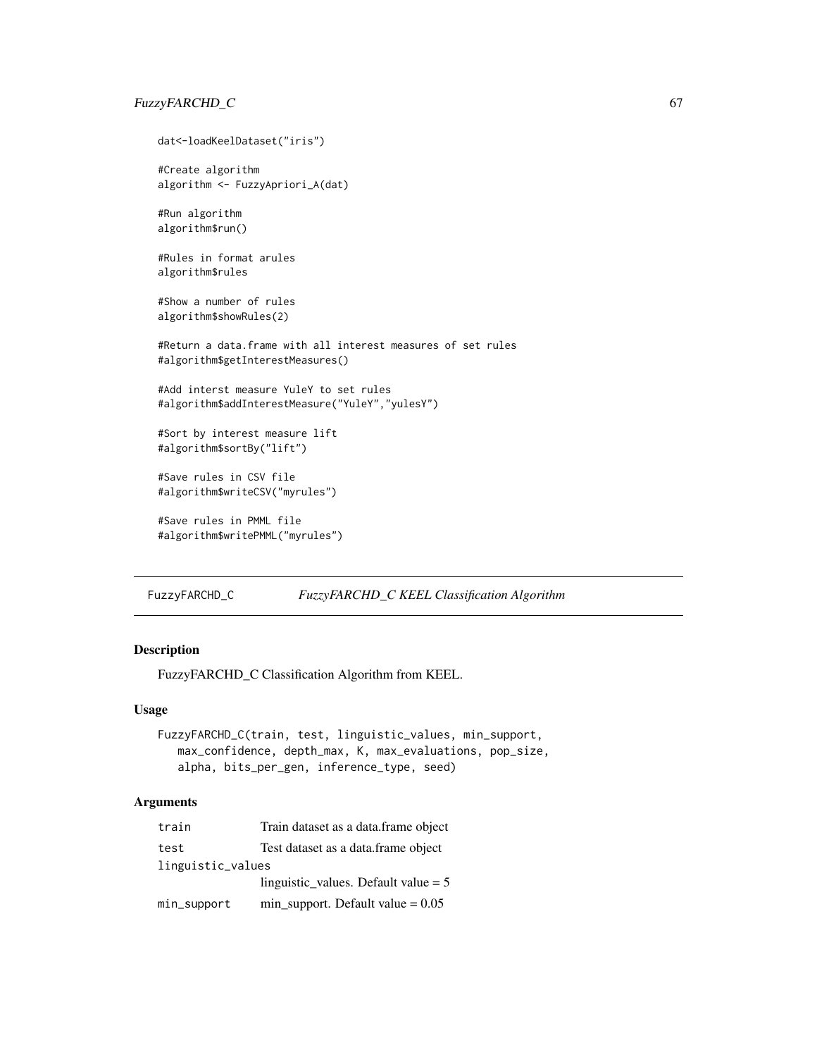```
dat<-loadKeelDataset("iris")

#Create algorithm
algorithm <- FuzzyApriori_A(dat)

#Run algorithm
algorithm$run()

#Rules in format arules
algorithm$rules

#Show a number of rules
algorithm$showRules(2)

#Return a data.frame with all interest measures of set rules
#algorithm$getInterestMeasures()

#Add interst measure YuleY to set rules
#algorithm$addInterestMeasure("YuleY","yulesY")

#Sort by interest measure lift
#algorithm$sortBy("lift")

#Save rules in CSV file
#algorithm$writeCSV("myrules")

#Save rules in PMML file
#algorithm$writePMML("myrules")
```

---

## FuzzyFARCHD_C — *FuzzyFARCHD_C KEEL Classification Algorithm*

---

### Description

FuzzyFARCHD_C Classification Algorithm from KEEL.

### Usage

```
FuzzyFARCHD_C(train, test, linguistic_values, min_support,
   max_confidence, depth_max, K, max_evaluations, pop_size,
   alpha, bits_per_gen, inference_type, seed)
```

### Arguments

| | |
|---|---|
| train | Train dataset as a data.frame object |
| test | Test dataset as a data.frame object |
| linguistic_values | linguistic_values. Default value = 5 |
| min_support | min_support. Default value = 0.05 |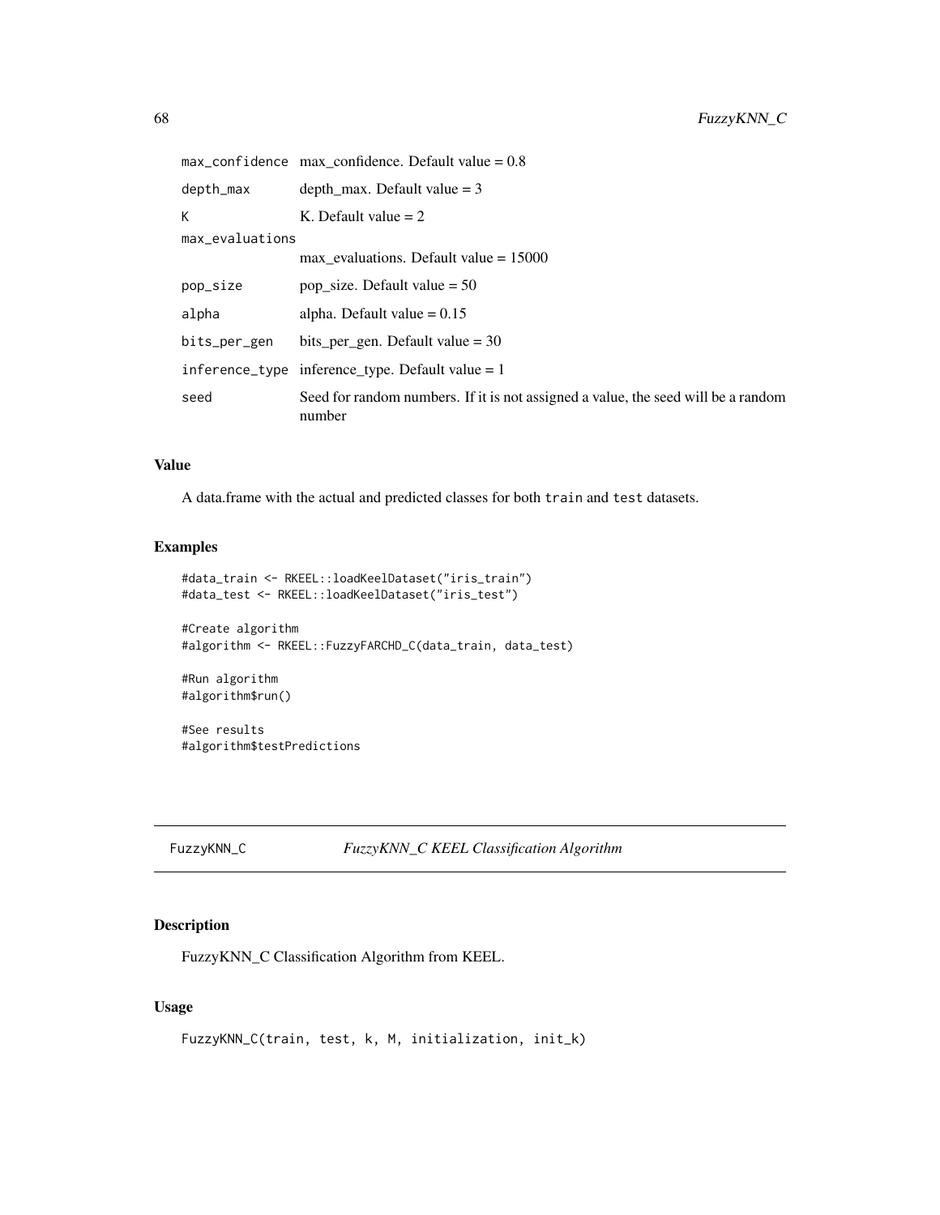| | |
|---|---|
| max_confidence | max_confidence. Default value = 0.8 |
| depth_max | depth_max. Default value = 3 |
| K | K. Default value = 2 |
| max_evaluations | max_evaluations. Default value = 15000 |
| pop_size | pop_size. Default value = 50 |
| alpha | alpha. Default value = 0.15 |
| bits_per_gen | bits_per_gen. Default value = 30 |
| inference_type | inference_type. Default value = 1 |
| seed | Seed for random numbers. If it is not assigned a value, the seed will be a random number |

### Value

A data.frame with the actual and predicted classes for both train and test datasets.

### Examples

```
#data_train <- RKEEL::loadKeelDataset("iris_train")
#data_test <- RKEEL::loadKeelDataset("iris_test")

#Create algorithm
#algorithm <- RKEEL::FuzzyFARCHD_C(data_train, data_test)

#Run algorithm
#algorithm$run()

#See results
#algorithm$testPredictions
```

---

## FuzzyKNN_C — *FuzzyKNN_C KEEL Classification Algorithm*

### Description

FuzzyKNN_C Classification Algorithm from KEEL.

### Usage

```
FuzzyKNN_C(train, test, k, M, initialization, init_k)
```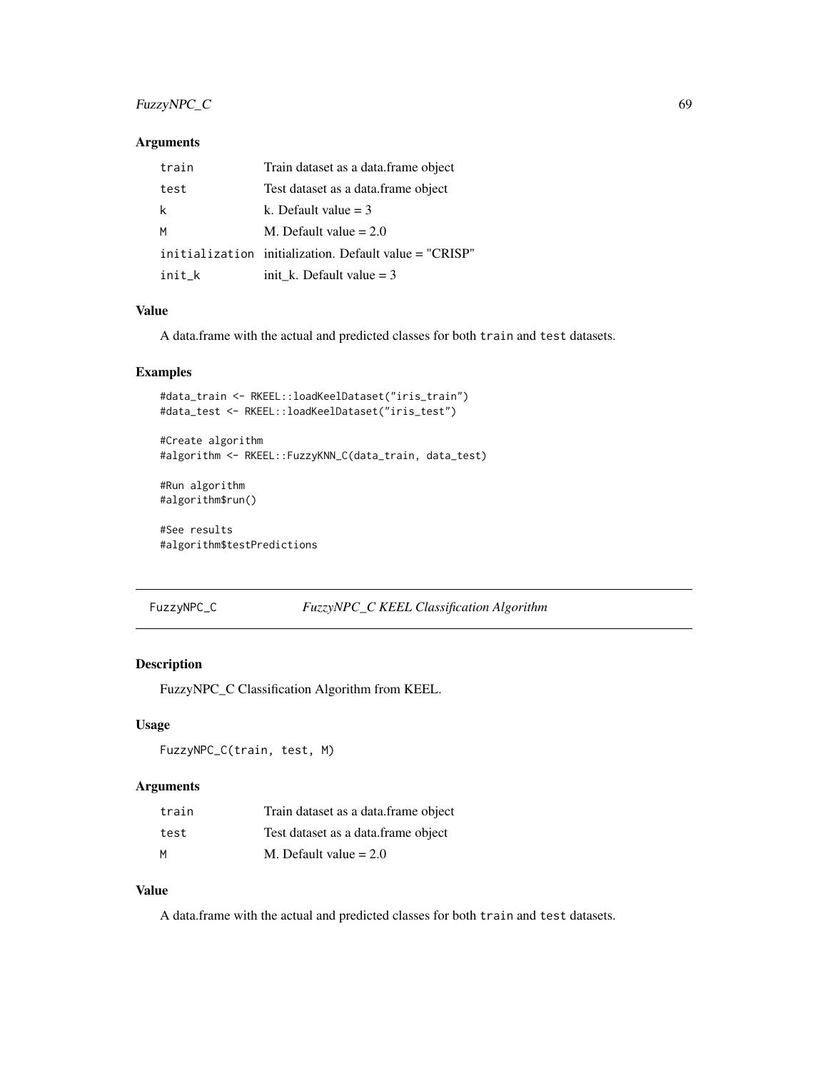### Arguments

| | |
|---|---|
| train | Train dataset as a data.frame object |
| test | Test dataset as a data.frame object |
| k | k. Default value = 3 |
| M | M. Default value = 2.0 |
| initialization | initialization. Default value = "CRISP" |
| init_k | init_k. Default value = 3 |

### Value

A data.frame with the actual and predicted classes for both `train` and `test` datasets.

### Examples

```
#data_train <- RKEEL::loadKeelDataset("iris_train")
#data_test <- RKEEL::loadKeelDataset("iris_test")

#Create algorithm
#algorithm <- RKEEL::FuzzyKNN_C(data_train, data_test)

#Run algorithm
#algorithm$run()

#See results
#algorithm$testPredictions
```

---

## FuzzyNPC_C — *FuzzyNPC_C KEEL Classification Algorithm*

---

### Description

FuzzyNPC_C Classification Algorithm from KEEL.

### Usage

```
FuzzyNPC_C(train, test, M)
```

### Arguments

| | |
|---|---|
| train | Train dataset as a data.frame object |
| test | Test dataset as a data.frame object |
| M | M. Default value = 2.0 |

### Value

A data.frame with the actual and predicted classes for both `train` and `test` datasets.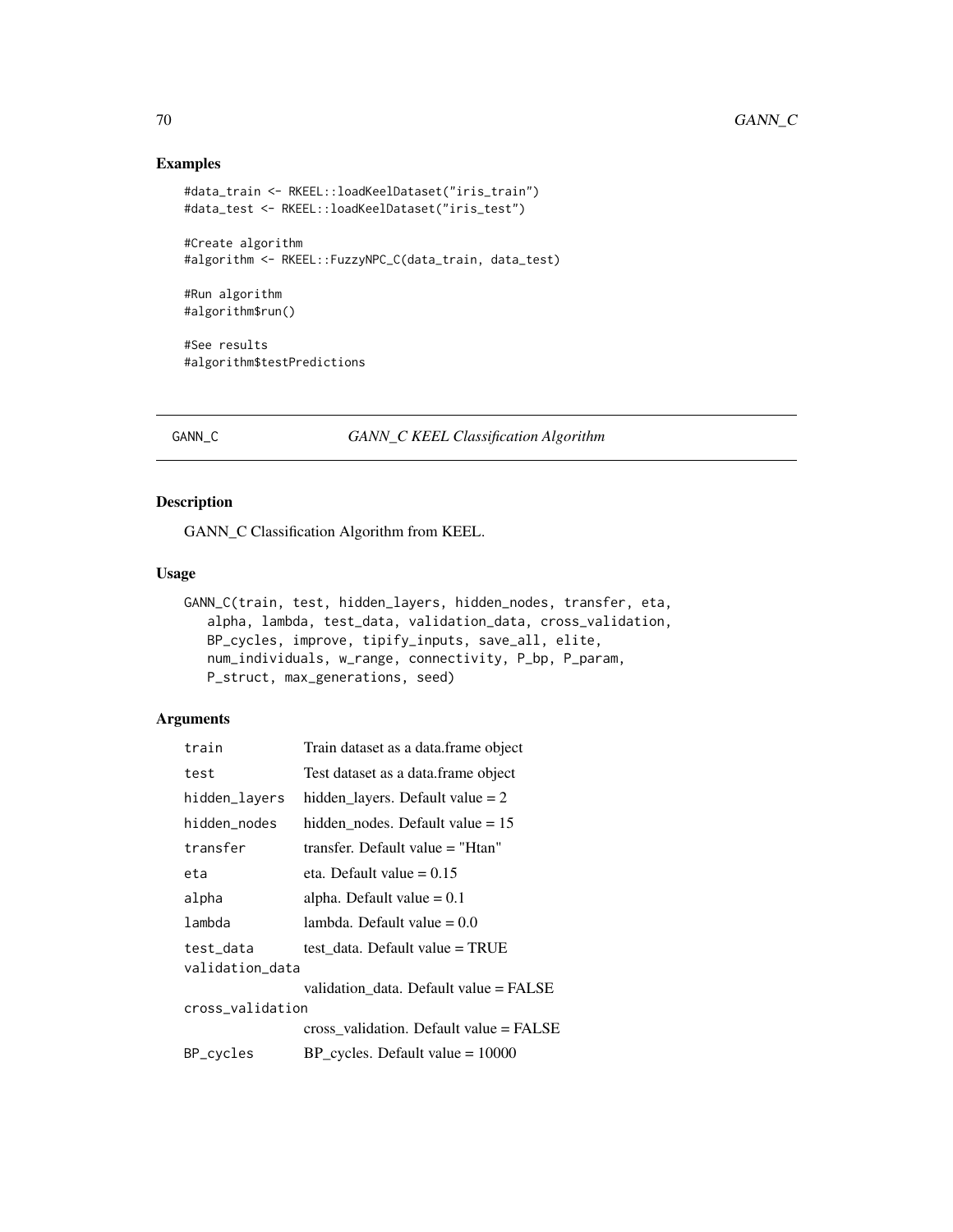## Examples

```
#data_train <- RKEEL::loadKeelDataset("iris_train")
#data_test <- RKEEL::loadKeelDataset("iris_test")

#Create algorithm
#algorithm <- RKEEL::FuzzyNPC_C(data_train, data_test)

#Run algorithm
#algorithm$run()

#See results
#algorithm$testPredictions
```

---

GANN_C *GANN_C KEEL Classification Algorithm*

---

## Description

GANN_C Classification Algorithm from KEEL.

## Usage

```
GANN_C(train, test, hidden_layers, hidden_nodes, transfer, eta,
   alpha, lambda, test_data, validation_data, cross_validation,
   BP_cycles, improve, tipify_inputs, save_all, elite,
   num_individuals, w_range, connectivity, P_bp, P_param,
   P_struct, max_generations, seed)
```

## Arguments

| | |
|---|---|
| train | Train dataset as a data.frame object |
| test | Test dataset as a data.frame object |
| hidden_layers | hidden_layers. Default value = 2 |
| hidden_nodes | hidden_nodes. Default value = 15 |
| transfer | transfer. Default value = "Htan" |
| eta | eta. Default value = 0.15 |
| alpha | alpha. Default value = 0.1 |
| lambda | lambda. Default value = 0.0 |
| test_data | test_data. Default value = TRUE |
| validation_data | validation_data. Default value = FALSE |
| cross_validation | cross_validation. Default value = FALSE |
| BP_cycles | BP_cycles. Default value = 10000 |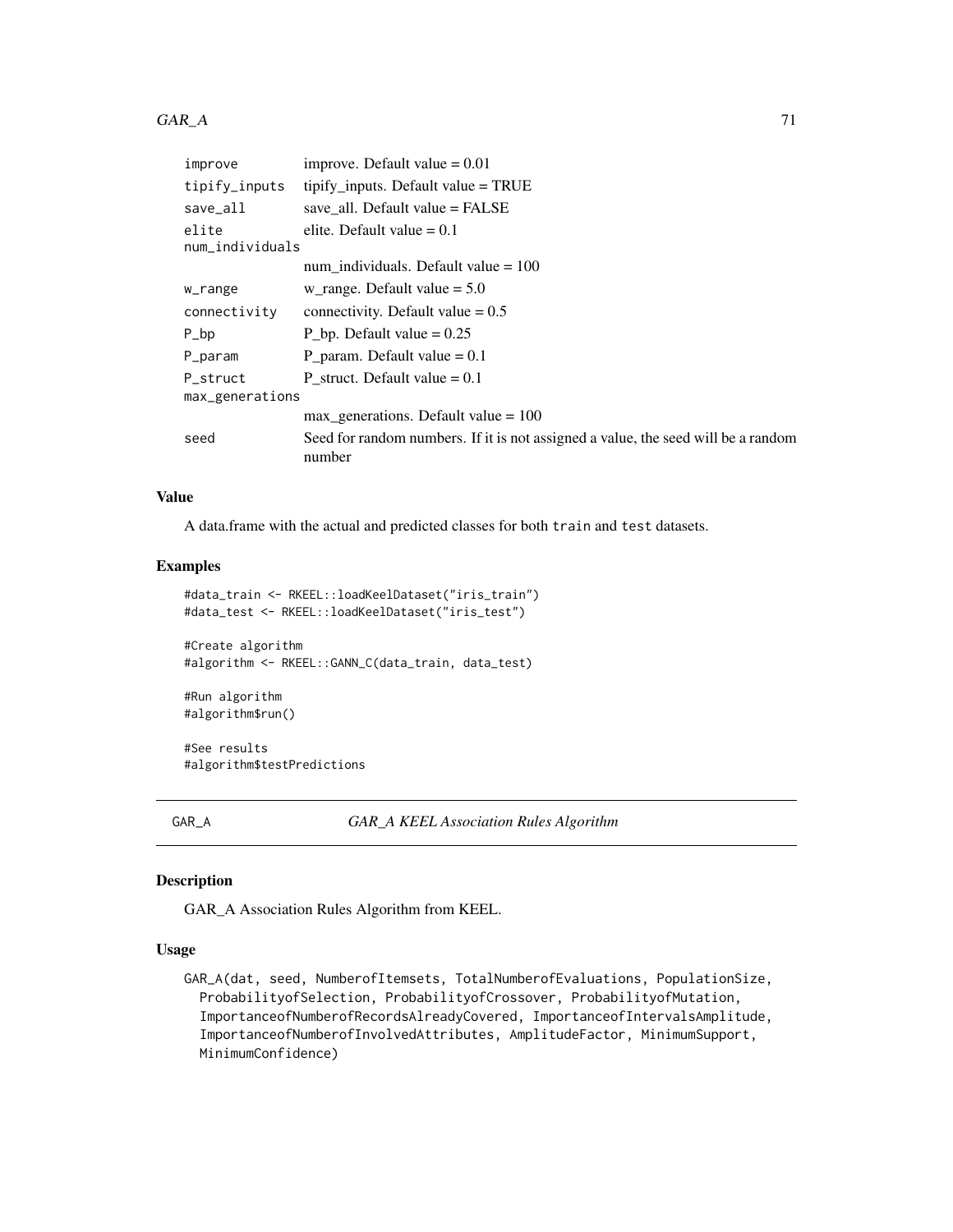| | |
|---|---|
| `improve` | improve. Default value = 0.01 |
| `tipify_inputs` | tipify_inputs. Default value = TRUE |
| `save_all` | save_all. Default value = FALSE |
| `elite` | elite. Default value = 0.1 |
| `num_individuals` | num_individuals. Default value = 100 |
| `w_range` | w_range. Default value = 5.0 |
| `connectivity` | connectivity. Default value = 0.5 |
| `P_bp` | P_bp. Default value = 0.25 |
| `P_param` | P_param. Default value = 0.1 |
| `P_struct` | P_struct. Default value = 0.1 |
| `max_generations` | max_generations. Default value = 100 |
| `seed` | Seed for random numbers. If it is not assigned a value, the seed will be a random number |

### Value

A data.frame with the actual and predicted classes for both `train` and `test` datasets.

### Examples

```
#data_train <- RKEEL::loadKeelDataset("iris_train")
#data_test <- RKEEL::loadKeelDataset("iris_test")

#Create algorithm
#algorithm <- RKEEL::GANN_C(data_train, data_test)

#Run algorithm
#algorithm$run()

#See results
#algorithm$testPredictions
```

---

## GAR_A — *GAR_A KEEL Association Rules Algorithm*

### Description

GAR_A Association Rules Algorithm from KEEL.

### Usage

```
GAR_A(dat, seed, NumberofItemsets, TotalNumberofEvaluations, PopulationSize,
  ProbabilityofSelection, ProbabilityofCrossover, ProbabilityofMutation,
  ImportanceofNumberofRecordsAlreadyCovered, ImportanceofIntervalsAmplitude,
  ImportanceofNumberofInvolvedAttributes, AmplitudeFactor, MinimumSupport,
  MinimumConfidence)
```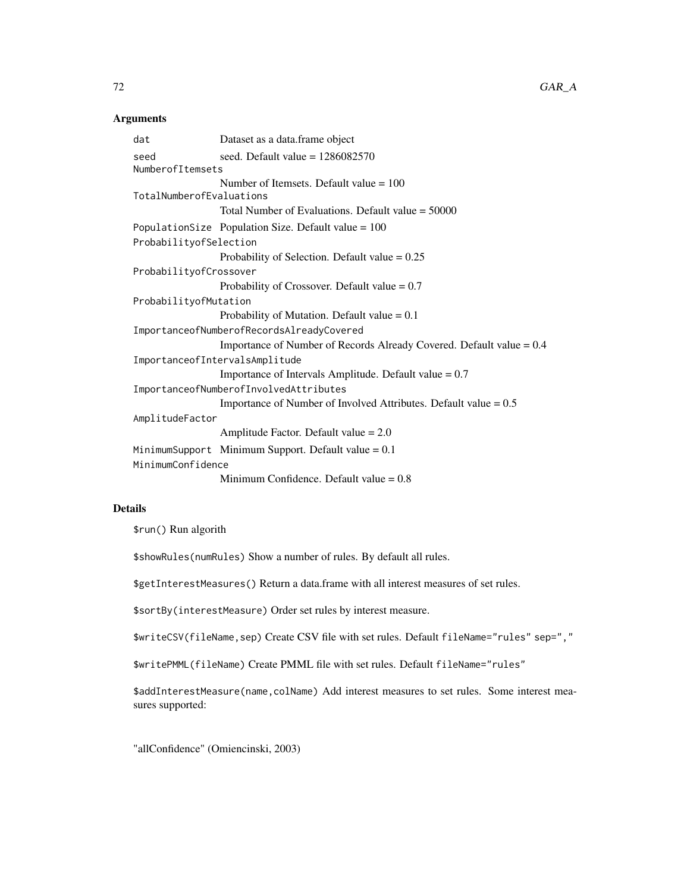### Arguments

| | |
|---|---|
| `dat` | Dataset as a data.frame object |
| `seed` | seed. Default value = 1286082570 |
| `NumberofItemsets` | Number of Itemsets. Default value = 100 |
| `TotalNumberofEvaluations` | Total Number of Evaluations. Default value = 50000 |
| `PopulationSize` | Population Size. Default value = 100 |
| `ProbabilityofSelection` | Probability of Selection. Default value = 0.25 |
| `ProbabilityofCrossover` | Probability of Crossover. Default value = 0.7 |
| `ProbabilityofMutation` | Probability of Mutation. Default value = 0.1 |
| `ImportanceofNumberofRecordsAlreadyCovered` | Importance of Number of Records Already Covered. Default value = 0.4 |
| `ImportanceofIntervalsAmplitude` | Importance of Intervals Amplitude. Default value = 0.7 |
| `ImportanceofNumberofInvolvedAttributes` | Importance of Number of Involved Attributes. Default value = 0.5 |
| `AmplitudeFactor` | Amplitude Factor. Default value = 2.0 |
| `MinimumSupport` | Minimum Support. Default value = 0.1 |
| `MinimumConfidence` | Minimum Confidence. Default value = 0.8 |

### Details

`$run()` Run algorith

`$showRules(numRules)` Show a number of rules. By default all rules.

`$getInterestMeasures()` Return a data.frame with all interest measures of set rules.

`$sortBy(interestMeasure)` Order set rules by interest measure.

`$writeCSV(fileName,sep)` Create CSV file with set rules. Default `fileName="rules"` `sep=","`

`$writePMML(fileName)` Create PMML file with set rules. Default `fileName="rules"`

`$addInterestMeasure(name,colName)` Add interest measures to set rules. Some interest measures supported:

"allConfidence" (Omiencinski, 2003)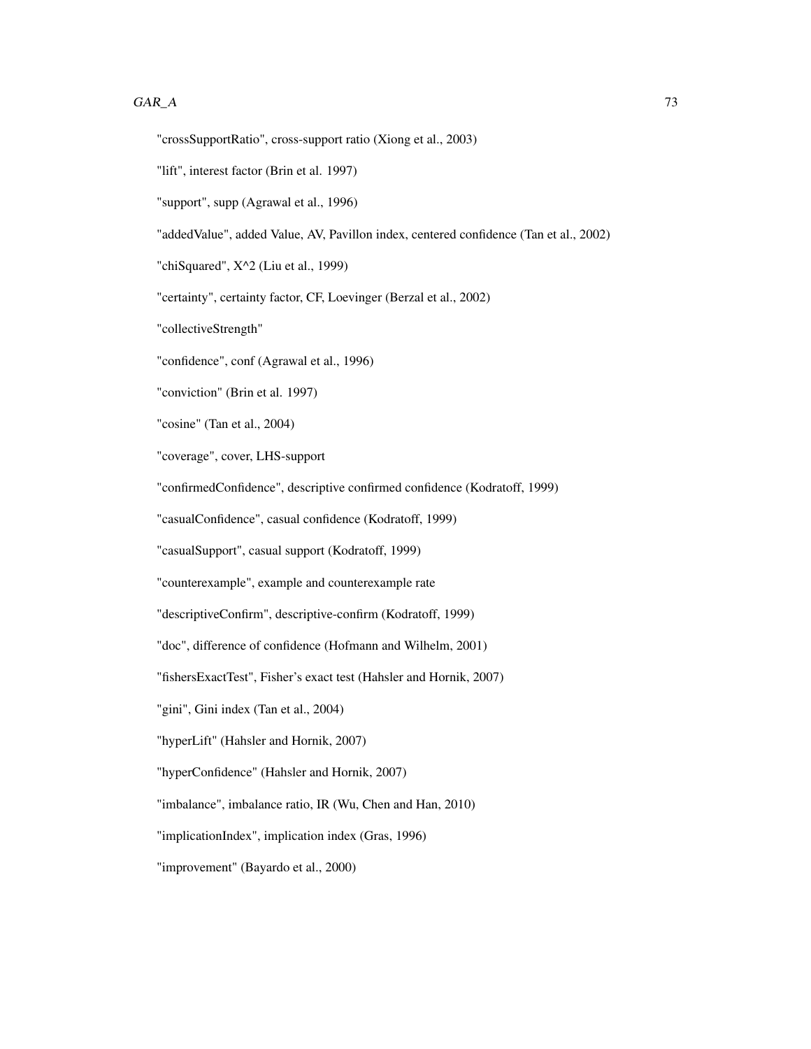"crossSupportRatio", cross-support ratio (Xiong et al., 2003)

"lift", interest factor (Brin et al. 1997)

"support", supp (Agrawal et al., 1996)

"addedValue", added Value, AV, Pavillon index, centered confidence (Tan et al., 2002)

"chiSquared", X^2 (Liu et al., 1999)

"certainty", certainty factor, CF, Loevinger (Berzal et al., 2002)

"collectiveStrength"

"confidence", conf (Agrawal et al., 1996)

"conviction" (Brin et al. 1997)

"cosine" (Tan et al., 2004)

"coverage", cover, LHS-support

"confirmedConfidence", descriptive confirmed confidence (Kodratoff, 1999)

"casualConfidence", casual confidence (Kodratoff, 1999)

"casualSupport", casual support (Kodratoff, 1999)

"counterexample", example and counterexample rate

"descriptiveConfirm", descriptive-confirm (Kodratoff, 1999)

"doc", difference of confidence (Hofmann and Wilhelm, 2001)

"fishersExactTest", Fisher's exact test (Hahsler and Hornik, 2007)

"gini", Gini index (Tan et al., 2004)

"hyperLift" (Hahsler and Hornik, 2007)

"hyperConfidence" (Hahsler and Hornik, 2007)

"imbalance", imbalance ratio, IR (Wu, Chen and Han, 2010)

"implicationIndex", implication index (Gras, 1996)

"improvement" (Bayardo et al., 2000)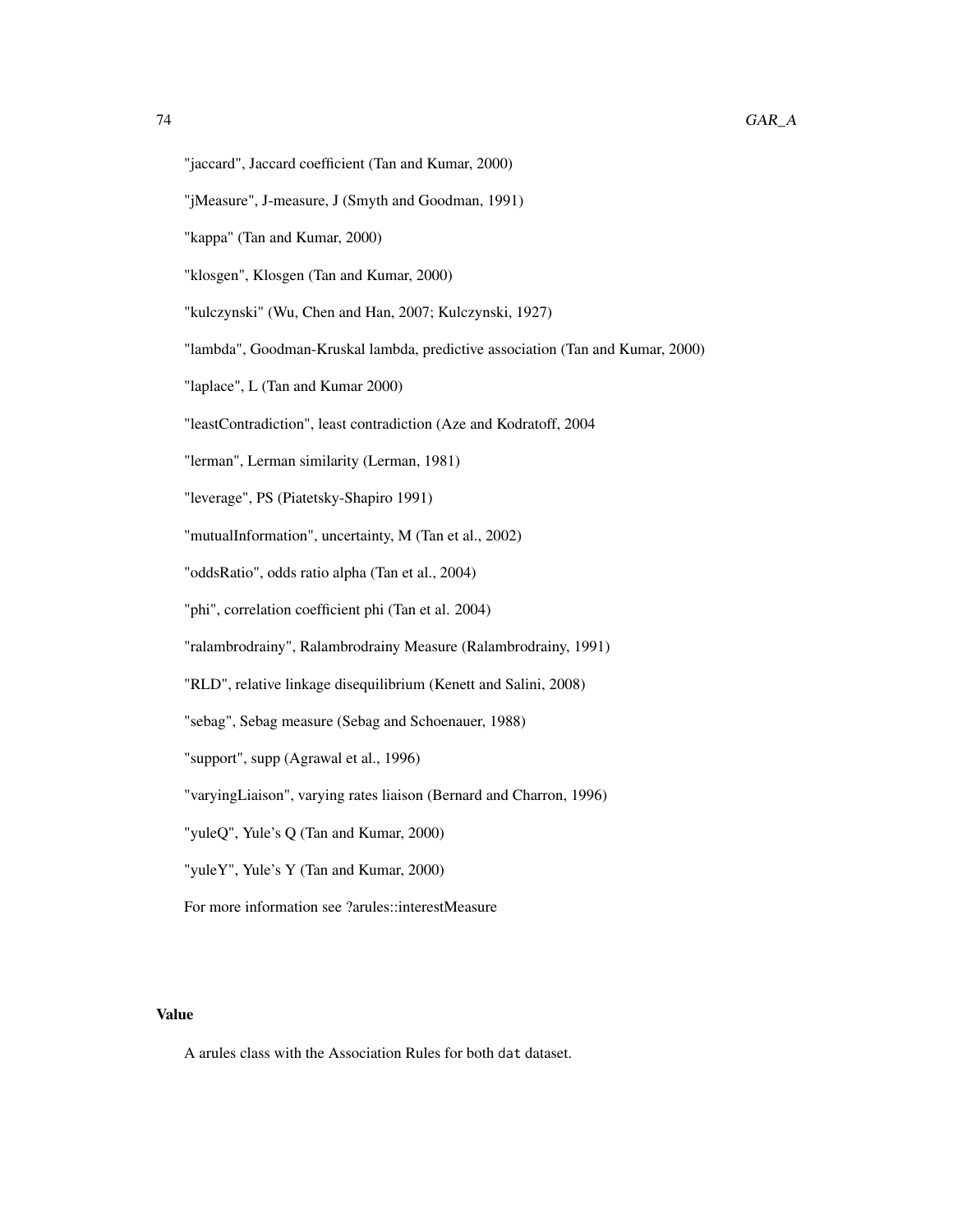"jaccard", Jaccard coefficient (Tan and Kumar, 2000)

"jMeasure", J-measure, J (Smyth and Goodman, 1991)

"kappa" (Tan and Kumar, 2000)

"klosgen", Klosgen (Tan and Kumar, 2000)

"kulczynski" (Wu, Chen and Han, 2007; Kulczynski, 1927)

"lambda", Goodman-Kruskal lambda, predictive association (Tan and Kumar, 2000)

"laplace", L (Tan and Kumar 2000)

"leastContradiction", least contradiction (Aze and Kodratoff, 2004

"lerman", Lerman similarity (Lerman, 1981)

"leverage", PS (Piatetsky-Shapiro 1991)

"mutualInformation", uncertainty, M (Tan et al., 2002)

"oddsRatio", odds ratio alpha (Tan et al., 2004)

"phi", correlation coefficient phi (Tan et al. 2004)

"ralambrodrainy", Ralambrodrainy Measure (Ralambrodrainy, 1991)

"RLD", relative linkage disequilibrium (Kenett and Salini, 2008)

"sebag", Sebag measure (Sebag and Schoenauer, 1988)

"support", supp (Agrawal et al., 1996)

"varyingLiaison", varying rates liaison (Bernard and Charron, 1996)

"yuleQ", Yule's Q (Tan and Kumar, 2000)

"yuleY", Yule's Y (Tan and Kumar, 2000)

For more information see ?arules::interestMeasure

## Value

A arules class with the Association Rules for both `dat` dataset.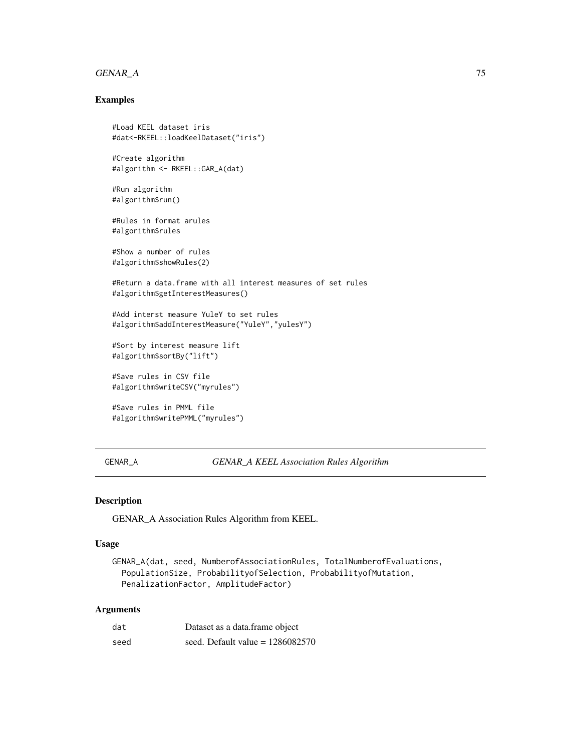## Examples

```
#Load KEEL dataset iris
#dat<-RKEEL::loadKeelDataset("iris")

#Create algorithm
#algorithm <- RKEEL::GAR_A(dat)

#Run algorithm
#algorithm$run()

#Rules in format arules
#algorithm$rules

#Show a number of rules
#algorithm$showRules(2)

#Return a data.frame with all interest measures of set rules
#algorithm$getInterestMeasures()

#Add interst measure YuleY to set rules
#algorithm$addInterestMeasure("YuleY","yulesY")

#Sort by interest measure lift
#algorithm$sortBy("lift")

#Save rules in CSV file
#algorithm$writeCSV("myrules")

#Save rules in PMML file
#algorithm$writePMML("myrules")
```

---

GENAR_A *GENAR_A KEEL Association Rules Algorithm*

---

## Description

GENAR_A Association Rules Algorithm from KEEL.

## Usage

```
GENAR_A(dat, seed, NumberofAssociationRules, TotalNumberofEvaluations,
  PopulationSize, ProbabilityofSelection, ProbabilityofMutation,
  PenalizationFactor, AmplitudeFactor)
```

## Arguments

| | |
|---|---|
| dat | Dataset as a data.frame object |
| seed | seed. Default value = 1286082570 |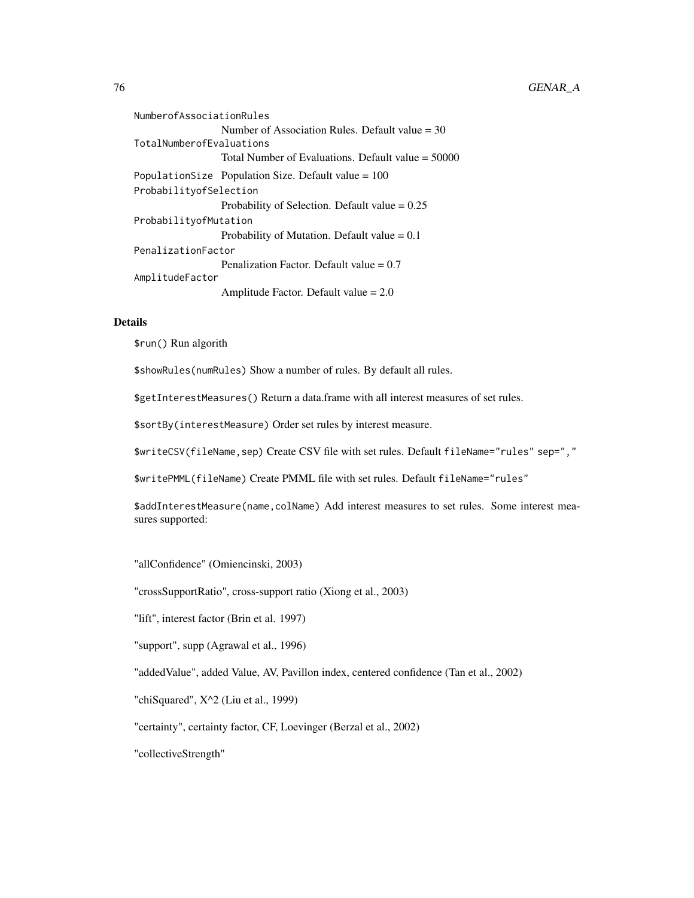`NumberofAssociationRules`
: Number of Association Rules. Default value = 30

`TotalNumberofEvaluations`
: Total Number of Evaluations. Default value = 50000

`PopulationSize`
: Population Size. Default value = 100

`ProbabilityofSelection`
: Probability of Selection. Default value = 0.25

`ProbabilityofMutation`
: Probability of Mutation. Default value = 0.1

`PenalizationFactor`
: Penalization Factor. Default value = 0.7

`AmplitudeFactor`
: Amplitude Factor. Default value = 2.0

## Details

`$run()` Run algorith

`$showRules(numRules)` Show a number of rules. By default all rules.

`$getInterestMeasures()` Return a data.frame with all interest measures of set rules.

`$sortBy(interestMeasure)` Order set rules by interest measure.

`$writeCSV(fileName,sep)` Create CSV file with set rules. Default `fileName="rules" sep=","`

`$writePMML(fileName)` Create PMML file with set rules. Default `fileName="rules"`

`$addInterestMeasure(name,colName)` Add interest measures to set rules. Some interest measures supported:

"allConfidence" (Omiencinski, 2003)

"crossSupportRatio", cross-support ratio (Xiong et al., 2003)

"lift", interest factor (Brin et al. 1997)

"support", supp (Agrawal et al., 1996)

"addedValue", added Value, AV, Pavillon index, centered confidence (Tan et al., 2002)

"chiSquared", X^2 (Liu et al., 1999)

"certainty", certainty factor, CF, Loevinger (Berzal et al., 2002)

"collectiveStrength"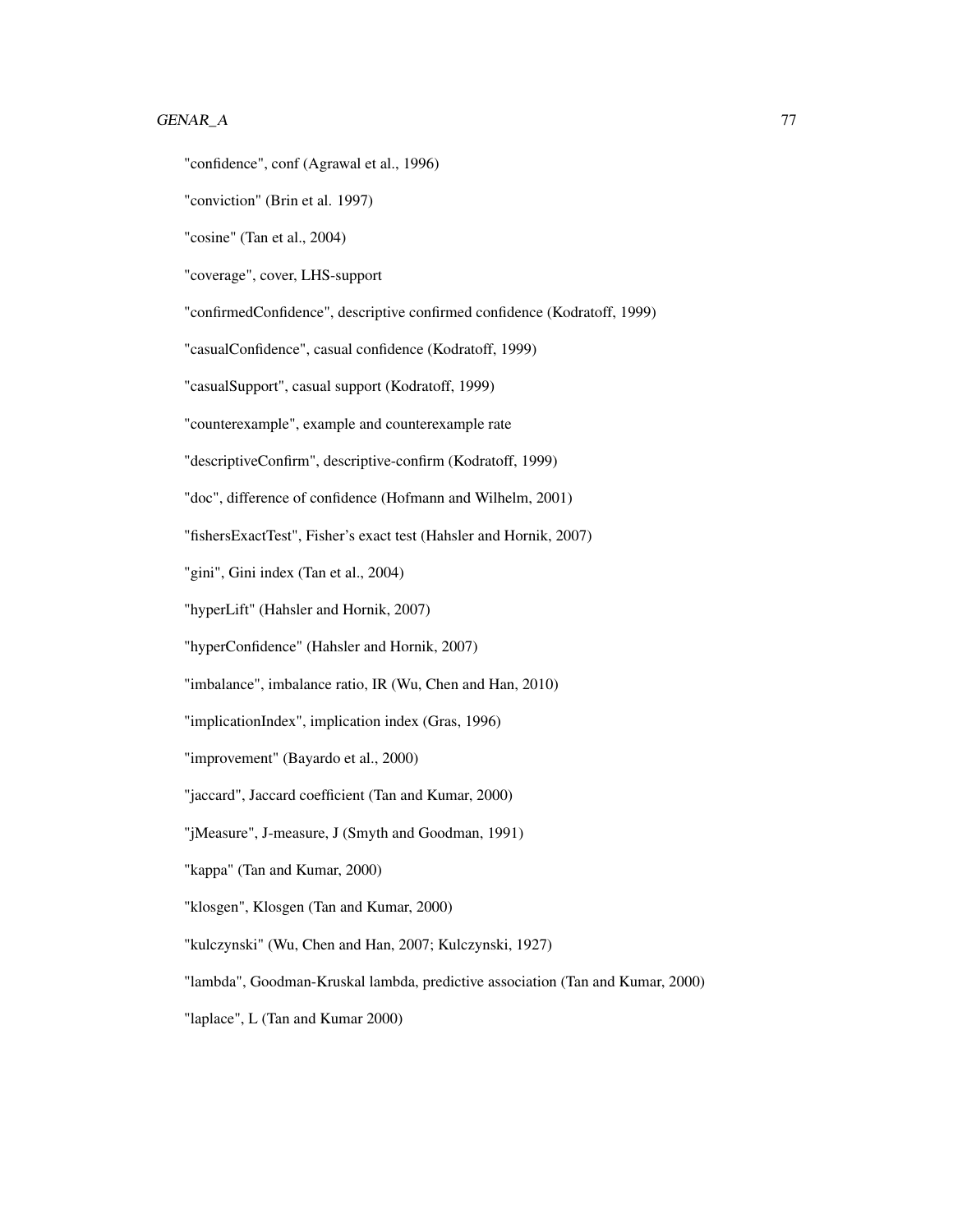"confidence", conf (Agrawal et al., 1996)

"conviction" (Brin et al. 1997)

"cosine" (Tan et al., 2004)

"coverage", cover, LHS-support

"confirmedConfidence", descriptive confirmed confidence (Kodratoff, 1999)

"casualConfidence", casual confidence (Kodratoff, 1999)

"casualSupport", casual support (Kodratoff, 1999)

"counterexample", example and counterexample rate

"descriptiveConfirm", descriptive-confirm (Kodratoff, 1999)

"doc", difference of confidence (Hofmann and Wilhelm, 2001)

"fishersExactTest", Fisher's exact test (Hahsler and Hornik, 2007)

"gini", Gini index (Tan et al., 2004)

"hyperLift" (Hahsler and Hornik, 2007)

"hyperConfidence" (Hahsler and Hornik, 2007)

"imbalance", imbalance ratio, IR (Wu, Chen and Han, 2010)

"implicationIndex", implication index (Gras, 1996)

"improvement" (Bayardo et al., 2000)

"jaccard", Jaccard coefficient (Tan and Kumar, 2000)

"jMeasure", J-measure, J (Smyth and Goodman, 1991)

"kappa" (Tan and Kumar, 2000)

"klosgen", Klosgen (Tan and Kumar, 2000)

"kulczynski" (Wu, Chen and Han, 2007; Kulczynski, 1927)

"lambda", Goodman-Kruskal lambda, predictive association (Tan and Kumar, 2000)

"laplace", L (Tan and Kumar 2000)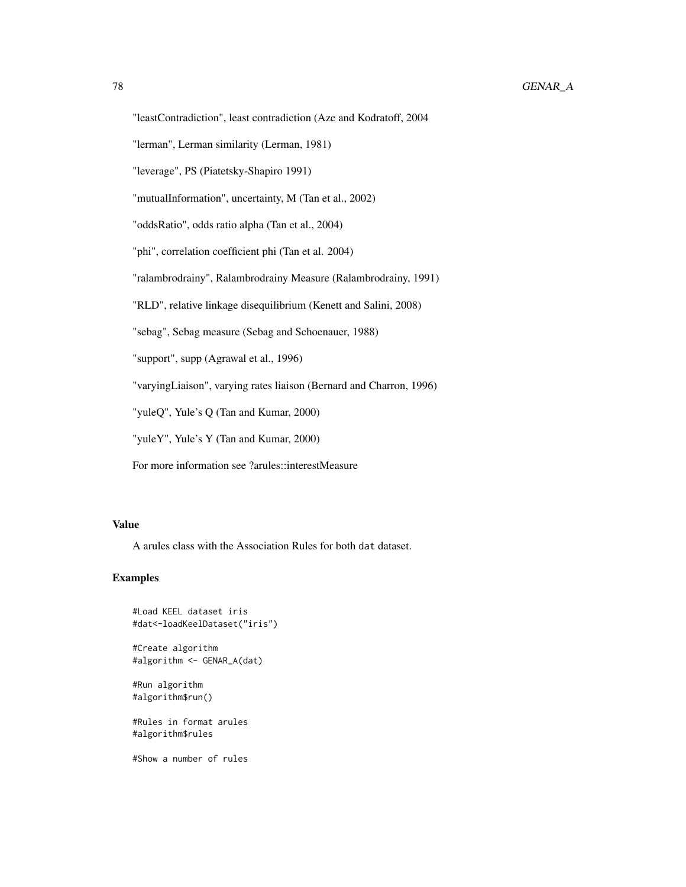"leastContradiction", least contradiction (Aze and Kodratoff, 2004

"lerman", Lerman similarity (Lerman, 1981)

"leverage", PS (Piatetsky-Shapiro 1991)

"mutualInformation", uncertainty, M (Tan et al., 2002)

"oddsRatio", odds ratio alpha (Tan et al., 2004)

"phi", correlation coefficient phi (Tan et al. 2004)

"ralambrodrainy", Ralambrodrainy Measure (Ralambrodrainy, 1991)

"RLD", relative linkage disequilibrium (Kenett and Salini, 2008)

"sebag", Sebag measure (Sebag and Schoenauer, 1988)

"support", supp (Agrawal et al., 1996)

"varyingLiaison", varying rates liaison (Bernard and Charron, 1996)

"yuleQ", Yule's Q (Tan and Kumar, 2000)

"yuleY", Yule's Y (Tan and Kumar, 2000)

For more information see ?arules::interestMeasure

### Value

A arules class with the Association Rules for both dat dataset.

### Examples

```
#Load KEEL dataset iris
#dat<-loadKeelDataset("iris")

#Create algorithm
#algorithm <- GENAR_A(dat)

#Run algorithm
#algorithm$run()

#Rules in format arules
#algorithm$rules

#Show a number of rules
```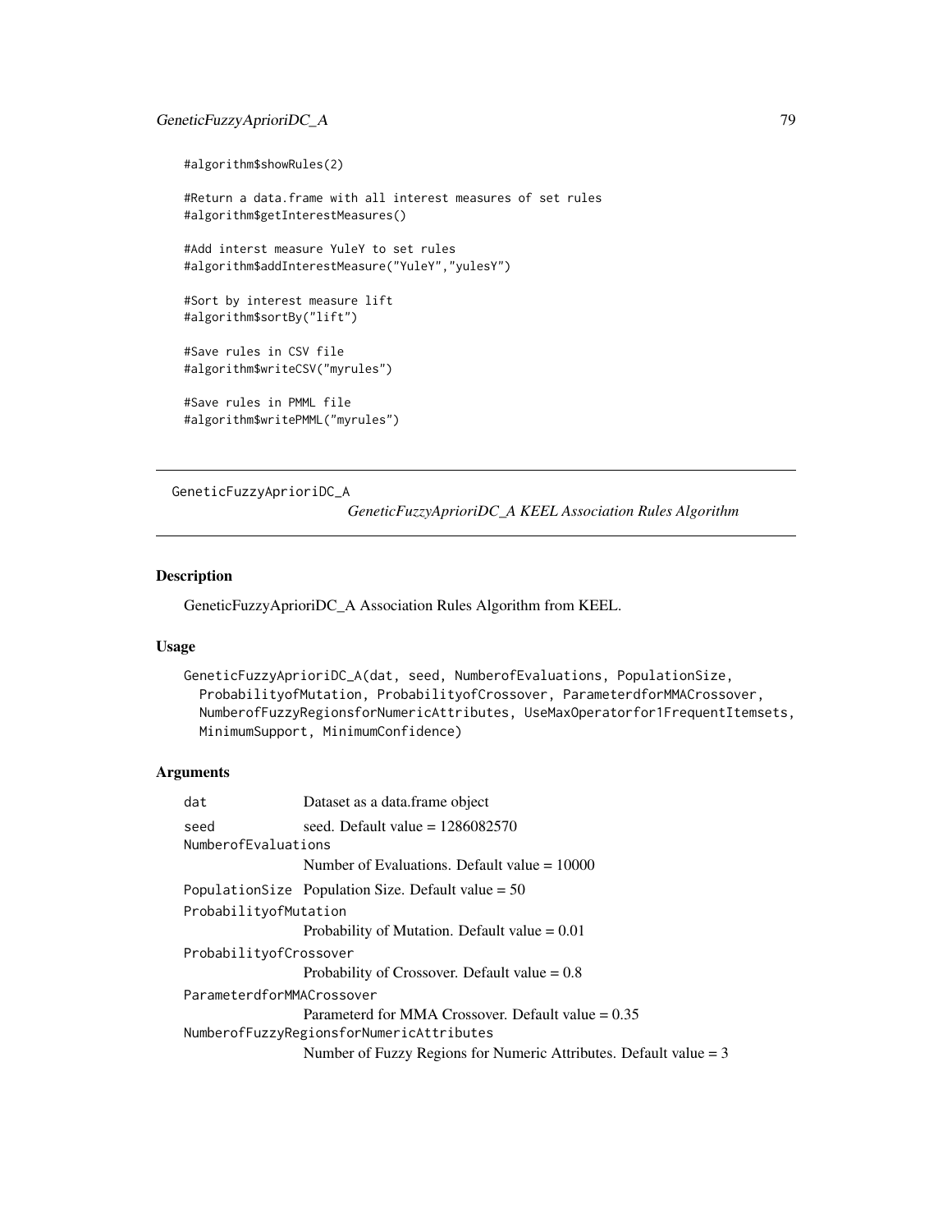```
#algorithm$showRules(2)

#Return a data.frame with all interest measures of set rules
#algorithm$getInterestMeasures()

#Add interst measure YuleY to set rules
#algorithm$addInterestMeasure("YuleY","yulesY")

#Sort by interest measure lift
#algorithm$sortBy("lift")

#Save rules in CSV file
#algorithm$writeCSV("myrules")

#Save rules in PMML file
#algorithm$writePMML("myrules")
```

---

GeneticFuzzyAprioriDC_A *GeneticFuzzyAprioriDC_A KEEL Association Rules Algorithm*

---

## Description

GeneticFuzzyAprioriDC_A Association Rules Algorithm from KEEL.

## Usage

```
GeneticFuzzyAprioriDC_A(dat, seed, NumberofEvaluations, PopulationSize,
  ProbabilityofMutation, ProbabilityofCrossover, ParameterdforMMACrossover,
  NumberofFuzzyRegionsforNumericAttributes, UseMaxOperatorfor1FrequentItemsets,
  MinimumSupport, MinimumConfidence)
```

## Arguments

| | |
|---|---|
| `dat` | Dataset as a data.frame object |
| `seed` | seed. Default value = 1286082570 |
| `NumberofEvaluations` | Number of Evaluations. Default value = 10000 |
| `PopulationSize` | Population Size. Default value = 50 |
| `ProbabilityofMutation` | Probability of Mutation. Default value = 0.01 |
| `ProbabilityofCrossover` | Probability of Crossover. Default value = 0.8 |
| `ParameterdforMMACrossover` | Parameterd for MMA Crossover. Default value = 0.35 |
| `NumberofFuzzyRegionsforNumericAttributes` | Number of Fuzzy Regions for Numeric Attributes. Default value = 3 |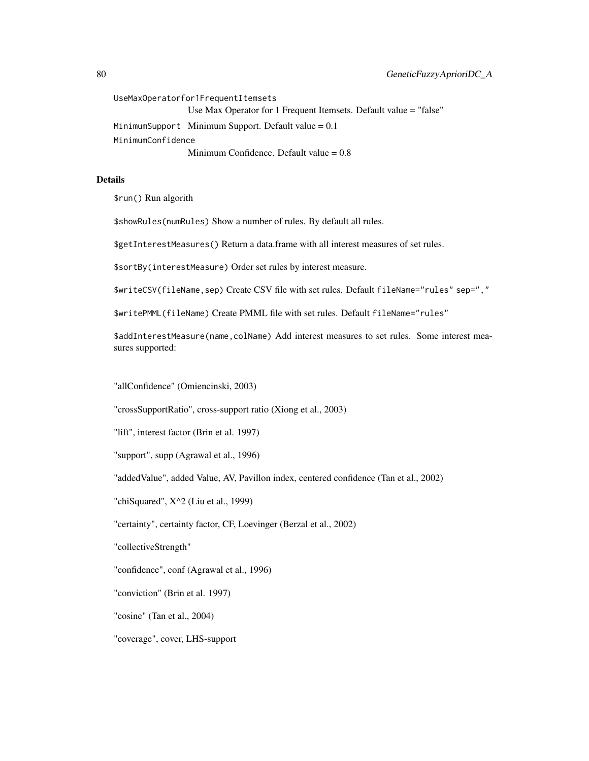`UseMaxOperatorfor1FrequentItemsets`
Use Max Operator for 1 Frequent Itemsets. Default value = "false"

`MinimumSupport` Minimum Support. Default value = 0.1

`MinimumConfidence`
Minimum Confidence. Default value = 0.8

## Details

`$run()` Run algorith

`$showRules(numRules)` Show a number of rules. By default all rules.

`$getInterestMeasures()` Return a data.frame with all interest measures of set rules.

`$sortBy(interestMeasure)` Order set rules by interest measure.

`$writeCSV(fileName,sep)` Create CSV file with set rules. Default `fileName="rules" sep=","`

`$writePMML(fileName)` Create PMML file with set rules. Default `fileName="rules"`

`$addInterestMeasure(name,colName)` Add interest measures to set rules. Some interest measures supported:

"allConfidence" (Omiencinski, 2003)

"crossSupportRatio", cross-support ratio (Xiong et al., 2003)

"lift", interest factor (Brin et al. 1997)

"support", supp (Agrawal et al., 1996)

"addedValue", added Value, AV, Pavillon index, centered confidence (Tan et al., 2002)

"chiSquared", X^2 (Liu et al., 1999)

"certainty", certainty factor, CF, Loevinger (Berzal et al., 2002)

"collectiveStrength"

"confidence", conf (Agrawal et al., 1996)

"conviction" (Brin et al. 1997)

"cosine" (Tan et al., 2004)

"coverage", cover, LHS-support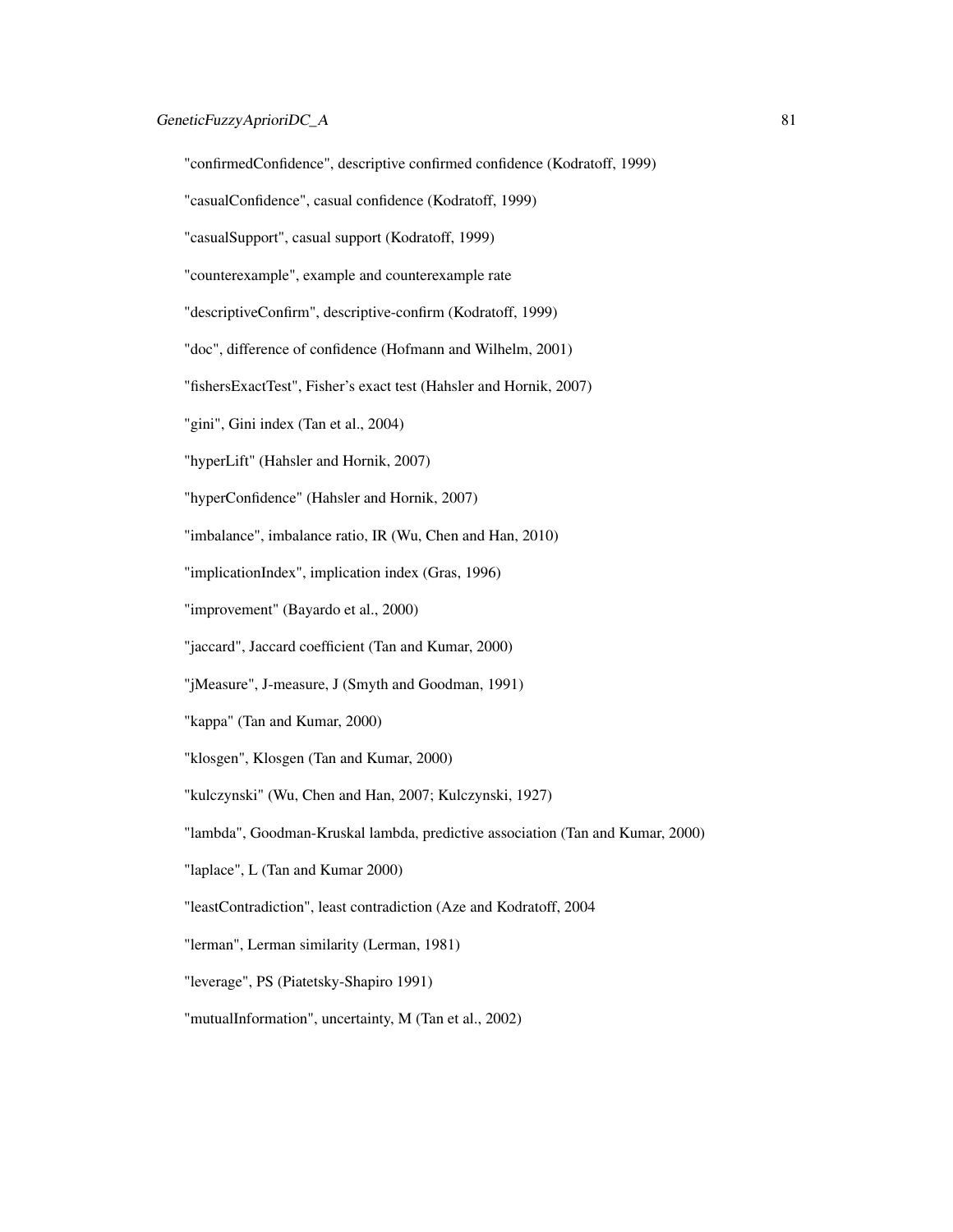"confirmedConfidence", descriptive confirmed confidence (Kodratoff, 1999)

"casualConfidence", casual confidence (Kodratoff, 1999)

"casualSupport", casual support (Kodratoff, 1999)

"counterexample", example and counterexample rate

"descriptiveConfirm", descriptive-confirm (Kodratoff, 1999)

"doc", difference of confidence (Hofmann and Wilhelm, 2001)

"fishersExactTest", Fisher's exact test (Hahsler and Hornik, 2007)

"gini", Gini index (Tan et al., 2004)

"hyperLift" (Hahsler and Hornik, 2007)

"hyperConfidence" (Hahsler and Hornik, 2007)

"imbalance", imbalance ratio, IR (Wu, Chen and Han, 2010)

"implicationIndex", implication index (Gras, 1996)

"improvement" (Bayardo et al., 2000)

"jaccard", Jaccard coefficient (Tan and Kumar, 2000)

"jMeasure", J-measure, J (Smyth and Goodman, 1991)

"kappa" (Tan and Kumar, 2000)

"klosgen", Klosgen (Tan and Kumar, 2000)

"kulczynski" (Wu, Chen and Han, 2007; Kulczynski, 1927)

"lambda", Goodman-Kruskal lambda, predictive association (Tan and Kumar, 2000)

"laplace", L (Tan and Kumar 2000)

"leastContradiction", least contradiction (Aze and Kodratoff, 2004

"lerman", Lerman similarity (Lerman, 1981)

"leverage", PS (Piatetsky-Shapiro 1991)

"mutualInformation", uncertainty, M (Tan et al., 2002)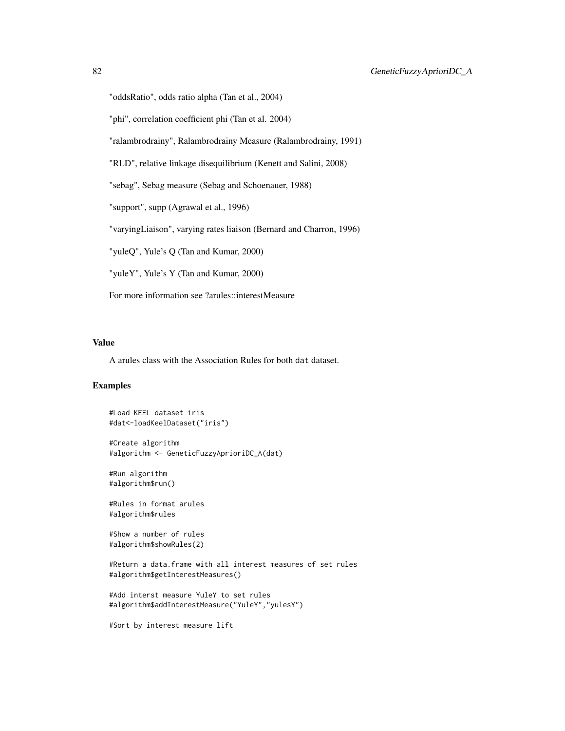"oddsRatio", odds ratio alpha (Tan et al., 2004)

"phi", correlation coefficient phi (Tan et al. 2004)

"ralambrodrainy", Ralambrodrainy Measure (Ralambrodrainy, 1991)

"RLD", relative linkage disequilibrium (Kenett and Salini, 2008)

"sebag", Sebag measure (Sebag and Schoenauer, 1988)

"support", supp (Agrawal et al., 1996)

"varyingLiaison", varying rates liaison (Bernard and Charron, 1996)

"yuleQ", Yule's Q (Tan and Kumar, 2000)

"yuleY", Yule's Y (Tan and Kumar, 2000)

For more information see ?arules::interestMeasure

## Value

A arules class with the Association Rules for both `dat` dataset.

## Examples

```
#Load KEEL dataset iris
#dat<-loadKeelDataset("iris")

#Create algorithm
#algorithm <- GeneticFuzzyAprioriDC_A(dat)

#Run algorithm
#algorithm$run()

#Rules in format arules
#algorithm$rules

#Show a number of rules
#algorithm$showRules(2)

#Return a data.frame with all interest measures of set rules
#algorithm$getInterestMeasures()

#Add interst measure YuleY to set rules
#algorithm$addInterestMeasure("YuleY","yulesY")

#Sort by interest measure lift
```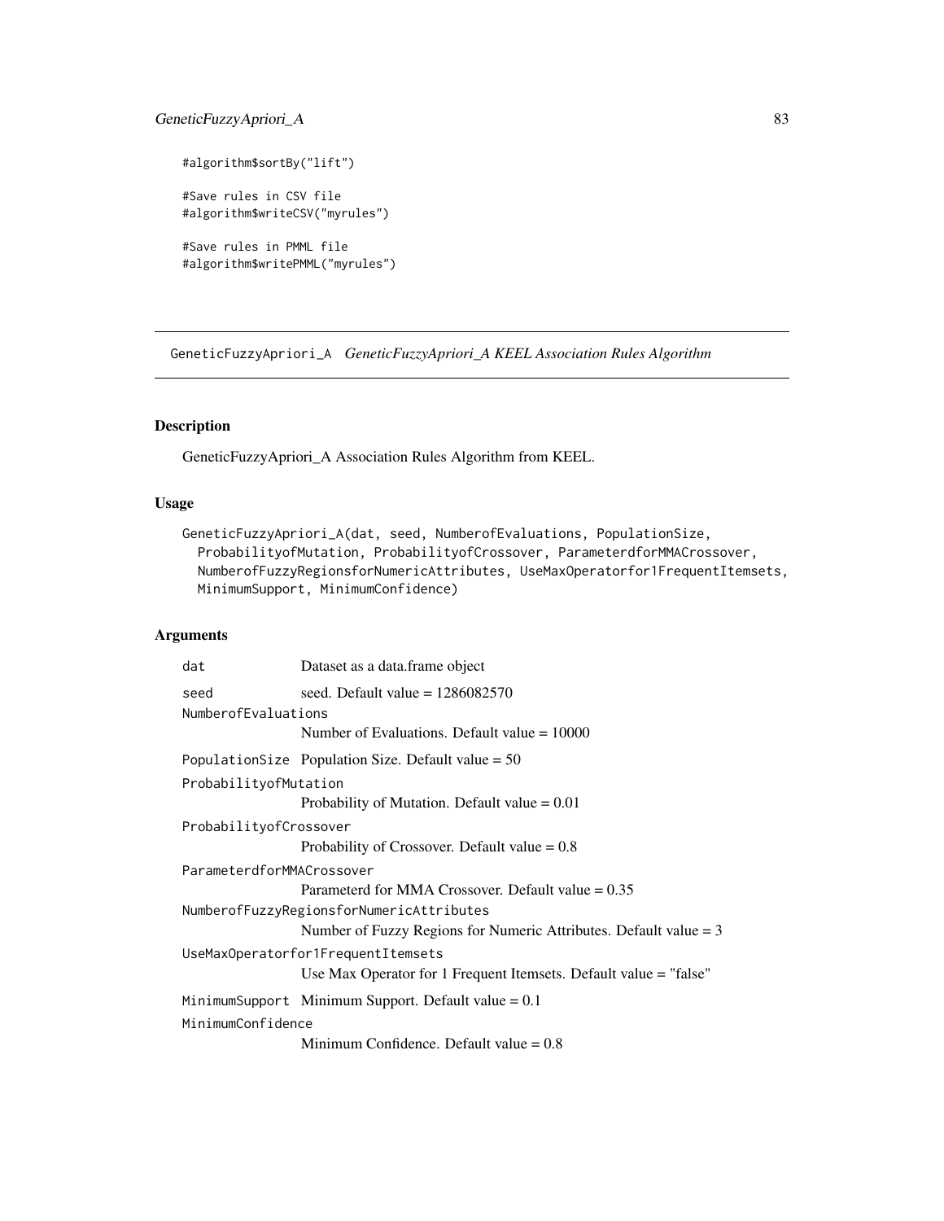```
#algorithm$sortBy("lift")

#Save rules in CSV file
#algorithm$writeCSV("myrules")

#Save rules in PMML file
#algorithm$writePMML("myrules")
```

---

GeneticFuzzyApriori_A *GeneticFuzzyApriori_A KEEL Association Rules Algorithm*

---

## Description

GeneticFuzzyApriori_A Association Rules Algorithm from KEEL.

## Usage

```
GeneticFuzzyApriori_A(dat, seed, NumberofEvaluations, PopulationSize,
  ProbabilityofMutation, ProbabilityofCrossover, ParameterdforMMACrossover,
  NumberofFuzzyRegionsforNumericAttributes, UseMaxOperatorfor1FrequentItemsets,
  MinimumSupport, MinimumConfidence)
```

## Arguments

| | |
|---|---|
| dat | Dataset as a data.frame object |
| seed | seed. Default value = 1286082570 |
| NumberofEvaluations | Number of Evaluations. Default value = 10000 |
| PopulationSize | Population Size. Default value = 50 |
| ProbabilityofMutation | Probability of Mutation. Default value = 0.01 |
| ProbabilityofCrossover | Probability of Crossover. Default value = 0.8 |
| ParameterdforMMACrossover | Parameterd for MMA Crossover. Default value = 0.35 |
| NumberofFuzzyRegionsforNumericAttributes | Number of Fuzzy Regions for Numeric Attributes. Default value = 3 |
| UseMaxOperatorfor1FrequentItemsets | Use Max Operator for 1 Frequent Itemsets. Default value = "false" |
| MinimumSupport | Minimum Support. Default value = 0.1 |
| MinimumConfidence | Minimum Confidence. Default value = 0.8 |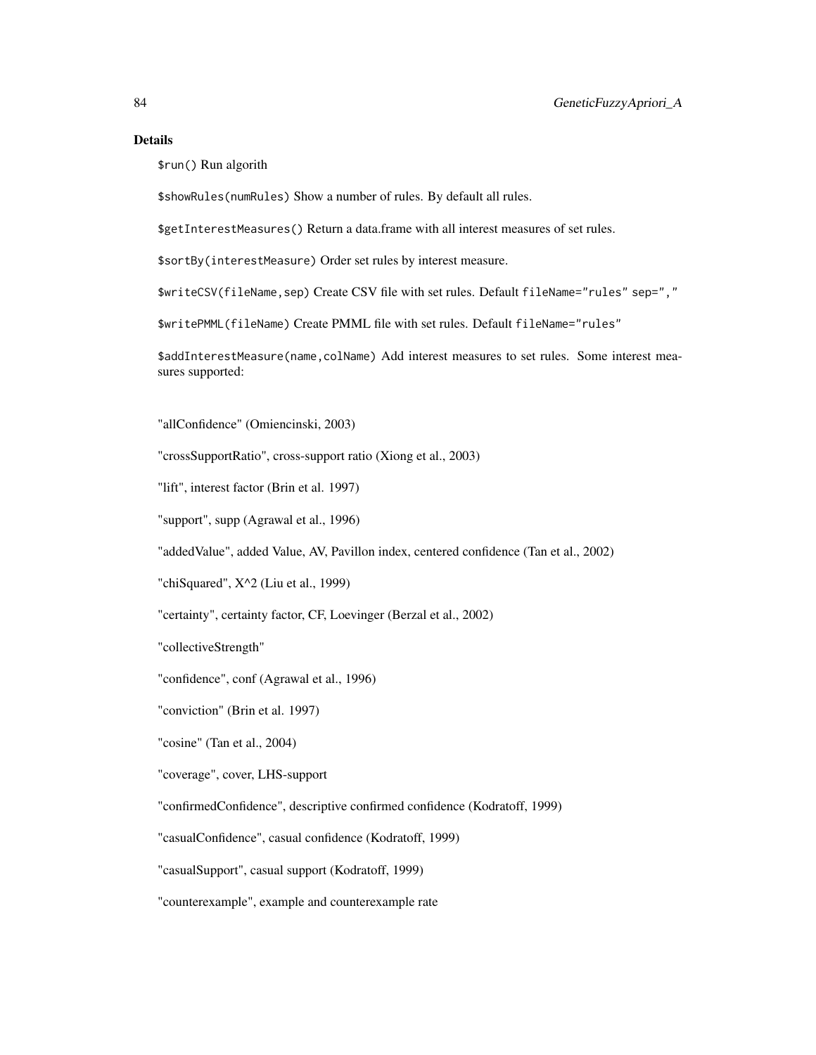### Details

`$run()` Run algorith

`$showRules(numRules)` Show a number of rules. By default all rules.

`$getInterestMeasures()` Return a data.frame with all interest measures of set rules.

`$sortBy(interestMeasure)` Order set rules by interest measure.

`$writeCSV(fileName,sep)` Create CSV file with set rules. Default `fileName="rules" sep=","`

`$writePMML(fileName)` Create PMML file with set rules. Default `fileName="rules"`

`$addInterestMeasure(name,colName)` Add interest measures to set rules. Some interest measures supported:

"allConfidence" (Omiencinski, 2003)

"crossSupportRatio", cross-support ratio (Xiong et al., 2003)

"lift", interest factor (Brin et al. 1997)

"support", supp (Agrawal et al., 1996)

"addedValue", added Value, AV, Pavillon index, centered confidence (Tan et al., 2002)

"chiSquared", X^2 (Liu et al., 1999)

"certainty", certainty factor, CF, Loevinger (Berzal et al., 2002)

"collectiveStrength"

"confidence", conf (Agrawal et al., 1996)

"conviction" (Brin et al. 1997)

"cosine" (Tan et al., 2004)

"coverage", cover, LHS-support

"confirmedConfidence", descriptive confirmed confidence (Kodratoff, 1999)

"casualConfidence", casual confidence (Kodratoff, 1999)

"casualSupport", casual support (Kodratoff, 1999)

"counterexample", example and counterexample rate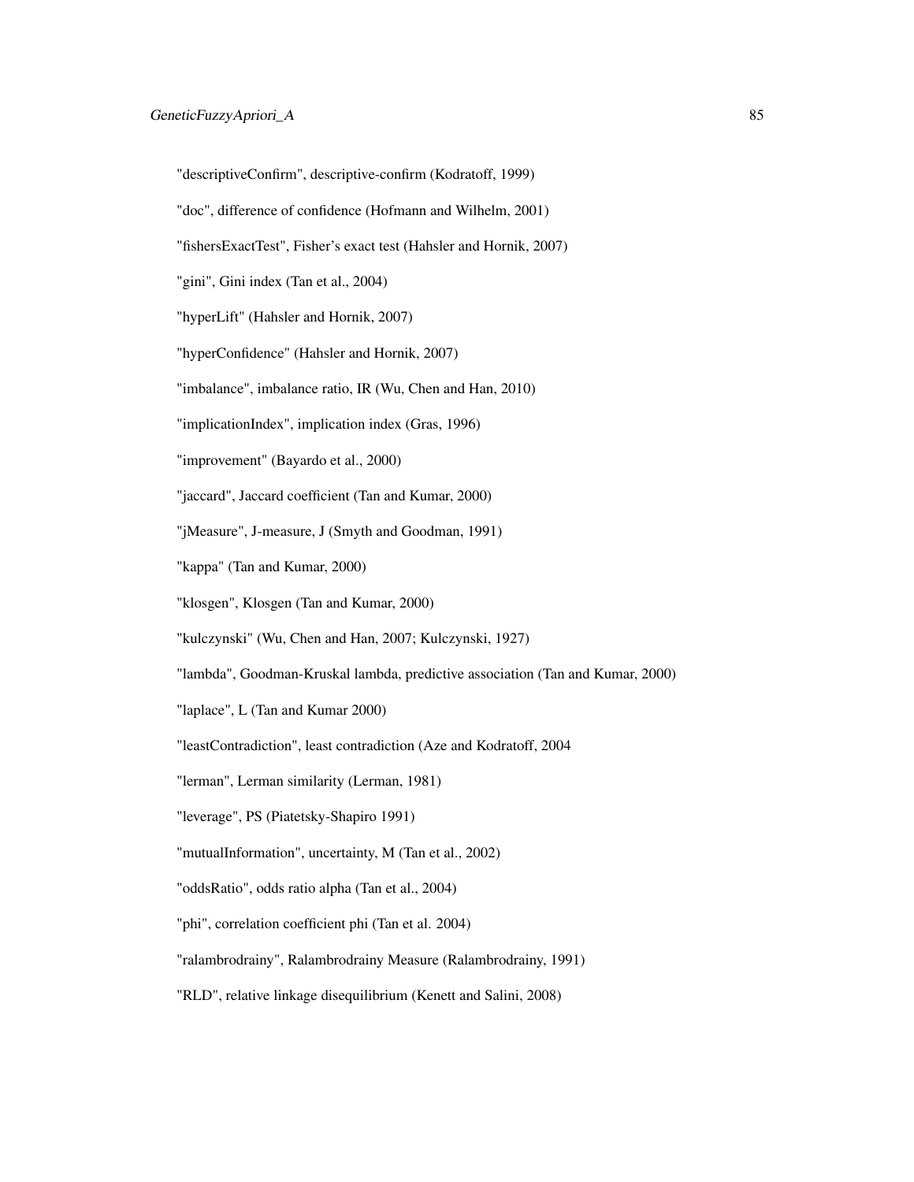"descriptiveConfirm", descriptive-confirm (Kodratoff, 1999)

"doc", difference of confidence (Hofmann and Wilhelm, 2001)

"fishersExactTest", Fisher's exact test (Hahsler and Hornik, 2007)

"gini", Gini index (Tan et al., 2004)

"hyperLift" (Hahsler and Hornik, 2007)

"hyperConfidence" (Hahsler and Hornik, 2007)

"imbalance", imbalance ratio, IR (Wu, Chen and Han, 2010)

"implicationIndex", implication index (Gras, 1996)

"improvement" (Bayardo et al., 2000)

"jaccard", Jaccard coefficient (Tan and Kumar, 2000)

"jMeasure", J-measure, J (Smyth and Goodman, 1991)

"kappa" (Tan and Kumar, 2000)

"klosgen", Klosgen (Tan and Kumar, 2000)

"kulczynski" (Wu, Chen and Han, 2007; Kulczynski, 1927)

"lambda", Goodman-Kruskal lambda, predictive association (Tan and Kumar, 2000)

"laplace", L (Tan and Kumar 2000)

"leastContradiction", least contradiction (Aze and Kodratoff, 2004

"lerman", Lerman similarity (Lerman, 1981)

"leverage", PS (Piatetsky-Shapiro 1991)

"mutualInformation", uncertainty, M (Tan et al., 2002)

"oddsRatio", odds ratio alpha (Tan et al., 2004)

"phi", correlation coefficient phi (Tan et al. 2004)

"ralambrodrainy", Ralambrodrainy Measure (Ralambrodrainy, 1991)

"RLD", relative linkage disequilibrium (Kenett and Salini, 2008)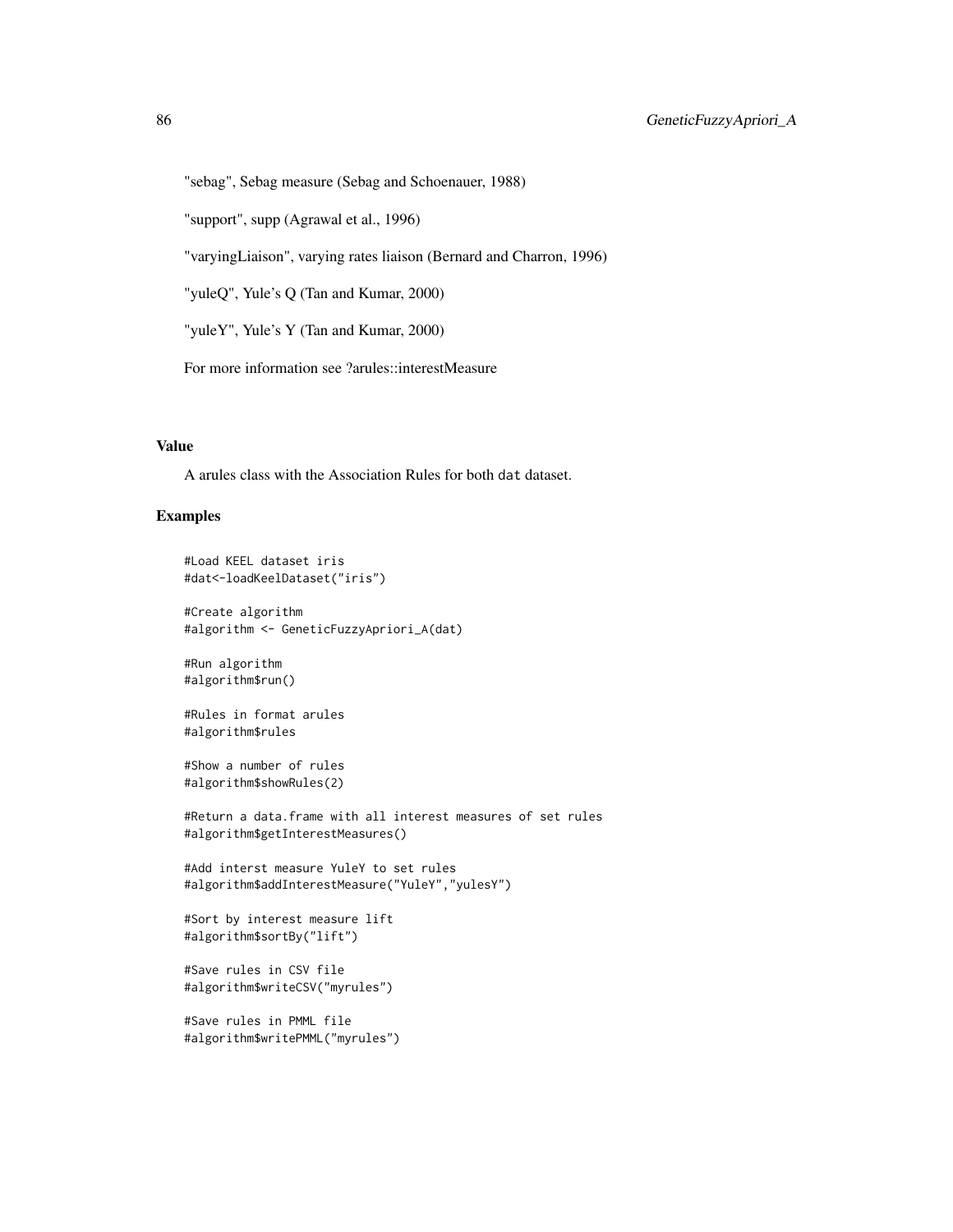"sebag", Sebag measure (Sebag and Schoenauer, 1988)

"support", supp (Agrawal et al., 1996)

"varyingLiaison", varying rates liaison (Bernard and Charron, 1996)

"yuleQ", Yule's Q (Tan and Kumar, 2000)

"yuleY", Yule's Y (Tan and Kumar, 2000)

For more information see ?arules::interestMeasure

## Value

A arules class with the Association Rules for both dat dataset.

## Examples

```
#Load KEEL dataset iris
#dat<-loadKeelDataset("iris")

#Create algorithm
#algorithm <- GeneticFuzzyApriori_A(dat)

#Run algorithm
#algorithm$run()

#Rules in format arules
#algorithm$rules

#Show a number of rules
#algorithm$showRules(2)

#Return a data.frame with all interest measures of set rules
#algorithm$getInterestMeasures()

#Add interst measure YuleY to set rules
#algorithm$addInterestMeasure("YuleY","yulesY")

#Sort by interest measure lift
#algorithm$sortBy("lift")

#Save rules in CSV file
#algorithm$writeCSV("myrules")

#Save rules in PMML file
#algorithm$writePMML("myrules")
```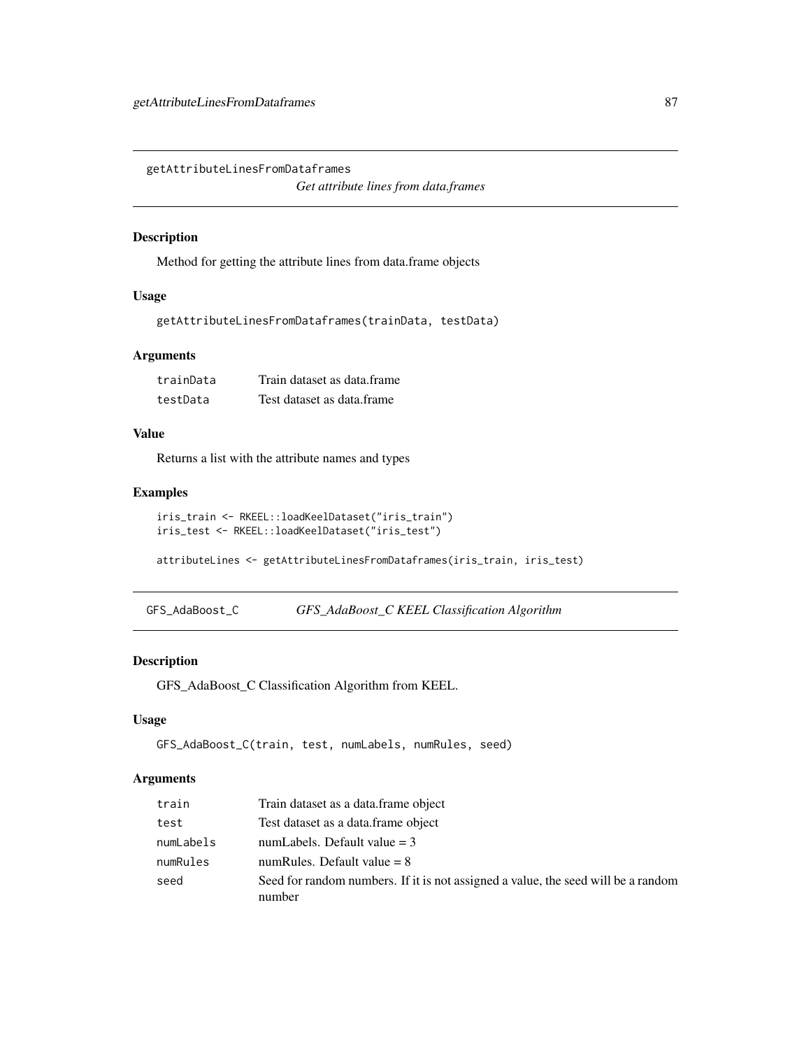## getAttributeLinesFromDataframes

*Get attribute lines from data.frames*

### Description

Method for getting the attribute lines from data.frame objects

### Usage

```
getAttributeLinesFromDataframes(trainData, testData)
```

### Arguments

| | |
|---|---|
| trainData | Train dataset as data.frame |
| testData | Test dataset as data.frame |

### Value

Returns a list with the attribute names and types

### Examples

```
iris_train <- RKEEL::loadKeelDataset("iris_train")
iris_test <- RKEEL::loadKeelDataset("iris_test")

attributeLines <- getAttributeLinesFromDataframes(iris_train, iris_test)
```

## GFS_AdaBoost_C

*GFS_AdaBoost_C KEEL Classification Algorithm*

### Description

GFS_AdaBoost_C Classification Algorithm from KEEL.

### Usage

```
GFS_AdaBoost_C(train, test, numLabels, numRules, seed)
```

### Arguments

| | |
|---|---|
| train | Train dataset as a data.frame object |
| test | Test dataset as a data.frame object |
| numLabels | numLabels. Default value = 3 |
| numRules | numRules. Default value = 8 |
| seed | Seed for random numbers. If it is not assigned a value, the seed will be a random number |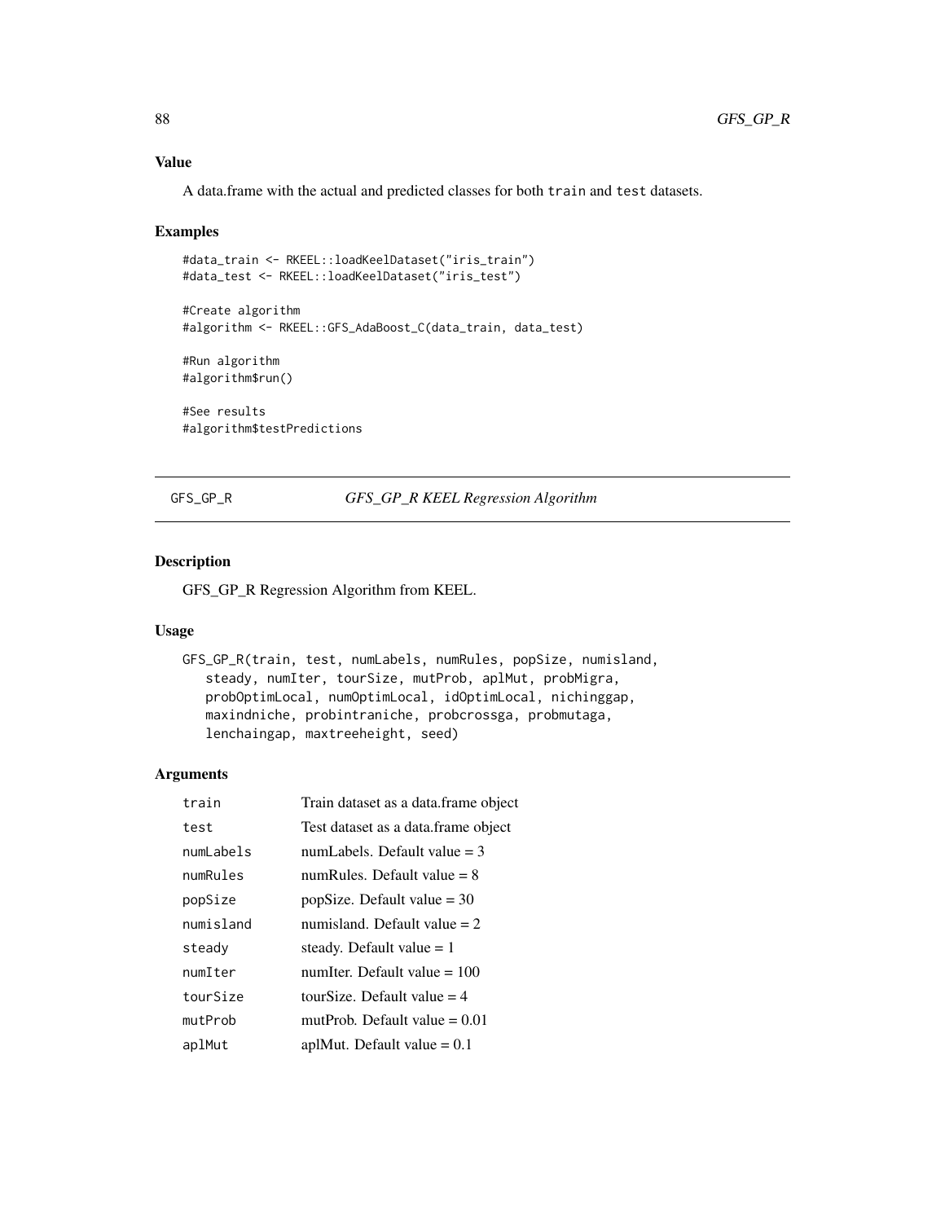## Value

A data.frame with the actual and predicted classes for both train and test datasets.

## Examples

```
#data_train <- RKEEL::loadKeelDataset("iris_train")
#data_test <- RKEEL::loadKeelDataset("iris_test")

#Create algorithm
#algorithm <- RKEEL::GFS_AdaBoost_C(data_train, data_test)

#Run algorithm
#algorithm$run()

#See results
#algorithm$testPredictions
```

---

# GFS_GP_R — *GFS_GP_R KEEL Regression Algorithm*

---

## Description

GFS_GP_R Regression Algorithm from KEEL.

## Usage

```
GFS_GP_R(train, test, numLabels, numRules, popSize, numisland,
   steady, numIter, tourSize, mutProb, aplMut, probMigra,
   probOptimLocal, numOptimLocal, idOptimLocal, nichinggap,
   maxindniche, probintraniche, probcrossga, probmutaga,
   lenchaingap, maxtreeheight, seed)
```

## Arguments

| | |
|---|---|
| `train` | Train dataset as a data.frame object |
| `test` | Test dataset as a data.frame object |
| `numLabels` | numLabels. Default value = 3 |
| `numRules` | numRules. Default value = 8 |
| `popSize` | popSize. Default value = 30 |
| `numisland` | numisland. Default value = 2 |
| `steady` | steady. Default value = 1 |
| `numIter` | numIter. Default value = 100 |
| `tourSize` | tourSize. Default value = 4 |
| `mutProb` | mutProb. Default value = 0.01 |
| `aplMut` | aplMut. Default value = 0.1 |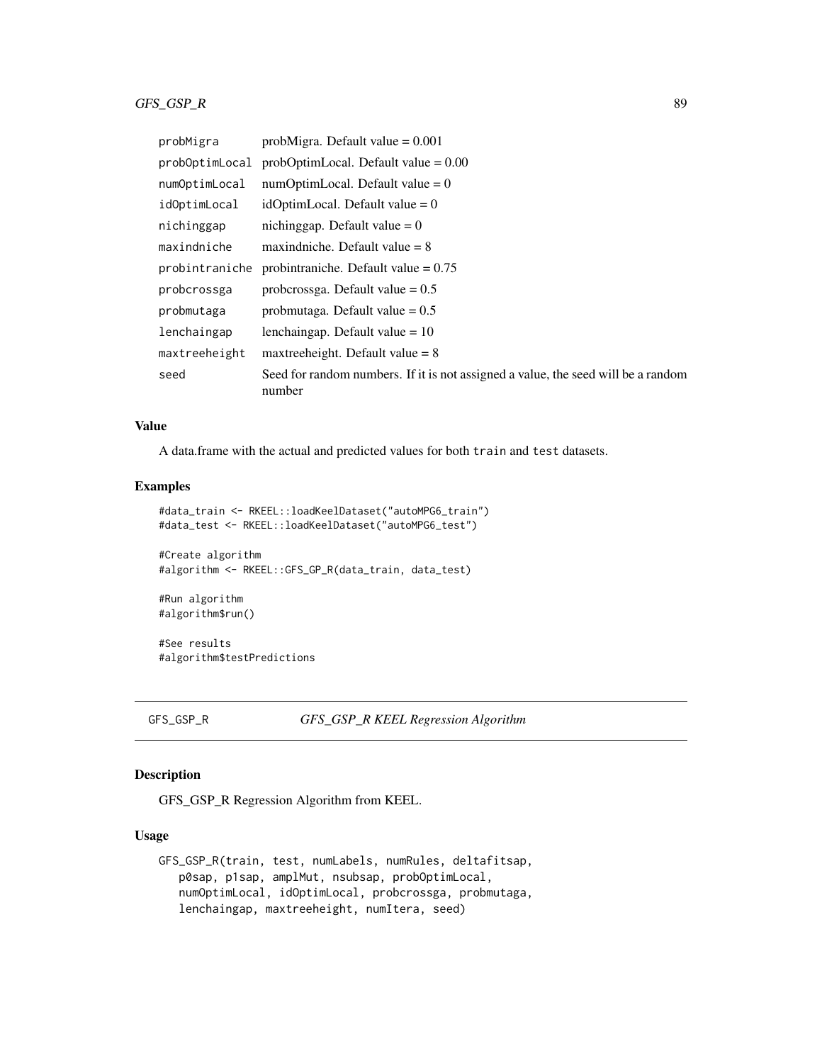| | |
|---|---|
| probMigra | probMigra. Default value = 0.001 |
| probOptimLocal | probOptimLocal. Default value = 0.00 |
| numOptimLocal | numOptimLocal. Default value = 0 |
| idOptimLocal | idOptimLocal. Default value = 0 |
| nichinggap | nichinggap. Default value = 0 |
| maxindniche | maxindniche. Default value = 8 |
| probintraniche | probintraniche. Default value = 0.75 |
| probcrossga | probcrossga. Default value = 0.5 |
| probmutaga | probmutaga. Default value = 0.5 |
| lenchaingap | lenchaingap. Default value = 10 |
| maxtreeheight | maxtreeheight. Default value = 8 |
| seed | Seed for random numbers. If it is not assigned a value, the seed will be a random number |

### Value

A data.frame with the actual and predicted values for both `train` and `test` datasets.

### Examples

```
#data_train <- RKEEL::loadKeelDataset("autoMPG6_train")
#data_test <- RKEEL::loadKeelDataset("autoMPG6_test")

#Create algorithm
#algorithm <- RKEEL::GFS_GP_R(data_train, data_test)

#Run algorithm
#algorithm$run()

#See results
#algorithm$testPredictions
```

---

## GFS_GSP_R — *GFS_GSP_R KEEL Regression Algorithm*

### Description

GFS_GSP_R Regression Algorithm from KEEL.

### Usage

```
GFS_GSP_R(train, test, numLabels, numRules, deltafitsap,
   p0sap, p1sap, amplMut, nsubsap, probOptimLocal,
   numOptimLocal, idOptimLocal, probcrossga, probmutaga,
   lenchaingap, maxtreeheight, numItera, seed)
```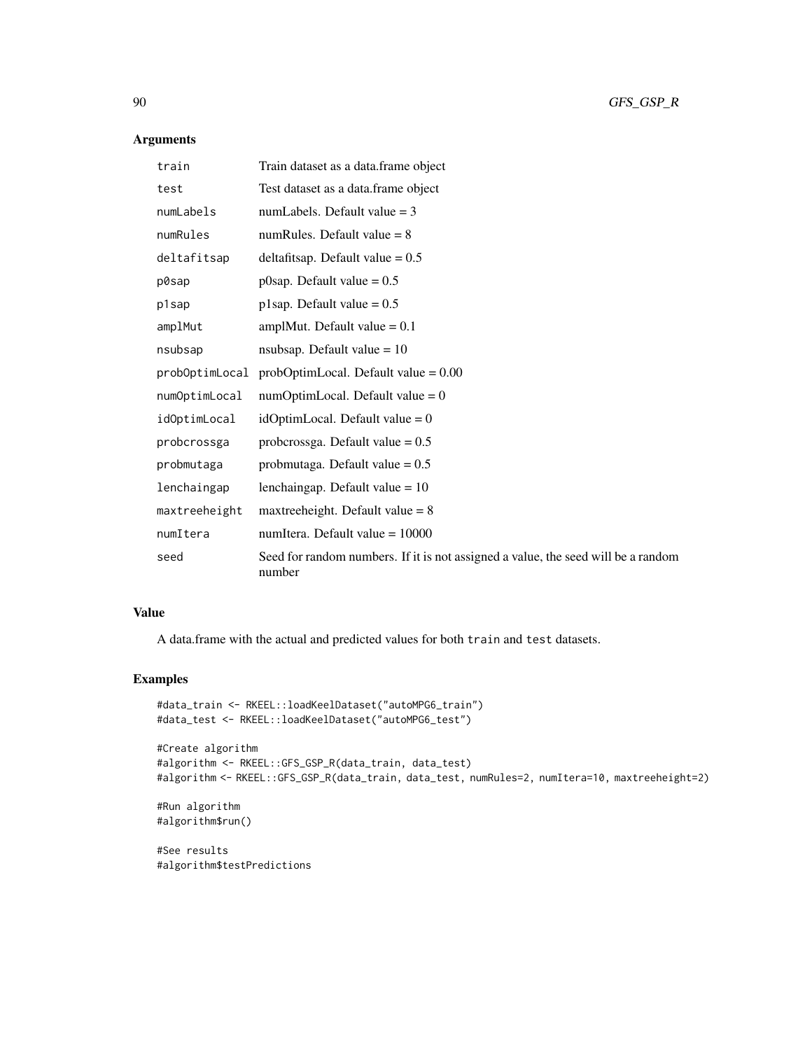## Arguments

| | |
|---|---|
| train | Train dataset as a data.frame object |
| test | Test dataset as a data.frame object |
| numLabels | numLabels. Default value = 3 |
| numRules | numRules. Default value = 8 |
| deltafitsap | deltafitsap. Default value = 0.5 |
| p0sap | p0sap. Default value = 0.5 |
| p1sap | p1sap. Default value = 0.5 |
| amplMut | amplMut. Default value = 0.1 |
| nsubsap | nsubsap. Default value = 10 |
| probOptimLocal | probOptimLocal. Default value = 0.00 |
| numOptimLocal | numOptimLocal. Default value = 0 |
| idOptimLocal | idOptimLocal. Default value = 0 |
| probcrossga | probcrossga. Default value = 0.5 |
| probmutaga | probmutaga. Default value = 0.5 |
| lenchaingap | lenchaingap. Default value = 10 |
| maxtreeheight | maxtreeheight. Default value = 8 |
| numItera | numItera. Default value = 10000 |
| seed | Seed for random numbers. If it is not assigned a value, the seed will be a random number |

## Value

A data.frame with the actual and predicted values for both `train` and `test` datasets.

## Examples

```
#data_train <- RKEEL::loadKeelDataset("autoMPG6_train")
#data_test <- RKEEL::loadKeelDataset("autoMPG6_test")

#Create algorithm
#algorithm <- RKEEL::GFS_GSP_R(data_train, data_test)
#algorithm <- RKEEL::GFS_GSP_R(data_train, data_test, numRules=2, numItera=10, maxtreeheight=2)

#Run algorithm
#algorithm$run()

#See results
#algorithm$testPredictions
```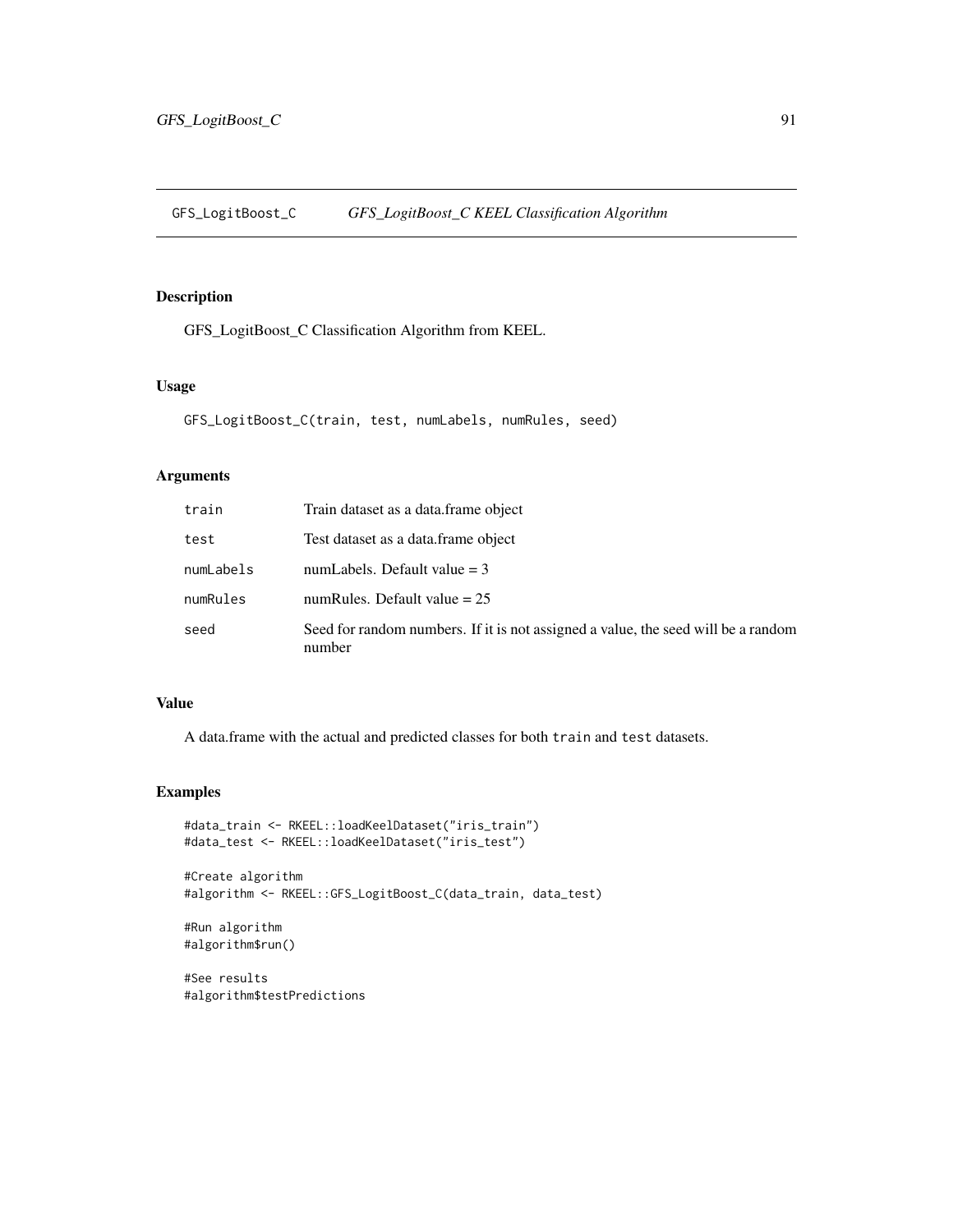## GFS_LogitBoost_C — *GFS_LogitBoost_C KEEL Classification Algorithm*

### Description

GFS_LogitBoost_C Classification Algorithm from KEEL.

### Usage

```
GFS_LogitBoost_C(train, test, numLabels, numRules, seed)
```

### Arguments

| | |
|---|---|
| `train` | Train dataset as a data.frame object |
| `test` | Test dataset as a data.frame object |
| `numLabels` | numLabels. Default value = 3 |
| `numRules` | numRules. Default value = 25 |
| `seed` | Seed for random numbers. If it is not assigned a value, the seed will be a random number |

### Value

A data.frame with the actual and predicted classes for both `train` and `test` datasets.

### Examples

```
#data_train <- RKEEL::loadKeelDataset("iris_train")
#data_test <- RKEEL::loadKeelDataset("iris_test")

#Create algorithm
#algorithm <- RKEEL::GFS_LogitBoost_C(data_train, data_test)

#Run algorithm
#algorithm$run()

#See results
#algorithm$testPredictions
```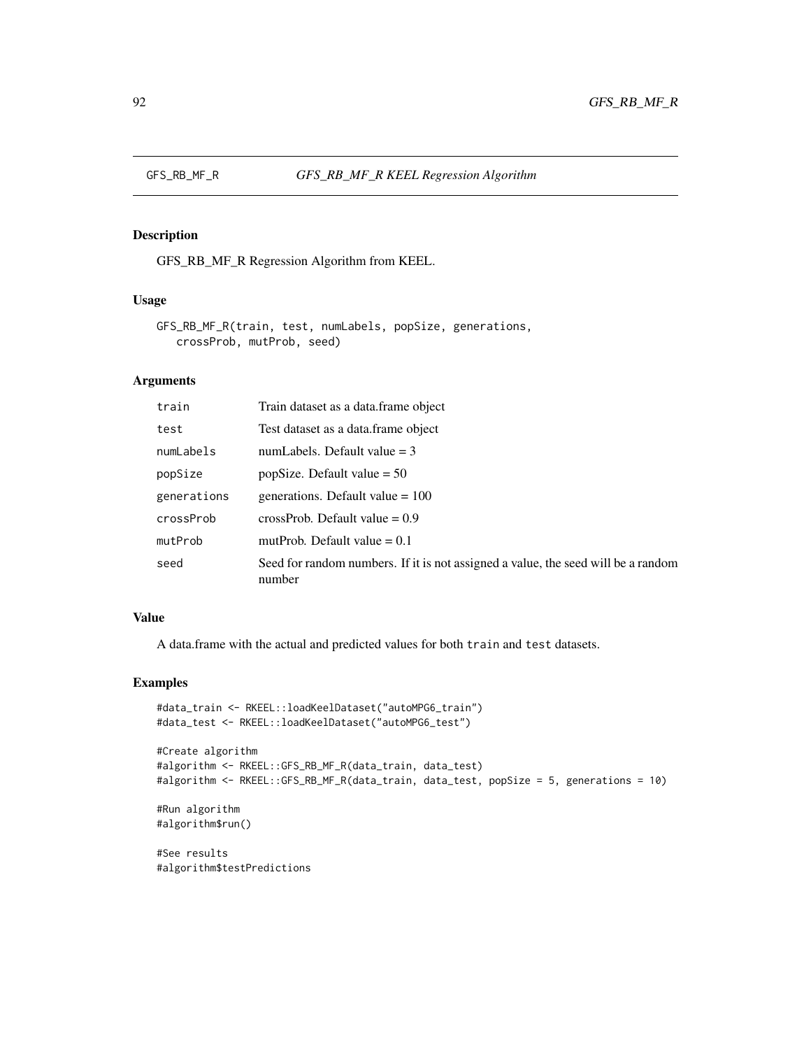GFS_RB_MF_R    *GFS_RB_MF_R KEEL Regression Algorithm*

## Description

GFS_RB_MF_R Regression Algorithm from KEEL.

## Usage

```
GFS_RB_MF_R(train, test, numLabels, popSize, generations,
   crossProb, mutProb, seed)
```

## Arguments

| | |
|---|---|
| train | Train dataset as a data.frame object |
| test | Test dataset as a data.frame object |
| numLabels | numLabels. Default value = 3 |
| popSize | popSize. Default value = 50 |
| generations | generations. Default value = 100 |
| crossProb | crossProb. Default value = 0.9 |
| mutProb | mutProb. Default value = 0.1 |
| seed | Seed for random numbers. If it is not assigned a value, the seed will be a random number |

## Value

A data.frame with the actual and predicted values for both `train` and `test` datasets.

## Examples

```
#data_train <- RKEEL::loadKeelDataset("autoMPG6_train")
#data_test <- RKEEL::loadKeelDataset("autoMPG6_test")

#Create algorithm
#algorithm <- RKEEL::GFS_RB_MF_R(data_train, data_test)
#algorithm <- RKEEL::GFS_RB_MF_R(data_train, data_test, popSize = 5, generations = 10)

#Run algorithm
#algorithm$run()

#See results
#algorithm$testPredictions
```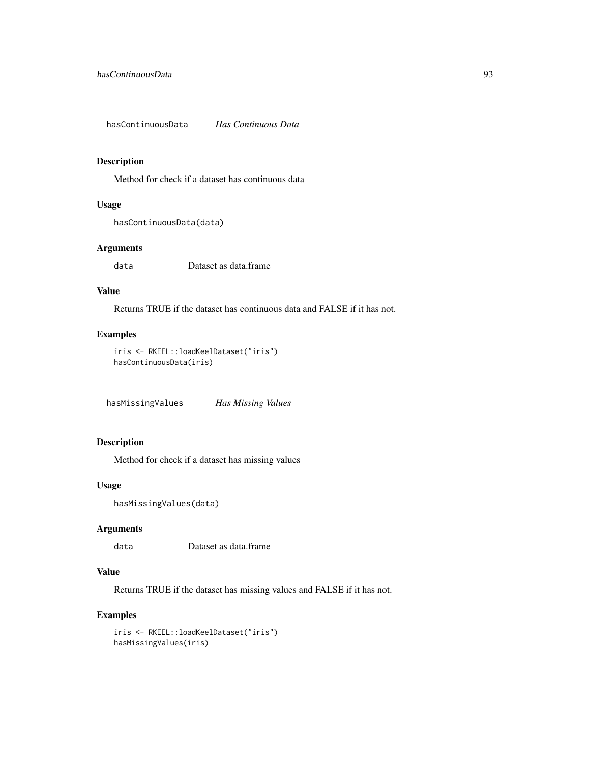## hasContinuousData *Has Continuous Data*

### Description

Method for check if a dataset has continuous data

### Usage

```
hasContinuousData(data)
```

### Arguments

| | |
|---|---|
| data | Dataset as data.frame |

### Value

Returns TRUE if the dataset has continuous data and FALSE if it has not.

### Examples

```
iris <- RKEEL::loadKeelDataset("iris")
hasContinuousData(iris)
```

## hasMissingValues *Has Missing Values*

### Description

Method for check if a dataset has missing values

### Usage

```
hasMissingValues(data)
```

### Arguments

| | |
|---|---|
| data | Dataset as data.frame |

### Value

Returns TRUE if the dataset has missing values and FALSE if it has not.

### Examples

```
iris <- RKEEL::loadKeelDataset("iris")
hasMissingValues(iris)
```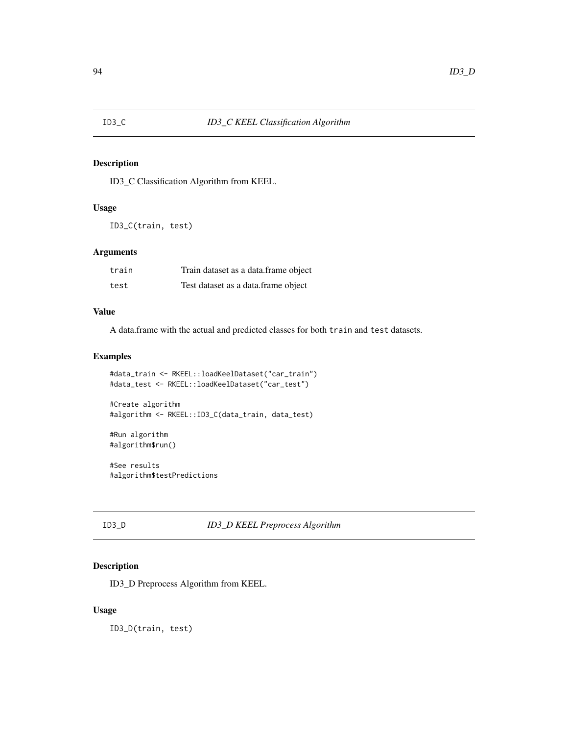## ID3_C — *ID3_C KEEL Classification Algorithm*

### Description

ID3_C Classification Algorithm from KEEL.

### Usage

```
ID3_C(train, test)
```

### Arguments

| | |
|---|---|
| train | Train dataset as a data.frame object |
| test | Test dataset as a data.frame object |

### Value

A data.frame with the actual and predicted classes for both `train` and `test` datasets.

### Examples

```
#data_train <- RKEEL::loadKeelDataset("car_train")
#data_test <- RKEEL::loadKeelDataset("car_test")

#Create algorithm
#algorithm <- RKEEL::ID3_C(data_train, data_test)

#Run algorithm
#algorithm$run()

#See results
#algorithm$testPredictions
```

## ID3_D — *ID3_D KEEL Preprocess Algorithm*

### Description

ID3_D Preprocess Algorithm from KEEL.

### Usage

```
ID3_D(train, test)
```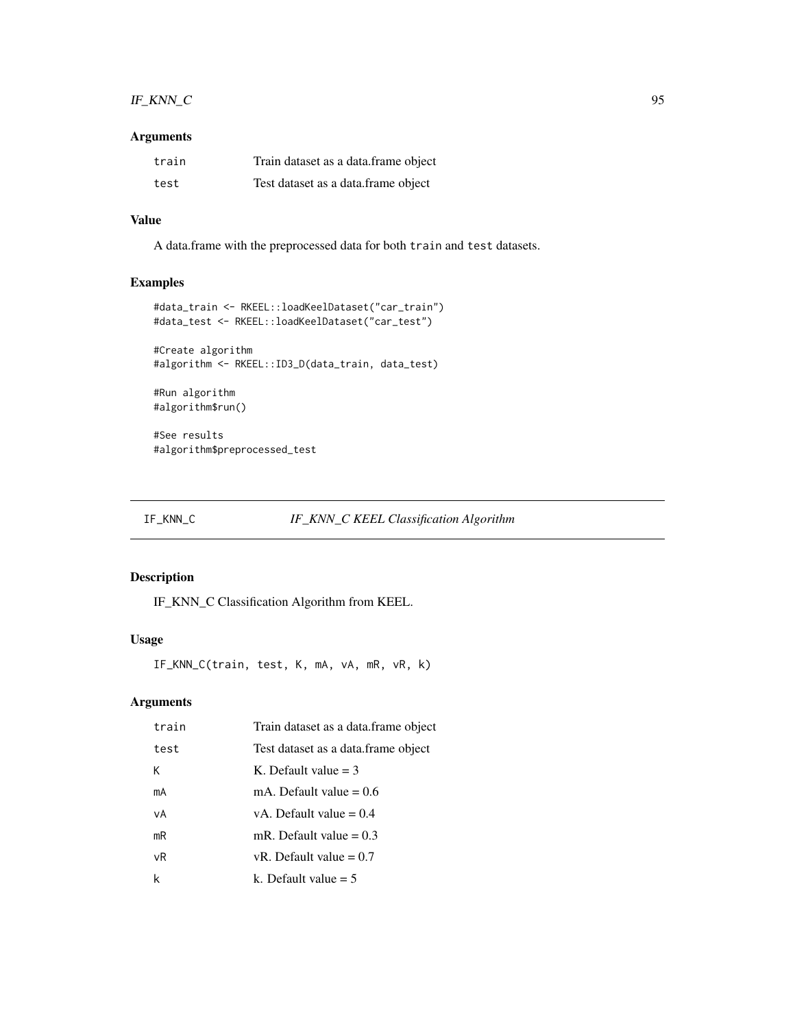## Arguments

| | |
|---|---|
| train | Train dataset as a data.frame object |
| test | Test dataset as a data.frame object |

## Value

A data.frame with the preprocessed data for both `train` and `test` datasets.

## Examples

```
#data_train <- RKEEL::loadKeelDataset("car_train")
#data_test <- RKEEL::loadKeelDataset("car_test")

#Create algorithm
#algorithm <- RKEEL::ID3_D(data_train, data_test)

#Run algorithm
#algorithm$run()

#See results
#algorithm$preprocessed_test
```

---

# IF_KNN_C — *IF_KNN_C KEEL Classification Algorithm*

## Description

IF_KNN_C Classification Algorithm from KEEL.

## Usage

```
IF_KNN_C(train, test, K, mA, vA, mR, vR, k)
```

## Arguments

| | |
|---|---|
| train | Train dataset as a data.frame object |
| test | Test dataset as a data.frame object |
| K | K. Default value = 3 |
| mA | mA. Default value = 0.6 |
| vA | vA. Default value = 0.4 |
| mR | mR. Default value = 0.3 |
| vR | vR. Default value = 0.7 |
| k | k. Default value = 5 |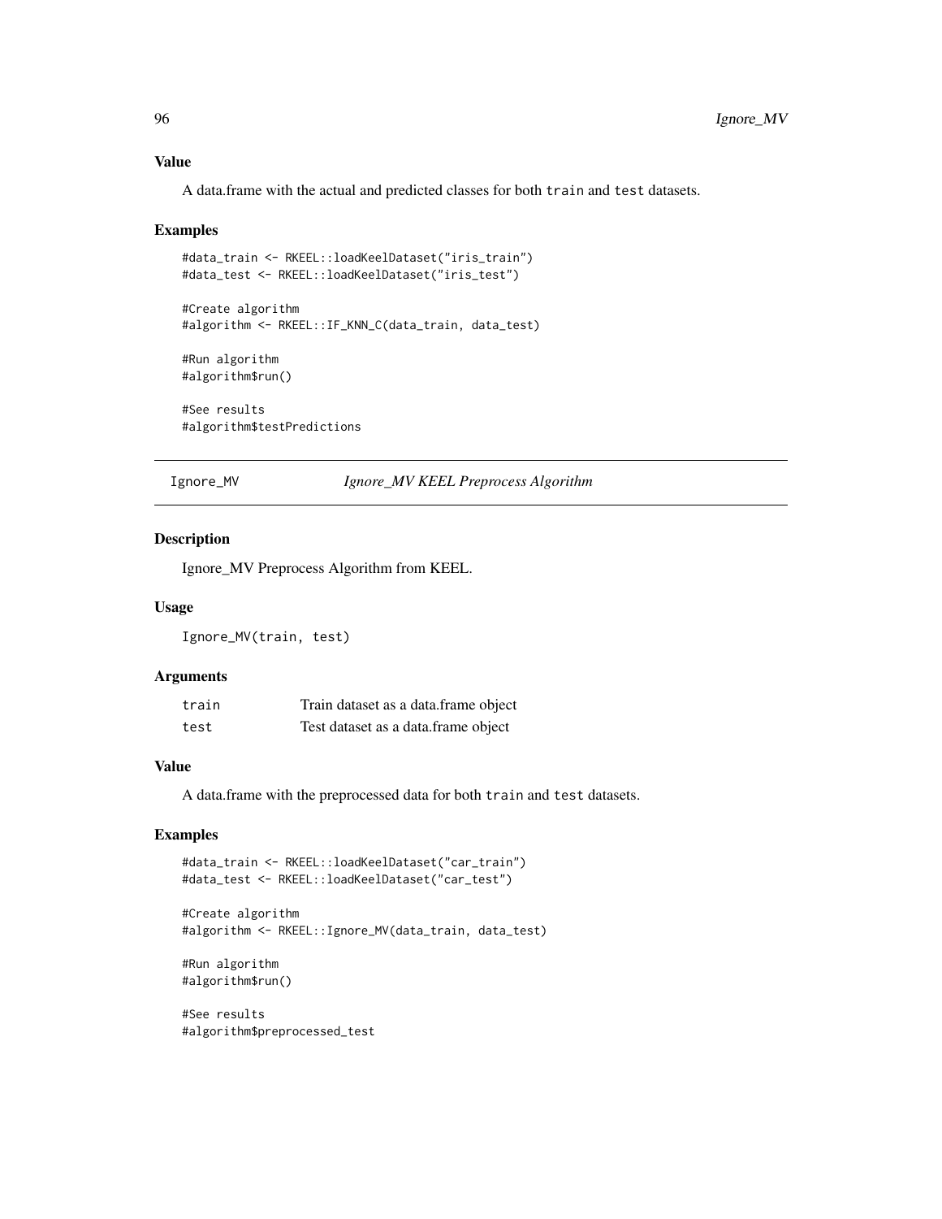### Value

A data.frame with the actual and predicted classes for both train and test datasets.

### Examples

```
#data_train <- RKEEL::loadKeelDataset("iris_train")
#data_test <- RKEEL::loadKeelDataset("iris_test")

#Create algorithm
#algorithm <- RKEEL::IF_KNN_C(data_train, data_test)

#Run algorithm
#algorithm$run()

#See results
#algorithm$testPredictions
```

---

## Ignore_MV — *Ignore_MV KEEL Preprocess Algorithm*

### Description

Ignore_MV Preprocess Algorithm from KEEL.

### Usage

```
Ignore_MV(train, test)
```

### Arguments

| | |
|---|---|
| train | Train dataset as a data.frame object |
| test | Test dataset as a data.frame object |

### Value

A data.frame with the preprocessed data for both train and test datasets.

### Examples

```
#data_train <- RKEEL::loadKeelDataset("car_train")
#data_test <- RKEEL::loadKeelDataset("car_test")

#Create algorithm
#algorithm <- RKEEL::Ignore_MV(data_train, data_test)

#Run algorithm
#algorithm$run()

#See results
#algorithm$preprocessed_test
```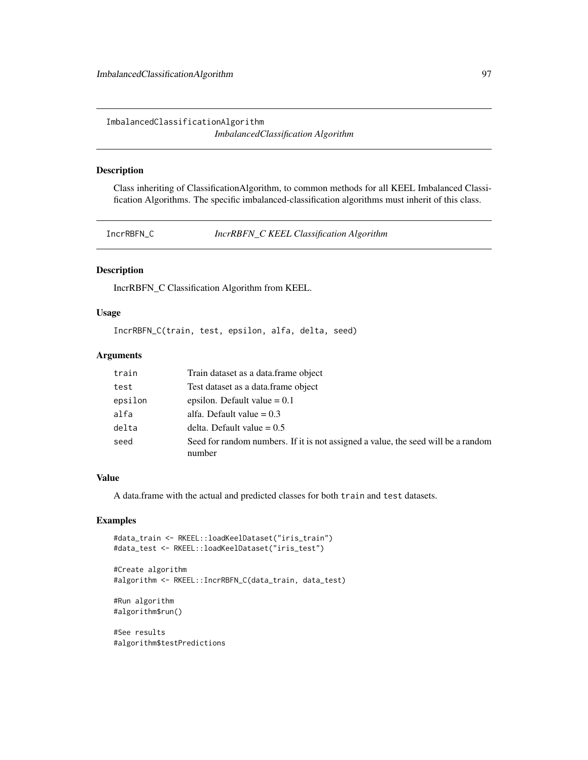## ImbalancedClassificationAlgorithm

*ImbalancedClassification Algorithm*

### Description

Class inheriting of ClassificationAlgorithm, to common methods for all KEEL Imbalanced Classification Algorithms. The specific imbalanced-classification algorithms must inherit of this class.

## IncrRBFN_C

*IncrRBFN_C KEEL Classification Algorithm*

### Description

IncrRBFN_C Classification Algorithm from KEEL.

### Usage

```
IncrRBFN_C(train, test, epsilon, alfa, delta, seed)
```

### Arguments

| | |
|---|---|
| train | Train dataset as a data.frame object |
| test | Test dataset as a data.frame object |
| epsilon | epsilon. Default value = 0.1 |
| alfa | alfa. Default value = 0.3 |
| delta | delta. Default value = 0.5 |
| seed | Seed for random numbers. If it is not assigned a value, the seed will be a random number |

### Value

A data.frame with the actual and predicted classes for both `train` and `test` datasets.

### Examples

```
#data_train <- RKEEL::loadKeelDataset("iris_train")
#data_test <- RKEEL::loadKeelDataset("iris_test")

#Create algorithm
#algorithm <- RKEEL::IncrRBFN_C(data_train, data_test)

#Run algorithm
#algorithm$run()

#See results
#algorithm$testPredictions
```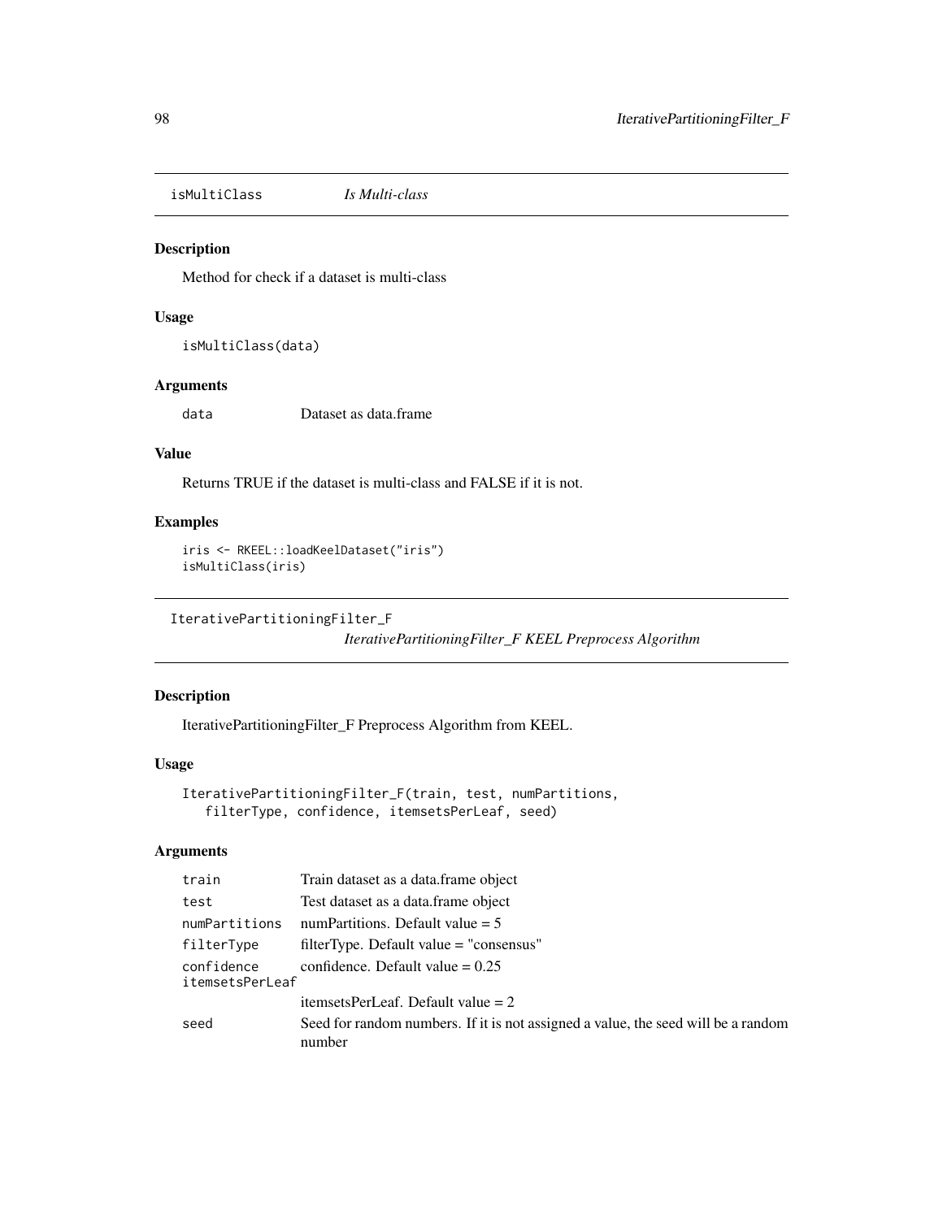## isMultiClass *Is Multi-class*

### Description

Method for check if a dataset is multi-class

### Usage

```
isMultiClass(data)
```

### Arguments

| | |
|---|---|
| data | Dataset as data.frame |

### Value

Returns TRUE if the dataset is multi-class and FALSE if it is not.

### Examples

```
iris <- RKEEL::loadKeelDataset("iris")
isMultiClass(iris)
```

## IterativePartitioningFilter_F *IterativePartitioningFilter_F KEEL Preprocess Algorithm*

### Description

IterativePartitioningFilter_F Preprocess Algorithm from KEEL.

### Usage

```
IterativePartitioningFilter_F(train, test, numPartitions,
   filterType, confidence, itemsetsPerLeaf, seed)
```

### Arguments

| | |
|---|---|
| train | Train dataset as a data.frame object |
| test | Test dataset as a data.frame object |
| numPartitions | numPartitions. Default value = 5 |
| filterType | filterType. Default value = "consensus" |
| confidence | confidence. Default value = 0.25 |
| itemsetsPerLeaf | itemsetsPerLeaf. Default value = 2 |
| seed | Seed for random numbers. If it is not assigned a value, the seed will be a random number |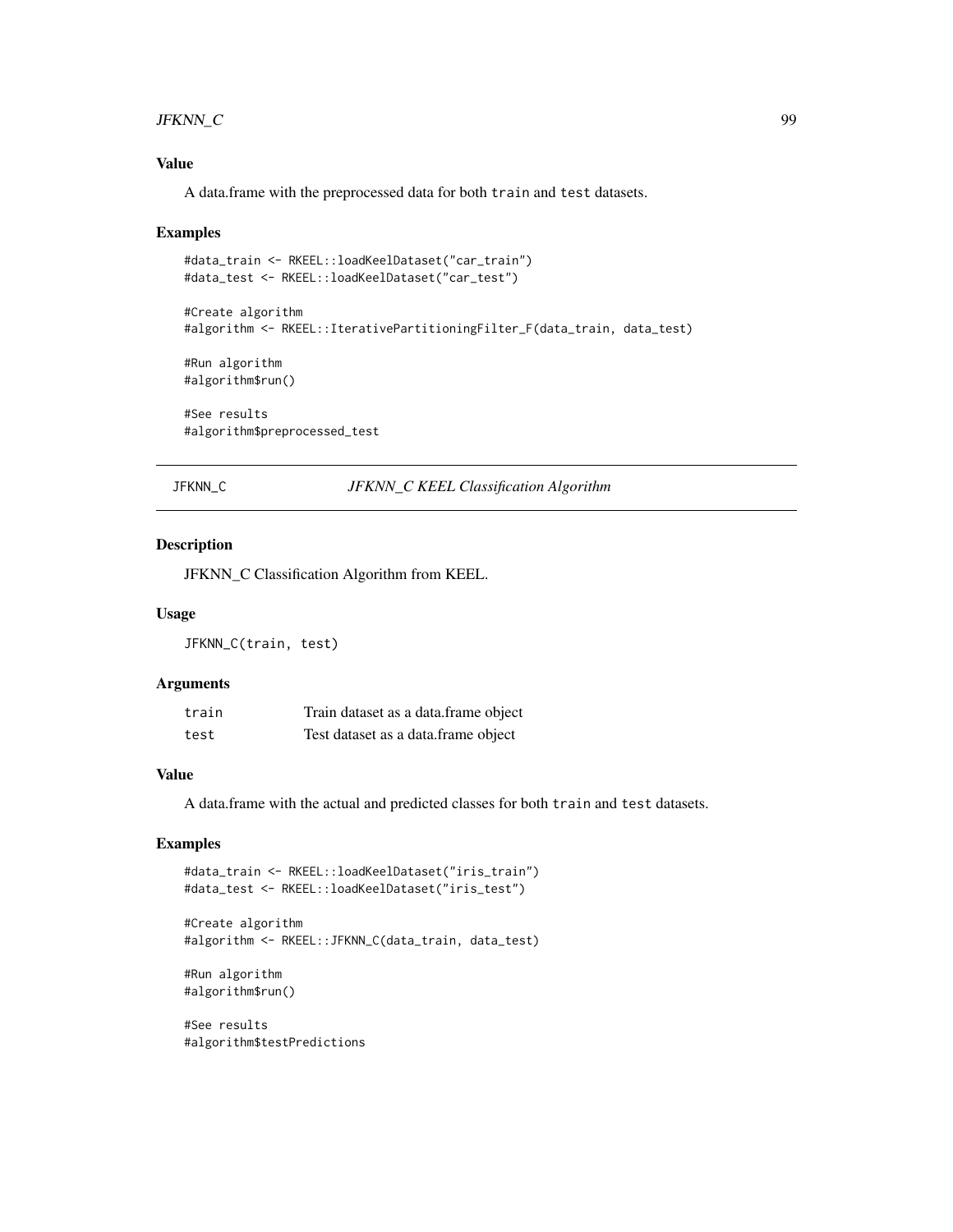### Value

A data.frame with the preprocessed data for both train and test datasets.

### Examples

```
#data_train <- RKEEL::loadKeelDataset("car_train")
#data_test <- RKEEL::loadKeelDataset("car_test")

#Create algorithm
#algorithm <- RKEEL::IterativePartitioningFilter_F(data_train, data_test)

#Run algorithm
#algorithm$run()

#See results
#algorithm$preprocessed_test
```

---

## JFKNN_C — *JFKNN_C KEEL Classification Algorithm*

---

### Description

JFKNN_C Classification Algorithm from KEEL.

### Usage

```
JFKNN_C(train, test)
```

### Arguments

| | |
|---|---|
| train | Train dataset as a data.frame object |
| test | Test dataset as a data.frame object |

### Value

A data.frame with the actual and predicted classes for both train and test datasets.

### Examples

```
#data_train <- RKEEL::loadKeelDataset("iris_train")
#data_test <- RKEEL::loadKeelDataset("iris_test")

#Create algorithm
#algorithm <- RKEEL::JFKNN_C(data_train, data_test)

#Run algorithm
#algorithm$run()

#See results
#algorithm$testPredictions
```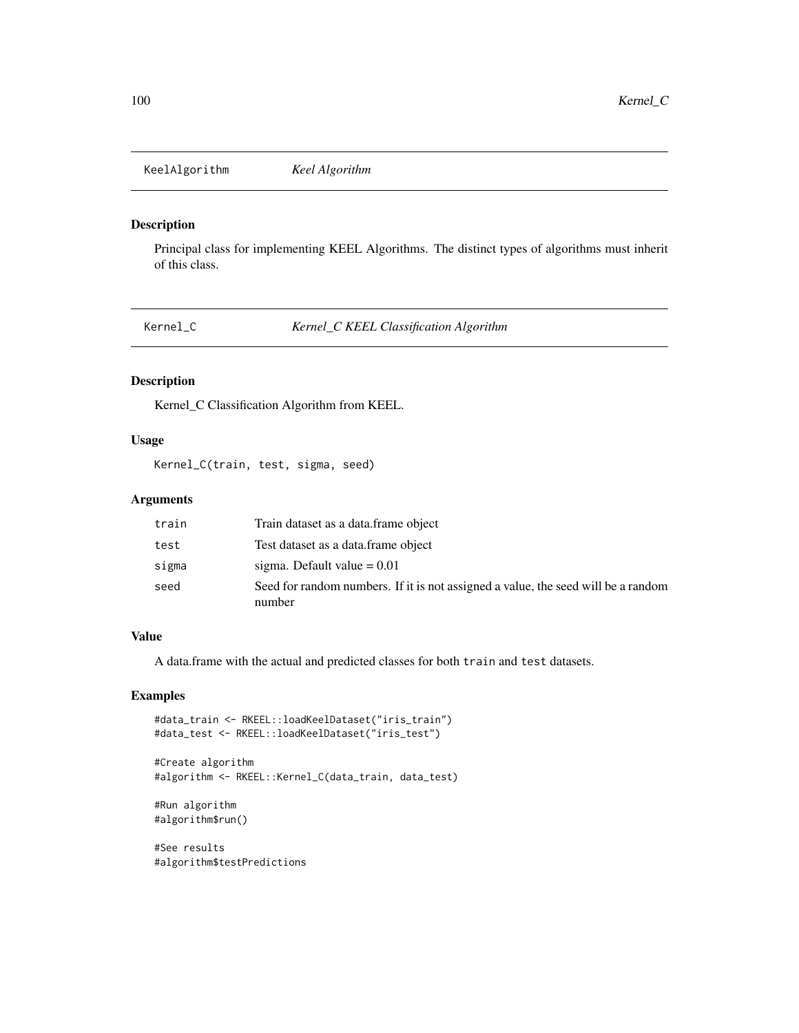## KeelAlgorithm *Keel Algorithm*

### Description

Principal class for implementing KEEL Algorithms. The distinct types of algorithms must inherit of this class.

## Kernel_C *Kernel_C KEEL Classification Algorithm*

### Description

Kernel_C Classification Algorithm from KEEL.

### Usage

```
Kernel_C(train, test, sigma, seed)
```

### Arguments

| | |
|---|---|
| train | Train dataset as a data.frame object |
| test | Test dataset as a data.frame object |
| sigma | sigma. Default value = 0.01 |
| seed | Seed for random numbers. If it is not assigned a value, the seed will be a random number |

### Value

A data.frame with the actual and predicted classes for both `train` and `test` datasets.

### Examples

```
#data_train <- RKEEL::loadKeelDataset("iris_train")
#data_test <- RKEEL::loadKeelDataset("iris_test")

#Create algorithm
#algorithm <- RKEEL::Kernel_C(data_train, data_test)

#Run algorithm
#algorithm$run()

#See results
#algorithm$testPredictions
```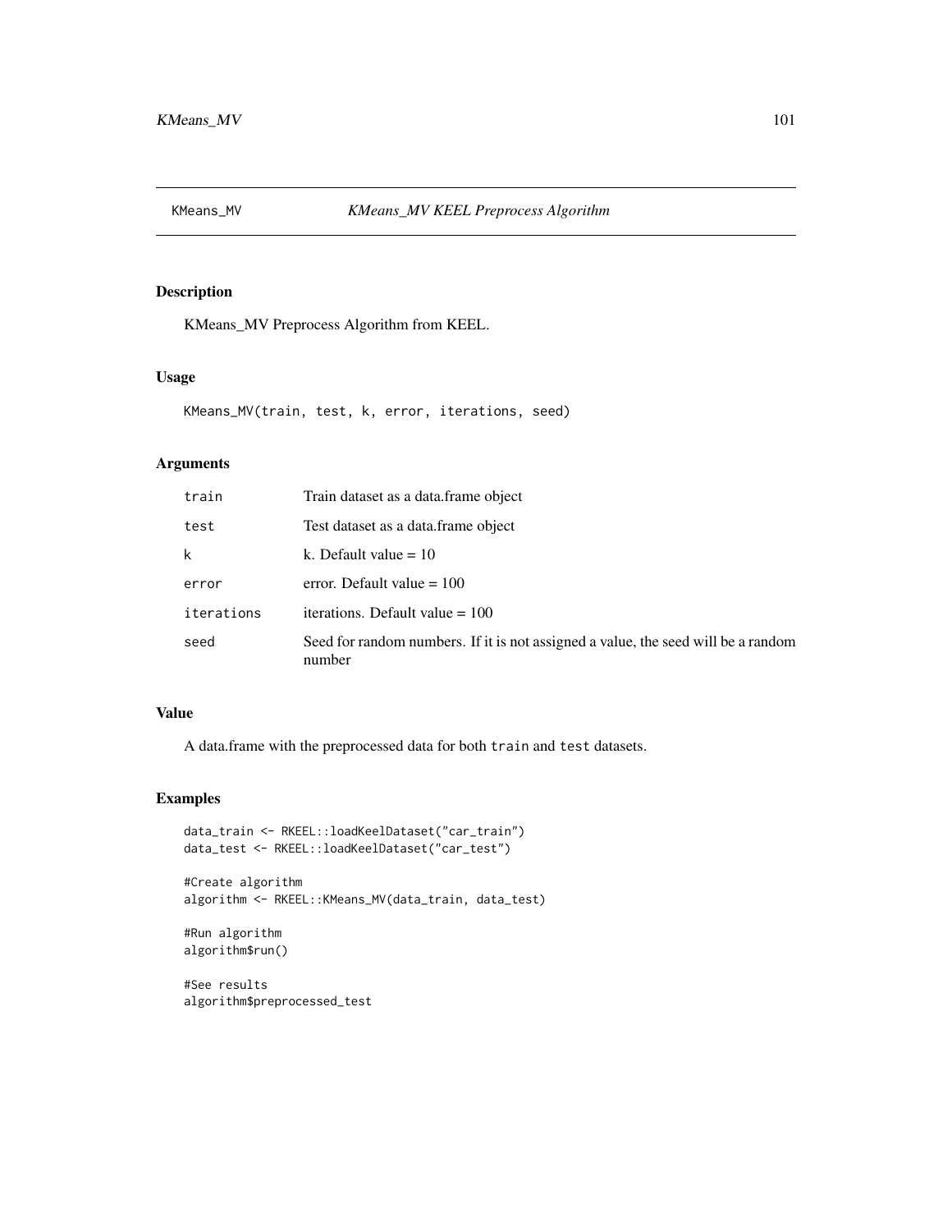KMeans_MV    *KMeans_MV KEEL Preprocess Algorithm*

## Description

KMeans_MV Preprocess Algorithm from KEEL.

## Usage

```
KMeans_MV(train, test, k, error, iterations, seed)
```

## Arguments

| | |
|---|---|
| train | Train dataset as a data.frame object |
| test | Test dataset as a data.frame object |
| k | k. Default value = 10 |
| error | error. Default value = 100 |
| iterations | iterations. Default value = 100 |
| seed | Seed for random numbers. If it is not assigned a value, the seed will be a random number |

## Value

A data.frame with the preprocessed data for both `train` and `test` datasets.

## Examples

```
data_train <- RKEEL::loadKeelDataset("car_train")
data_test <- RKEEL::loadKeelDataset("car_test")

#Create algorithm
algorithm <- RKEEL::KMeans_MV(data_train, data_test)

#Run algorithm
algorithm$run()

#See results
algorithm$preprocessed_test
```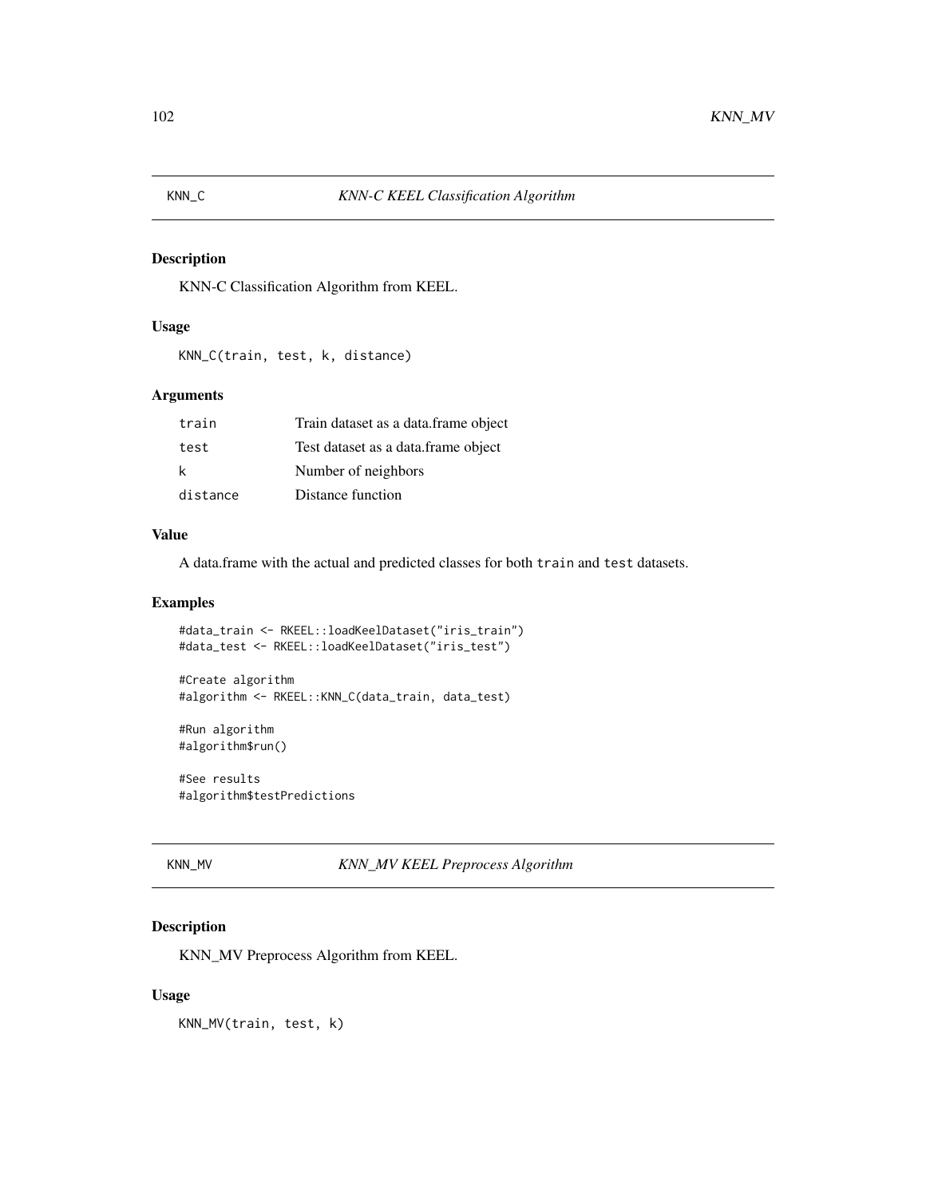## KNN_C — *KNN-C KEEL Classification Algorithm*

### Description

KNN-C Classification Algorithm from KEEL.

### Usage

```
KNN_C(train, test, k, distance)
```

### Arguments

| | |
|---|---|
| train | Train dataset as a data.frame object |
| test | Test dataset as a data.frame object |
| k | Number of neighbors |
| distance | Distance function |

### Value

A data.frame with the actual and predicted classes for both `train` and `test` datasets.

### Examples

```
#data_train <- RKEEL::loadKeelDataset("iris_train")
#data_test <- RKEEL::loadKeelDataset("iris_test")

#Create algorithm
#algorithm <- RKEEL::KNN_C(data_train, data_test)

#Run algorithm
#algorithm$run()

#See results
#algorithm$testPredictions
```

## KNN_MV — *KNN_MV KEEL Preprocess Algorithm*

### Description

KNN_MV Preprocess Algorithm from KEEL.

### Usage

```
KNN_MV(train, test, k)
```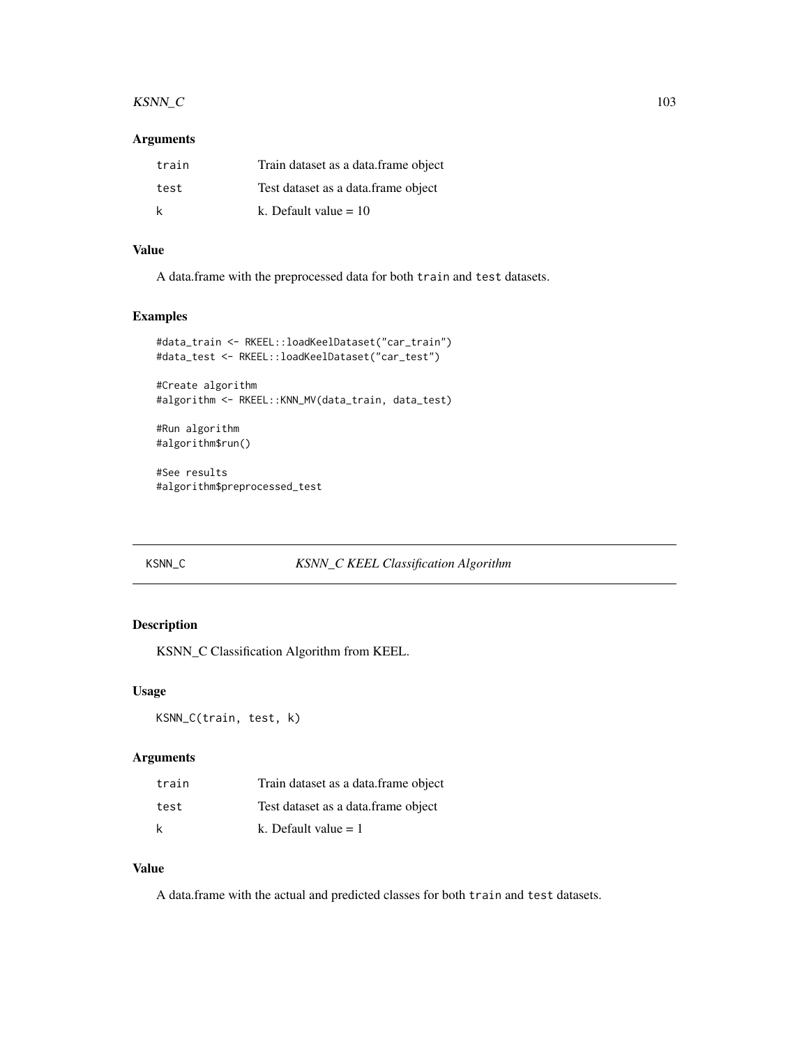## Arguments

| | |
|---|---|
| train | Train dataset as a data.frame object |
| test | Test dataset as a data.frame object |
| k | k. Default value = 10 |

## Value

A data.frame with the preprocessed data for both `train` and `test` datasets.

## Examples

```
#data_train <- RKEEL::loadKeelDataset("car_train")
#data_test <- RKEEL::loadKeelDataset("car_test")

#Create algorithm
#algorithm <- RKEEL::KNN_MV(data_train, data_test)

#Run algorithm
#algorithm$run()

#See results
#algorithm$preprocessed_test
```

---

# KSNN_C — *KSNN_C KEEL Classification Algorithm*

---

## Description

KSNN_C Classification Algorithm from KEEL.

## Usage

```
KSNN_C(train, test, k)
```

## Arguments

| | |
|---|---|
| train | Train dataset as a data.frame object |
| test | Test dataset as a data.frame object |
| k | k. Default value = 1 |

## Value

A data.frame with the actual and predicted classes for both `train` and `test` datasets.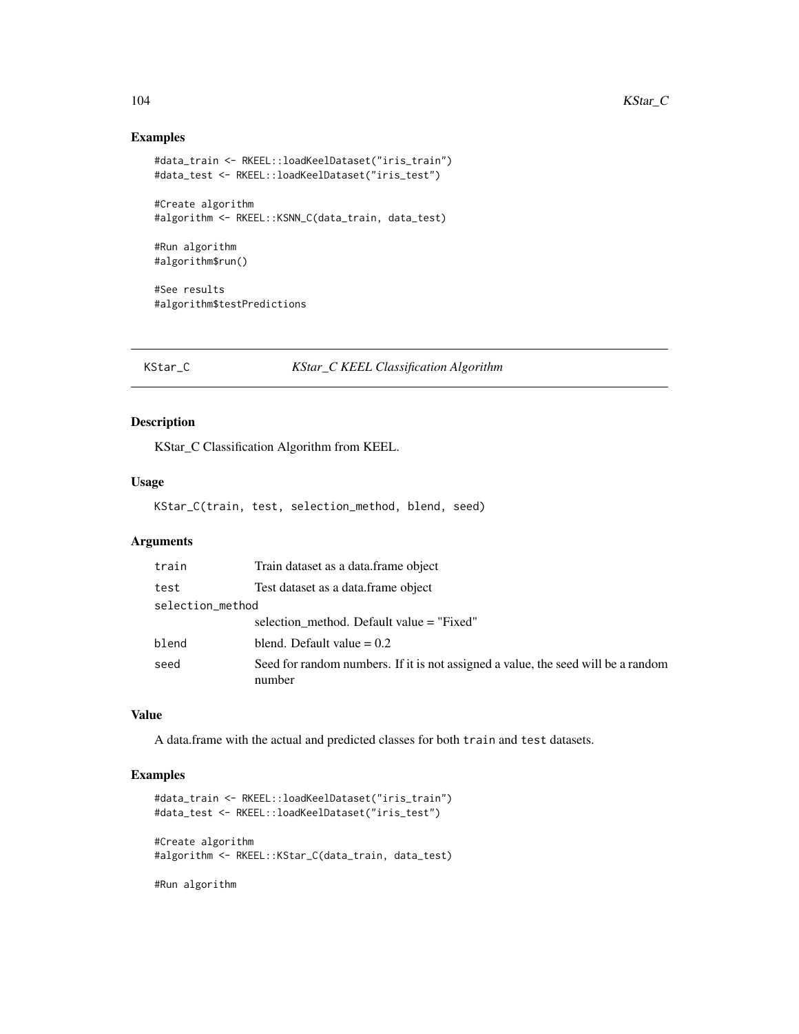## Examples

```
#data_train <- RKEEL::loadKeelDataset("iris_train")
#data_test <- RKEEL::loadKeelDataset("iris_test")

#Create algorithm
#algorithm <- RKEEL::KSNN_C(data_train, data_test)

#Run algorithm
#algorithm$run()

#See results
#algorithm$testPredictions
```

---

# KStar_C — *KStar_C KEEL Classification Algorithm*

---

## Description

KStar_C Classification Algorithm from KEEL.

## Usage

```
KStar_C(train, test, selection_method, blend, seed)
```

## Arguments

| | |
|---|---|
| train | Train dataset as a data.frame object |
| test | Test dataset as a data.frame object |
| selection_method | selection_method. Default value = "Fixed" |
| blend | blend. Default value = 0.2 |
| seed | Seed for random numbers. If it is not assigned a value, the seed will be a random number |

## Value

A data.frame with the actual and predicted classes for both `train` and `test` datasets.

## Examples

```
#data_train <- RKEEL::loadKeelDataset("iris_train")
#data_test <- RKEEL::loadKeelDataset("iris_test")

#Create algorithm
#algorithm <- RKEEL::KStar_C(data_train, data_test)

#Run algorithm
```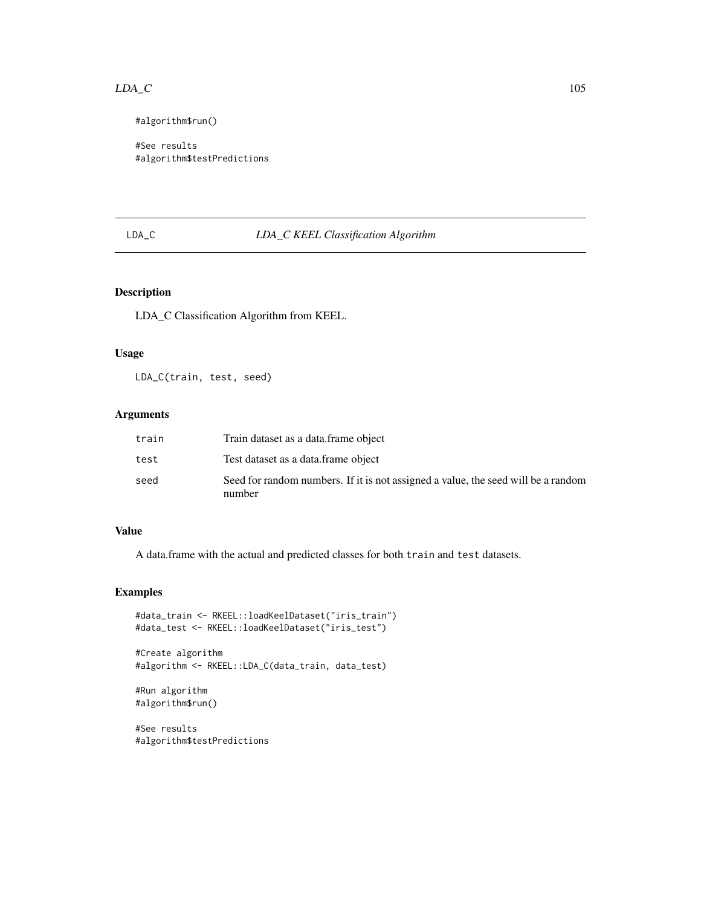```
#algorithm$run()

#See results
#algorithm$testPredictions
```

## LDA_C — *LDA_C KEEL Classification Algorithm*

### Description

LDA_C Classification Algorithm from KEEL.

### Usage

```
LDA_C(train, test, seed)
```

### Arguments

| | |
|---|---|
| train | Train dataset as a data.frame object |
| test | Test dataset as a data.frame object |
| seed | Seed for random numbers. If it is not assigned a value, the seed will be a random number |

### Value

A data.frame with the actual and predicted classes for both `train` and `test` datasets.

### Examples

```
#data_train <- RKEEL::loadKeelDataset("iris_train")
#data_test <- RKEEL::loadKeelDataset("iris_test")

#Create algorithm
#algorithm <- RKEEL::LDA_C(data_train, data_test)

#Run algorithm
#algorithm$run()

#See results
#algorithm$testPredictions
```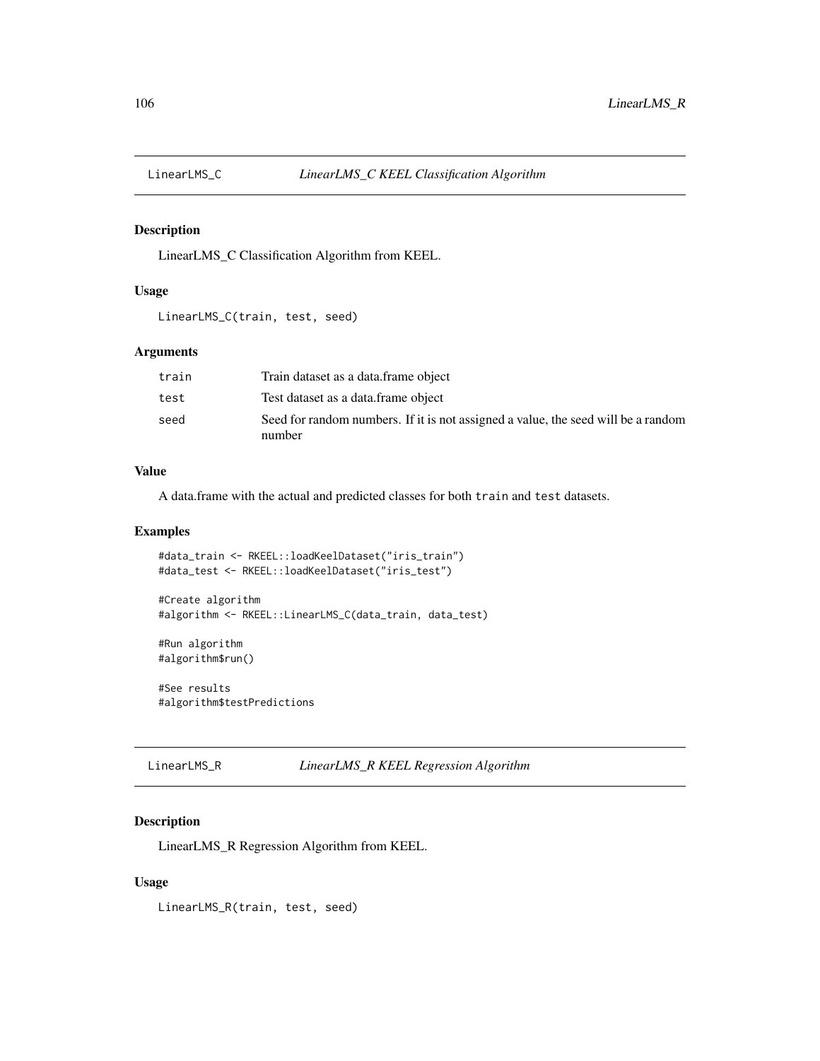## LinearLMS_C — *LinearLMS_C KEEL Classification Algorithm*

### Description

LinearLMS_C Classification Algorithm from KEEL.

### Usage

```
LinearLMS_C(train, test, seed)
```

### Arguments

| | |
|---|---|
| train | Train dataset as a data.frame object |
| test | Test dataset as a data.frame object |
| seed | Seed for random numbers. If it is not assigned a value, the seed will be a random number |

### Value

A data.frame with the actual and predicted classes for both `train` and `test` datasets.

### Examples

```
#data_train <- RKEEL::loadKeelDataset("iris_train")
#data_test <- RKEEL::loadKeelDataset("iris_test")

#Create algorithm
#algorithm <- RKEEL::LinearLMS_C(data_train, data_test)

#Run algorithm
#algorithm$run()

#See results
#algorithm$testPredictions
```

## LinearLMS_R — *LinearLMS_R KEEL Regression Algorithm*

### Description

LinearLMS_R Regression Algorithm from KEEL.

### Usage

```
LinearLMS_R(train, test, seed)
```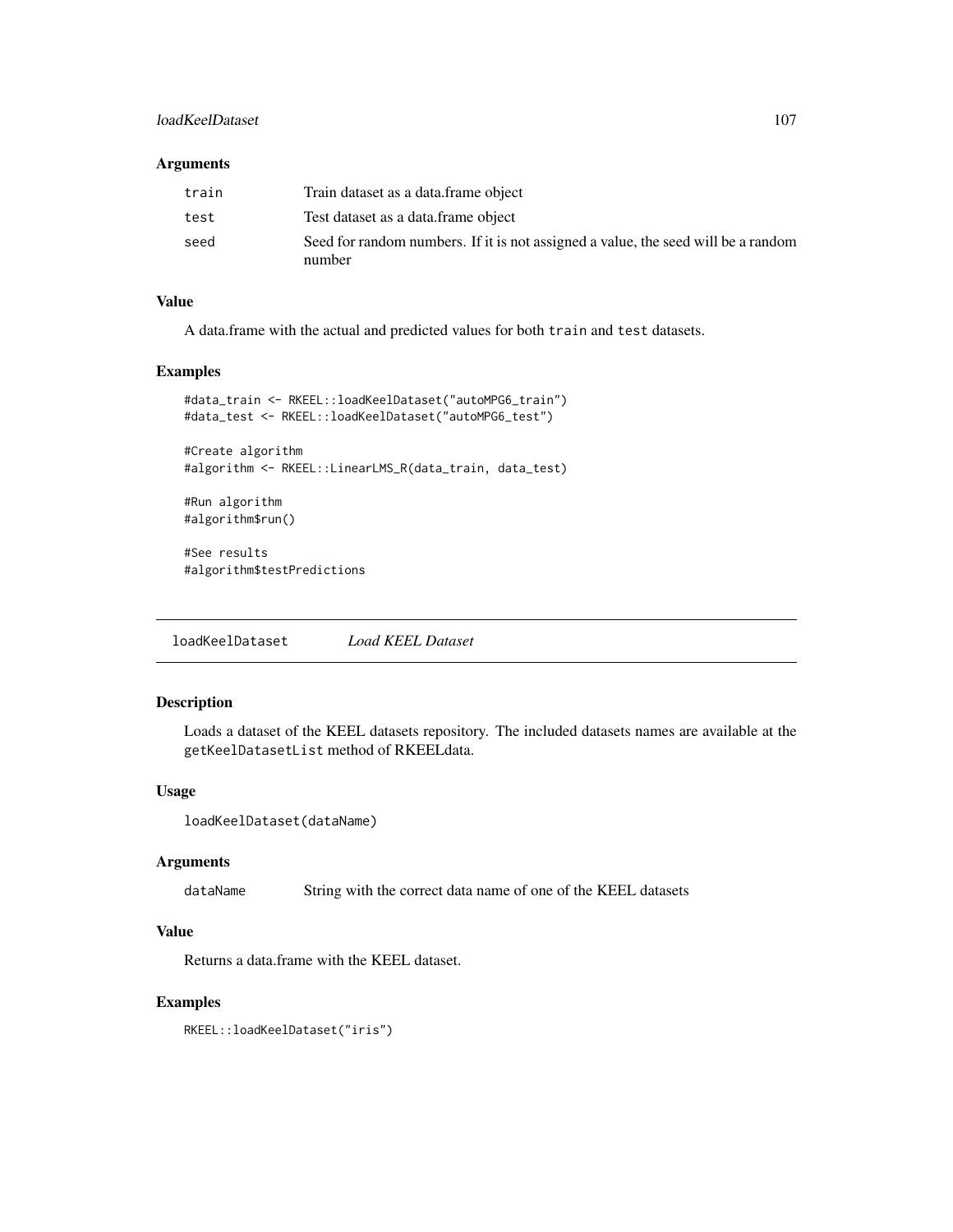### Arguments

| | |
|---|---|
| train | Train dataset as a data.frame object |
| test | Test dataset as a data.frame object |
| seed | Seed for random numbers. If it is not assigned a value, the seed will be a random number |

### Value

A data.frame with the actual and predicted values for both `train` and `test` datasets.

### Examples

```
#data_train <- RKEEL::loadKeelDataset("autoMPG6_train")
#data_test <- RKEEL::loadKeelDataset("autoMPG6_test")

#Create algorithm
#algorithm <- RKEEL::LinearLMS_R(data_train, data_test)

#Run algorithm
#algorithm$run()

#See results
#algorithm$testPredictions
```

---

## loadKeelDataset    *Load KEEL Dataset*

---

### Description

Loads a dataset of the KEEL datasets repository. The included datasets names are available at the `getKeelDatasetList` method of RKEELdata.

### Usage

```
loadKeelDataset(dataName)
```

### Arguments

| | |
|---|---|
| dataName | String with the correct data name of one of the KEEL datasets |

### Value

Returns a data.frame with the KEEL dataset.

### Examples

```
RKEEL::loadKeelDataset("iris")
```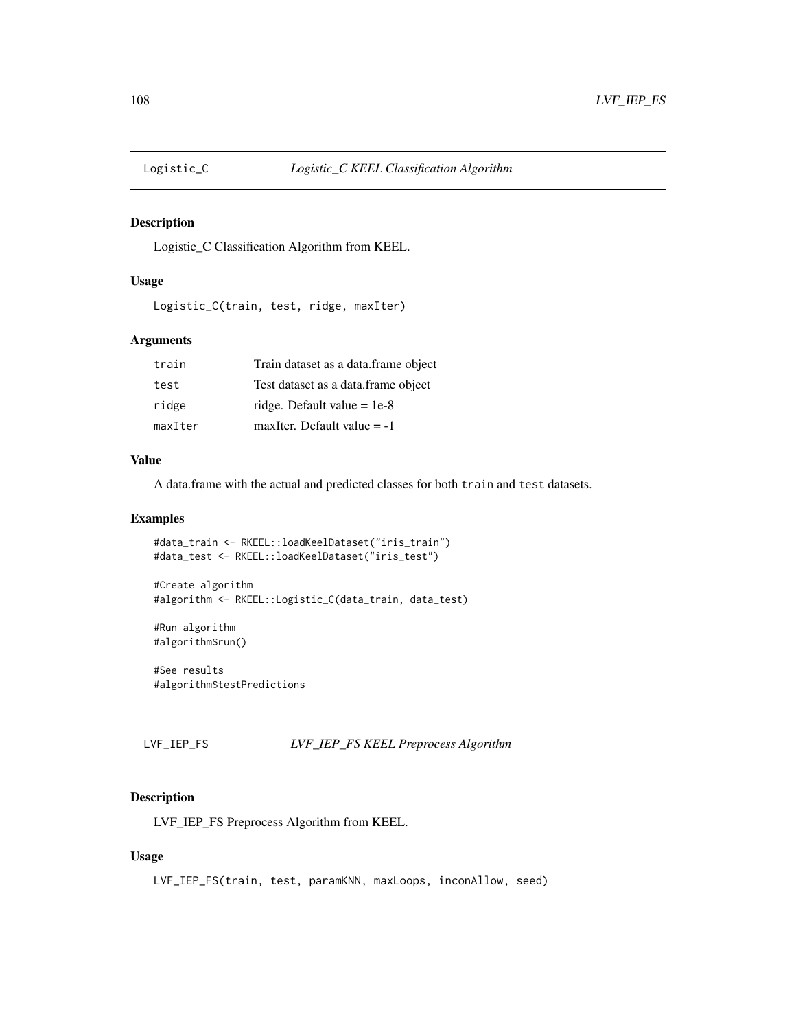## Logistic_C *Logistic_C KEEL Classification Algorithm*

### Description

Logistic_C Classification Algorithm from KEEL.

### Usage

```
Logistic_C(train, test, ridge, maxIter)
```

### Arguments

| | |
|---|---|
| train | Train dataset as a data.frame object |
| test | Test dataset as a data.frame object |
| ridge | ridge. Default value = 1e-8 |
| maxIter | maxIter. Default value = -1 |

### Value

A data.frame with the actual and predicted classes for both `train` and `test` datasets.

### Examples

```
#data_train <- RKEEL::loadKeelDataset("iris_train")
#data_test <- RKEEL::loadKeelDataset("iris_test")

#Create algorithm
#algorithm <- RKEEL::Logistic_C(data_train, data_test)

#Run algorithm
#algorithm$run()

#See results
#algorithm$testPredictions
```

## LVF_IEP_FS *LVF_IEP_FS KEEL Preprocess Algorithm*

### Description

LVF_IEP_FS Preprocess Algorithm from KEEL.

### Usage

```
LVF_IEP_FS(train, test, paramKNN, maxLoops, inconAllow, seed)
```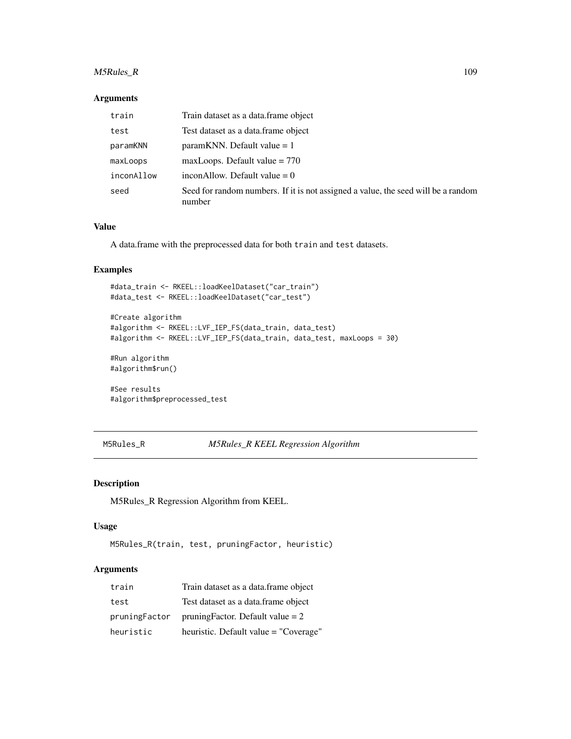### Arguments

| | |
|---|---|
| train | Train dataset as a data.frame object |
| test | Test dataset as a data.frame object |
| paramKNN | paramKNN. Default value = 1 |
| maxLoops | maxLoops. Default value = 770 |
| inconAllow | inconAllow. Default value = 0 |
| seed | Seed for random numbers. If it is not assigned a value, the seed will be a random number |

### Value

A data.frame with the preprocessed data for both `train` and `test` datasets.

### Examples

```
#data_train <- RKEEL::loadKeelDataset("car_train")
#data_test <- RKEEL::loadKeelDataset("car_test")

#Create algorithm
#algorithm <- RKEEL::LVF_IEP_FS(data_train, data_test)
#algorithm <- RKEEL::LVF_IEP_FS(data_train, data_test, maxLoops = 30)

#Run algorithm
#algorithm$run()

#See results
#algorithm$preprocessed_test
```

---

## M5Rules_R &nbsp;&nbsp;&nbsp; *M5Rules_R KEEL Regression Algorithm*

---

### Description

M5Rules_R Regression Algorithm from KEEL.

### Usage

```
M5Rules_R(train, test, pruningFactor, heuristic)
```

### Arguments

| | |
|---|---|
| train | Train dataset as a data.frame object |
| test | Test dataset as a data.frame object |
| pruningFactor | pruningFactor. Default value = 2 |
| heuristic | heuristic. Default value = "Coverage" |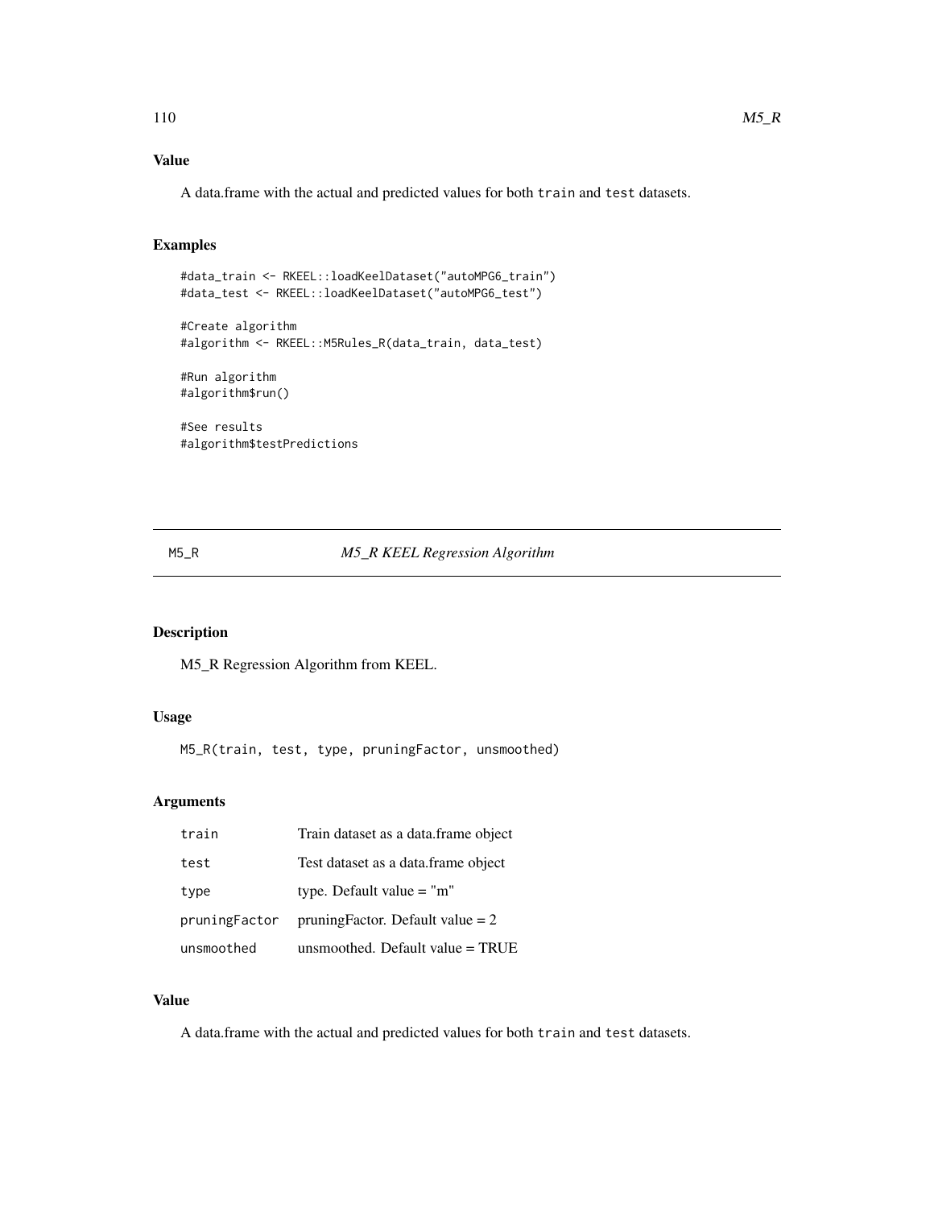## Value

A data.frame with the actual and predicted values for both `train` and `test` datasets.

## Examples

```
#data_train <- RKEEL::loadKeelDataset("autoMPG6_train")
#data_test <- RKEEL::loadKeelDataset("autoMPG6_test")

#Create algorithm
#algorithm <- RKEEL::M5Rules_R(data_train, data_test)

#Run algorithm
#algorithm$run()

#See results
#algorithm$testPredictions
```

---

# M5_R    *M5_R KEEL Regression Algorithm*

## Description

M5_R Regression Algorithm from KEEL.

## Usage

```
M5_R(train, test, type, pruningFactor, unsmoothed)
```

## Arguments

| | |
|---|---|
| `train` | Train dataset as a data.frame object |
| `test` | Test dataset as a data.frame object |
| `type` | type. Default value = "m" |
| `pruningFactor` | pruningFactor. Default value = 2 |
| `unsmoothed` | unsmoothed. Default value = TRUE |

## Value

A data.frame with the actual and predicted values for both `train` and `test` datasets.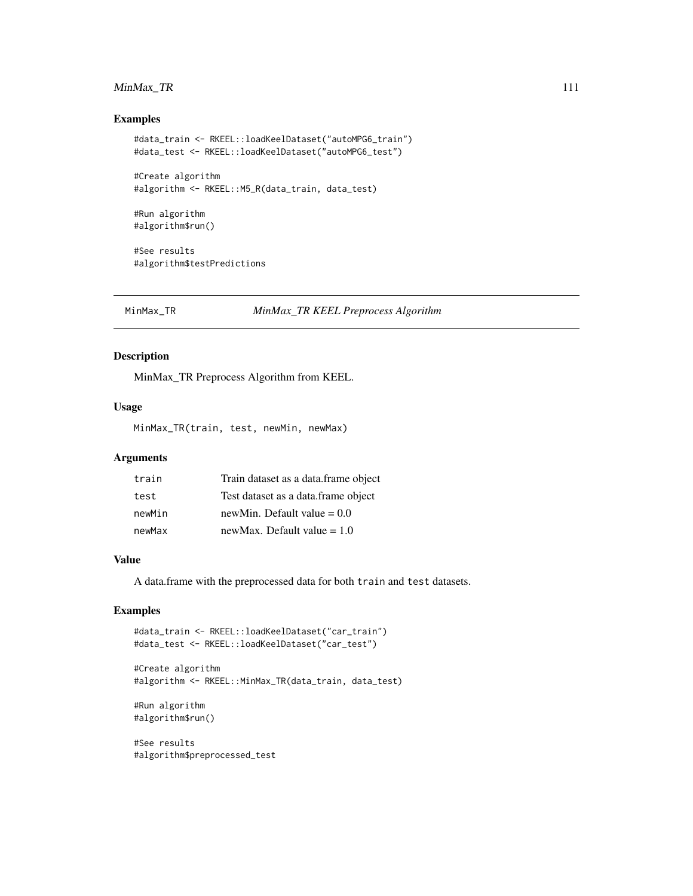## Examples

```
#data_train <- RKEEL::loadKeelDataset("autoMPG6_train")
#data_test <- RKEEL::loadKeelDataset("autoMPG6_test")

#Create algorithm
#algorithm <- RKEEL::M5_R(data_train, data_test)

#Run algorithm
#algorithm$run()

#See results
#algorithm$testPredictions
```

---

# MinMax_TR &nbsp;&nbsp;&nbsp;&nbsp; *MinMax_TR KEEL Preprocess Algorithm*

---

## Description

MinMax_TR Preprocess Algorithm from KEEL.

## Usage

```
MinMax_TR(train, test, newMin, newMax)
```

## Arguments

| | |
|---|---|
| train | Train dataset as a data.frame object |
| test | Test dataset as a data.frame object |
| newMin | newMin. Default value = 0.0 |
| newMax | newMax. Default value = 1.0 |

## Value

A data.frame with the preprocessed data for both `train` and `test` datasets.

## Examples

```
#data_train <- RKEEL::loadKeelDataset("car_train")
#data_test <- RKEEL::loadKeelDataset("car_test")

#Create algorithm
#algorithm <- RKEEL::MinMax_TR(data_train, data_test)

#Run algorithm
#algorithm$run()

#See results
#algorithm$preprocessed_test
```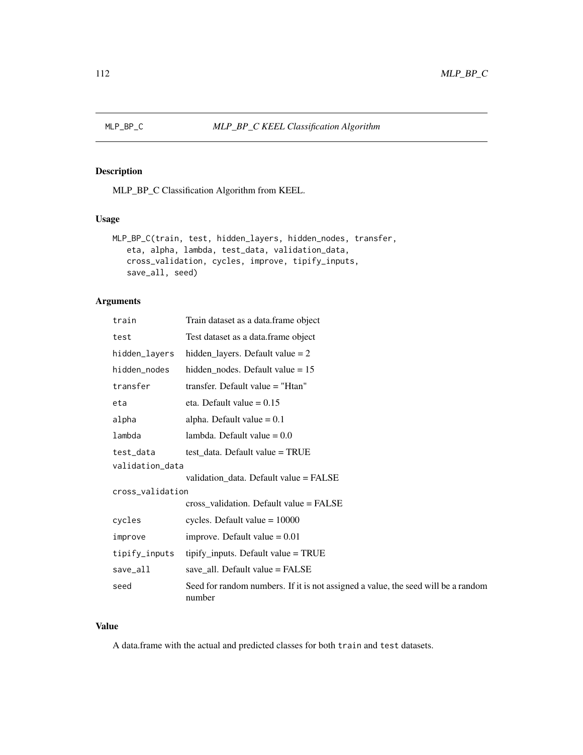# MLP_BP_C — *MLP_BP_C KEEL Classification Algorithm*

## Description

MLP_BP_C Classification Algorithm from KEEL.

## Usage

```
MLP_BP_C(train, test, hidden_layers, hidden_nodes, transfer,
   eta, alpha, lambda, test_data, validation_data,
   cross_validation, cycles, improve, tipify_inputs,
   save_all, seed)
```

## Arguments

| | |
|---|---|
| `train` | Train dataset as a data.frame object |
| `test` | Test dataset as a data.frame object |
| `hidden_layers` | hidden_layers. Default value = 2 |
| `hidden_nodes` | hidden_nodes. Default value = 15 |
| `transfer` | transfer. Default value = "Htan" |
| `eta` | eta. Default value = 0.15 |
| `alpha` | alpha. Default value = 0.1 |
| `lambda` | lambda. Default value = 0.0 |
| `test_data` | test_data. Default value = TRUE |
| `validation_data` | validation_data. Default value = FALSE |
| `cross_validation` | cross_validation. Default value = FALSE |
| `cycles` | cycles. Default value = 10000 |
| `improve` | improve. Default value = 0.01 |
| `tipify_inputs` | tipify_inputs. Default value = TRUE |
| `save_all` | save_all. Default value = FALSE |
| `seed` | Seed for random numbers. If it is not assigned a value, the seed will be a random number |

## Value

A data.frame with the actual and predicted classes for both `train` and `test` datasets.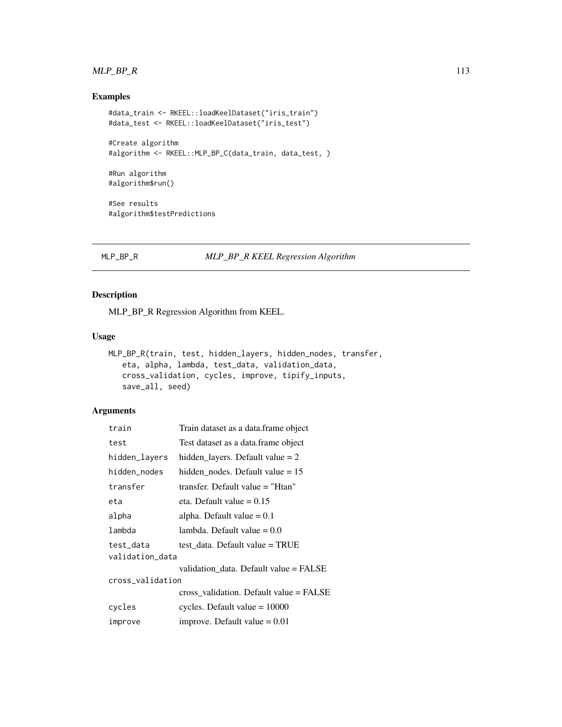## Examples

```
#data_train <- RKEEL::loadKeelDataset("iris_train")
#data_test <- RKEEL::loadKeelDataset("iris_test")

#Create algorithm
#algorithm <- RKEEL::MLP_BP_C(data_train, data_test, )

#Run algorithm
#algorithm$run()

#See results
#algorithm$testPredictions
```

---

# MLP_BP_R — *MLP_BP_R KEEL Regression Algorithm*

---

## Description

MLP_BP_R Regression Algorithm from KEEL.

## Usage

```
MLP_BP_R(train, test, hidden_layers, hidden_nodes, transfer,
   eta, alpha, lambda, test_data, validation_data,
   cross_validation, cycles, improve, tipify_inputs,
   save_all, seed)
```

## Arguments

| | |
|---|---|
| train | Train dataset as a data.frame object |
| test | Test dataset as a data.frame object |
| hidden_layers | hidden_layers. Default value = 2 |
| hidden_nodes | hidden_nodes. Default value = 15 |
| transfer | transfer. Default value = "Htan" |
| eta | eta. Default value = 0.15 |
| alpha | alpha. Default value = 0.1 |
| lambda | lambda. Default value = 0.0 |
| test_data | test_data. Default value = TRUE |
| validation_data | validation_data. Default value = FALSE |
| cross_validation | cross_validation. Default value = FALSE |
| cycles | cycles. Default value = 10000 |
| improve | improve. Default value = 0.01 |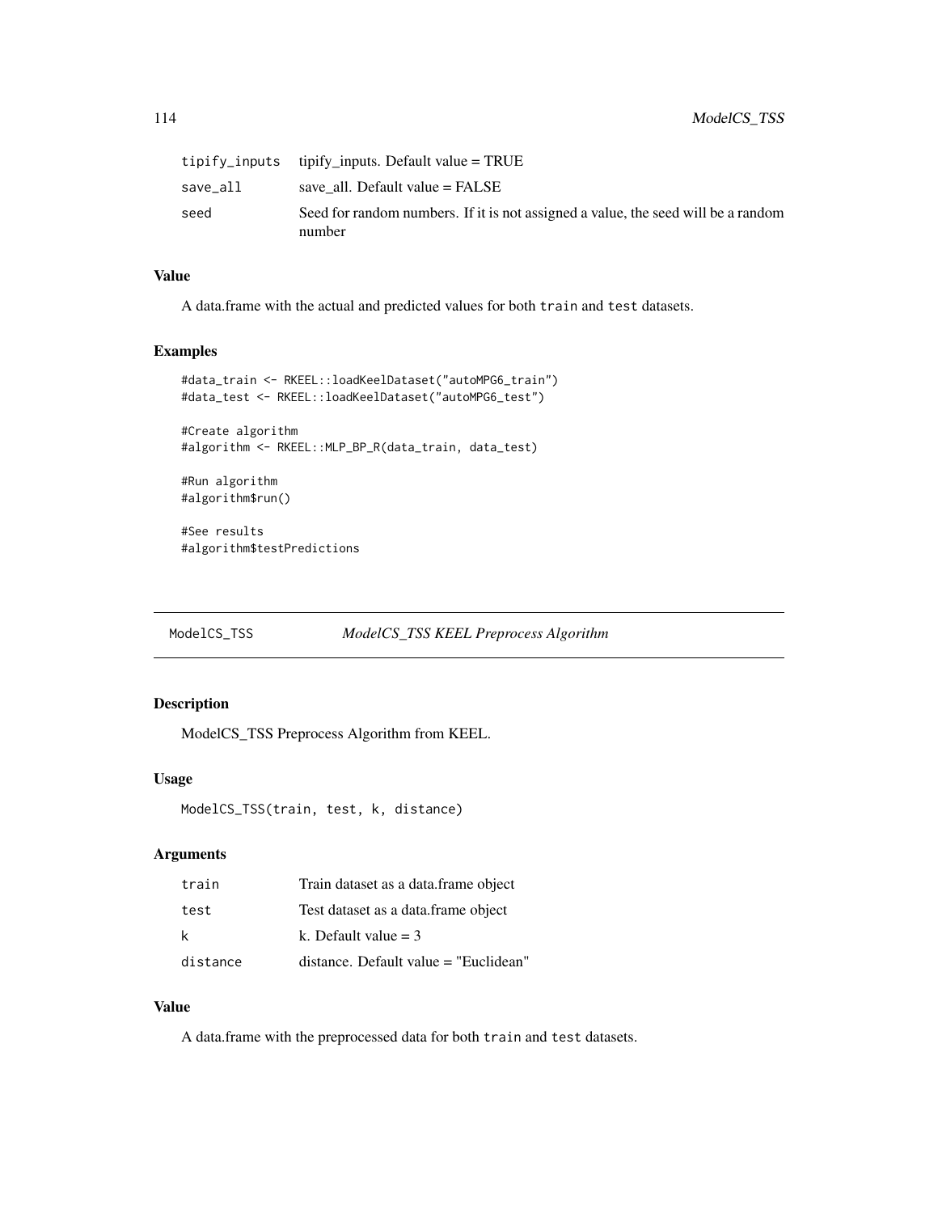| | |
|---|---|
| tipify_inputs | tipify_inputs. Default value = TRUE |
| save_all | save_all. Default value = FALSE |
| seed | Seed for random numbers. If it is not assigned a value, the seed will be a random number |

### Value

A data.frame with the actual and predicted values for both `train` and `test` datasets.

### Examples

```
#data_train <- RKEEL::loadKeelDataset("autoMPG6_train")
#data_test <- RKEEL::loadKeelDataset("autoMPG6_test")

#Create algorithm
#algorithm <- RKEEL::MLP_BP_R(data_train, data_test)

#Run algorithm
#algorithm$run()

#See results
#algorithm$testPredictions
```

---

## ModelCS_TSS — *ModelCS_TSS KEEL Preprocess Algorithm*

### Description

ModelCS_TSS Preprocess Algorithm from KEEL.

### Usage

```
ModelCS_TSS(train, test, k, distance)
```

### Arguments

| | |
|---|---|
| train | Train dataset as a data.frame object |
| test | Test dataset as a data.frame object |
| k | k. Default value = 3 |
| distance | distance. Default value = "Euclidean" |

### Value

A data.frame with the preprocessed data for both `train` and `test` datasets.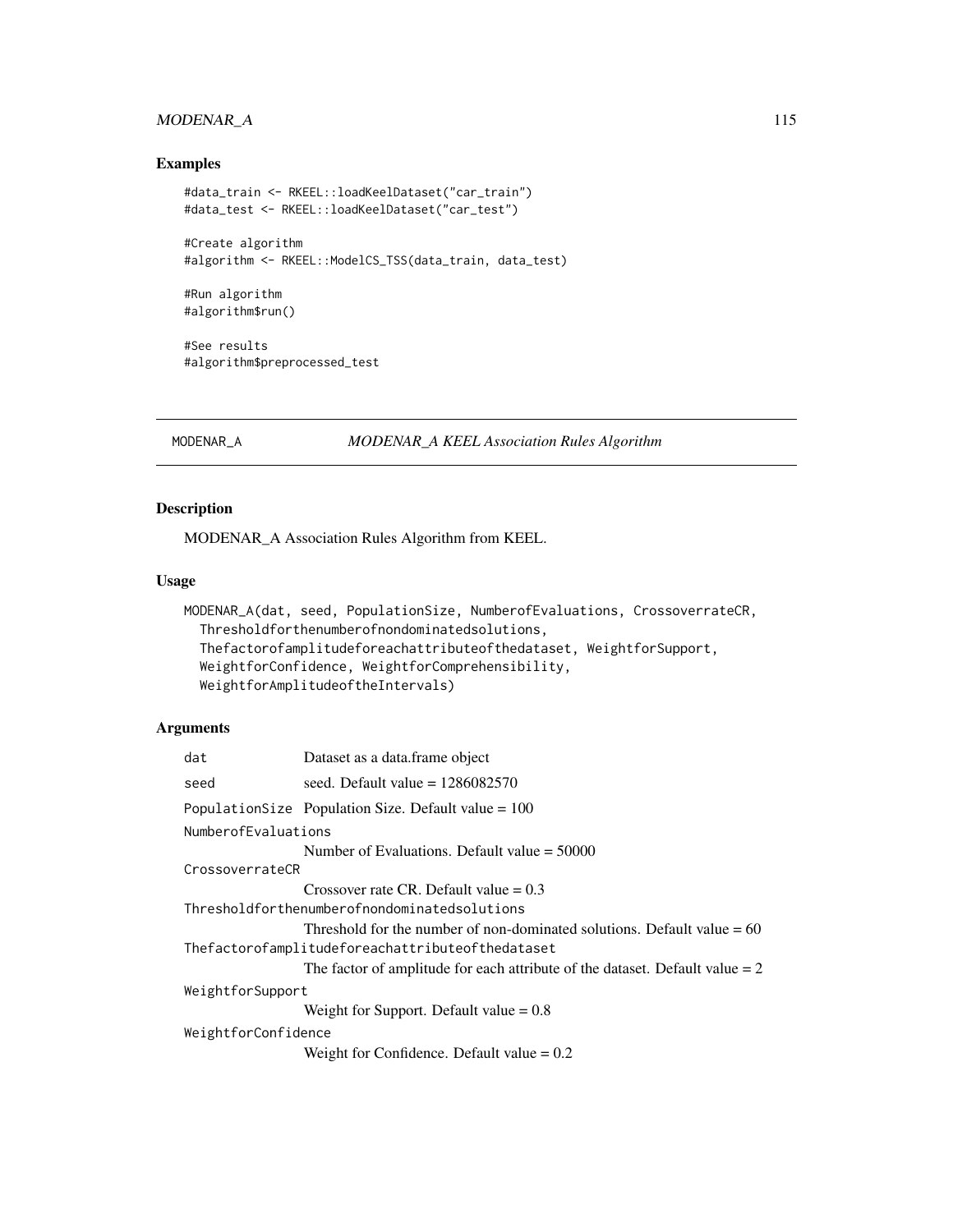## Examples

```
#data_train <- RKEEL::loadKeelDataset("car_train")
#data_test <- RKEEL::loadKeelDataset("car_test")

#Create algorithm
#algorithm <- RKEEL::ModelCS_TSS(data_train, data_test)

#Run algorithm
#algorithm$run()

#See results
#algorithm$preprocessed_test
```

---

# MODENAR_A — *MODENAR_A KEEL Association Rules Algorithm*

---

## Description

MODENAR_A Association Rules Algorithm from KEEL.

## Usage

```
MODENAR_A(dat, seed, PopulationSize, NumberofEvaluations, CrossoverrateCR,
  Thresholdforthenumberofnondominatedsolutions,
  Thefactorofamplitudeforeachattributeofthedataset, WeightforSupport,
  WeightforConfidence, WeightforComprehensibility,
  WeightforAmplitudeoftheIntervals)
```

## Arguments

`dat`
: Dataset as a data.frame object

`seed`
: seed. Default value = 1286082570

`PopulationSize`
: Population Size. Default value = 100

`NumberofEvaluations`
: Number of Evaluations. Default value = 50000

`CrossoverrateCR`
: Crossover rate CR. Default value = 0.3

`Thresholdforthenumberofnondominatedsolutions`
: Threshold for the number of non-dominated solutions. Default value = 60

`Thefactorofamplitudeforeachattributeofthedataset`
: The factor of amplitude for each attribute of the dataset. Default value = 2

`WeightforSupport`
: Weight for Support. Default value = 0.8

`WeightforConfidence`
: Weight for Confidence. Default value = 0.2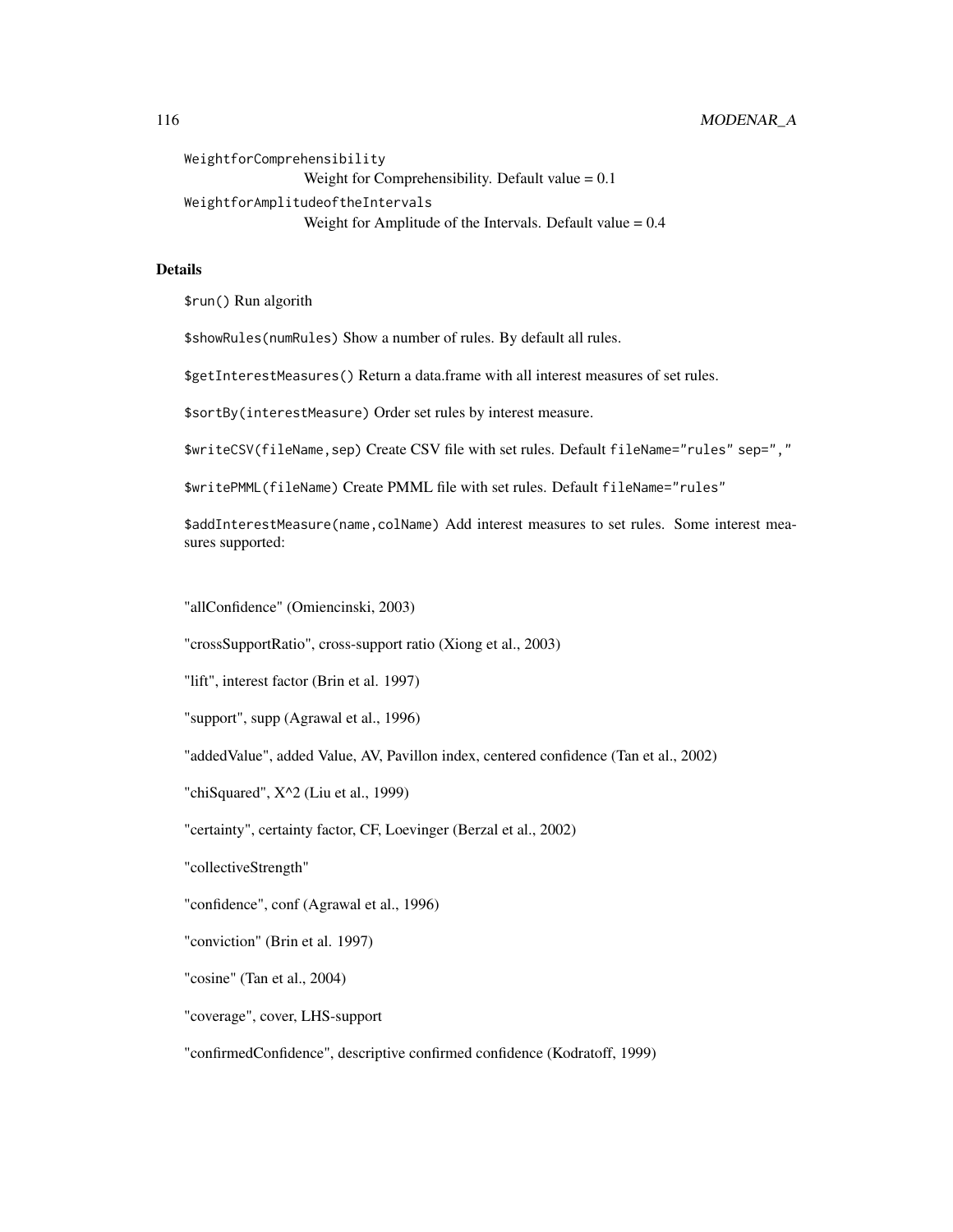`WeightforComprehensibility`
Weight for Comprehensibility. Default value = 0.1

`WeightforAmplitudeoftheIntervals`
Weight for Amplitude of the Intervals. Default value = 0.4

### Details

`$run()` Run algorith

`$showRules(numRules)` Show a number of rules. By default all rules.

`$getInterestMeasures()` Return a data.frame with all interest measures of set rules.

`$sortBy(interestMeasure)` Order set rules by interest measure.

`$writeCSV(fileName,sep)` Create CSV file with set rules. Default `fileName="rules" sep=","`

`$writePMML(fileName)` Create PMML file with set rules. Default `fileName="rules"`

`$addInterestMeasure(name,colName)` Add interest measures to set rules. Some interest measures supported:

"allConfidence" (Omiencinski, 2003)

"crossSupportRatio", cross-support ratio (Xiong et al., 2003)

"lift", interest factor (Brin et al. 1997)

"support", supp (Agrawal et al., 1996)

"addedValue", added Value, AV, Pavillon index, centered confidence (Tan et al., 2002)

"chiSquared", X^2 (Liu et al., 1999)

"certainty", certainty factor, CF, Loevinger (Berzal et al., 2002)

"collectiveStrength"

"confidence", conf (Agrawal et al., 1996)

"conviction" (Brin et al. 1997)

"cosine" (Tan et al., 2004)

"coverage", cover, LHS-support

"confirmedConfidence", descriptive confirmed confidence (Kodratoff, 1999)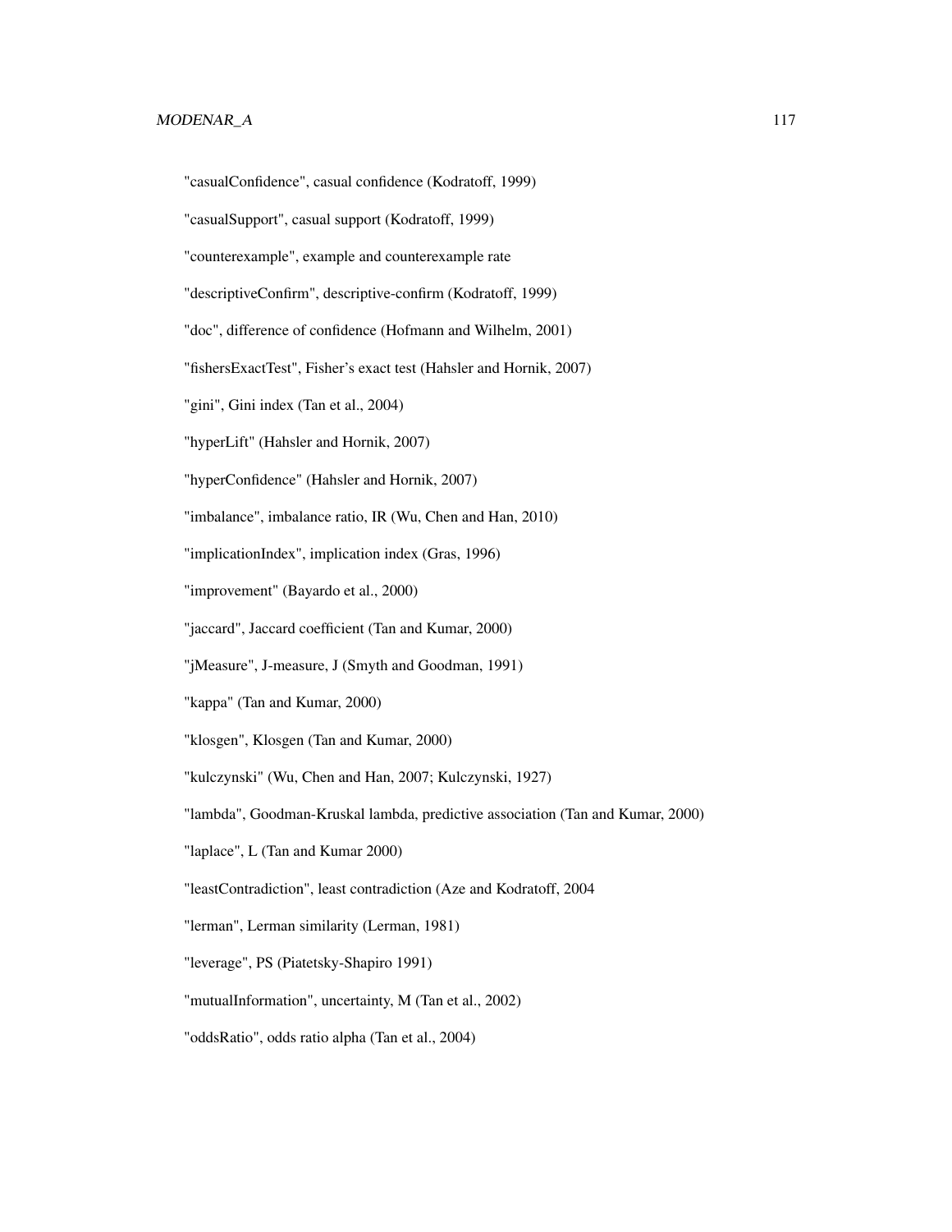"casualConfidence", casual confidence (Kodratoff, 1999)

"casualSupport", casual support (Kodratoff, 1999)

"counterexample", example and counterexample rate

"descriptiveConfirm", descriptive-confirm (Kodratoff, 1999)

"doc", difference of confidence (Hofmann and Wilhelm, 2001)

"fishersExactTest", Fisher's exact test (Hahsler and Hornik, 2007)

"gini", Gini index (Tan et al., 2004)

"hyperLift" (Hahsler and Hornik, 2007)

"hyperConfidence" (Hahsler and Hornik, 2007)

"imbalance", imbalance ratio, IR (Wu, Chen and Han, 2010)

"implicationIndex", implication index (Gras, 1996)

"improvement" (Bayardo et al., 2000)

"jaccard", Jaccard coefficient (Tan and Kumar, 2000)

"jMeasure", J-measure, J (Smyth and Goodman, 1991)

"kappa" (Tan and Kumar, 2000)

"klosgen", Klosgen (Tan and Kumar, 2000)

"kulczynski" (Wu, Chen and Han, 2007; Kulczynski, 1927)

"lambda", Goodman-Kruskal lambda, predictive association (Tan and Kumar, 2000)

"laplace", L (Tan and Kumar 2000)

"leastContradiction", least contradiction (Aze and Kodratoff, 2004

"lerman", Lerman similarity (Lerman, 1981)

"leverage", PS (Piatetsky-Shapiro 1991)

"mutualInformation", uncertainty, M (Tan et al., 2002)

"oddsRatio", odds ratio alpha (Tan et al., 2004)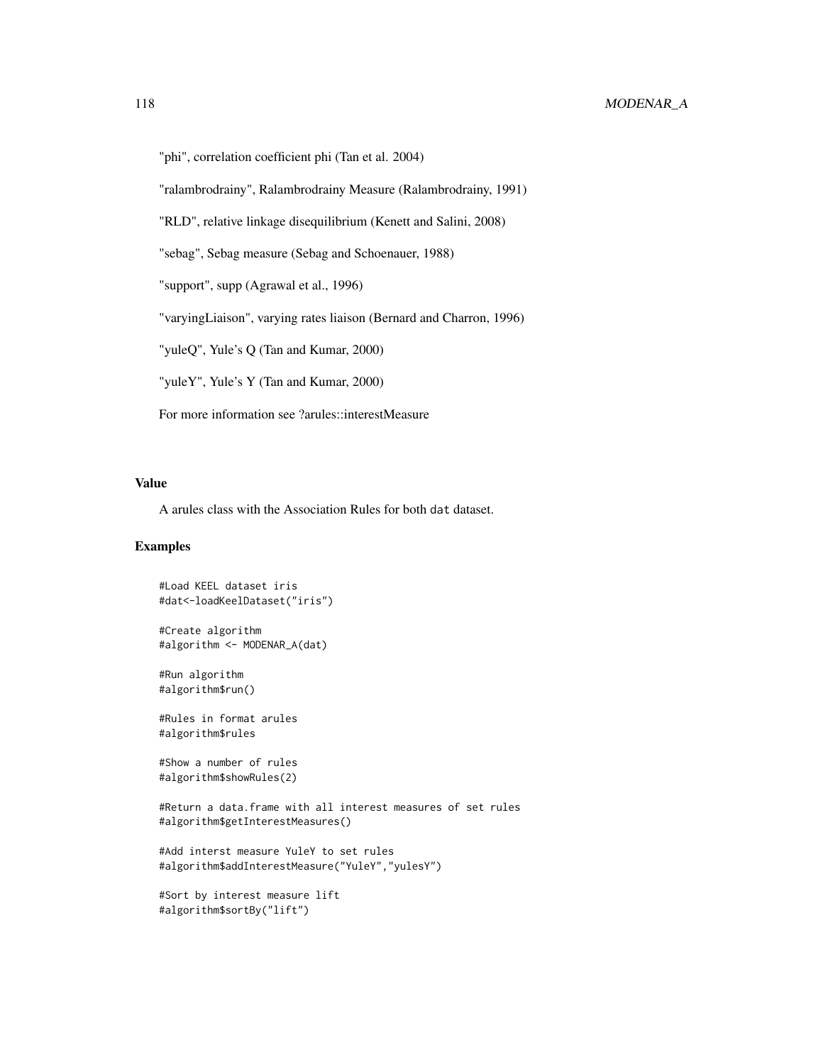"phi", correlation coefficient phi (Tan et al. 2004)

"ralambrodrainy", Ralambrodrainy Measure (Ralambrodrainy, 1991)

"RLD", relative linkage disequilibrium (Kenett and Salini, 2008)

"sebag", Sebag measure (Sebag and Schoenauer, 1988)

"support", supp (Agrawal et al., 1996)

"varyingLiaison", varying rates liaison (Bernard and Charron, 1996)

"yuleQ", Yule's Q (Tan and Kumar, 2000)

"yuleY", Yule's Y (Tan and Kumar, 2000)

For more information see ?arules::interestMeasure

## Value

A arules class with the Association Rules for both dat dataset.

## Examples

```
#Load KEEL dataset iris
#dat<-loadKeelDataset("iris")

#Create algorithm
#algorithm <- MODENAR_A(dat)

#Run algorithm
#algorithm$run()

#Rules in format arules
#algorithm$rules

#Show a number of rules
#algorithm$showRules(2)

#Return a data.frame with all interest measures of set rules
#algorithm$getInterestMeasures()

#Add interst measure YuleY to set rules
#algorithm$addInterestMeasure("YuleY","yulesY")

#Sort by interest measure lift
#algorithm$sortBy("lift")
```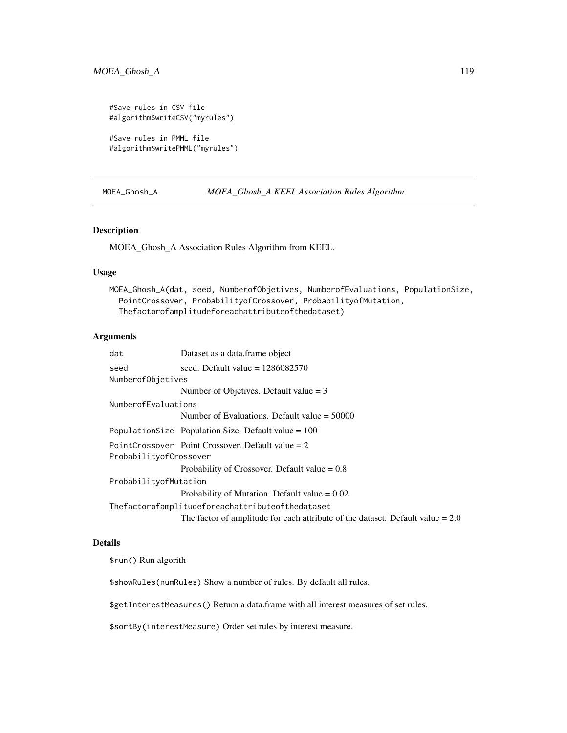```
#Save rules in CSV file
#algorithm$writeCSV("myrules")

#Save rules in PMML file
#algorithm$writePMML("myrules")
```

---

## MOEA_Ghosh_A *MOEA_Ghosh_A KEEL Association Rules Algorithm*

---

### Description

MOEA_Ghosh_A Association Rules Algorithm from KEEL.

### Usage

```
MOEA_Ghosh_A(dat, seed, NumberofObjetives, NumberofEvaluations, PopulationSize,
  PointCrossover, ProbabilityofCrossover, ProbabilityofMutation,
  Thefactorofamplitudeforeachattributeofthedataset)
```

### Arguments

| | |
|---|---|
| `dat` | Dataset as a data.frame object |
| `seed` | seed. Default value = 1286082570 |
| `NumberofObjetives` | Number of Objetives. Default value = 3 |
| `NumberofEvaluations` | Number of Evaluations. Default value = 50000 |
| `PopulationSize` | Population Size. Default value = 100 |
| `PointCrossover` | Point Crossover. Default value = 2 |
| `ProbabilityofCrossover` | Probability of Crossover. Default value = 0.8 |
| `ProbabilityofMutation` | Probability of Mutation. Default value = 0.02 |
| `Thefactorofamplitudeforeachattributeofthedataset` | The factor of amplitude for each attribute of the dataset. Default value = 2.0 |

### Details

`$run()` Run algorith

`$showRules(numRules)` Show a number of rules. By default all rules.

`$getInterestMeasures()` Return a data.frame with all interest measures of set rules.

`$sortBy(interestMeasure)` Order set rules by interest measure.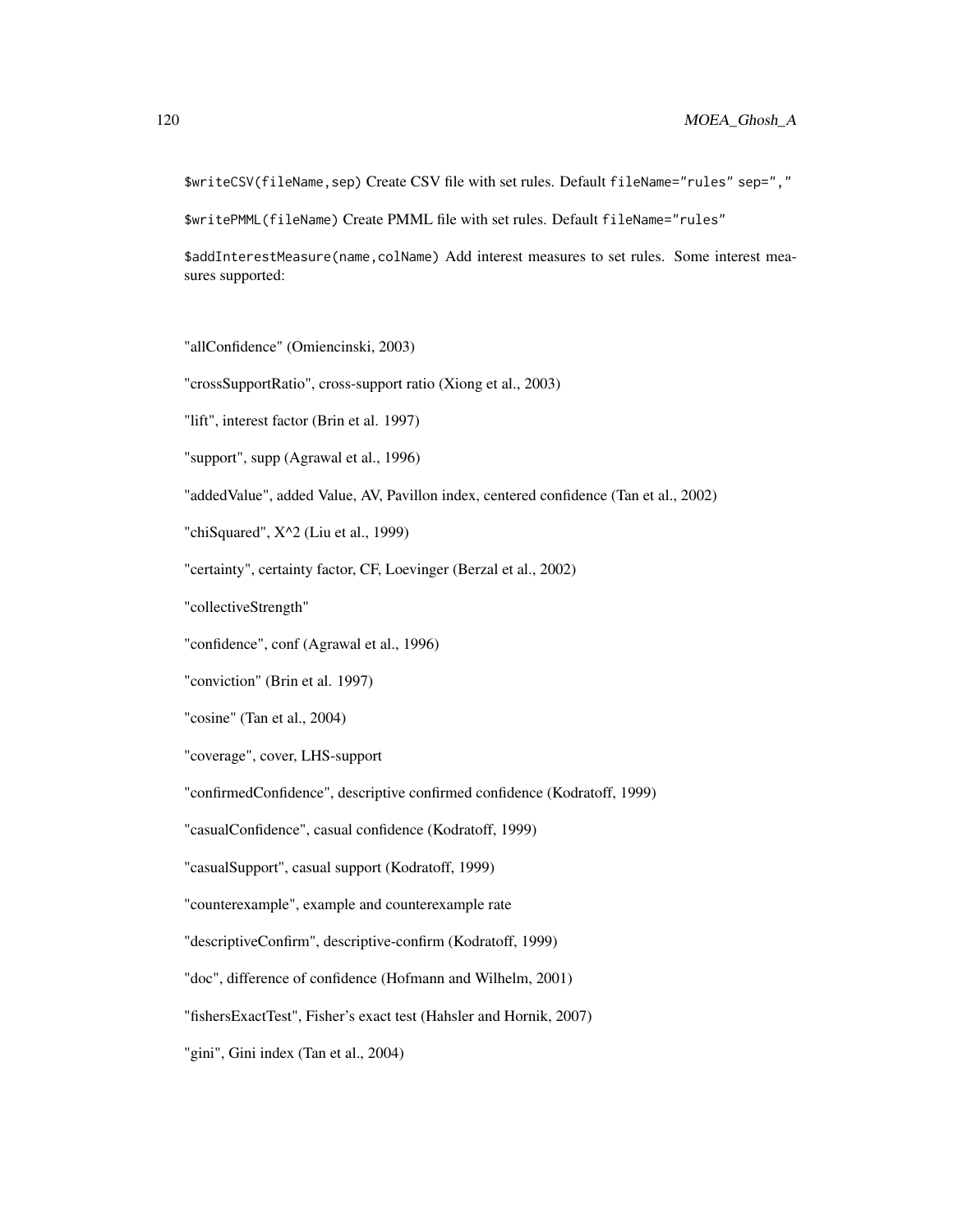`$writeCSV(fileName,sep)` Create CSV file with set rules. Default `fileName="rules"` `sep=","`

`$writePMML(fileName)` Create PMML file with set rules. Default `fileName="rules"`

`$addInterestMeasure(name,colName)` Add interest measures to set rules. Some interest measures supported:

"allConfidence" (Omiencinski, 2003)

"crossSupportRatio", cross-support ratio (Xiong et al., 2003)

"lift", interest factor (Brin et al. 1997)

"support", supp (Agrawal et al., 1996)

"addedValue", added Value, AV, Pavillon index, centered confidence (Tan et al., 2002)

"chiSquared", X^2 (Liu et al., 1999)

"certainty", certainty factor, CF, Loevinger (Berzal et al., 2002)

"collectiveStrength"

"confidence", conf (Agrawal et al., 1996)

"conviction" (Brin et al. 1997)

"cosine" (Tan et al., 2004)

"coverage", cover, LHS-support

"confirmedConfidence", descriptive confirmed confidence (Kodratoff, 1999)

"casualConfidence", casual confidence (Kodratoff, 1999)

"casualSupport", casual support (Kodratoff, 1999)

"counterexample", example and counterexample rate

"descriptiveConfirm", descriptive-confirm (Kodratoff, 1999)

"doc", difference of confidence (Hofmann and Wilhelm, 2001)

"fishersExactTest", Fisher's exact test (Hahsler and Hornik, 2007)

"gini", Gini index (Tan et al., 2004)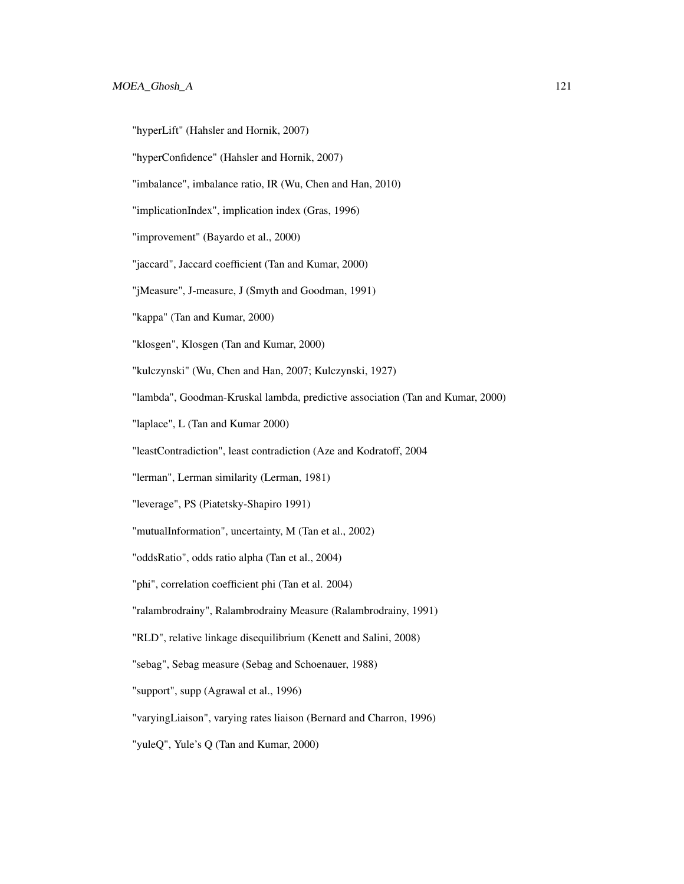"hyperLift" (Hahsler and Hornik, 2007)

"hyperConfidence" (Hahsler and Hornik, 2007)

"imbalance", imbalance ratio, IR (Wu, Chen and Han, 2010)

"implicationIndex", implication index (Gras, 1996)

"improvement" (Bayardo et al., 2000)

"jaccard", Jaccard coefficient (Tan and Kumar, 2000)

"jMeasure", J-measure, J (Smyth and Goodman, 1991)

"kappa" (Tan and Kumar, 2000)

"klosgen", Klosgen (Tan and Kumar, 2000)

"kulczynski" (Wu, Chen and Han, 2007; Kulczynski, 1927)

"lambda", Goodman-Kruskal lambda, predictive association (Tan and Kumar, 2000)

"laplace", L (Tan and Kumar 2000)

"leastContradiction", least contradiction (Aze and Kodratoff, 2004

"lerman", Lerman similarity (Lerman, 1981)

"leverage", PS (Piatetsky-Shapiro 1991)

"mutualInformation", uncertainty, M (Tan et al., 2002)

"oddsRatio", odds ratio alpha (Tan et al., 2004)

"phi", correlation coefficient phi (Tan et al. 2004)

"ralambrodrainy", Ralambrodrainy Measure (Ralambrodrainy, 1991)

"RLD", relative linkage disequilibrium (Kenett and Salini, 2008)

"sebag", Sebag measure (Sebag and Schoenauer, 1988)

"support", supp (Agrawal et al., 1996)

"varyingLiaison", varying rates liaison (Bernard and Charron, 1996)

"yuleQ", Yule's Q (Tan and Kumar, 2000)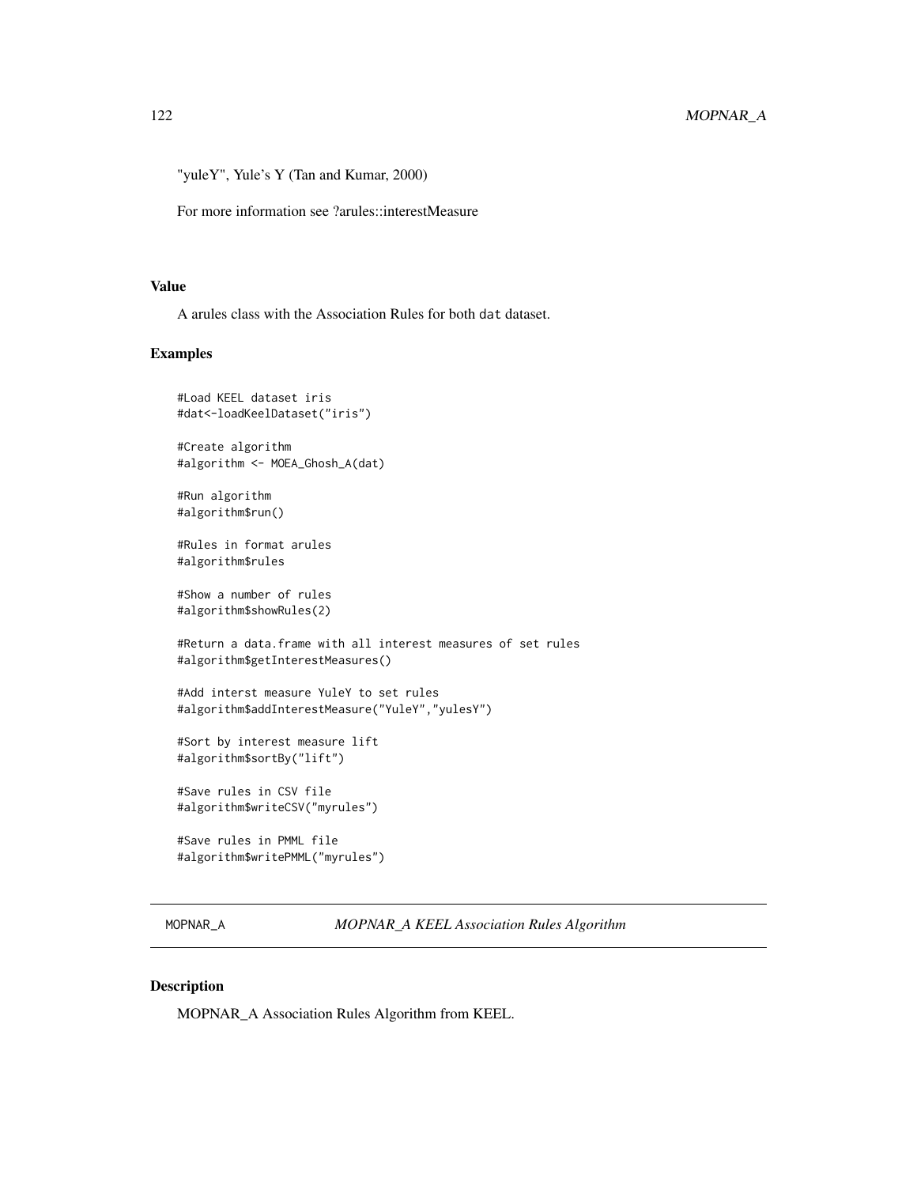"yuleY", Yule's Y (Tan and Kumar, 2000)

For more information see ?arules::interestMeasure

## Value

A arules class with the Association Rules for both dat dataset.

## Examples

```
#Load KEEL dataset iris
#dat<-loadKeelDataset("iris")

#Create algorithm
#algorithm <- MOEA_Ghosh_A(dat)

#Run algorithm
#algorithm$run()

#Rules in format arules
#algorithm$rules

#Show a number of rules
#algorithm$showRules(2)

#Return a data.frame with all interest measures of set rules
#algorithm$getInterestMeasures()

#Add interst measure YuleY to set rules
#algorithm$addInterestMeasure("YuleY","yulesY")

#Sort by interest measure lift
#algorithm$sortBy("lift")

#Save rules in CSV file
#algorithm$writeCSV("myrules")

#Save rules in PMML file
#algorithm$writePMML("myrules")
```

---

MOPNAR_A *MOPNAR_A KEEL Association Rules Algorithm*

---

## Description

MOPNAR_A Association Rules Algorithm from KEEL.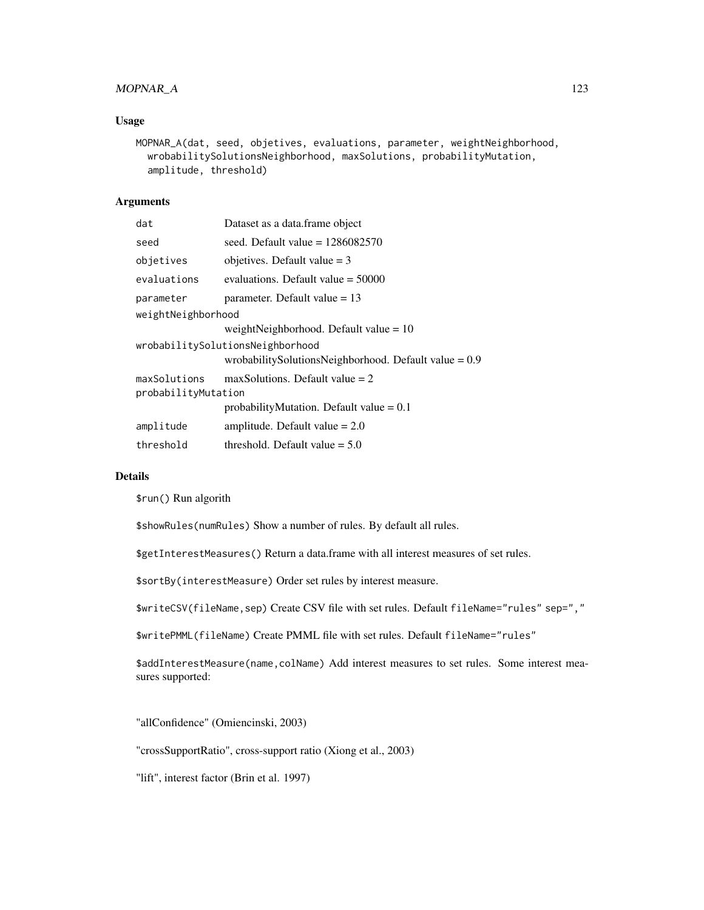## Usage

```
MOPNAR_A(dat, seed, objetives, evaluations, parameter, weightNeighborhood,
  wrobabilitySolutionsNeighborhood, maxSolutions, probabilityMutation,
  amplitude, threshold)
```

## Arguments

| | |
|---|---|
| dat | Dataset as a data.frame object |
| seed | seed. Default value = 1286082570 |
| objetives | objetives. Default value = 3 |
| evaluations | evaluations. Default value = 50000 |
| parameter | parameter. Default value = 13 |
| weightNeighborhood | weightNeighborhood. Default value = 10 |
| wrobabilitySolutionsNeighborhood | wrobabilitySolutionsNeighborhood. Default value = 0.9 |
| maxSolutions | maxSolutions. Default value = 2 |
| probabilityMutation | probabilityMutation. Default value = 0.1 |
| amplitude | amplitude. Default value = 2.0 |
| threshold | threshold. Default value = 5.0 |

## Details

`$run()` Run algorith

`$showRules(numRules)` Show a number of rules. By default all rules.

`$getInterestMeasures()` Return a data.frame with all interest measures of set rules.

`$sortBy(interestMeasure)` Order set rules by interest measure.

`$writeCSV(fileName,sep)` Create CSV file with set rules. Default `fileName="rules" sep=","`

`$writePMML(fileName)` Create PMML file with set rules. Default `fileName="rules"`

`$addInterestMeasure(name,colName)` Add interest measures to set rules. Some interest measures supported:

"allConfidence" (Omiencinski, 2003)

"crossSupportRatio", cross-support ratio (Xiong et al., 2003)

"lift", interest factor (Brin et al. 1997)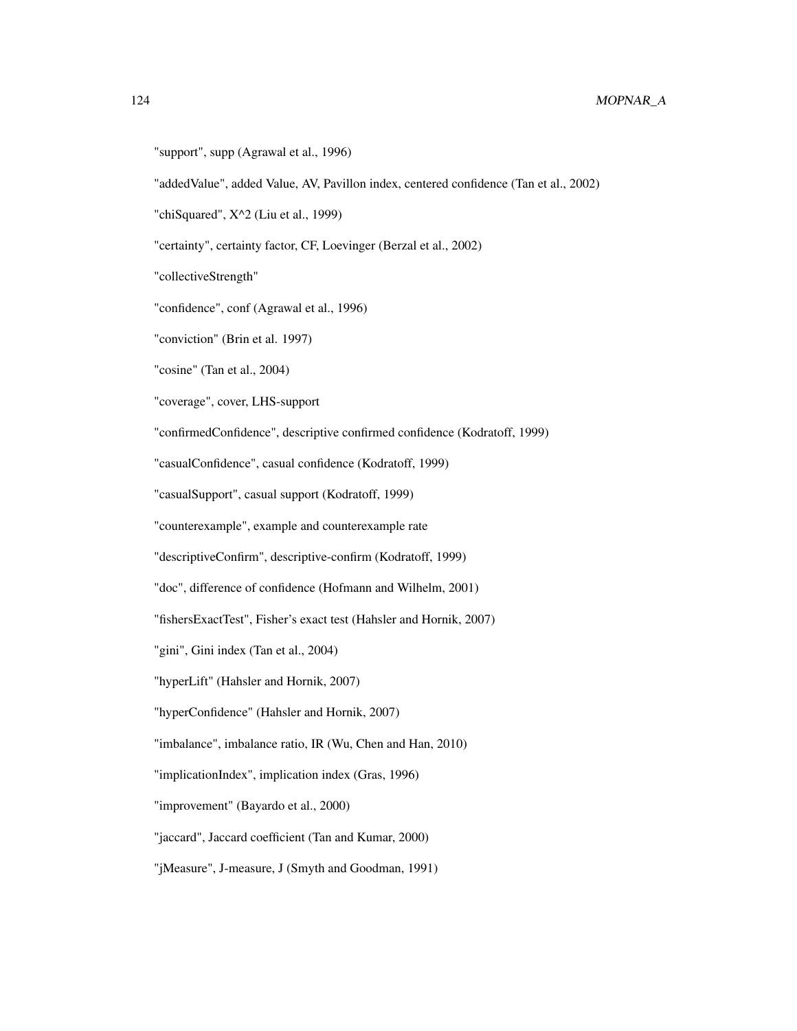"support", supp (Agrawal et al., 1996)

"addedValue", added Value, AV, Pavillon index, centered confidence (Tan et al., 2002)

"chiSquared", X^2 (Liu et al., 1999)

"certainty", certainty factor, CF, Loevinger (Berzal et al., 2002)

"collectiveStrength"

"confidence", conf (Agrawal et al., 1996)

"conviction" (Brin et al. 1997)

"cosine" (Tan et al., 2004)

"coverage", cover, LHS-support

"confirmedConfidence", descriptive confirmed confidence (Kodratoff, 1999)

"casualConfidence", casual confidence (Kodratoff, 1999)

"casualSupport", casual support (Kodratoff, 1999)

"counterexample", example and counterexample rate

"descriptiveConfirm", descriptive-confirm (Kodratoff, 1999)

"doc", difference of confidence (Hofmann and Wilhelm, 2001)

"fishersExactTest", Fisher's exact test (Hahsler and Hornik, 2007)

"gini", Gini index (Tan et al., 2004)

"hyperLift" (Hahsler and Hornik, 2007)

"hyperConfidence" (Hahsler and Hornik, 2007)

"imbalance", imbalance ratio, IR (Wu, Chen and Han, 2010)

"implicationIndex", implication index (Gras, 1996)

"improvement" (Bayardo et al., 2000)

"jaccard", Jaccard coefficient (Tan and Kumar, 2000)

"jMeasure", J-measure, J (Smyth and Goodman, 1991)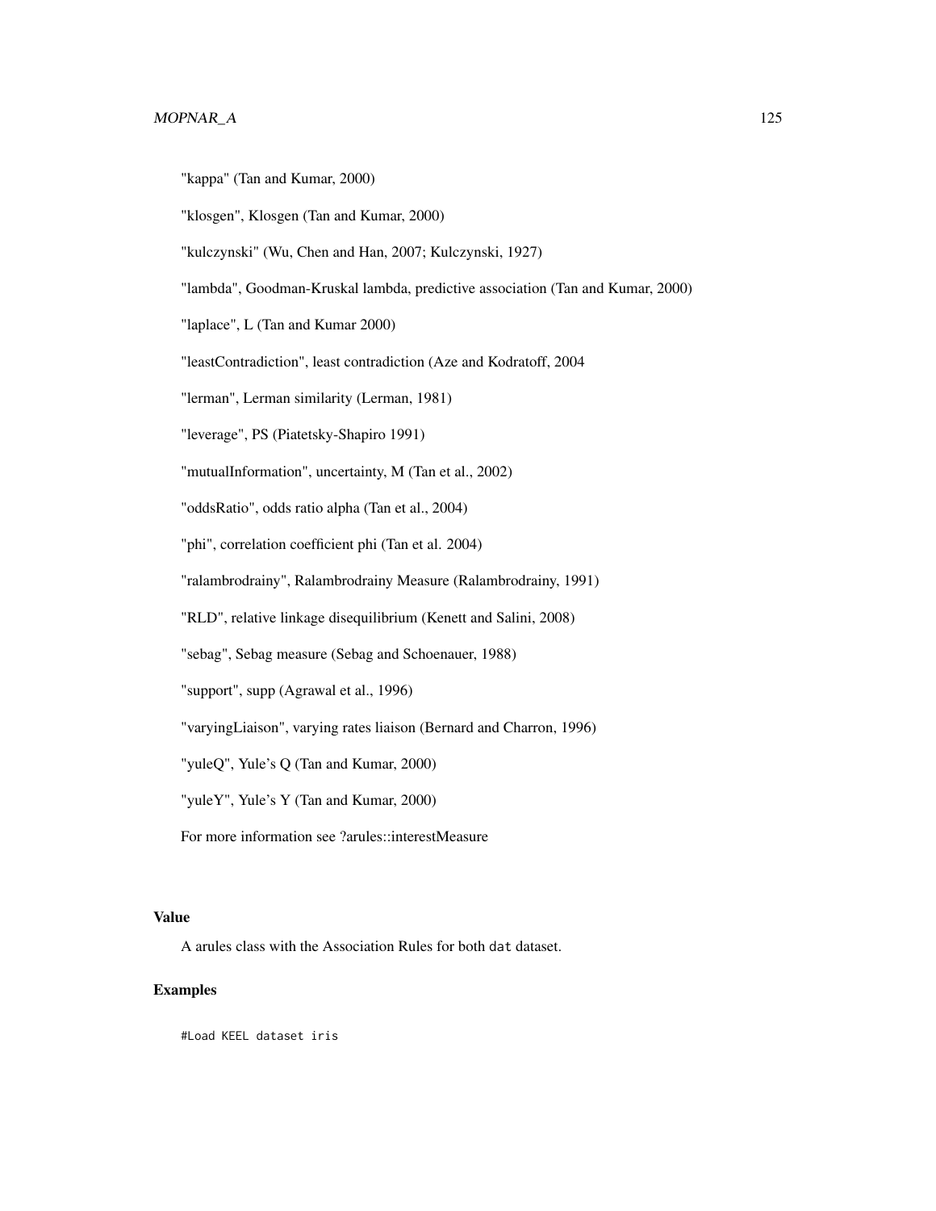"kappa" (Tan and Kumar, 2000)

"klosgen", Klosgen (Tan and Kumar, 2000)

"kulczynski" (Wu, Chen and Han, 2007; Kulczynski, 1927)

"lambda", Goodman-Kruskal lambda, predictive association (Tan and Kumar, 2000)

"laplace", L (Tan and Kumar 2000)

"leastContradiction", least contradiction (Aze and Kodratoff, 2004

"lerman", Lerman similarity (Lerman, 1981)

"leverage", PS (Piatetsky-Shapiro 1991)

"mutualInformation", uncertainty, M (Tan et al., 2002)

"oddsRatio", odds ratio alpha (Tan et al., 2004)

"phi", correlation coefficient phi (Tan et al. 2004)

"ralambrodrainy", Ralambrodrainy Measure (Ralambrodrainy, 1991)

"RLD", relative linkage disequilibrium (Kenett and Salini, 2008)

"sebag", Sebag measure (Sebag and Schoenauer, 1988)

"support", supp (Agrawal et al., 1996)

"varyingLiaison", varying rates liaison (Bernard and Charron, 1996)

"yuleQ", Yule's Q (Tan and Kumar, 2000)

"yuleY", Yule's Y (Tan and Kumar, 2000)

For more information see ?arules::interestMeasure

## Value

A arules class with the Association Rules for both `dat` dataset.

## Examples

```
#Load KEEL dataset iris
```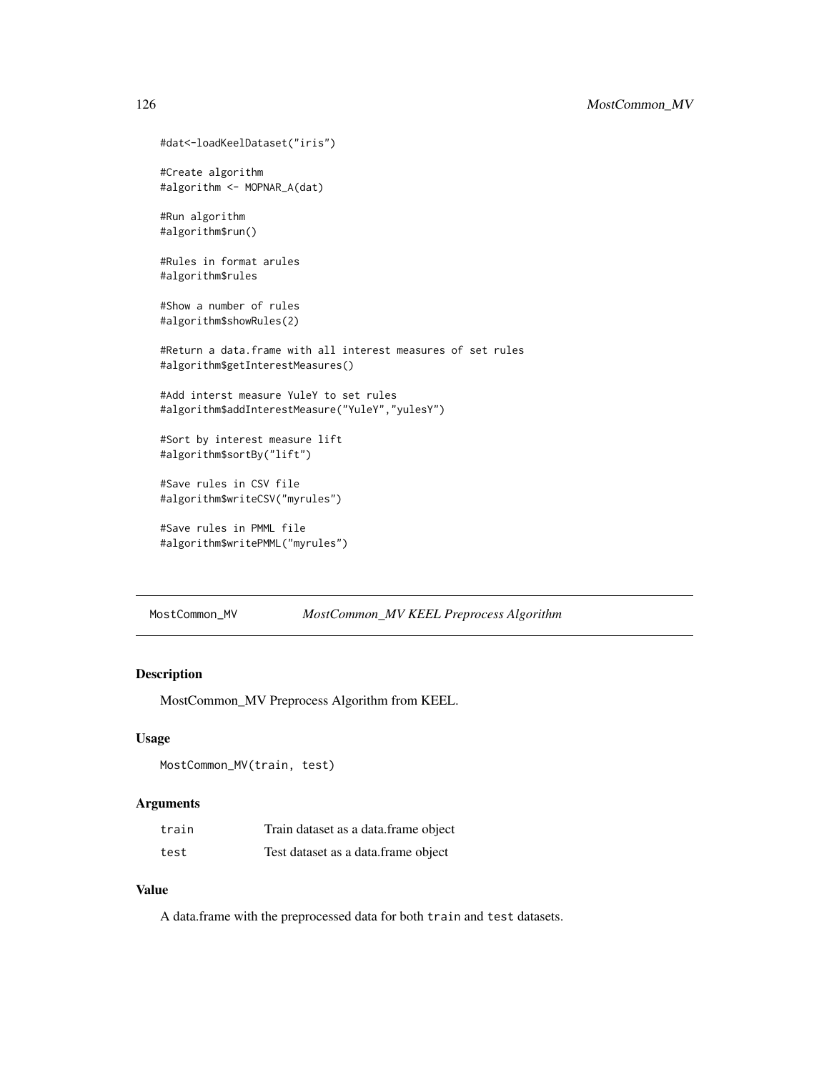```
#dat<-loadKeelDataset("iris")

#Create algorithm
#algorithm <- MOPNAR_A(dat)

#Run algorithm
#algorithm$run()

#Rules in format arules
#algorithm$rules

#Show a number of rules
#algorithm$showRules(2)

#Return a data.frame with all interest measures of set rules
#algorithm$getInterestMeasures()

#Add interst measure YuleY to set rules
#algorithm$addInterestMeasure("YuleY","yulesY")

#Sort by interest measure lift
#algorithm$sortBy("lift")

#Save rules in CSV file
#algorithm$writeCSV("myrules")

#Save rules in PMML file
#algorithm$writePMML("myrules")
```

---

## MostCommon_MV — *MostCommon_MV KEEL Preprocess Algorithm*

---

### Description

MostCommon_MV Preprocess Algorithm from KEEL.

### Usage

```
MostCommon_MV(train, test)
```

### Arguments

| | |
|---|---|
| `train` | Train dataset as a data.frame object |
| `test` | Test dataset as a data.frame object |

### Value

A data.frame with the preprocessed data for both `train` and `test` datasets.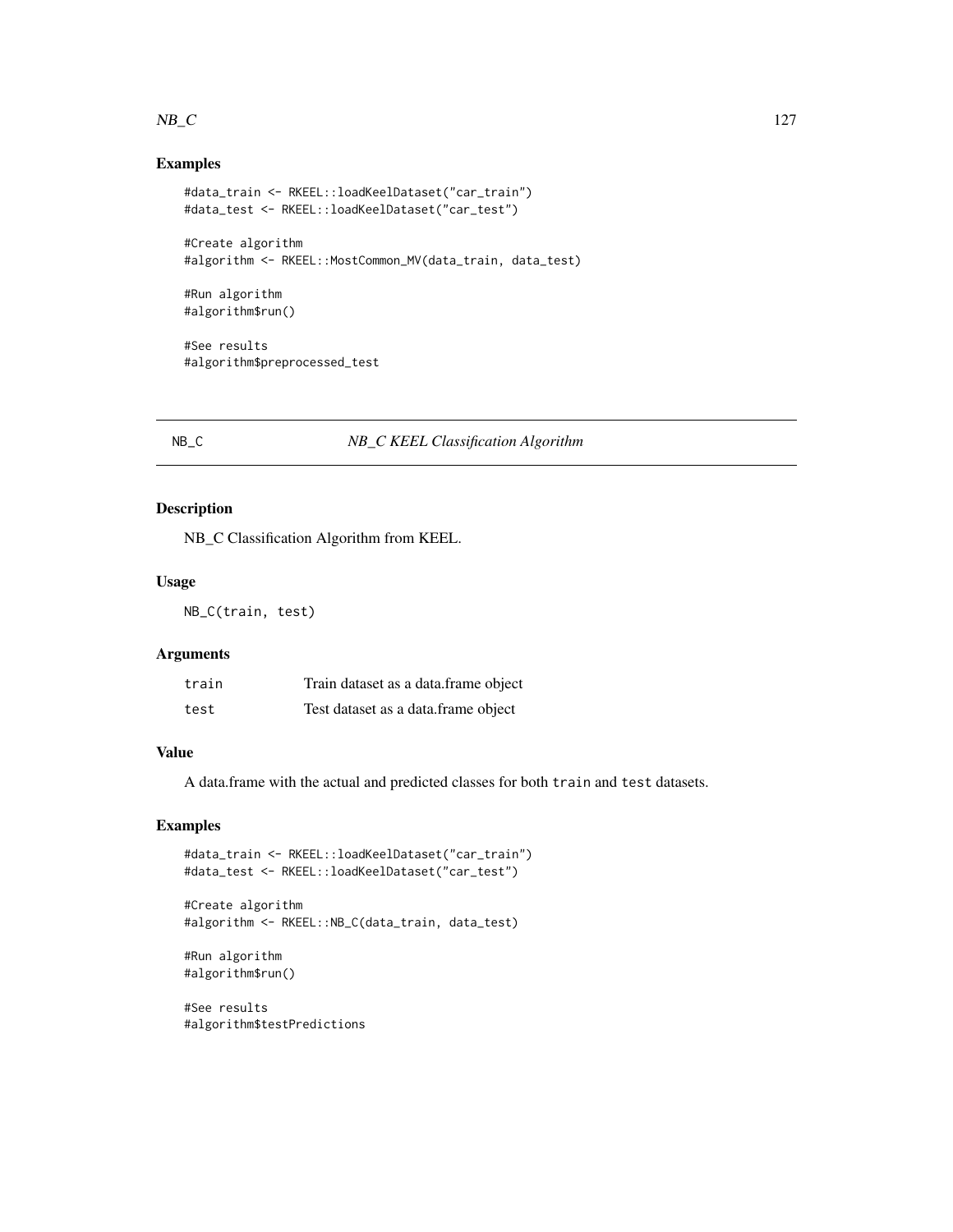## Examples

```
#data_train <- RKEEL::loadKeelDataset("car_train")
#data_test <- RKEEL::loadKeelDataset("car_test")

#Create algorithm
#algorithm <- RKEEL::MostCommon_MV(data_train, data_test)

#Run algorithm
#algorithm$run()

#See results
#algorithm$preprocessed_test
```

---

# NB_C *NB_C KEEL Classification Algorithm*

---

## Description

NB_C Classification Algorithm from KEEL.

## Usage

```
NB_C(train, test)
```

## Arguments

| | |
|---|---|
| train | Train dataset as a data.frame object |
| test | Test dataset as a data.frame object |

## Value

A data.frame with the actual and predicted classes for both `train` and `test` datasets.

## Examples

```
#data_train <- RKEEL::loadKeelDataset("car_train")
#data_test <- RKEEL::loadKeelDataset("car_test")

#Create algorithm
#algorithm <- RKEEL::NB_C(data_train, data_test)

#Run algorithm
#algorithm$run()

#See results
#algorithm$testPredictions
```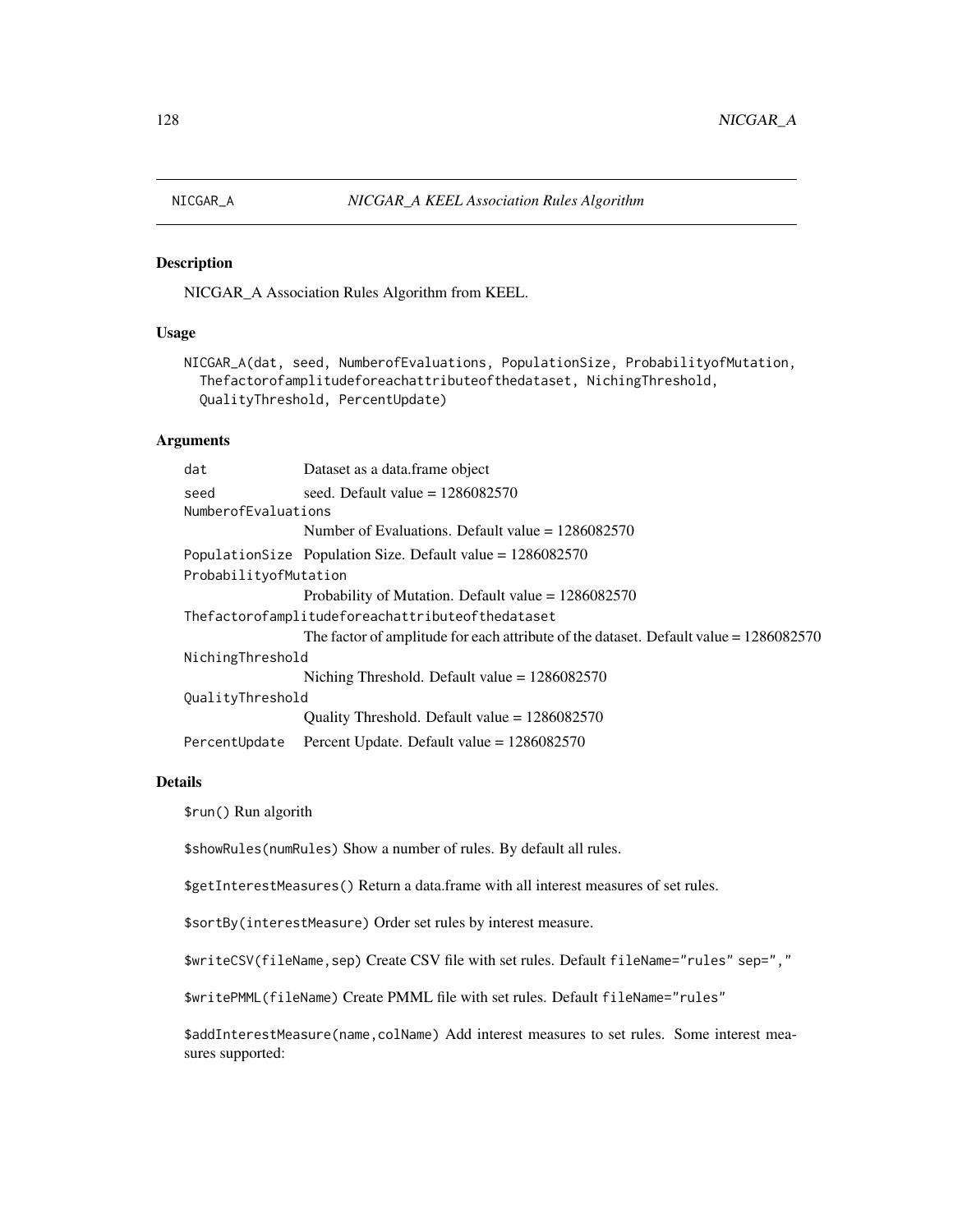# NICGAR_A — *NICGAR_A KEEL Association Rules Algorithm*

## Description

NICGAR_A Association Rules Algorithm from KEEL.

## Usage

```
NICGAR_A(dat, seed, NumberofEvaluations, PopulationSize, ProbabilityofMutation,
  Thefactorofamplitudeforeachattributeofthedataset, NichingThreshold,
  QualityThreshold, PercentUpdate)
```

## Arguments

| | |
|---|---|
| `dat` | Dataset as a data.frame object |
| `seed` | seed. Default value = 1286082570 |
| `NumberofEvaluations` | Number of Evaluations. Default value = 1286082570 |
| `PopulationSize` | Population Size. Default value = 1286082570 |
| `ProbabilityofMutation` | Probability of Mutation. Default value = 1286082570 |
| `Thefactorofamplitudeforeachattributeofthedataset` | The factor of amplitude for each attribute of the dataset. Default value = 1286082570 |
| `NichingThreshold` | Niching Threshold. Default value = 1286082570 |
| `QualityThreshold` | Quality Threshold. Default value = 1286082570 |
| `PercentUpdate` | Percent Update. Default value = 1286082570 |

## Details

`$run()` Run algorith

`$showRules(numRules)` Show a number of rules. By default all rules.

`$getInterestMeasures()` Return a data.frame with all interest measures of set rules.

`$sortBy(interestMeasure)` Order set rules by interest measure.

`$writeCSV(fileName,sep)` Create CSV file with set rules. Default `fileName="rules" sep=","`

`$writePMML(fileName)` Create PMML file with set rules. Default `fileName="rules"`

`$addInterestMeasure(name,colName)` Add interest measures to set rules. Some interest measures supported: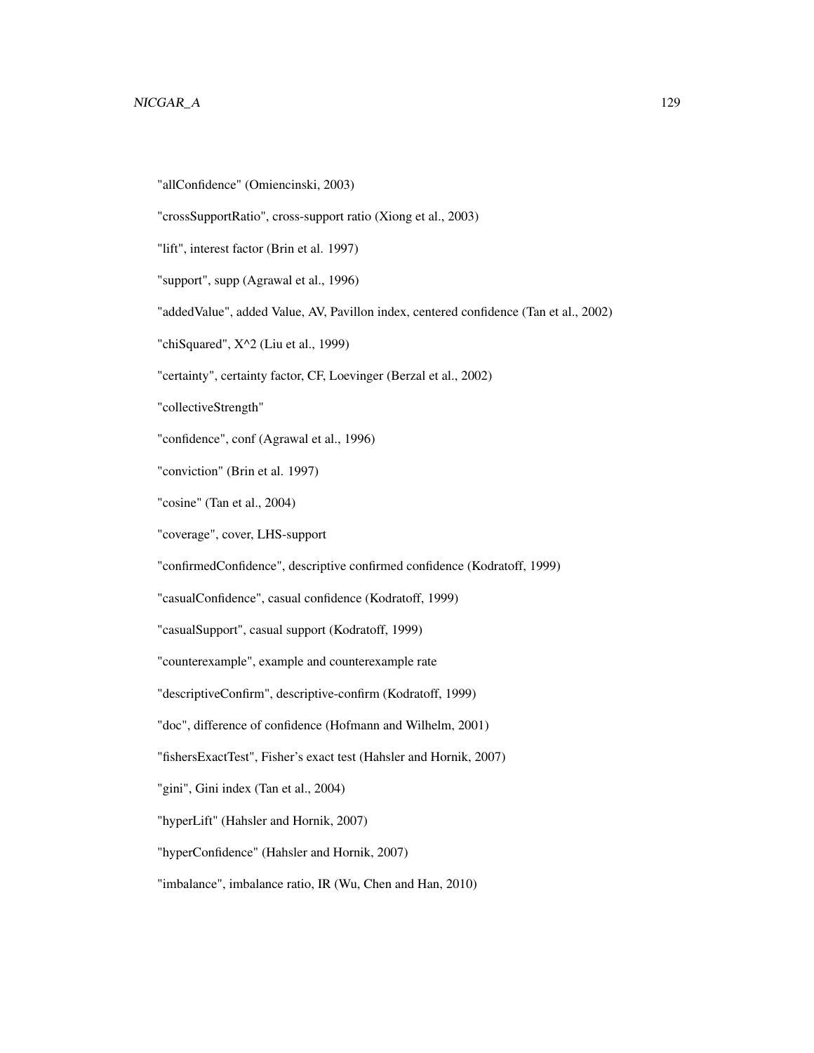"allConfidence" (Omiencinski, 2003)

"crossSupportRatio", cross-support ratio (Xiong et al., 2003)

"lift", interest factor (Brin et al. 1997)

"support", supp (Agrawal et al., 1996)

"addedValue", added Value, AV, Pavillon index, centered confidence (Tan et al., 2002)

"chiSquared", X^2 (Liu et al., 1999)

"certainty", certainty factor, CF, Loevinger (Berzal et al., 2002)

"collectiveStrength"

"confidence", conf (Agrawal et al., 1996)

"conviction" (Brin et al. 1997)

"cosine" (Tan et al., 2004)

"coverage", cover, LHS-support

"confirmedConfidence", descriptive confirmed confidence (Kodratoff, 1999)

"casualConfidence", casual confidence (Kodratoff, 1999)

"casualSupport", casual support (Kodratoff, 1999)

"counterexample", example and counterexample rate

"descriptiveConfirm", descriptive-confirm (Kodratoff, 1999)

"doc", difference of confidence (Hofmann and Wilhelm, 2001)

"fishersExactTest", Fisher's exact test (Hahsler and Hornik, 2007)

"gini", Gini index (Tan et al., 2004)

"hyperLift" (Hahsler and Hornik, 2007)

"hyperConfidence" (Hahsler and Hornik, 2007)

"imbalance", imbalance ratio, IR (Wu, Chen and Han, 2010)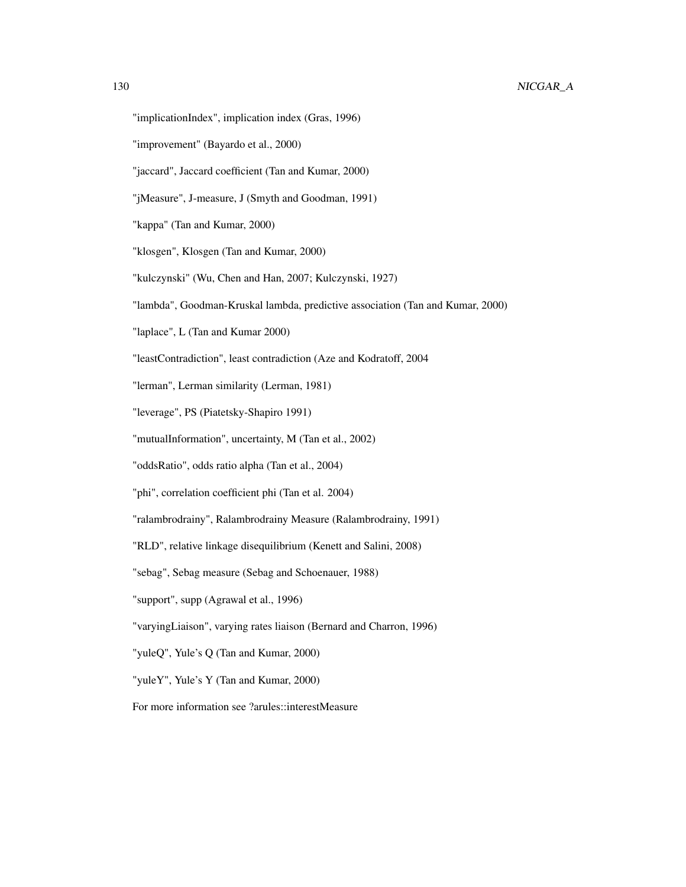"implicationIndex", implication index (Gras, 1996)

"improvement" (Bayardo et al., 2000)

"jaccard", Jaccard coefficient (Tan and Kumar, 2000)

"jMeasure", J-measure, J (Smyth and Goodman, 1991)

"kappa" (Tan and Kumar, 2000)

"klosgen", Klosgen (Tan and Kumar, 2000)

"kulczynski" (Wu, Chen and Han, 2007; Kulczynski, 1927)

"lambda", Goodman-Kruskal lambda, predictive association (Tan and Kumar, 2000)

"laplace", L (Tan and Kumar 2000)

"leastContradiction", least contradiction (Aze and Kodratoff, 2004

"lerman", Lerman similarity (Lerman, 1981)

"leverage", PS (Piatetsky-Shapiro 1991)

"mutualInformation", uncertainty, M (Tan et al., 2002)

"oddsRatio", odds ratio alpha (Tan et al., 2004)

"phi", correlation coefficient phi (Tan et al. 2004)

"ralambrodrainy", Ralambrodrainy Measure (Ralambrodrainy, 1991)

"RLD", relative linkage disequilibrium (Kenett and Salini, 2008)

"sebag", Sebag measure (Sebag and Schoenauer, 1988)

"support", supp (Agrawal et al., 1996)

"varyingLiaison", varying rates liaison (Bernard and Charron, 1996)

"yuleQ", Yule's Q (Tan and Kumar, 2000)

"yuleY", Yule's Y (Tan and Kumar, 2000)

For more information see ?arules::interestMeasure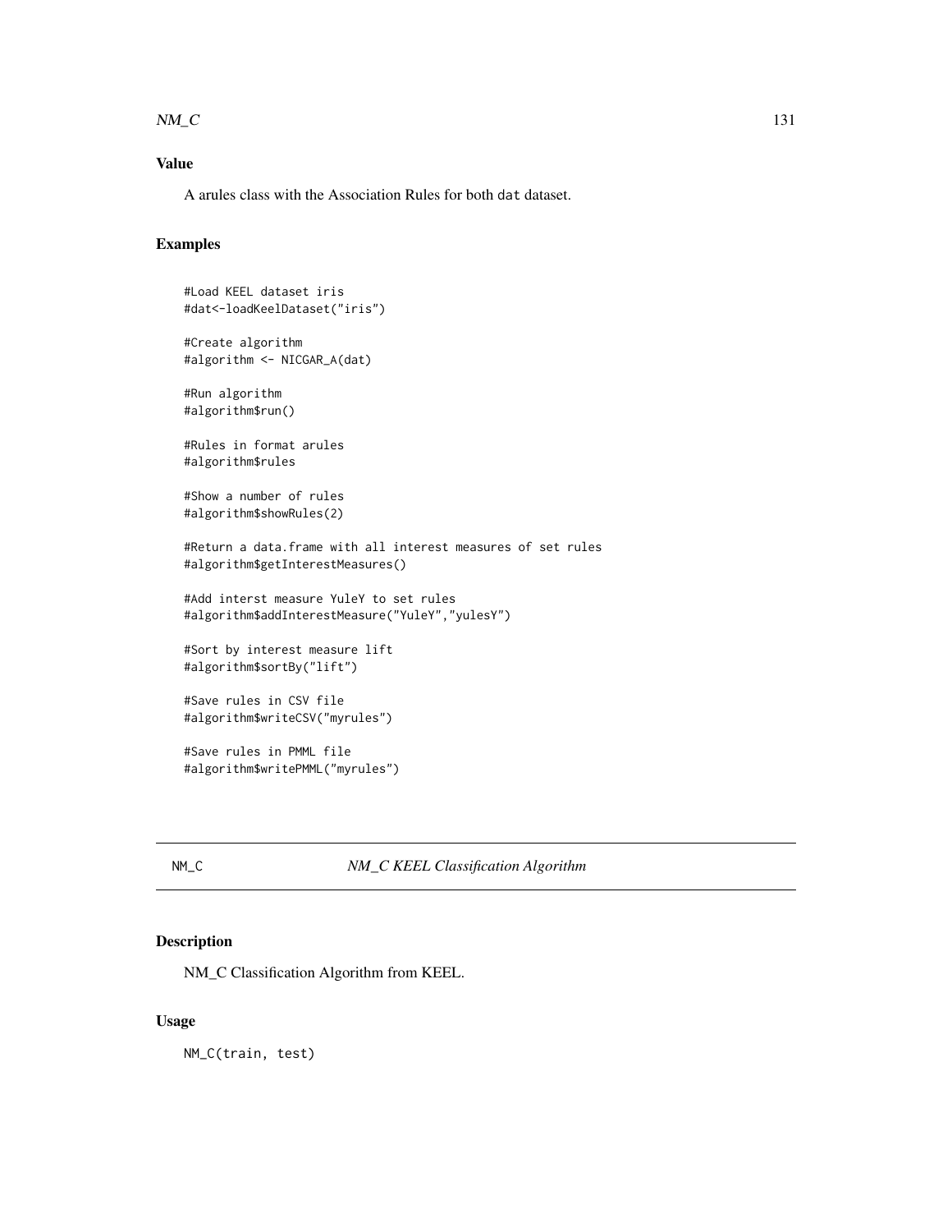## Value

A arules class with the Association Rules for both dat dataset.

## Examples

```
#Load KEEL dataset iris
#dat<-loadKeelDataset("iris")

#Create algorithm
#algorithm <- NICGAR_A(dat)

#Run algorithm
#algorithm$run()

#Rules in format arules
#algorithm$rules

#Show a number of rules
#algorithm$showRules(2)

#Return a data.frame with all interest measures of set rules
#algorithm$getInterestMeasures()

#Add interst measure YuleY to set rules
#algorithm$addInterestMeasure("YuleY","yulesY")

#Sort by interest measure lift
#algorithm$sortBy("lift")

#Save rules in CSV file
#algorithm$writeCSV("myrules")

#Save rules in PMML file
#algorithm$writePMML("myrules")
```

---

NM_C *NM_C KEEL Classification Algorithm*

---

## Description

NM_C Classification Algorithm from KEEL.

## Usage

```
NM_C(train, test)
```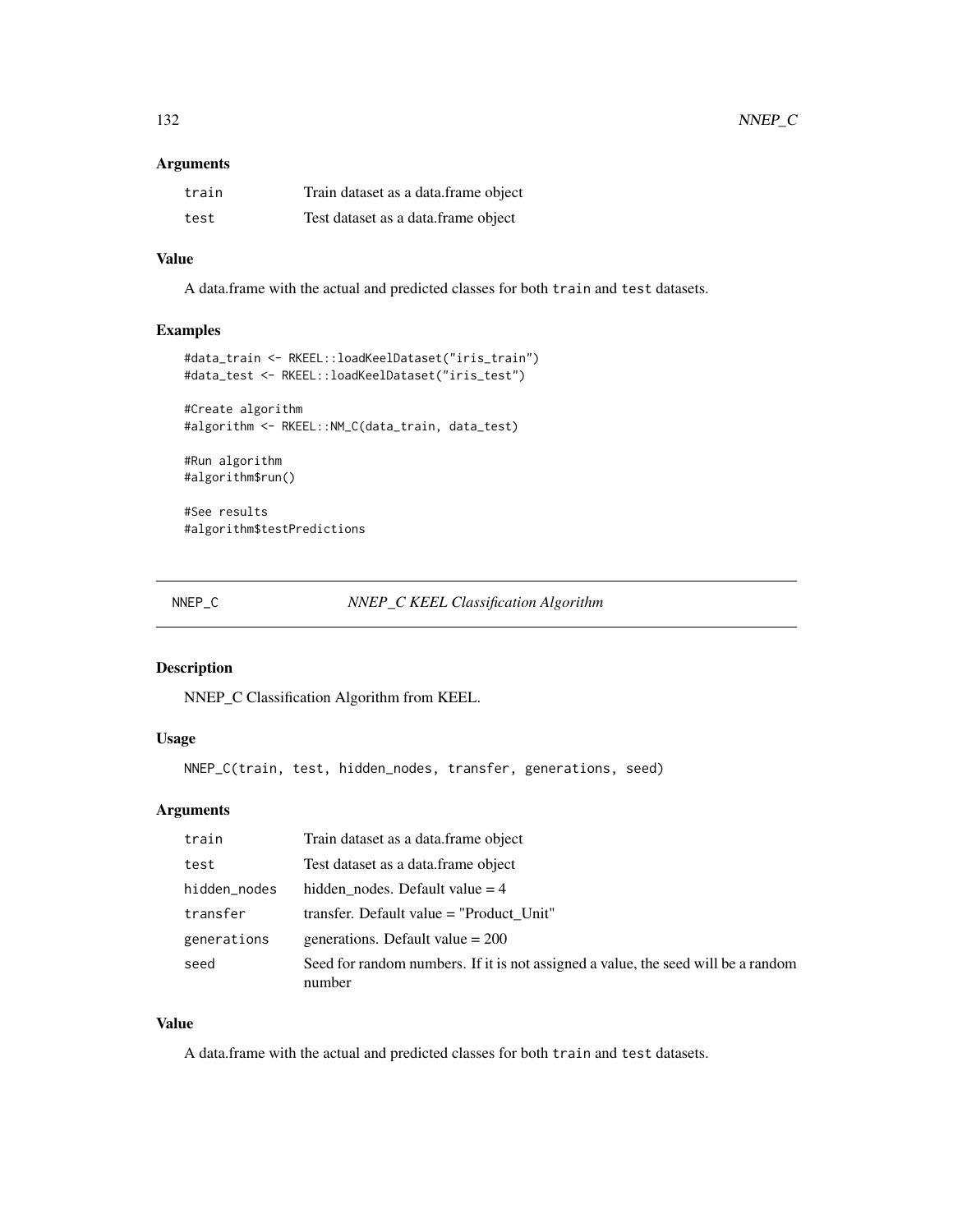## Arguments

| | |
|---|---|
| train | Train dataset as a data.frame object |
| test | Test dataset as a data.frame object |

## Value

A data.frame with the actual and predicted classes for both `train` and `test` datasets.

## Examples

```
#data_train <- RKEEL::loadKeelDataset("iris_train")
#data_test <- RKEEL::loadKeelDataset("iris_test")

#Create algorithm
#algorithm <- RKEEL::NM_C(data_train, data_test)

#Run algorithm
#algorithm$run()

#See results
#algorithm$testPredictions
```

---

# NNEP_C — *NNEP_C KEEL Classification Algorithm*

## Description

NNEP_C Classification Algorithm from KEEL.

## Usage

```
NNEP_C(train, test, hidden_nodes, transfer, generations, seed)
```

## Arguments

| | |
|---|---|
| train | Train dataset as a data.frame object |
| test | Test dataset as a data.frame object |
| hidden_nodes | hidden_nodes. Default value = 4 |
| transfer | transfer. Default value = "Product_Unit" |
| generations | generations. Default value = 200 |
| seed | Seed for random numbers. If it is not assigned a value, the seed will be a random number |

## Value

A data.frame with the actual and predicted classes for both `train` and `test` datasets.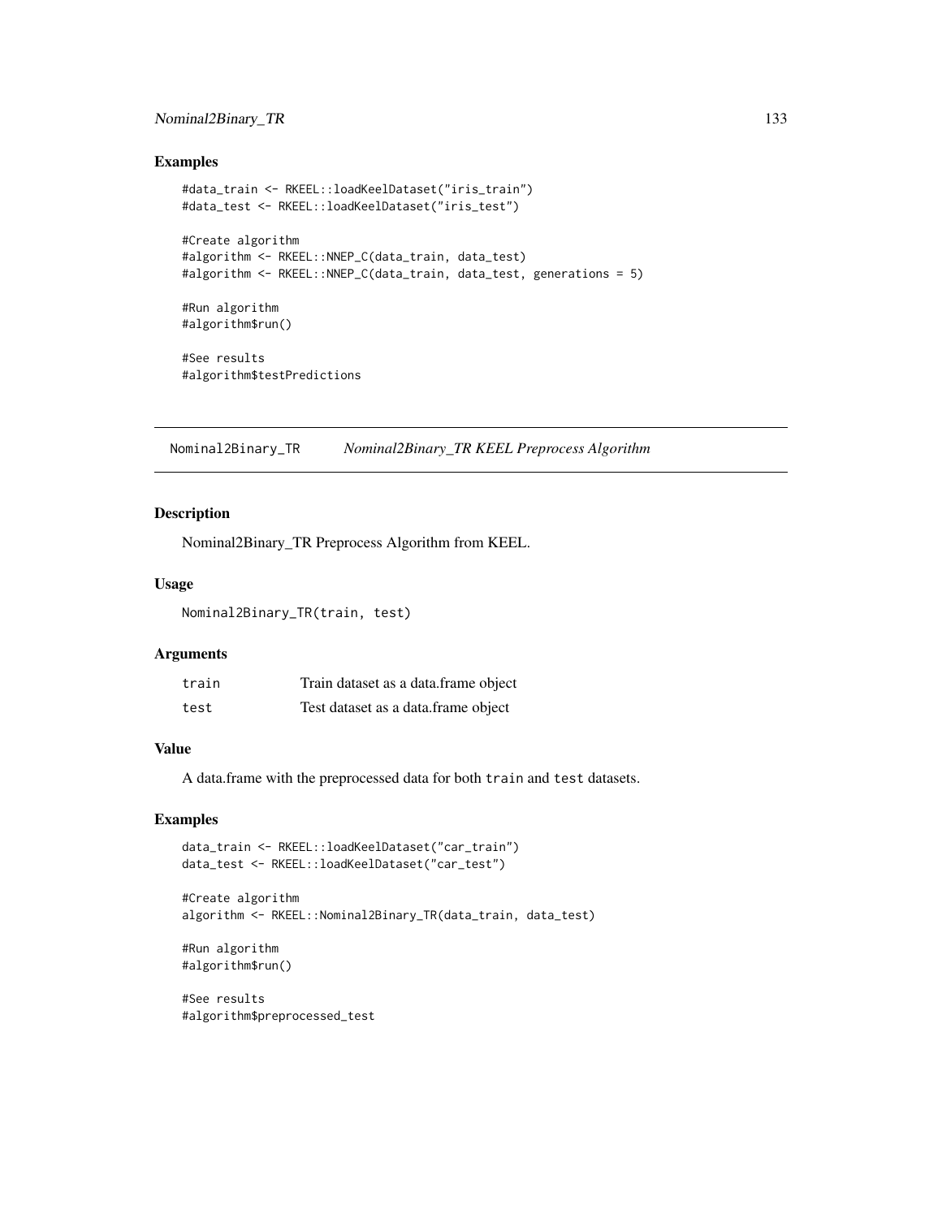## Examples

```
#data_train <- RKEEL::loadKeelDataset("iris_train")
#data_test <- RKEEL::loadKeelDataset("iris_test")

#Create algorithm
#algorithm <- RKEEL::NNEP_C(data_train, data_test)
#algorithm <- RKEEL::NNEP_C(data_train, data_test, generations = 5)

#Run algorithm
#algorithm$run()

#See results
#algorithm$testPredictions
```

# Nominal2Binary_TR *Nominal2Binary_TR KEEL Preprocess Algorithm*

## Description

Nominal2Binary_TR Preprocess Algorithm from KEEL.

## Usage

```
Nominal2Binary_TR(train, test)
```

## Arguments

| | |
|---|---|
| train | Train dataset as a data.frame object |
| test | Test dataset as a data.frame object |

## Value

A data.frame with the preprocessed data for both `train` and `test` datasets.

## Examples

```
data_train <- RKEEL::loadKeelDataset("car_train")
data_test <- RKEEL::loadKeelDataset("car_test")

#Create algorithm
algorithm <- RKEEL::Nominal2Binary_TR(data_train, data_test)

#Run algorithm
#algorithm$run()

#See results
#algorithm$preprocessed_test
```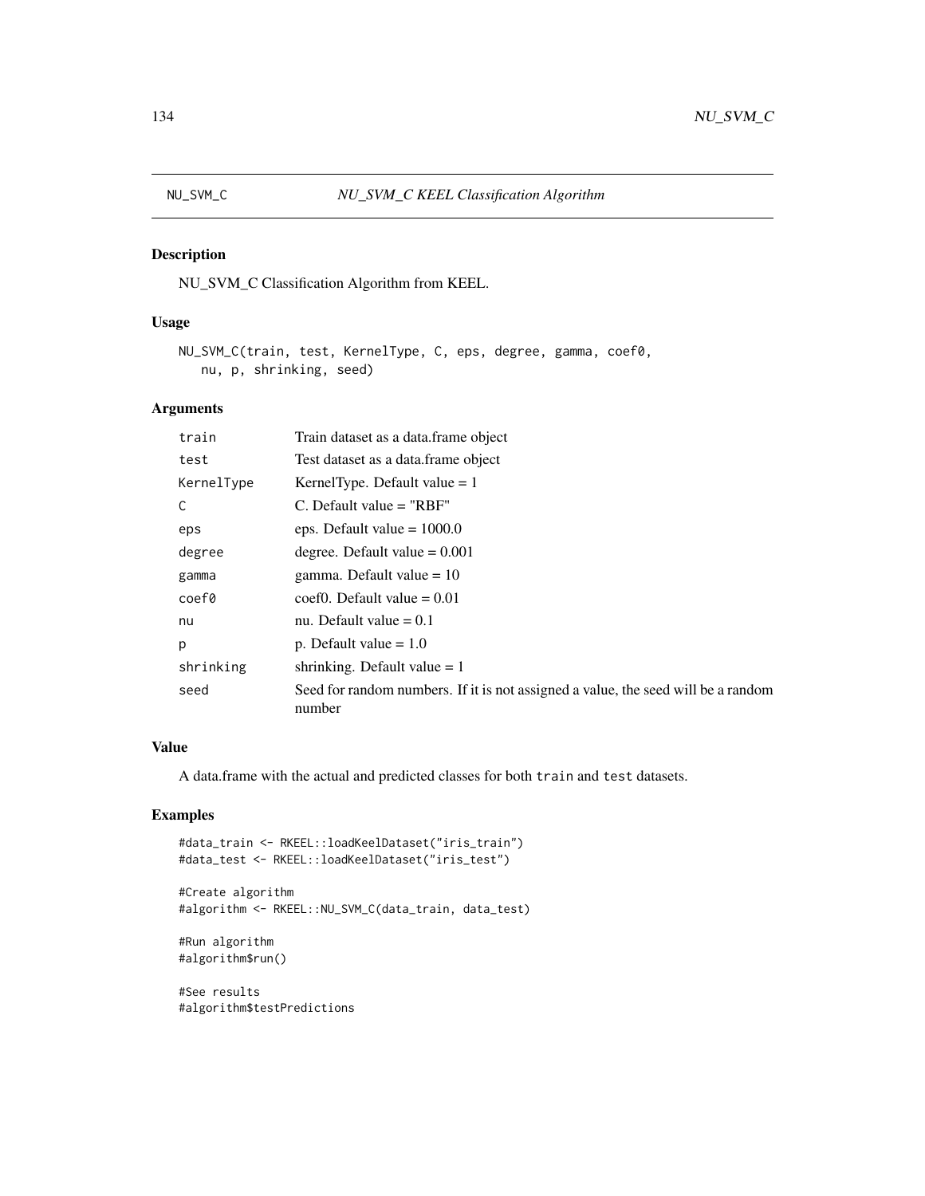# NU_SVM_C — *NU_SVM_C KEEL Classification Algorithm*

## Description

NU_SVM_C Classification Algorithm from KEEL.

## Usage

```
NU_SVM_C(train, test, KernelType, C, eps, degree, gamma, coef0,
   nu, p, shrinking, seed)
```

## Arguments

| | |
|---|---|
| `train` | Train dataset as a data.frame object |
| `test` | Test dataset as a data.frame object |
| `KernelType` | KernelType. Default value = 1 |
| `C` | C. Default value = "RBF" |
| `eps` | eps. Default value = 1000.0 |
| `degree` | degree. Default value = 0.001 |
| `gamma` | gamma. Default value = 10 |
| `coef0` | coef0. Default value = 0.01 |
| `nu` | nu. Default value = 0.1 |
| `p` | p. Default value = 1.0 |
| `shrinking` | shrinking. Default value = 1 |
| `seed` | Seed for random numbers. If it is not assigned a value, the seed will be a random number |

## Value

A data.frame with the actual and predicted classes for both `train` and `test` datasets.

## Examples

```
#data_train <- RKEEL::loadKeelDataset("iris_train")
#data_test <- RKEEL::loadKeelDataset("iris_test")

#Create algorithm
#algorithm <- RKEEL::NU_SVM_C(data_train, data_test)

#Run algorithm
#algorithm$run()

#See results
#algorithm$testPredictions
```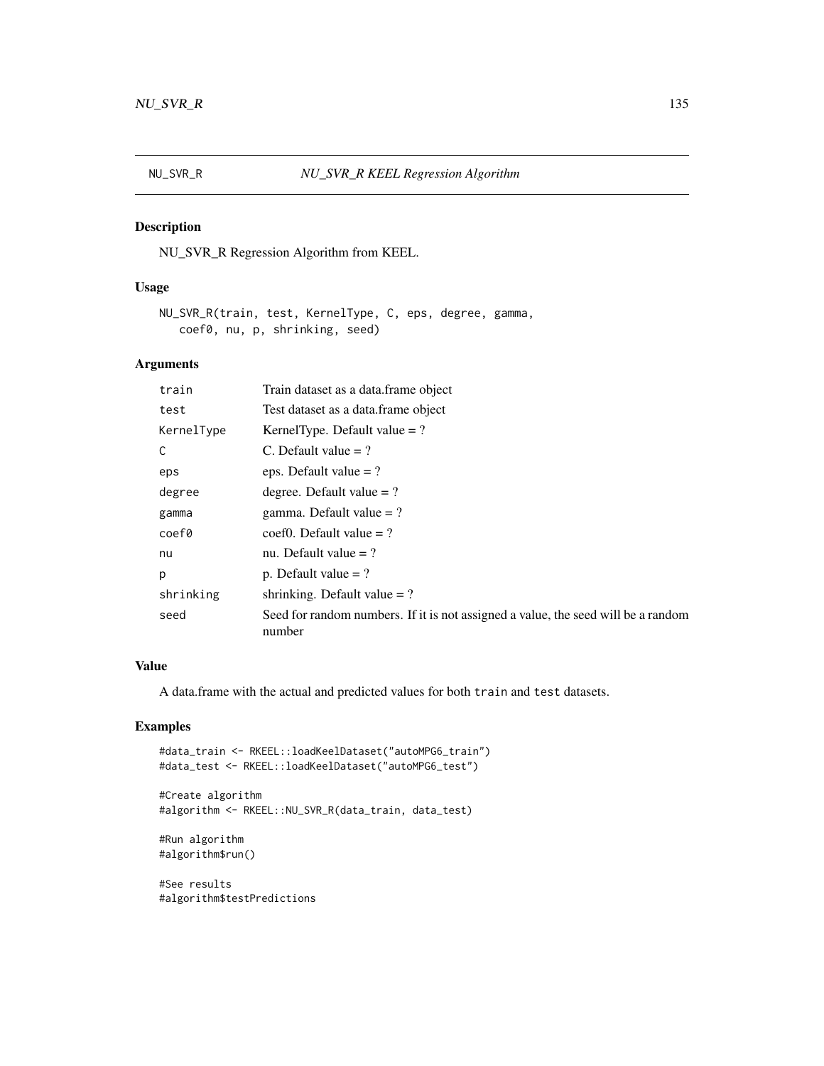# NU_SVR_R — *NU_SVR_R KEEL Regression Algorithm*

## Description

NU_SVR_R Regression Algorithm from KEEL.

## Usage

```
NU_SVR_R(train, test, KernelType, C, eps, degree, gamma,
   coef0, nu, p, shrinking, seed)
```

## Arguments

| | |
|---|---|
| `train` | Train dataset as a data.frame object |
| `test` | Test dataset as a data.frame object |
| `KernelType` | KernelType. Default value = ? |
| `C` | C. Default value = ? |
| `eps` | eps. Default value = ? |
| `degree` | degree. Default value = ? |
| `gamma` | gamma. Default value = ? |
| `coef0` | coef0. Default value = ? |
| `nu` | nu. Default value = ? |
| `p` | p. Default value = ? |
| `shrinking` | shrinking. Default value = ? |
| `seed` | Seed for random numbers. If it is not assigned a value, the seed will be a random number |

## Value

A data.frame with the actual and predicted values for both `train` and `test` datasets.

## Examples

```
#data_train <- RKEEL::loadKeelDataset("autoMPG6_train")
#data_test <- RKEEL::loadKeelDataset("autoMPG6_test")

#Create algorithm
#algorithm <- RKEEL::NU_SVR_R(data_train, data_test)

#Run algorithm
#algorithm$run()

#See results
#algorithm$testPredictions
```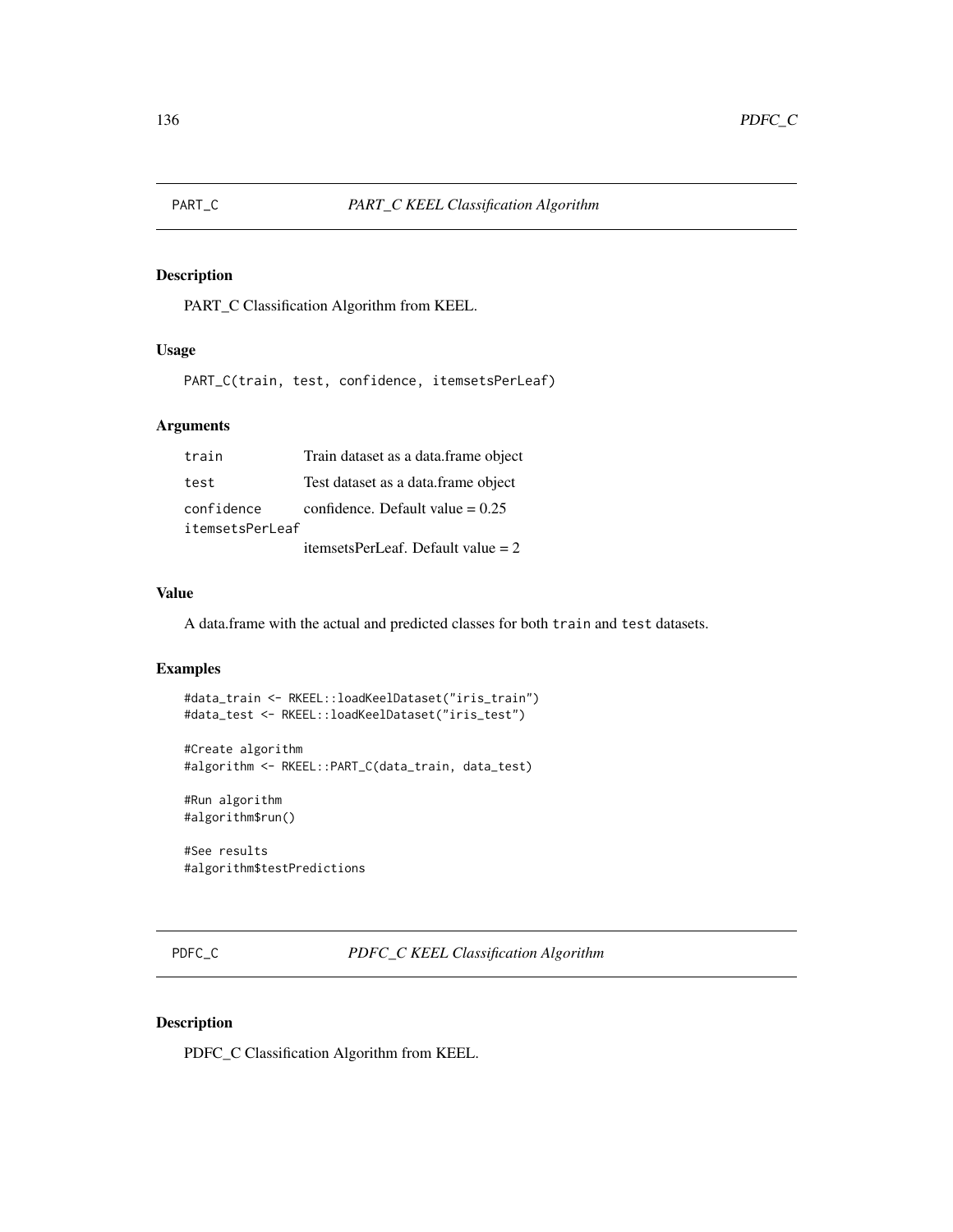## PART_C — *PART_C KEEL Classification Algorithm*

### Description

PART_C Classification Algorithm from KEEL.

### Usage

```
PART_C(train, test, confidence, itemsetsPerLeaf)
```

### Arguments

| | |
|---|---|
| train | Train dataset as a data.frame object |
| test | Test dataset as a data.frame object |
| confidence | confidence. Default value = 0.25 |
| itemsetsPerLeaf | itemsetsPerLeaf. Default value = 2 |

### Value

A data.frame with the actual and predicted classes for both `train` and `test` datasets.

### Examples

```
#data_train <- RKEEL::loadKeelDataset("iris_train")
#data_test <- RKEEL::loadKeelDataset("iris_test")

#Create algorithm
#algorithm <- RKEEL::PART_C(data_train, data_test)

#Run algorithm
#algorithm$run()

#See results
#algorithm$testPredictions
```

## PDFC_C — *PDFC_C KEEL Classification Algorithm*

### Description

PDFC_C Classification Algorithm from KEEL.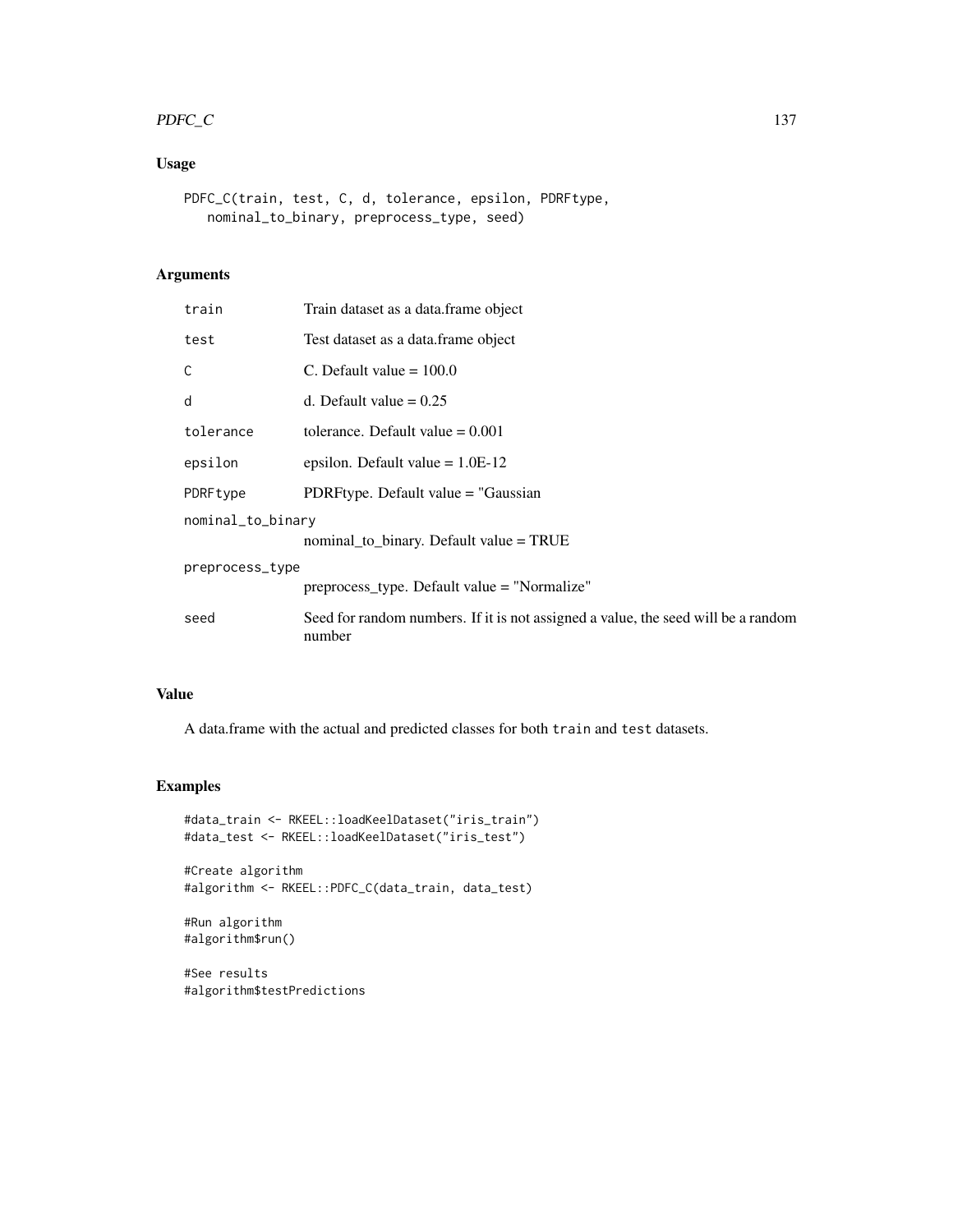## Usage

```
PDFC_C(train, test, C, d, tolerance, epsilon, PDRFtype,
   nominal_to_binary, preprocess_type, seed)
```

## Arguments

| | |
|---|---|
| `train` | Train dataset as a data.frame object |
| `test` | Test dataset as a data.frame object |
| `C` | C. Default value = 100.0 |
| `d` | d. Default value = 0.25 |
| `tolerance` | tolerance. Default value = 0.001 |
| `epsilon` | epsilon. Default value = 1.0E-12 |
| `PDRFtype` | PDRFtype. Default value = "Gaussian |
| `nominal_to_binary` | nominal_to_binary. Default value = TRUE |
| `preprocess_type` | preprocess_type. Default value = "Normalize" |
| `seed` | Seed for random numbers. If it is not assigned a value, the seed will be a random number |

## Value

A data.frame with the actual and predicted classes for both `train` and `test` datasets.

## Examples

```
#data_train <- RKEEL::loadKeelDataset("iris_train")
#data_test <- RKEEL::loadKeelDataset("iris_test")

#Create algorithm
#algorithm <- RKEEL::PDFC_C(data_train, data_test)

#Run algorithm
#algorithm$run()

#See results
#algorithm$testPredictions
```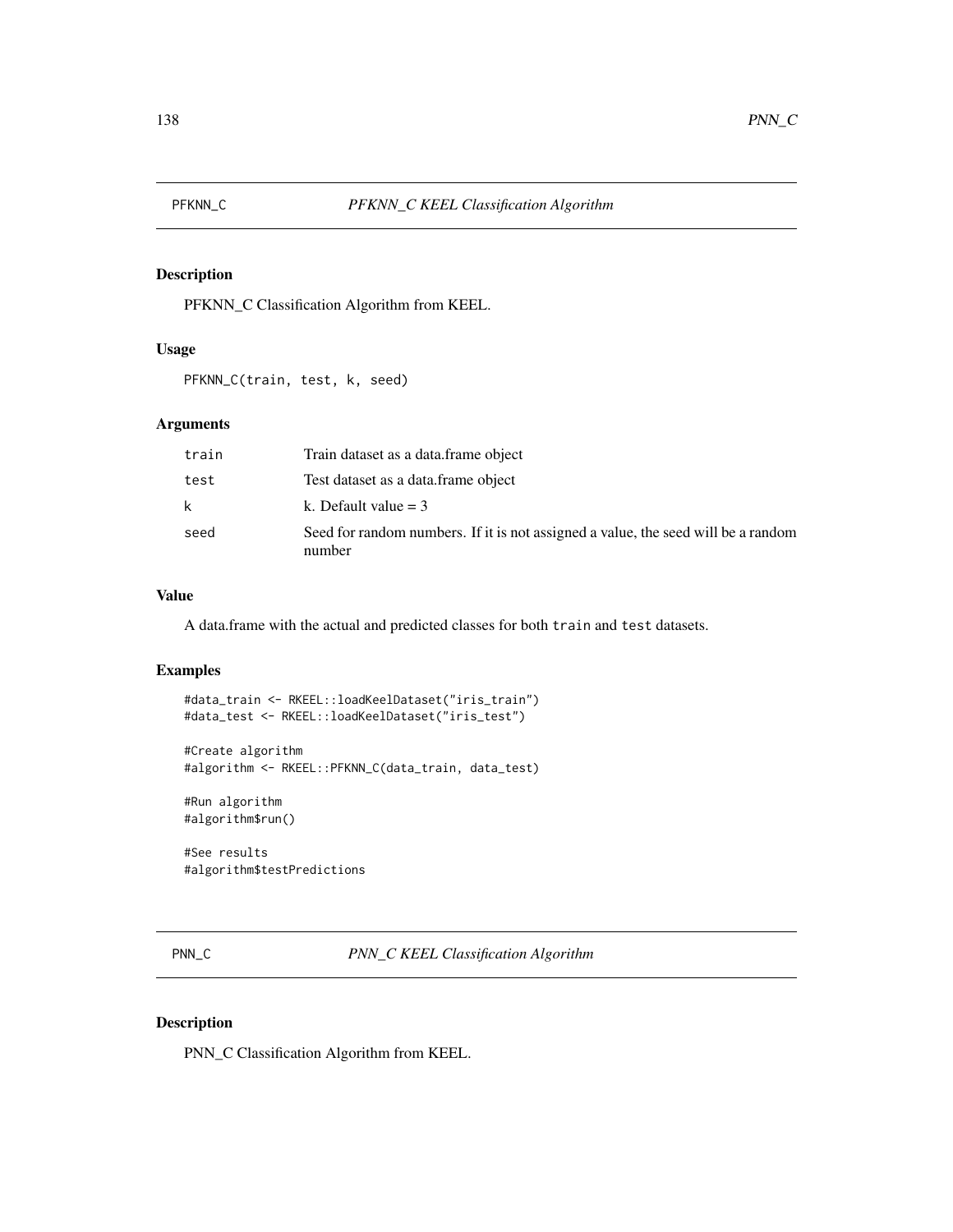## PFKNN_C — *PFKNN_C KEEL Classification Algorithm*

### Description

PFKNN_C Classification Algorithm from KEEL.

### Usage

```
PFKNN_C(train, test, k, seed)
```

### Arguments

| | |
|---|---|
| train | Train dataset as a data.frame object |
| test | Test dataset as a data.frame object |
| k | k. Default value = 3 |
| seed | Seed for random numbers. If it is not assigned a value, the seed will be a random number |

### Value

A data.frame with the actual and predicted classes for both `train` and `test` datasets.

### Examples

```
#data_train <- RKEEL::loadKeelDataset("iris_train")
#data_test <- RKEEL::loadKeelDataset("iris_test")

#Create algorithm
#algorithm <- RKEEL::PFKNN_C(data_train, data_test)

#Run algorithm
#algorithm$run()

#See results
#algorithm$testPredictions
```

## PNN_C — *PNN_C KEEL Classification Algorithm*

### Description

PNN_C Classification Algorithm from KEEL.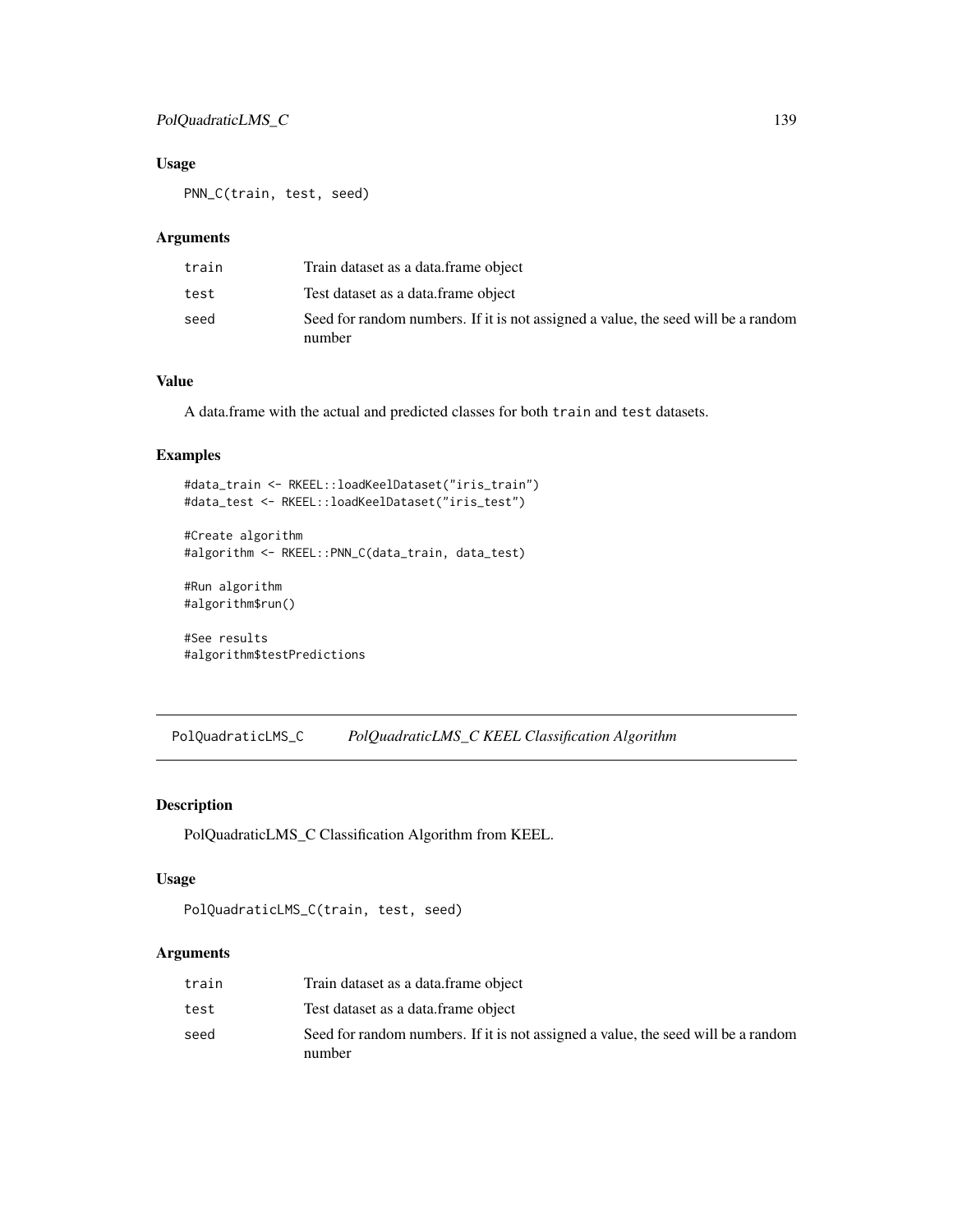### Usage

```
PNN_C(train, test, seed)
```

### Arguments

| | |
|---|---|
| train | Train dataset as a data.frame object |
| test | Test dataset as a data.frame object |
| seed | Seed for random numbers. If it is not assigned a value, the seed will be a random number |

### Value

A data.frame with the actual and predicted classes for both `train` and `test` datasets.

### Examples

```
#data_train <- RKEEL::loadKeelDataset("iris_train")
#data_test <- RKEEL::loadKeelDataset("iris_test")

#Create algorithm
#algorithm <- RKEEL::PNN_C(data_train, data_test)

#Run algorithm
#algorithm$run()

#See results
#algorithm$testPredictions
```

---

## PolQuadraticLMS_C    *PolQuadraticLMS_C KEEL Classification Algorithm*

---

### Description

PolQuadraticLMS_C Classification Algorithm from KEEL.

### Usage

```
PolQuadraticLMS_C(train, test, seed)
```

### Arguments

| | |
|---|---|
| train | Train dataset as a data.frame object |
| test | Test dataset as a data.frame object |
| seed | Seed for random numbers. If it is not assigned a value, the seed will be a random number |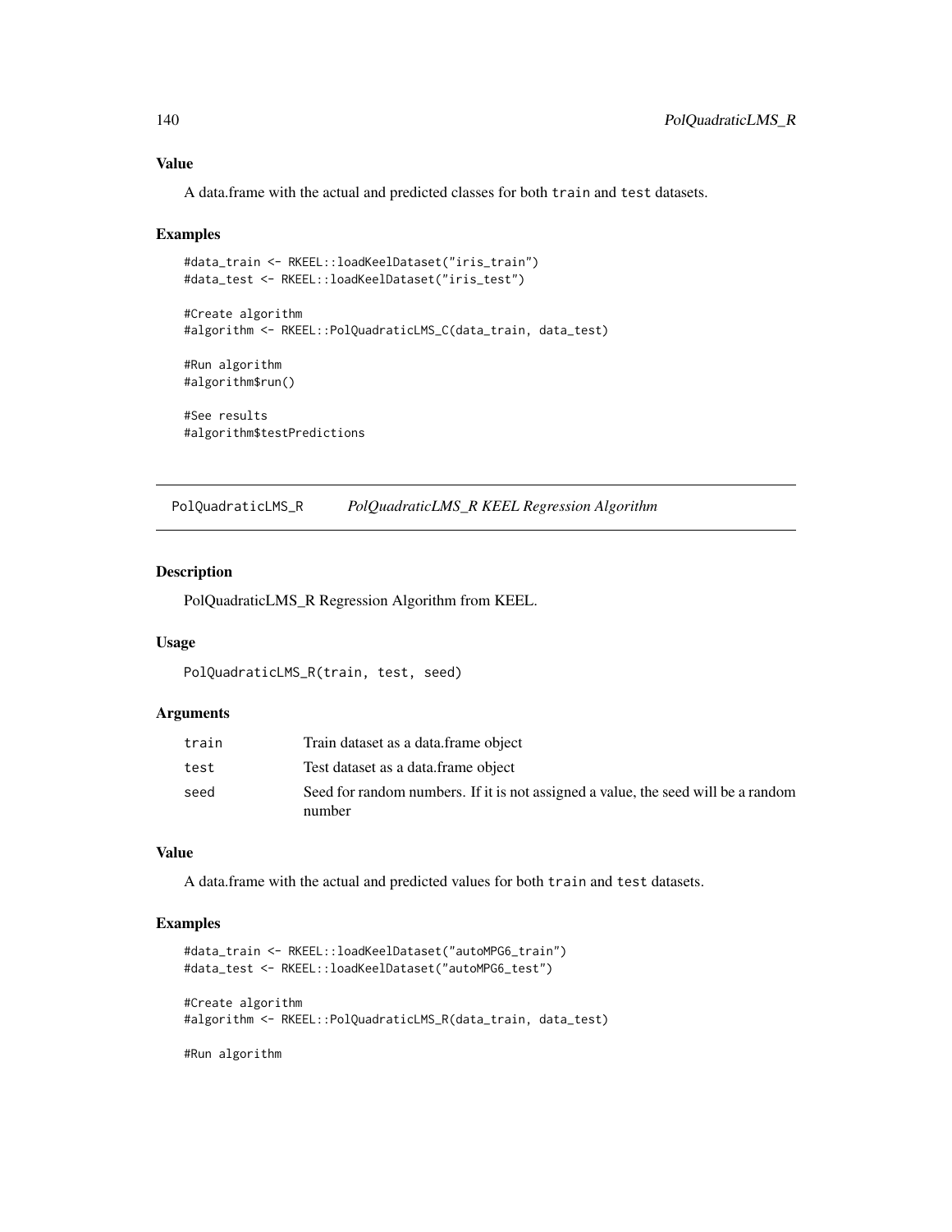## Value

A data.frame with the actual and predicted classes for both `train` and `test` datasets.

## Examples

```
#data_train <- RKEEL::loadKeelDataset("iris_train")
#data_test <- RKEEL::loadKeelDataset("iris_test")

#Create algorithm
#algorithm <- RKEEL::PolQuadraticLMS_C(data_train, data_test)

#Run algorithm
#algorithm$run()

#See results
#algorithm$testPredictions
```

---

# PolQuadraticLMS_R    *PolQuadraticLMS_R KEEL Regression Algorithm*

---

## Description

PolQuadraticLMS_R Regression Algorithm from KEEL.

## Usage

```
PolQuadraticLMS_R(train, test, seed)
```

## Arguments

| | |
|---|---|
| train | Train dataset as a data.frame object |
| test | Test dataset as a data.frame object |
| seed | Seed for random numbers. If it is not assigned a value, the seed will be a random number |

## Value

A data.frame with the actual and predicted values for both `train` and `test` datasets.

## Examples

```
#data_train <- RKEEL::loadKeelDataset("autoMPG6_train")
#data_test <- RKEEL::loadKeelDataset("autoMPG6_test")

#Create algorithm
#algorithm <- RKEEL::PolQuadraticLMS_R(data_train, data_test)

#Run algorithm
```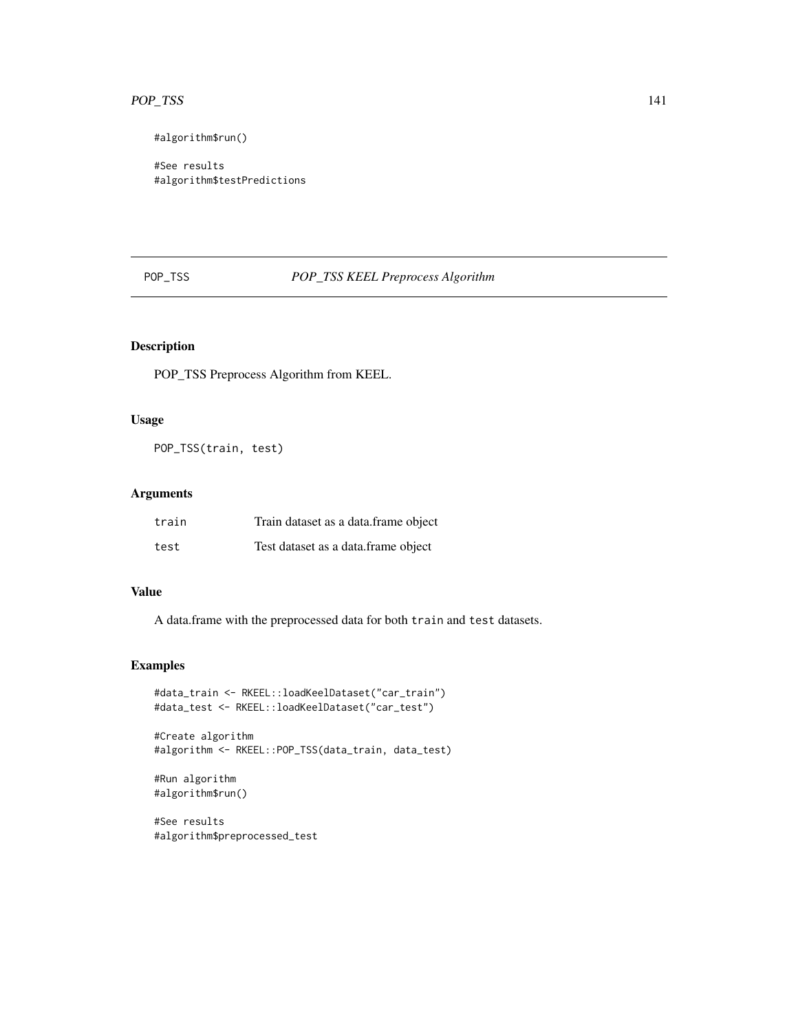```
#algorithm$run()

#See results
#algorithm$testPredictions
```

## POP_TSS — *POP_TSS KEEL Preprocess Algorithm*

### Description

POP_TSS Preprocess Algorithm from KEEL.

### Usage

```
POP_TSS(train, test)
```

### Arguments

| | |
|---|---|
| train | Train dataset as a data.frame object |
| test | Test dataset as a data.frame object |

### Value

A data.frame with the preprocessed data for both `train` and `test` datasets.

### Examples

```
#data_train <- RKEEL::loadKeelDataset("car_train")
#data_test <- RKEEL::loadKeelDataset("car_test")

#Create algorithm
#algorithm <- RKEEL::POP_TSS(data_train, data_test)

#Run algorithm
#algorithm$run()

#See results
#algorithm$preprocessed_test
```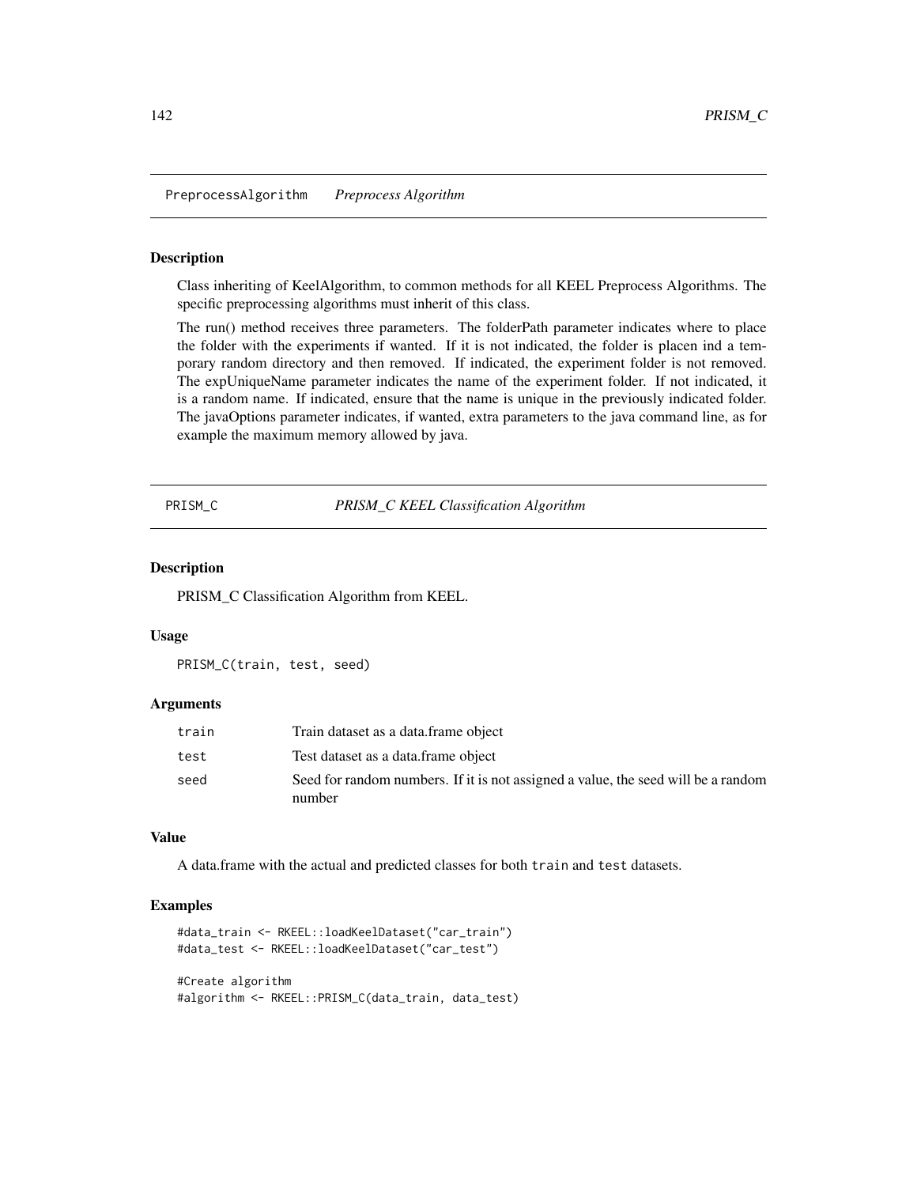## PreprocessAlgorithm *Preprocess Algorithm*

### Description

Class inheriting of KeelAlgorithm, to common methods for all KEEL Preprocess Algorithms. The specific preprocessing algorithms must inherit of this class.

The run() method receives three parameters. The folderPath parameter indicates where to place the folder with the experiments if wanted. If it is not indicated, the folder is placen ind a temporary random directory and then removed. If indicated, the experiment folder is not removed. The expUniqueName parameter indicates the name of the experiment folder. If not indicated, it is a random name. If indicated, ensure that the name is unique in the previously indicated folder. The javaOptions parameter indicates, if wanted, extra parameters to the java command line, as for example the maximum memory allowed by java.

## PRISM_C *PRISM_C KEEL Classification Algorithm*

### Description

PRISM_C Classification Algorithm from KEEL.

### Usage

```
PRISM_C(train, test, seed)
```

### Arguments

| | |
|---|---|
| train | Train dataset as a data.frame object |
| test | Test dataset as a data.frame object |
| seed | Seed for random numbers. If it is not assigned a value, the seed will be a random number |

### Value

A data.frame with the actual and predicted classes for both `train` and `test` datasets.

### Examples

```
#data_train <- RKEEL::loadKeelDataset("car_train")
#data_test <- RKEEL::loadKeelDataset("car_test")

#Create algorithm
#algorithm <- RKEEL::PRISM_C(data_train, data_test)
```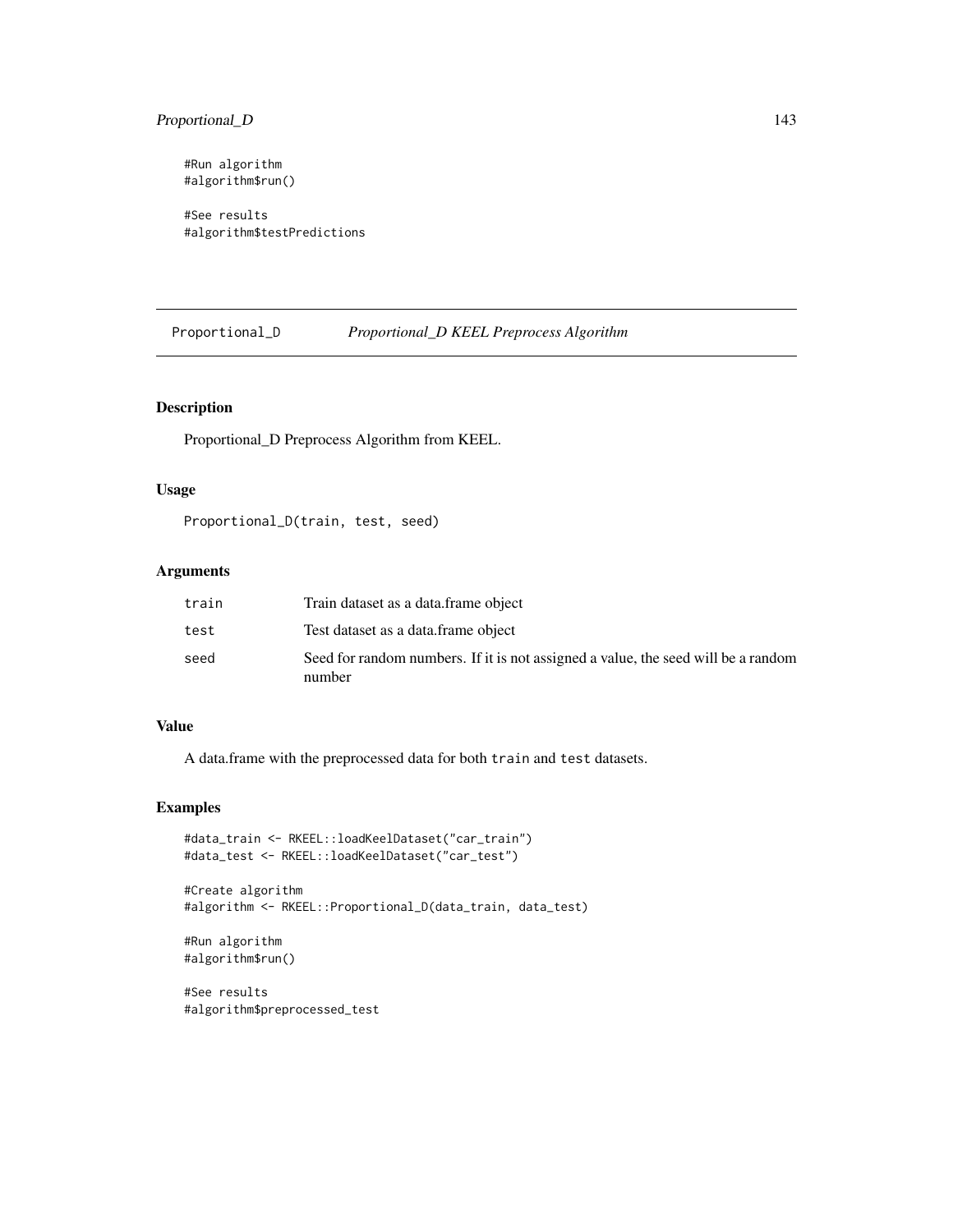```
#Run algorithm
#algorithm$run()

#See results
#algorithm$testPredictions
```

---

## Proportional_D — *Proportional_D KEEL Preprocess Algorithm*

---

### Description

Proportional_D Preprocess Algorithm from KEEL.

### Usage

```
Proportional_D(train, test, seed)
```

### Arguments

| | |
|---|---|
| train | Train dataset as a data.frame object |
| test | Test dataset as a data.frame object |
| seed | Seed for random numbers. If it is not assigned a value, the seed will be a random number |

### Value

A data.frame with the preprocessed data for both `train` and `test` datasets.

### Examples

```
#data_train <- RKEEL::loadKeelDataset("car_train")
#data_test <- RKEEL::loadKeelDataset("car_test")

#Create algorithm
#algorithm <- RKEEL::Proportional_D(data_train, data_test)

#Run algorithm
#algorithm$run()

#See results
#algorithm$preprocessed_test
```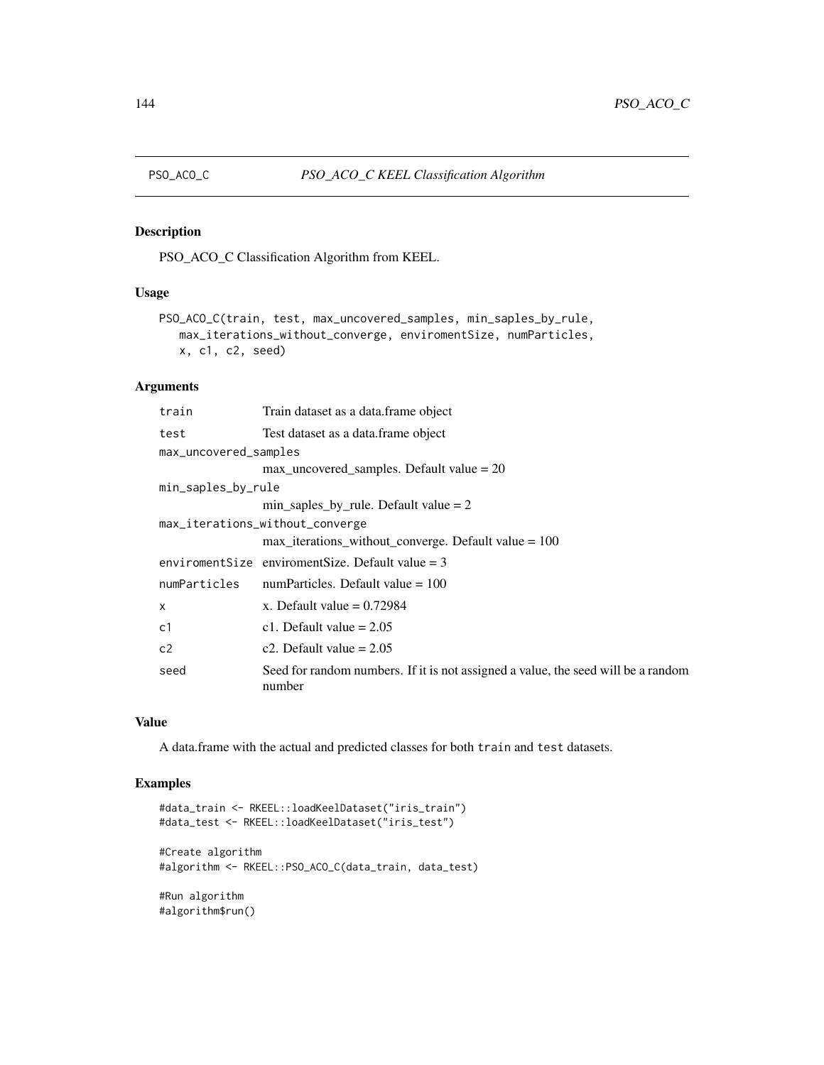PSO_ACO_C *PSO_ACO_C KEEL Classification Algorithm*

## Description

PSO_ACO_C Classification Algorithm from KEEL.

## Usage

```
PSO_ACO_C(train, test, max_uncovered_samples, min_saples_by_rule,
   max_iterations_without_converge, enviromentSize, numParticles,
   x, c1, c2, seed)
```

## Arguments

| | |
|---|---|
| train | Train dataset as a data.frame object |
| test | Test dataset as a data.frame object |
| max_uncovered_samples | max_uncovered_samples. Default value = 20 |
| min_saples_by_rule | min_saples_by_rule. Default value = 2 |
| max_iterations_without_converge | max_iterations_without_converge. Default value = 100 |
| enviromentSize | enviromentSize. Default value = 3 |
| numParticles | numParticles. Default value = 100 |
| x | x. Default value = 0.72984 |
| c1 | c1. Default value = 2.05 |
| c2 | c2. Default value = 2.05 |
| seed | Seed for random numbers. If it is not assigned a value, the seed will be a random number |

## Value

A data.frame with the actual and predicted classes for both `train` and `test` datasets.

## Examples

```
#data_train <- RKEEL::loadKeelDataset("iris_train")
#data_test <- RKEEL::loadKeelDataset("iris_test")

#Create algorithm
#algorithm <- RKEEL::PSO_ACO_C(data_train, data_test)

#Run algorithm
#algorithm$run()
```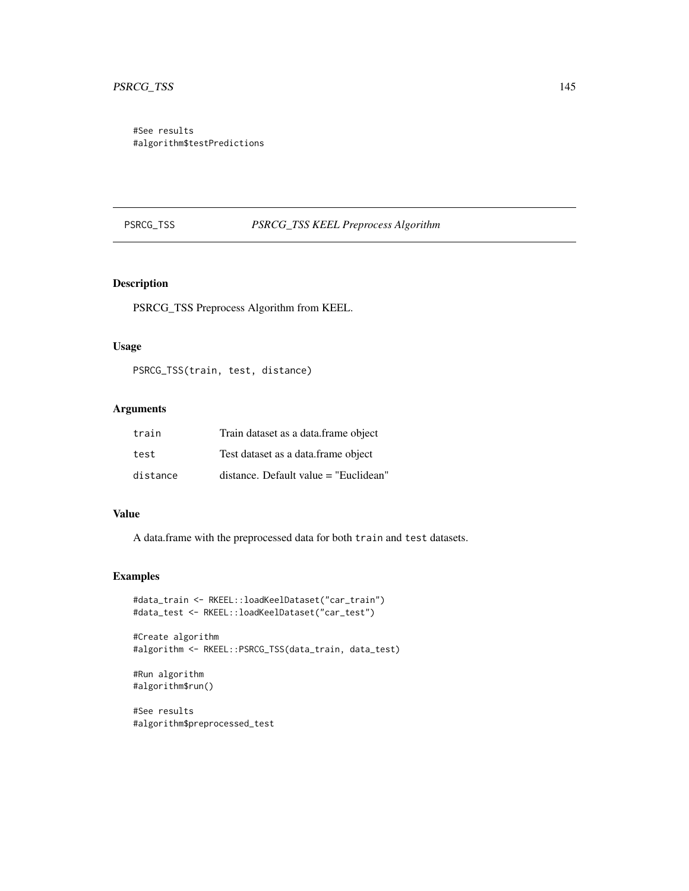```
#See results
#algorithm$testPredictions
```

## PSRCG_TSS *PSRCG_TSS KEEL Preprocess Algorithm*

### Description

PSRCG_TSS Preprocess Algorithm from KEEL.

### Usage

```
PSRCG_TSS(train, test, distance)
```

### Arguments

| | |
|---|---|
| train | Train dataset as a data.frame object |
| test | Test dataset as a data.frame object |
| distance | distance. Default value = "Euclidean" |

### Value

A data.frame with the preprocessed data for both `train` and `test` datasets.

### Examples

```
#data_train <- RKEEL::loadKeelDataset("car_train")
#data_test <- RKEEL::loadKeelDataset("car_test")

#Create algorithm
#algorithm <- RKEEL::PSRCG_TSS(data_train, data_test)

#Run algorithm
#algorithm$run()

#See results
#algorithm$preprocessed_test
```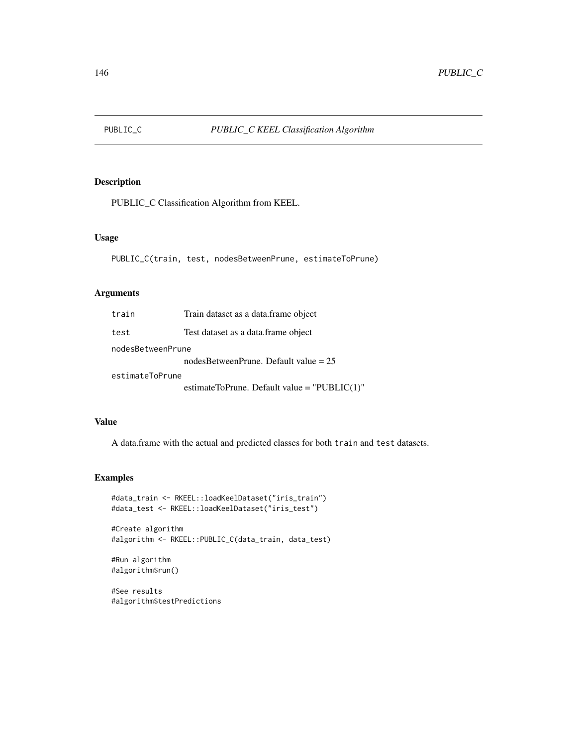PUBLIC_C *PUBLIC_C KEEL Classification Algorithm*

## Description

PUBLIC_C Classification Algorithm from KEEL.

## Usage

```
PUBLIC_C(train, test, nodesBetweenPrune, estimateToPrune)
```

## Arguments

| | |
|---|---|
| train | Train dataset as a data.frame object |
| test | Test dataset as a data.frame object |
| nodesBetweenPrune | nodesBetweenPrune. Default value = 25 |
| estimateToPrune | estimateToPrune. Default value = "PUBLIC(1)" |

## Value

A data.frame with the actual and predicted classes for both `train` and `test` datasets.

## Examples

```
#data_train <- RKEEL::loadKeelDataset("iris_train")
#data_test <- RKEEL::loadKeelDataset("iris_test")

#Create algorithm
#algorithm <- RKEEL::PUBLIC_C(data_train, data_test)

#Run algorithm
#algorithm$run()

#See results
#algorithm$testPredictions
```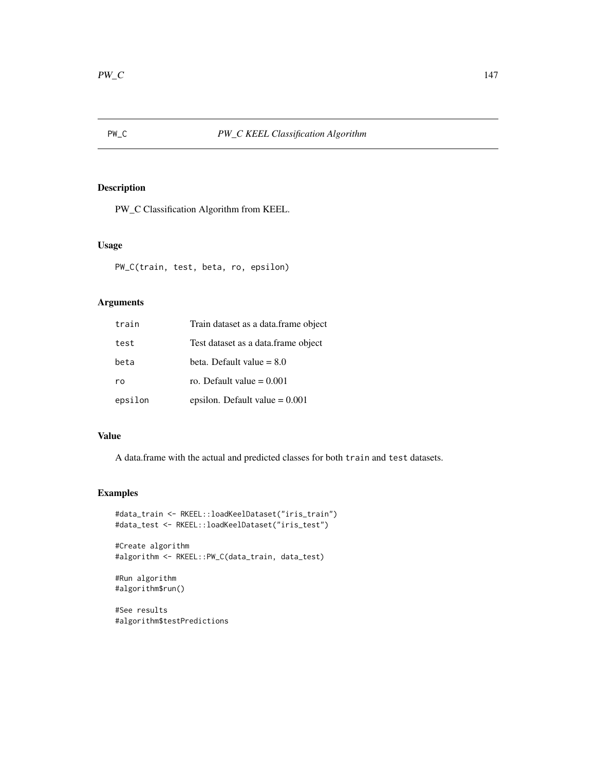# PW_C — *PW_C KEEL Classification Algorithm*

## Description

PW_C Classification Algorithm from KEEL.

## Usage

```
PW_C(train, test, beta, ro, epsilon)
```

## Arguments

| | |
|---|---|
| train | Train dataset as a data.frame object |
| test | Test dataset as a data.frame object |
| beta | beta. Default value = 8.0 |
| ro | ro. Default value = 0.001 |
| epsilon | epsilon. Default value = 0.001 |

## Value

A data.frame with the actual and predicted classes for both `train` and `test` datasets.

## Examples

```
#data_train <- RKEEL::loadKeelDataset("iris_train")
#data_test <- RKEEL::loadKeelDataset("iris_test")

#Create algorithm
#algorithm <- RKEEL::PW_C(data_train, data_test)

#Run algorithm
#algorithm$run()

#See results
#algorithm$testPredictions
```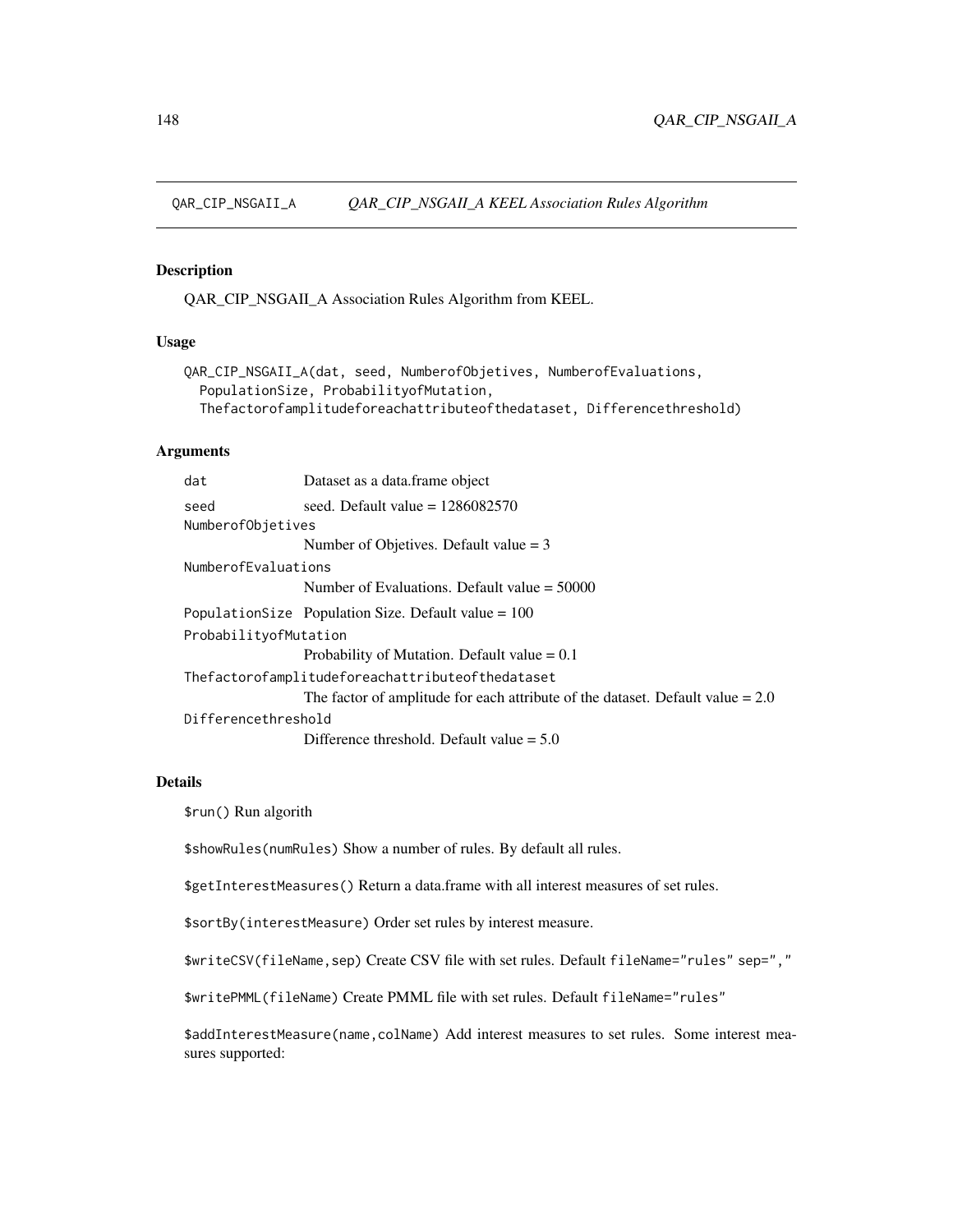QAR_CIP_NSGAII_A &nbsp;&nbsp;&nbsp; *QAR_CIP_NSGAII_A KEEL Association Rules Algorithm*

## Description

QAR_CIP_NSGAII_A Association Rules Algorithm from KEEL.

## Usage

```
QAR_CIP_NSGAII_A(dat, seed, NumberofObjetives, NumberofEvaluations,
  PopulationSize, ProbabilityofMutation,
  Thefactorofamplitudeforeachattributeofthedataset, Differencethreshold)
```

## Arguments

| | |
|---|---|
| `dat` | Dataset as a data.frame object |
| `seed` | seed. Default value = 1286082570 |
| `NumberofObjetives` | Number of Objetives. Default value = 3 |
| `NumberofEvaluations` | Number of Evaluations. Default value = 50000 |
| `PopulationSize` | Population Size. Default value = 100 |
| `ProbabilityofMutation` | Probability of Mutation. Default value = 0.1 |
| `Thefactorofamplitudeforeachattributeofthedataset` | The factor of amplitude for each attribute of the dataset. Default value = 2.0 |
| `Differencethreshold` | Difference threshold. Default value = 5.0 |

## Details

`$run()` Run algorith

`$showRules(numRules)` Show a number of rules. By default all rules.

`$getInterestMeasures()` Return a data.frame with all interest measures of set rules.

`$sortBy(interestMeasure)` Order set rules by interest measure.

`$writeCSV(fileName,sep)` Create CSV file with set rules. Default `fileName="rules" sep=","`

`$writePMML(fileName)` Create PMML file with set rules. Default `fileName="rules"`

`$addInterestMeasure(name,colName)` Add interest measures to set rules. Some interest measures supported: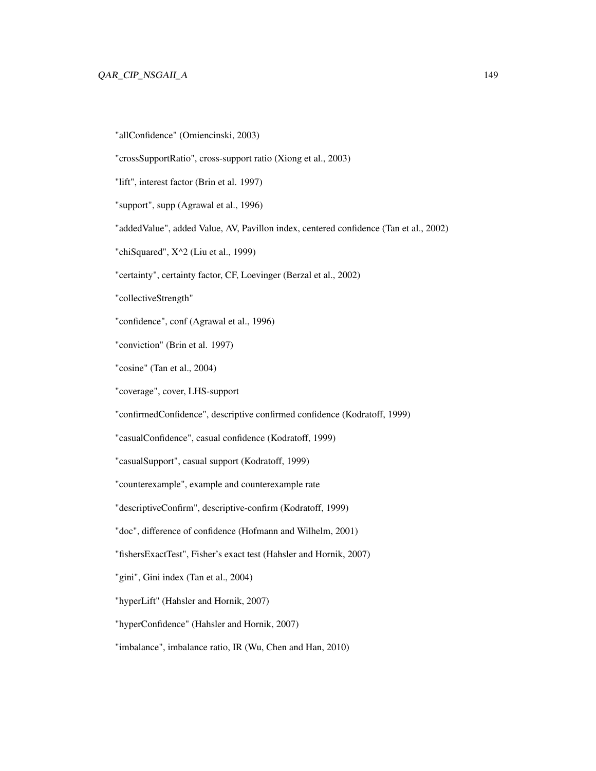"allConfidence" (Omiencinski, 2003)

"crossSupportRatio", cross-support ratio (Xiong et al., 2003)

"lift", interest factor (Brin et al. 1997)

"support", supp (Agrawal et al., 1996)

"addedValue", added Value, AV, Pavillon index, centered confidence (Tan et al., 2002)

"chiSquared", X^2 (Liu et al., 1999)

"certainty", certainty factor, CF, Loevinger (Berzal et al., 2002)

"collectiveStrength"

"confidence", conf (Agrawal et al., 1996)

"conviction" (Brin et al. 1997)

"cosine" (Tan et al., 2004)

"coverage", cover, LHS-support

"confirmedConfidence", descriptive confirmed confidence (Kodratoff, 1999)

"casualConfidence", casual confidence (Kodratoff, 1999)

"casualSupport", casual support (Kodratoff, 1999)

"counterexample", example and counterexample rate

"descriptiveConfirm", descriptive-confirm (Kodratoff, 1999)

"doc", difference of confidence (Hofmann and Wilhelm, 2001)

"fishersExactTest", Fisher's exact test (Hahsler and Hornik, 2007)

"gini", Gini index (Tan et al., 2004)

"hyperLift" (Hahsler and Hornik, 2007)

"hyperConfidence" (Hahsler and Hornik, 2007)

"imbalance", imbalance ratio, IR (Wu, Chen and Han, 2010)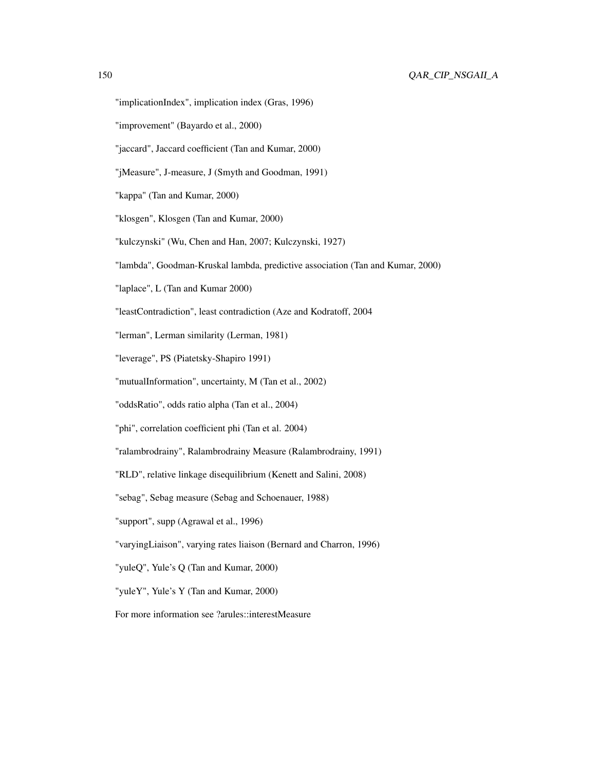"implicationIndex", implication index (Gras, 1996)

"improvement" (Bayardo et al., 2000)

"jaccard", Jaccard coefficient (Tan and Kumar, 2000)

"jMeasure", J-measure, J (Smyth and Goodman, 1991)

"kappa" (Tan and Kumar, 2000)

"klosgen", Klosgen (Tan and Kumar, 2000)

"kulczynski" (Wu, Chen and Han, 2007; Kulczynski, 1927)

"lambda", Goodman-Kruskal lambda, predictive association (Tan and Kumar, 2000)

"laplace", L (Tan and Kumar 2000)

"leastContradiction", least contradiction (Aze and Kodratoff, 2004

"lerman", Lerman similarity (Lerman, 1981)

"leverage", PS (Piatetsky-Shapiro 1991)

"mutualInformation", uncertainty, M (Tan et al., 2002)

"oddsRatio", odds ratio alpha (Tan et al., 2004)

"phi", correlation coefficient phi (Tan et al. 2004)

"ralambrodrainy", Ralambrodrainy Measure (Ralambrodrainy, 1991)

"RLD", relative linkage disequilibrium (Kenett and Salini, 2008)

"sebag", Sebag measure (Sebag and Schoenauer, 1988)

"support", supp (Agrawal et al., 1996)

"varyingLiaison", varying rates liaison (Bernard and Charron, 1996)

"yuleQ", Yule's Q (Tan and Kumar, 2000)

"yuleY", Yule's Y (Tan and Kumar, 2000)

For more information see ?arules::interestMeasure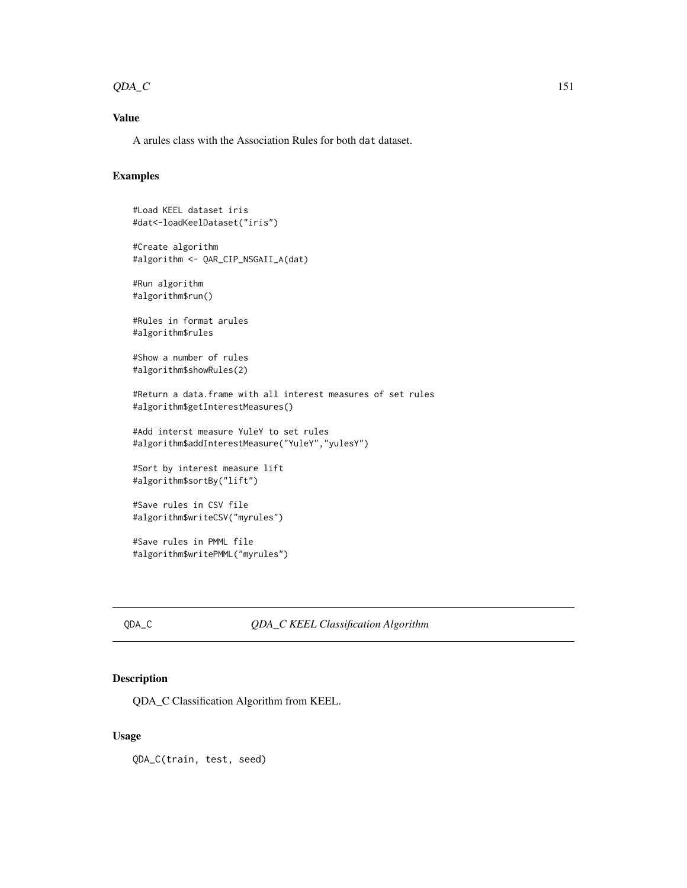## Value

A arules class with the Association Rules for both dat dataset.

## Examples

```
#Load KEEL dataset iris
#dat<-loadKeelDataset("iris")

#Create algorithm
#algorithm <- QAR_CIP_NSGAII_A(dat)

#Run algorithm
#algorithm$run()

#Rules in format arules
#algorithm$rules

#Show a number of rules
#algorithm$showRules(2)

#Return a data.frame with all interest measures of set rules
#algorithm$getInterestMeasures()

#Add interst measure YuleY to set rules
#algorithm$addInterestMeasure("YuleY","yulesY")

#Sort by interest measure lift
#algorithm$sortBy("lift")

#Save rules in CSV file
#algorithm$writeCSV("myrules")

#Save rules in PMML file
#algorithm$writePMML("myrules")
```

---

# QDA_C    *QDA_C KEEL Classification Algorithm*

---

## Description

QDA_C Classification Algorithm from KEEL.

## Usage

```
QDA_C(train, test, seed)
```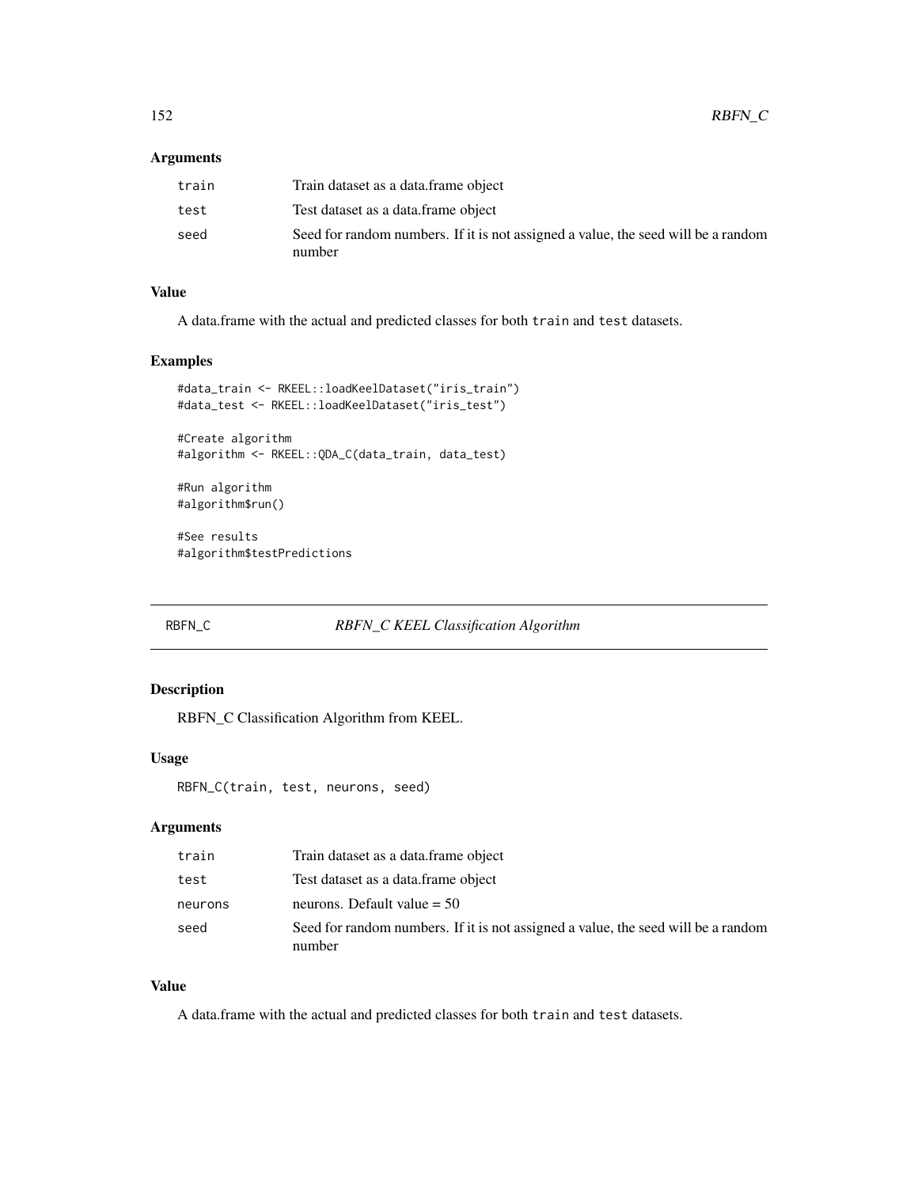### Arguments

| | |
|---|---|
| train | Train dataset as a data.frame object |
| test | Test dataset as a data.frame object |
| seed | Seed for random numbers. If it is not assigned a value, the seed will be a random number |

### Value

A data.frame with the actual and predicted classes for both `train` and `test` datasets.

### Examples

```
#data_train <- RKEEL::loadKeelDataset("iris_train")
#data_test <- RKEEL::loadKeelDataset("iris_test")

#Create algorithm
#algorithm <- RKEEL::QDA_C(data_train, data_test)

#Run algorithm
#algorithm$run()

#See results
#algorithm$testPredictions
```

---

## RBFN_C — *RBFN_C KEEL Classification Algorithm*

### Description

RBFN_C Classification Algorithm from KEEL.

### Usage

```
RBFN_C(train, test, neurons, seed)
```

### Arguments

| | |
|---|---|
| train | Train dataset as a data.frame object |
| test | Test dataset as a data.frame object |
| neurons | neurons. Default value = 50 |
| seed | Seed for random numbers. If it is not assigned a value, the seed will be a random number |

### Value

A data.frame with the actual and predicted classes for both `train` and `test` datasets.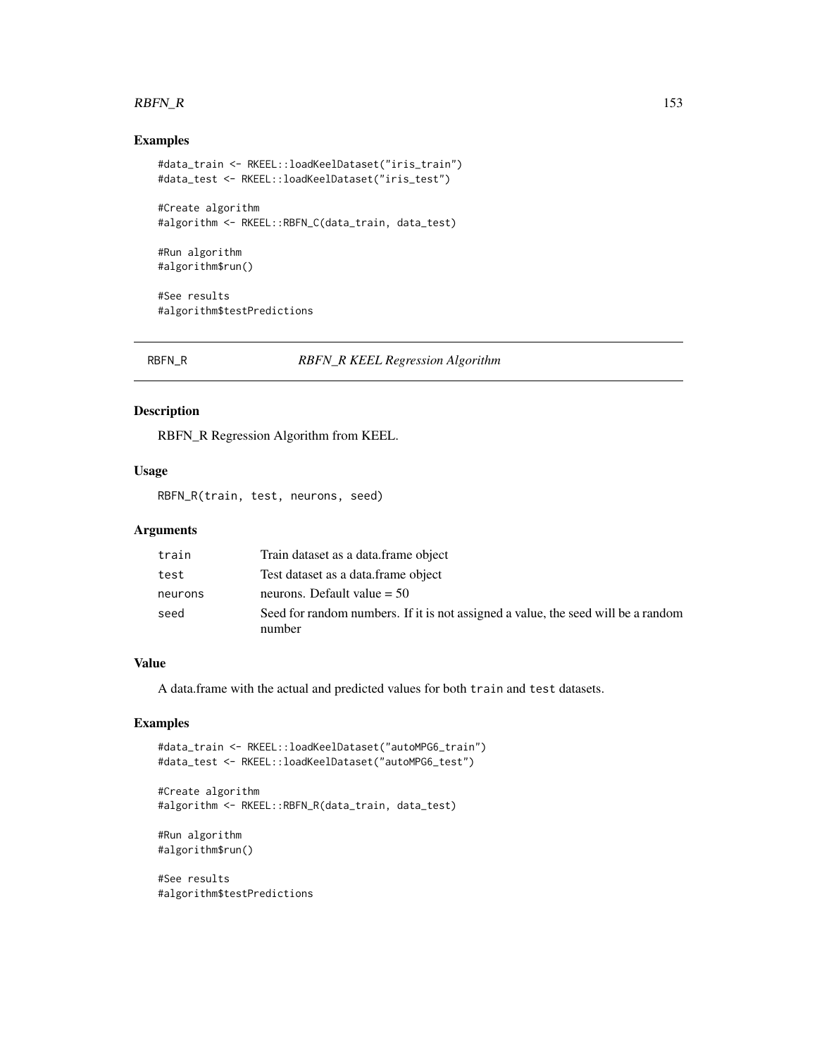## Examples

```
#data_train <- RKEEL::loadKeelDataset("iris_train")
#data_test <- RKEEL::loadKeelDataset("iris_test")

#Create algorithm
#algorithm <- RKEEL::RBFN_C(data_train, data_test)

#Run algorithm
#algorithm$run()

#See results
#algorithm$testPredictions
```

---

# RBFN_R — *RBFN_R KEEL Regression Algorithm*

---

## Description

RBFN_R Regression Algorithm from KEEL.

## Usage

```
RBFN_R(train, test, neurons, seed)
```

## Arguments

| | |
|---|---|
| train | Train dataset as a data.frame object |
| test | Test dataset as a data.frame object |
| neurons | neurons. Default value = 50 |
| seed | Seed for random numbers. If it is not assigned a value, the seed will be a random number |

## Value

A data.frame with the actual and predicted values for both `train` and `test` datasets.

## Examples

```
#data_train <- RKEEL::loadKeelDataset("autoMPG6_train")
#data_test <- RKEEL::loadKeelDataset("autoMPG6_test")

#Create algorithm
#algorithm <- RKEEL::RBFN_R(data_train, data_test)

#Run algorithm
#algorithm$run()

#See results
#algorithm$testPredictions
```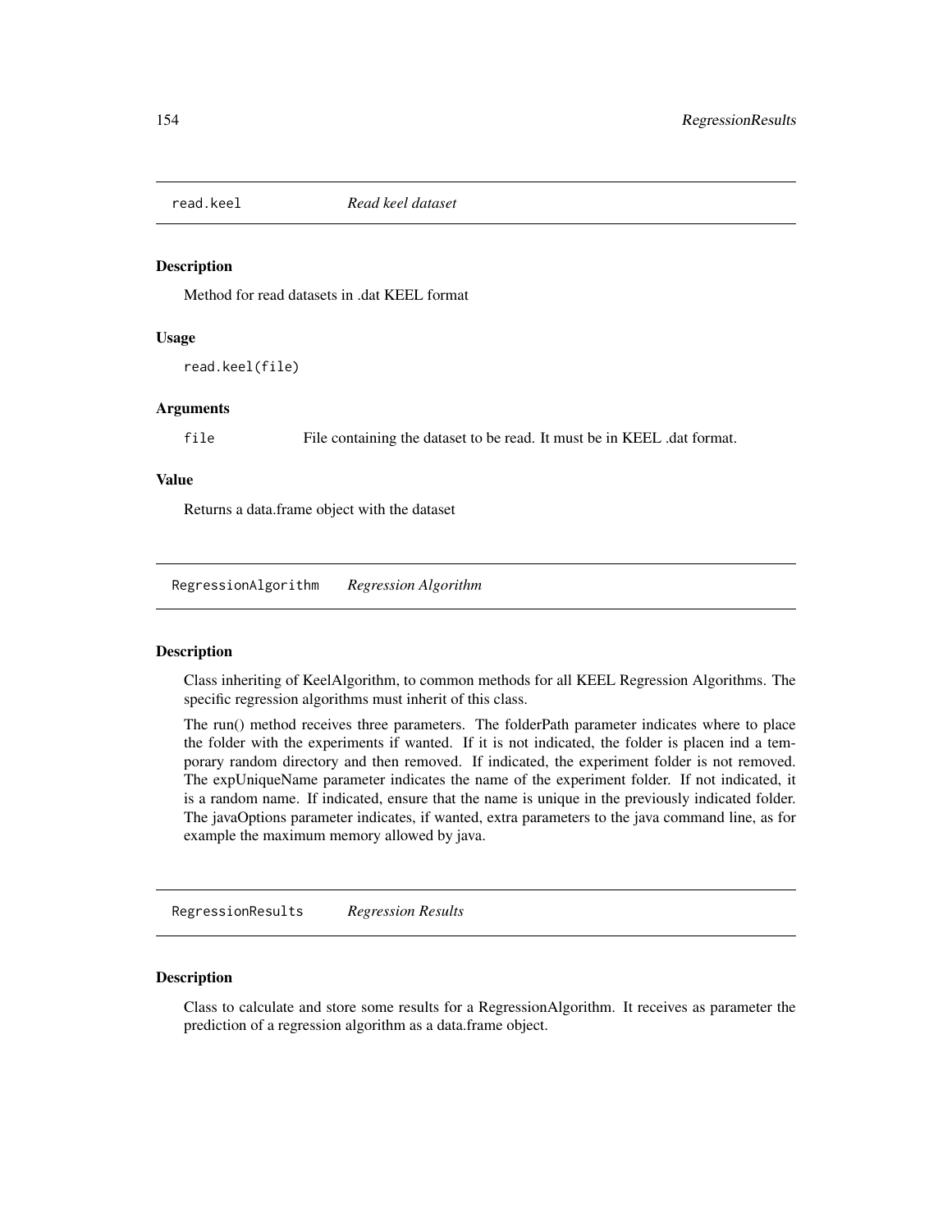## read.keel *Read keel dataset*

### Description

Method for read datasets in .dat KEEL format

### Usage

```
read.keel(file)
```

### Arguments

| | |
|---|---|
| file | File containing the dataset to be read. It must be in KEEL .dat format. |

### Value

Returns a data.frame object with the dataset

## RegressionAlgorithm *Regression Algorithm*

### Description

Class inheriting of KeelAlgorithm, to common methods for all KEEL Regression Algorithms. The specific regression algorithms must inherit of this class.

The run() method receives three parameters. The folderPath parameter indicates where to place the folder with the experiments if wanted. If it is not indicated, the folder is placen ind a temporary random directory and then removed. If indicated, the experiment folder is not removed. The expUniqueName parameter indicates the name of the experiment folder. If not indicated, it is a random name. If indicated, ensure that the name is unique in the previously indicated folder. The javaOptions parameter indicates, if wanted, extra parameters to the java command line, as for example the maximum memory allowed by java.

## RegressionResults *Regression Results*

### Description

Class to calculate and store some results for a RegressionAlgorithm. It receives as parameter the prediction of a regression algorithm as a data.frame object.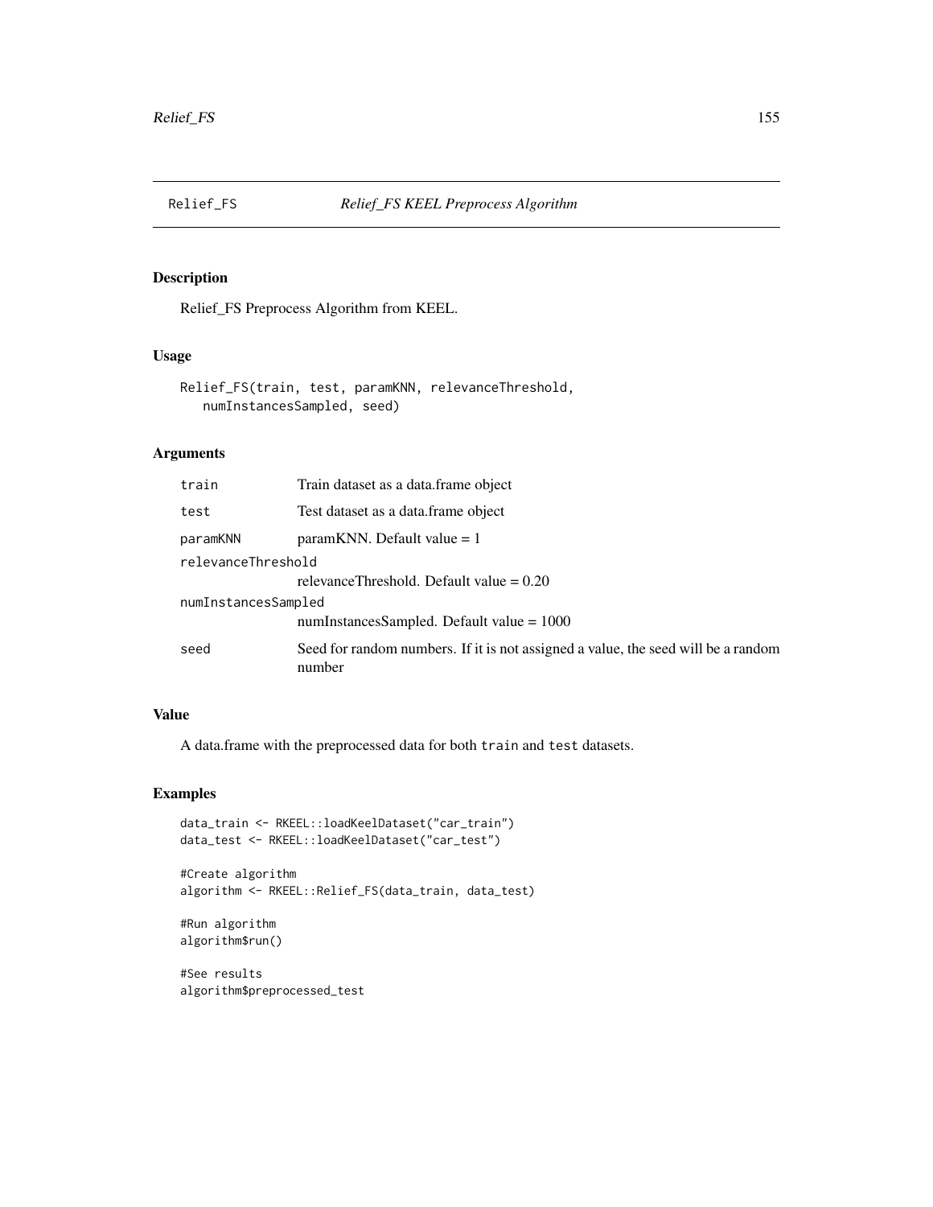# Relief_FS    *Relief_FS KEEL Preprocess Algorithm*

## Description

Relief_FS Preprocess Algorithm from KEEL.

## Usage

```
Relief_FS(train, test, paramKNN, relevanceThreshold,
   numInstancesSampled, seed)
```

## Arguments

| | |
|---|---|
| `train` | Train dataset as a data.frame object |
| `test` | Test dataset as a data.frame object |
| `paramKNN` | paramKNN. Default value = 1 |
| `relevanceThreshold` | relevanceThreshold. Default value = 0.20 |
| `numInstancesSampled` | numInstancesSampled. Default value = 1000 |
| `seed` | Seed for random numbers. If it is not assigned a value, the seed will be a random number |

## Value

A data.frame with the preprocessed data for both `train` and `test` datasets.

## Examples

```
data_train <- RKEEL::loadKeelDataset("car_train")
data_test <- RKEEL::loadKeelDataset("car_test")

#Create algorithm
algorithm <- RKEEL::Relief_FS(data_train, data_test)

#Run algorithm
algorithm$run()

#See results
algorithm$preprocessed_test
```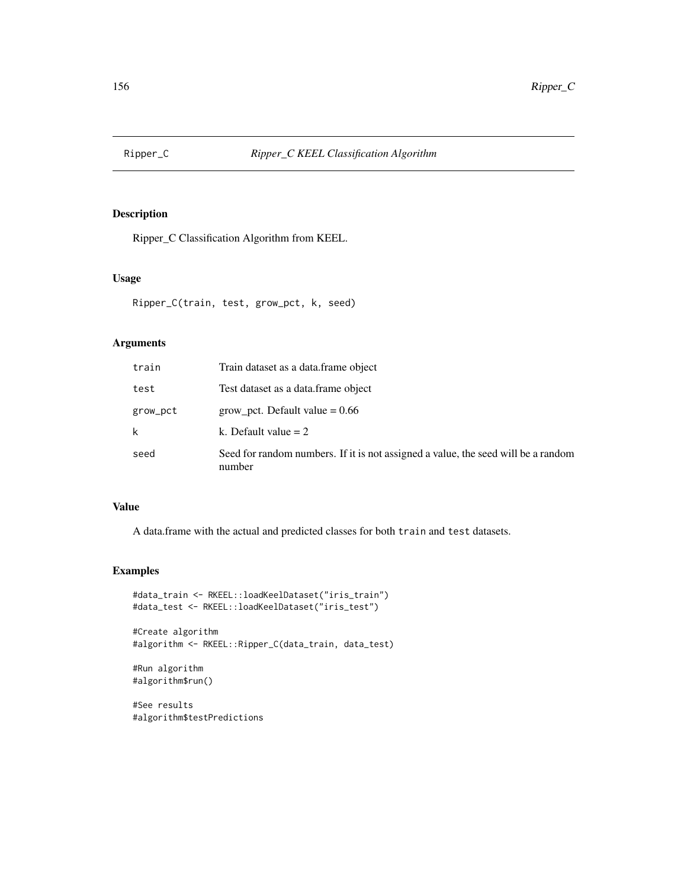# Ripper_C *Ripper_C KEEL Classification Algorithm*

## Description

Ripper_C Classification Algorithm from KEEL.

## Usage

```
Ripper_C(train, test, grow_pct, k, seed)
```

## Arguments

| | |
|---|---|
| train | Train dataset as a data.frame object |
| test | Test dataset as a data.frame object |
| grow_pct | grow_pct. Default value = 0.66 |
| k | k. Default value = 2 |
| seed | Seed for random numbers. If it is not assigned a value, the seed will be a random number |

## Value

A data.frame with the actual and predicted classes for both `train` and `test` datasets.

## Examples

```
#data_train <- RKEEL::loadKeelDataset("iris_train")
#data_test <- RKEEL::loadKeelDataset("iris_test")

#Create algorithm
#algorithm <- RKEEL::Ripper_C(data_train, data_test)

#Run algorithm
#algorithm$run()

#See results
#algorithm$testPredictions
```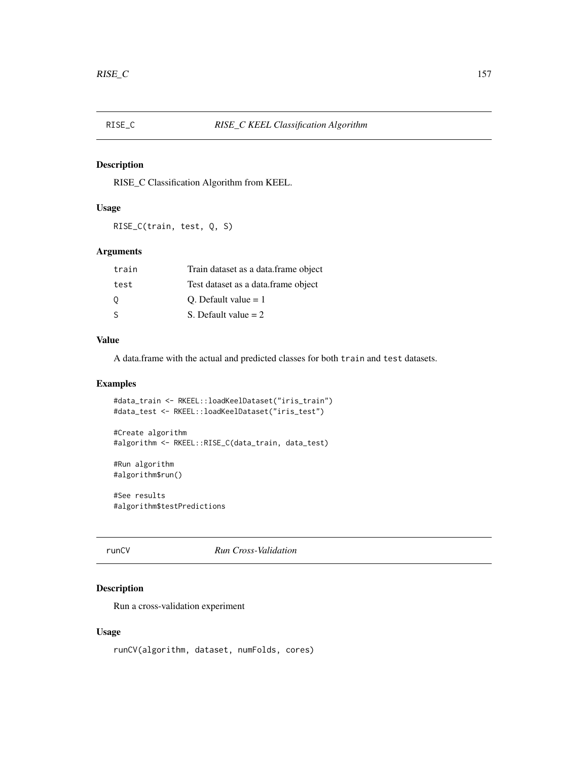## RISE_C — *RISE_C KEEL Classification Algorithm*

### Description

RISE_C Classification Algorithm from KEEL.

### Usage

```
RISE_C(train, test, Q, S)
```

### Arguments

| | |
|---|---|
| train | Train dataset as a data.frame object |
| test | Test dataset as a data.frame object |
| Q | Q. Default value = 1 |
| S | S. Default value = 2 |

### Value

A data.frame with the actual and predicted classes for both `train` and `test` datasets.

### Examples

```
#data_train <- RKEEL::loadKeelDataset("iris_train")
#data_test <- RKEEL::loadKeelDataset("iris_test")

#Create algorithm
#algorithm <- RKEEL::RISE_C(data_train, data_test)

#Run algorithm
#algorithm$run()

#See results
#algorithm$testPredictions
```

## runCV — *Run Cross-Validation*

### Description

Run a cross-validation experiment

### Usage

```
runCV(algorithm, dataset, numFolds, cores)
```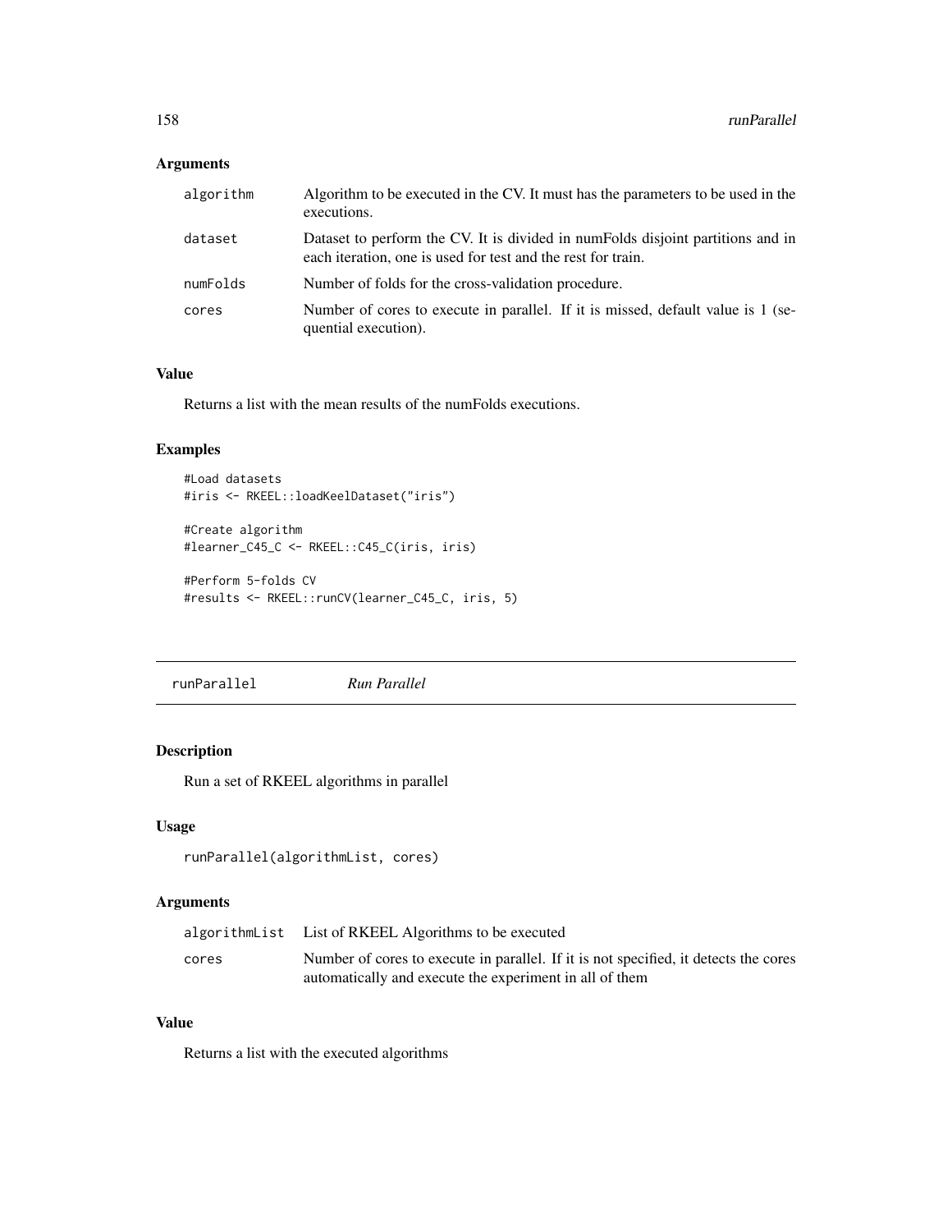## Arguments

| | |
|---|---|
| algorithm | Algorithm to be executed in the CV. It must has the parameters to be used in the executions. |
| dataset | Dataset to perform the CV. It is divided in numFolds disjoint partitions and in each iteration, one is used for test and the rest for train. |
| numFolds | Number of folds for the cross-validation procedure. |
| cores | Number of cores to execute in parallel. If it is missed, default value is 1 (sequential execution). |

## Value

Returns a list with the mean results of the numFolds executions.

## Examples

```
#Load datasets
#iris <- RKEEL::loadKeelDataset("iris")

#Create algorithm
#learner_C45_C <- RKEEL::C45_C(iris, iris)

#Perform 5-folds CV
#results <- RKEEL::runCV(learner_C45_C, iris, 5)
```

---

# runParallel *Run Parallel*

## Description

Run a set of RKEEL algorithms in parallel

## Usage

```
runParallel(algorithmList, cores)
```

## Arguments

| | |
|---|---|
| algorithmList | List of RKEEL Algorithms to be executed |
| cores | Number of cores to execute in parallel. If it is not specified, it detects the cores automatically and execute the experiment in all of them |

## Value

Returns a list with the executed algorithms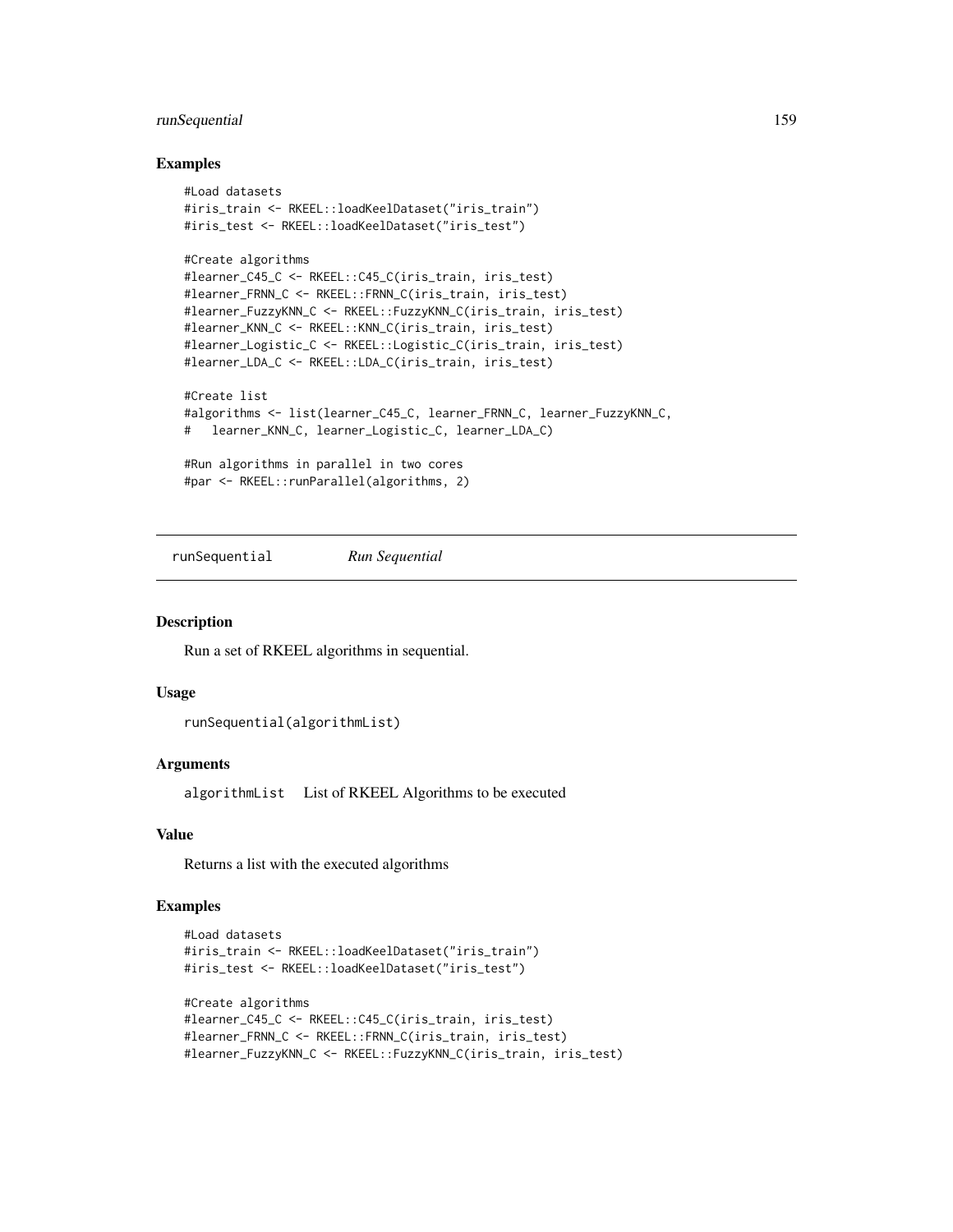## Examples

```
#Load datasets
#iris_train <- RKEEL::loadKeelDataset("iris_train")
#iris_test <- RKEEL::loadKeelDataset("iris_test")

#Create algorithms
#learner_C45_C <- RKEEL::C45_C(iris_train, iris_test)
#learner_FRNN_C <- RKEEL::FRNN_C(iris_train, iris_test)
#learner_FuzzyKNN_C <- RKEEL::FuzzyKNN_C(iris_train, iris_test)
#learner_KNN_C <- RKEEL::KNN_C(iris_train, iris_test)
#learner_Logistic_C <- RKEEL::Logistic_C(iris_train, iris_test)
#learner_LDA_C <- RKEEL::LDA_C(iris_train, iris_test)

#Create list
#algorithms <- list(learner_C45_C, learner_FRNN_C, learner_FuzzyKNN_C,
#   learner_KNN_C, learner_Logistic_C, learner_LDA_C)

#Run algorithms in parallel in two cores
#par <- RKEEL::runParallel(algorithms, 2)
```

---

# runSequential &nbsp;&nbsp;&nbsp; *Run Sequential*

---

## Description

Run a set of RKEEL algorithms in sequential.

## Usage

```
runSequential(algorithmList)
```

## Arguments

| | |
|---|---|
| `algorithmList` | List of RKEEL Algorithms to be executed |

## Value

Returns a list with the executed algorithms

## Examples

```
#Load datasets
#iris_train <- RKEEL::loadKeelDataset("iris_train")
#iris_test <- RKEEL::loadKeelDataset("iris_test")

#Create algorithms
#learner_C45_C <- RKEEL::C45_C(iris_train, iris_test)
#learner_FRNN_C <- RKEEL::FRNN_C(iris_train, iris_test)
#learner_FuzzyKNN_C <- RKEEL::FuzzyKNN_C(iris_train, iris_test)
```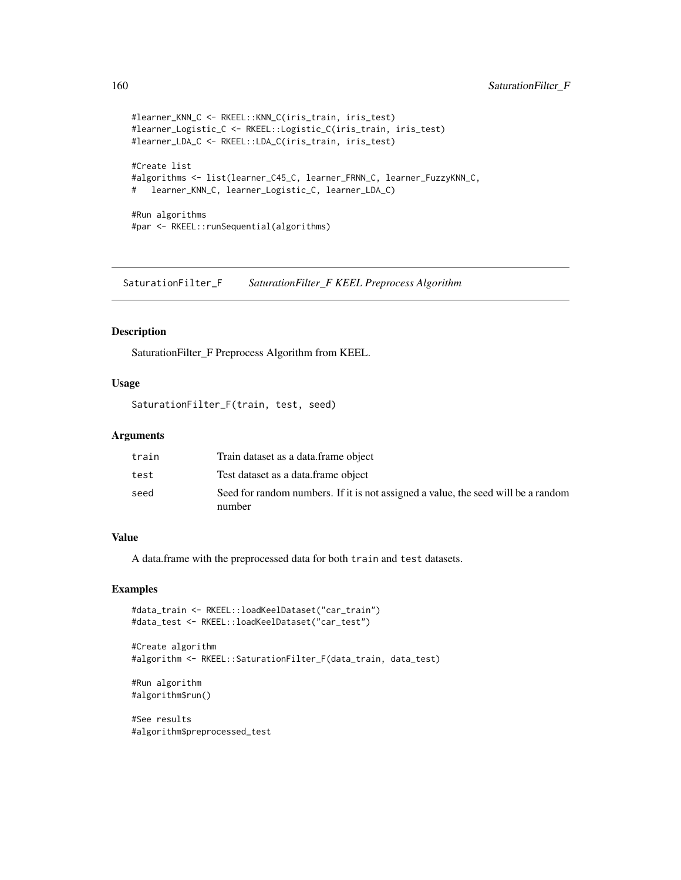```
#learner_KNN_C <- RKEEL::KNN_C(iris_train, iris_test)
#learner_Logistic_C <- RKEEL::Logistic_C(iris_train, iris_test)
#learner_LDA_C <- RKEEL::LDA_C(iris_train, iris_test)

#Create list
#algorithms <- list(learner_C45_C, learner_FRNN_C, learner_FuzzyKNN_C,
#   learner_KNN_C, learner_Logistic_C, learner_LDA_C)

#Run algorithms
#par <- RKEEL::runSequential(algorithms)
```

## SaturationFilter_F *SaturationFilter_F KEEL Preprocess Algorithm*

### Description

SaturationFilter_F Preprocess Algorithm from KEEL.

### Usage

```
SaturationFilter_F(train, test, seed)
```

### Arguments

| | |
|---|---|
| train | Train dataset as a data.frame object |
| test | Test dataset as a data.frame object |
| seed | Seed for random numbers. If it is not assigned a value, the seed will be a random number |

### Value

A data.frame with the preprocessed data for both train and test datasets.

### Examples

```
#data_train <- RKEEL::loadKeelDataset("car_train")
#data_test <- RKEEL::loadKeelDataset("car_test")

#Create algorithm
#algorithm <- RKEEL::SaturationFilter_F(data_train, data_test)

#Run algorithm
#algorithm$run()

#See results
#algorithm$preprocessed_test
```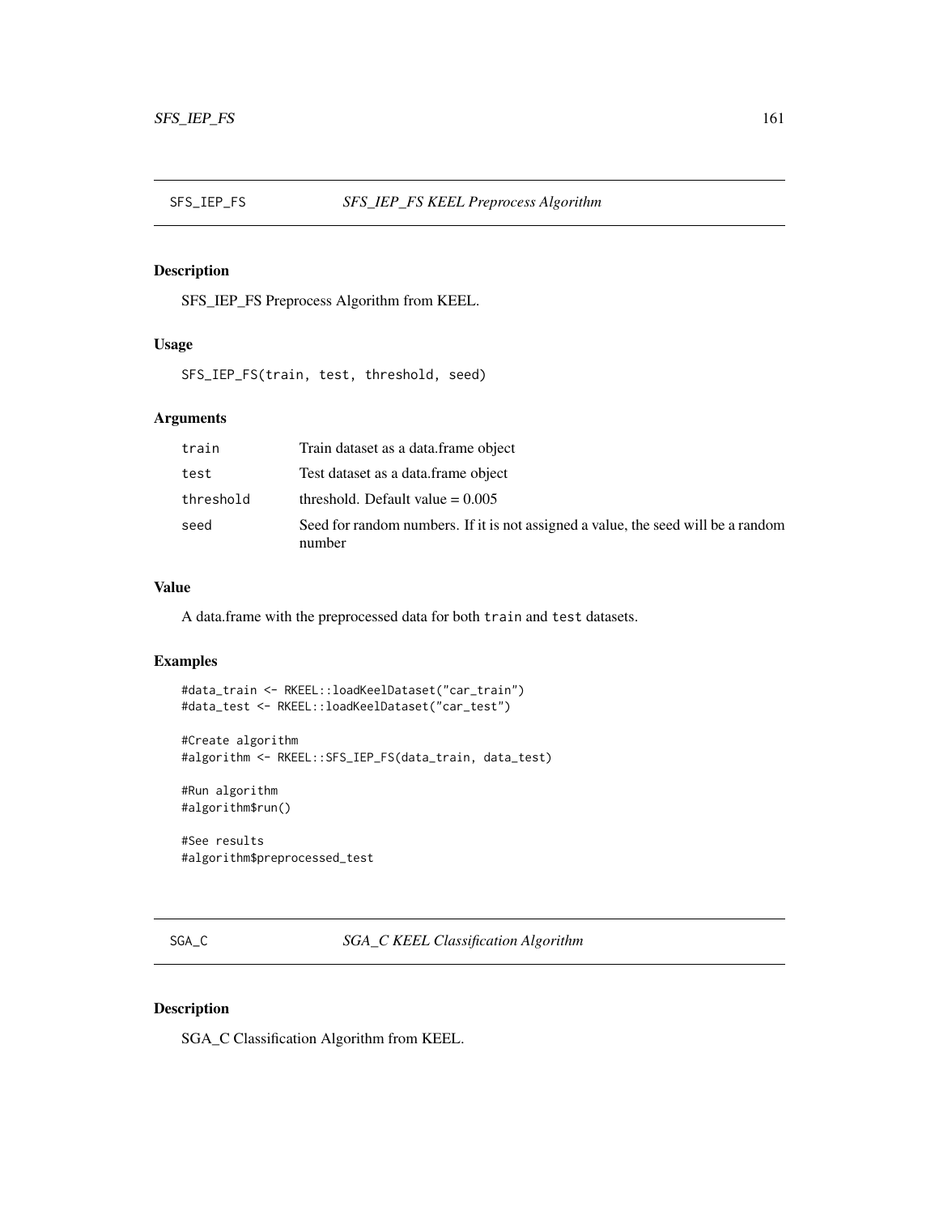## SFS_IEP_FS — *SFS_IEP_FS KEEL Preprocess Algorithm*

### Description

SFS_IEP_FS Preprocess Algorithm from KEEL.

### Usage

```
SFS_IEP_FS(train, test, threshold, seed)
```

### Arguments

| | |
|---|---|
| train | Train dataset as a data.frame object |
| test | Test dataset as a data.frame object |
| threshold | threshold. Default value = 0.005 |
| seed | Seed for random numbers. If it is not assigned a value, the seed will be a random number |

### Value

A data.frame with the preprocessed data for both `train` and `test` datasets.

### Examples

```
#data_train <- RKEEL::loadKeelDataset("car_train")
#data_test <- RKEEL::loadKeelDataset("car_test")

#Create algorithm
#algorithm <- RKEEL::SFS_IEP_FS(data_train, data_test)

#Run algorithm
#algorithm$run()

#See results
#algorithm$preprocessed_test
```

## SGA_C — *SGA_C KEEL Classification Algorithm*

### Description

SGA_C Classification Algorithm from KEEL.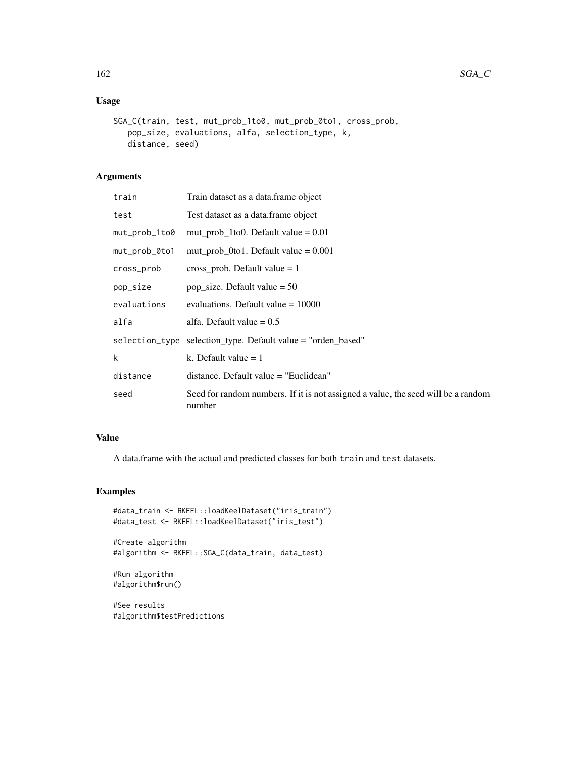## Usage

```
SGA_C(train, test, mut_prob_1to0, mut_prob_0to1, cross_prob,
   pop_size, evaluations, alfa, selection_type, k,
   distance, seed)
```

## Arguments

| | |
|---|---|
| train | Train dataset as a data.frame object |
| test | Test dataset as a data.frame object |
| mut_prob_1to0 | mut_prob_1to0. Default value = 0.01 |
| mut_prob_0to1 | mut_prob_0to1. Default value = 0.001 |
| cross_prob | cross_prob. Default value = 1 |
| pop_size | pop_size. Default value = 50 |
| evaluations | evaluations. Default value = 10000 |
| alfa | alfa. Default value = 0.5 |
| selection_type | selection_type. Default value = "orden_based" |
| k | k. Default value = 1 |
| distance | distance. Default value = "Euclidean" |
| seed | Seed for random numbers. If it is not assigned a value, the seed will be a random number |

## Value

A data.frame with the actual and predicted classes for both `train` and `test` datasets.

## Examples

```
#data_train <- RKEEL::loadKeelDataset("iris_train")
#data_test <- RKEEL::loadKeelDataset("iris_test")

#Create algorithm
#algorithm <- RKEEL::SGA_C(data_train, data_test)

#Run algorithm
#algorithm$run()

#See results
#algorithm$testPredictions
```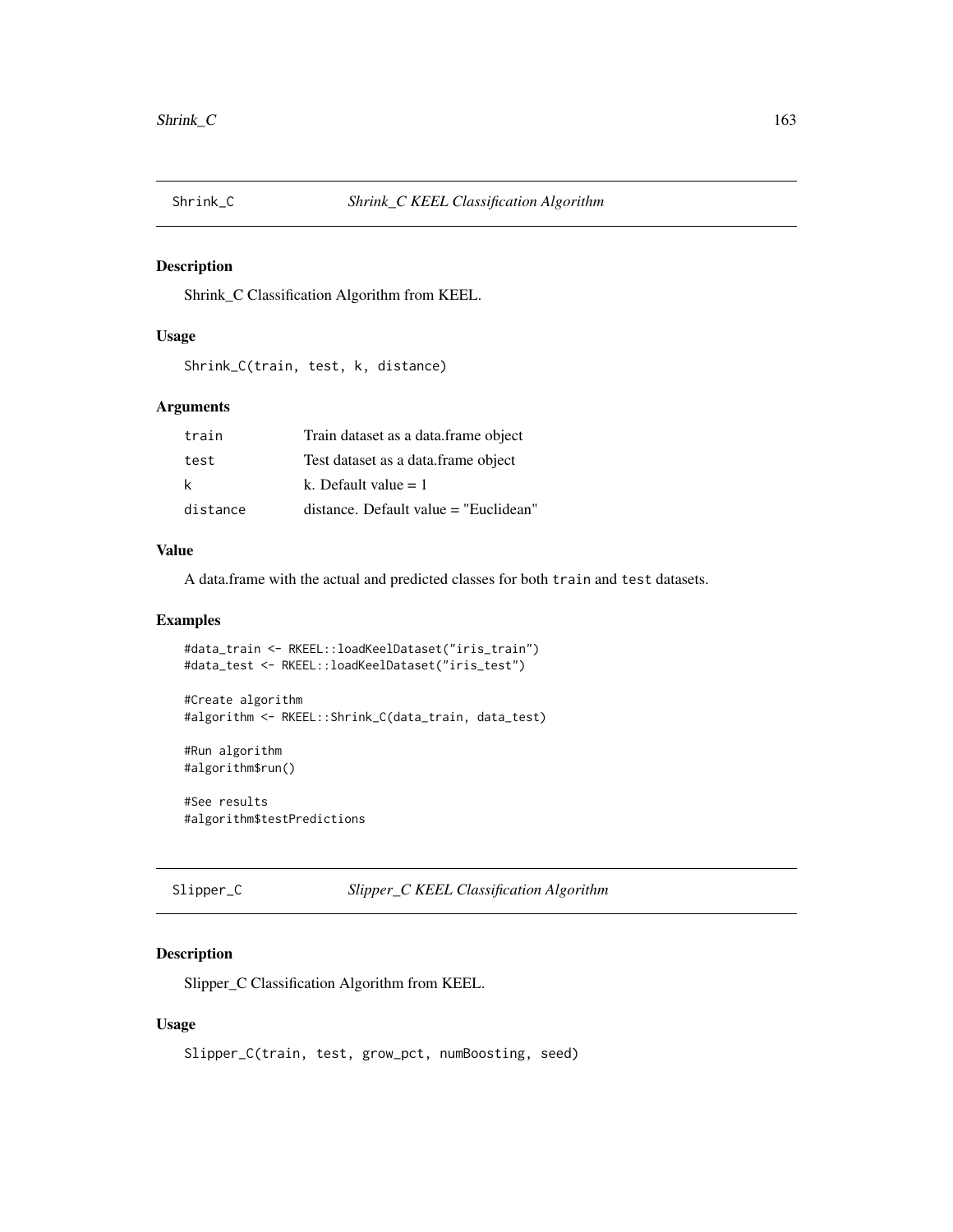## Shrink_C — *Shrink_C KEEL Classification Algorithm*

### Description

Shrink_C Classification Algorithm from KEEL.

### Usage

```
Shrink_C(train, test, k, distance)
```

### Arguments

| | |
|---|---|
| train | Train dataset as a data.frame object |
| test | Test dataset as a data.frame object |
| k | k. Default value = 1 |
| distance | distance. Default value = "Euclidean" |

### Value

A data.frame with the actual and predicted classes for both `train` and `test` datasets.

### Examples

```
#data_train <- RKEEL::loadKeelDataset("iris_train")
#data_test <- RKEEL::loadKeelDataset("iris_test")

#Create algorithm
#algorithm <- RKEEL::Shrink_C(data_train, data_test)

#Run algorithm
#algorithm$run()

#See results
#algorithm$testPredictions
```

## Slipper_C — *Slipper_C KEEL Classification Algorithm*

### Description

Slipper_C Classification Algorithm from KEEL.

### Usage

```
Slipper_C(train, test, grow_pct, numBoosting, seed)
```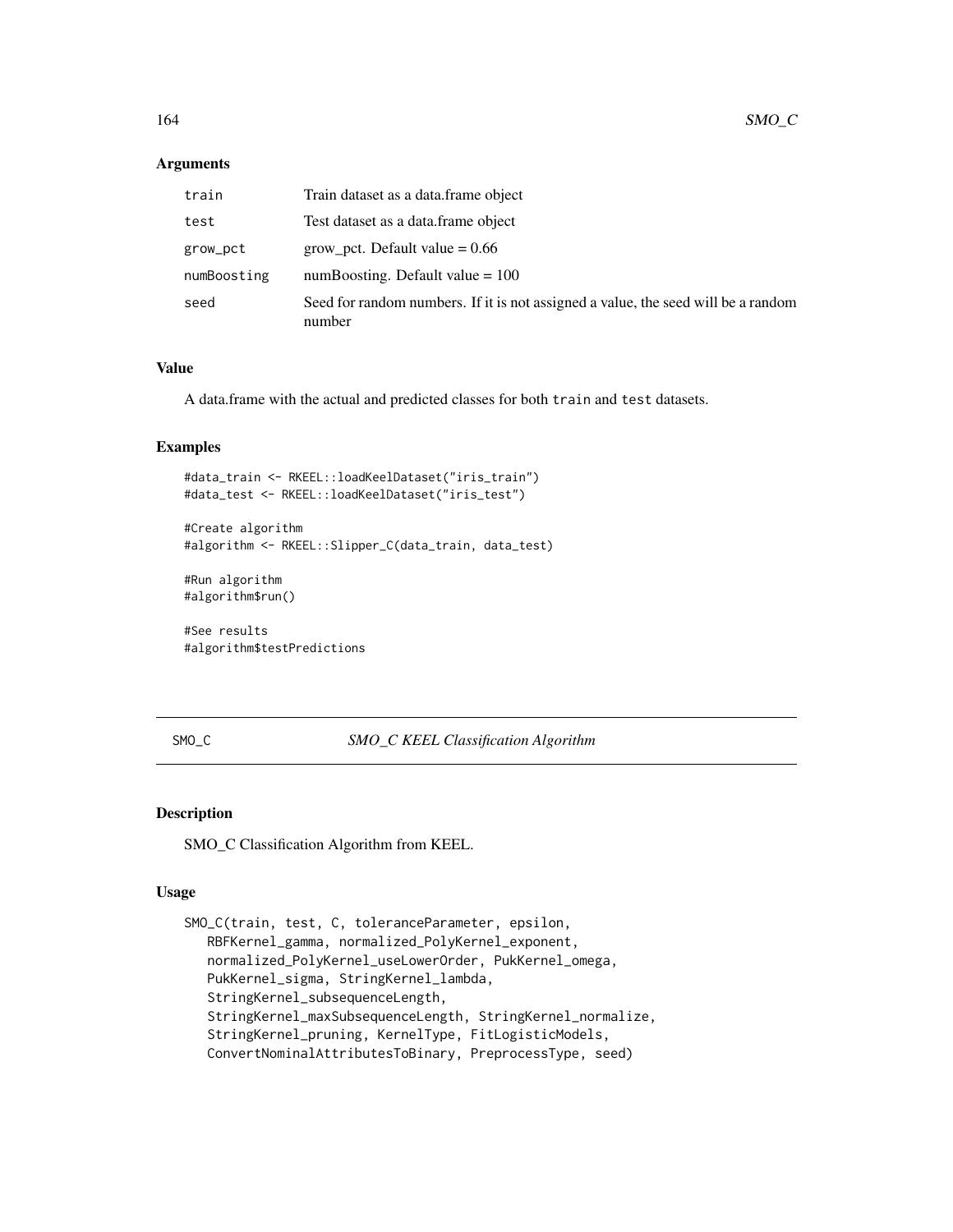### Arguments

| | |
|---|---|
| train | Train dataset as a data.frame object |
| test | Test dataset as a data.frame object |
| grow_pct | grow_pct. Default value = 0.66 |
| numBoosting | numBoosting. Default value = 100 |
| seed | Seed for random numbers. If it is not assigned a value, the seed will be a random number |

### Value

A data.frame with the actual and predicted classes for both train and test datasets.

### Examples

```
#data_train <- RKEEL::loadKeelDataset("iris_train")
#data_test <- RKEEL::loadKeelDataset("iris_test")

#Create algorithm
#algorithm <- RKEEL::Slipper_C(data_train, data_test)

#Run algorithm
#algorithm$run()

#See results
#algorithm$testPredictions
```

---

## SMO_C — *SMO_C KEEL Classification Algorithm*

---

### Description

SMO_C Classification Algorithm from KEEL.

### Usage

```
SMO_C(train, test, C, toleranceParameter, epsilon,
   RBFKernel_gamma, normalized_PolyKernel_exponent,
   normalized_PolyKernel_useLowerOrder, PukKernel_omega,
   PukKernel_sigma, StringKernel_lambda,
   StringKernel_subsequenceLength,
   StringKernel_maxSubsequenceLength, StringKernel_normalize,
   StringKernel_pruning, KernelType, FitLogisticModels,
   ConvertNominalAttributesToBinary, PreprocessType, seed)
```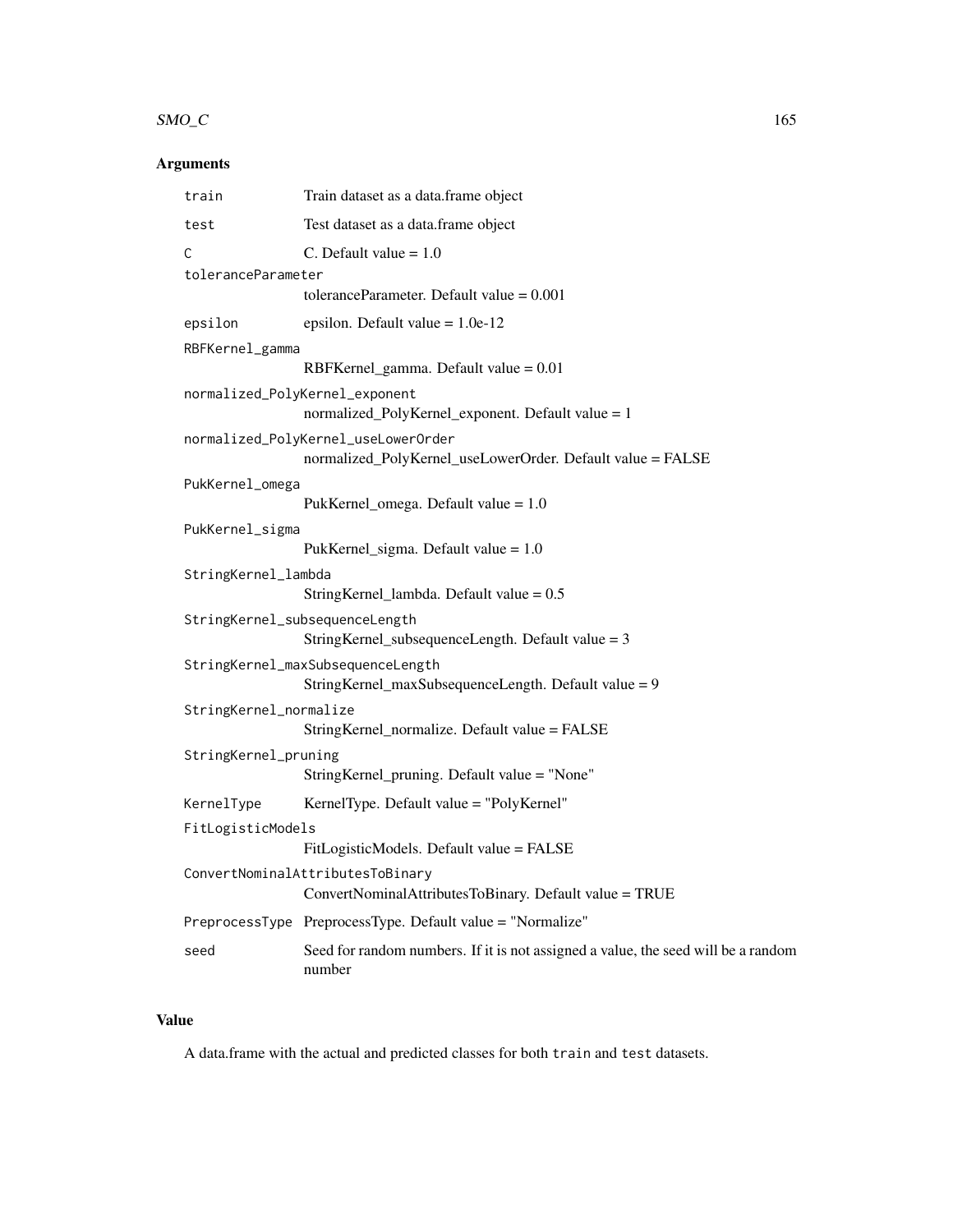## Arguments

| | |
|---|---|
| `train` | Train dataset as a data.frame object |
| `test` | Test dataset as a data.frame object |
| `C` | C. Default value = 1.0 |
| `toleranceParameter` | toleranceParameter. Default value = 0.001 |
| `epsilon` | epsilon. Default value = 1.0e-12 |
| `RBFKernel_gamma` | RBFKernel_gamma. Default value = 0.01 |
| `normalized_PolyKernel_exponent` | normalized_PolyKernel_exponent. Default value = 1 |
| `normalized_PolyKernel_useLowerOrder` | normalized_PolyKernel_useLowerOrder. Default value = FALSE |
| `PukKernel_omega` | PukKernel_omega. Default value = 1.0 |
| `PukKernel_sigma` | PukKernel_sigma. Default value = 1.0 |
| `StringKernel_lambda` | StringKernel_lambda. Default value = 0.5 |
| `StringKernel_subsequenceLength` | StringKernel_subsequenceLength. Default value = 3 |
| `StringKernel_maxSubsequenceLength` | StringKernel_maxSubsequenceLength. Default value = 9 |
| `StringKernel_normalize` | StringKernel_normalize. Default value = FALSE |
| `StringKernel_pruning` | StringKernel_pruning. Default value = "None" |
| `KernelType` | KernelType. Default value = "PolyKernel" |
| `FitLogisticModels` | FitLogisticModels. Default value = FALSE |
| `ConvertNominalAttributesToBinary` | ConvertNominalAttributesToBinary. Default value = TRUE |
| `PreprocessType` | PreprocessType. Default value = "Normalize" |
| `seed` | Seed for random numbers. If it is not assigned a value, the seed will be a random number |

## Value

A data.frame with the actual and predicted classes for both `train` and `test` datasets.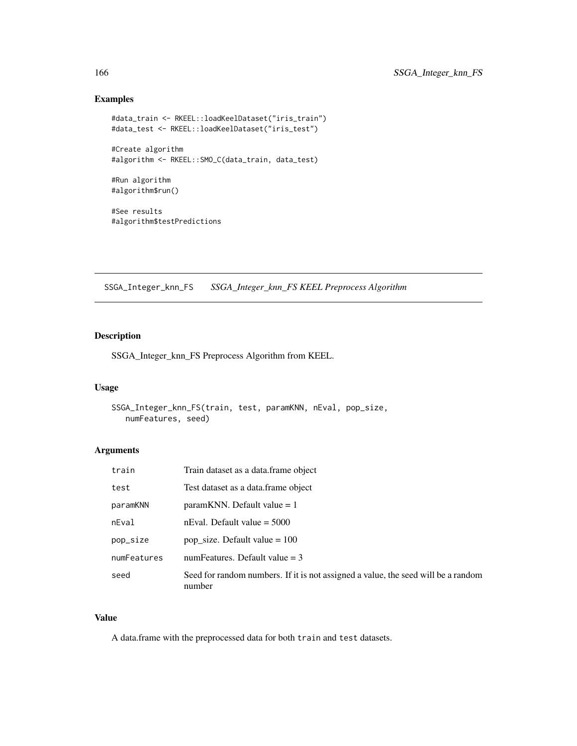## Examples

```
#data_train <- RKEEL::loadKeelDataset("iris_train")
#data_test <- RKEEL::loadKeelDataset("iris_test")

#Create algorithm
#algorithm <- RKEEL::SMO_C(data_train, data_test)

#Run algorithm
#algorithm$run()

#See results
#algorithm$testPredictions
```

---

SSGA_Integer_knn_FS *SSGA_Integer_knn_FS KEEL Preprocess Algorithm*

---

## Description

SSGA_Integer_knn_FS Preprocess Algorithm from KEEL.

## Usage

```
SSGA_Integer_knn_FS(train, test, paramKNN, nEval, pop_size,
   numFeatures, seed)
```

## Arguments

| | |
|---|---|
| train | Train dataset as a data.frame object |
| test | Test dataset as a data.frame object |
| paramKNN | paramKNN. Default value = 1 |
| nEval | nEval. Default value = 5000 |
| pop_size | pop_size. Default value = 100 |
| numFeatures | numFeatures. Default value = 3 |
| seed | Seed for random numbers. If it is not assigned a value, the seed will be a random number |

## Value

A data.frame with the preprocessed data for both `train` and `test` datasets.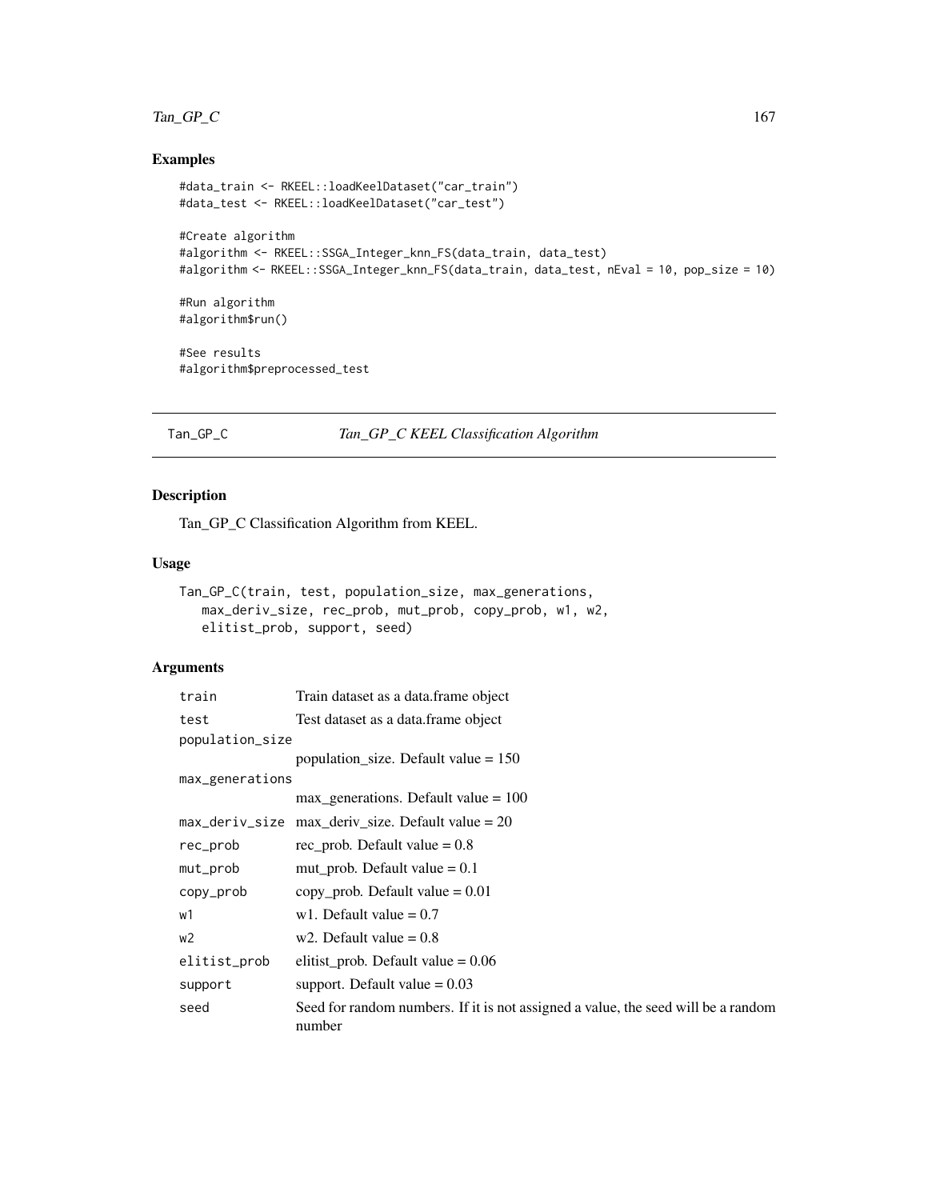## Examples

```
#data_train <- RKEEL::loadKeelDataset("car_train")
#data_test <- RKEEL::loadKeelDataset("car_test")

#Create algorithm
#algorithm <- RKEEL::SSGA_Integer_knn_FS(data_train, data_test)
#algorithm <- RKEEL::SSGA_Integer_knn_FS(data_train, data_test, nEval = 10, pop_size = 10)

#Run algorithm
#algorithm$run()

#See results
#algorithm$preprocessed_test
```

---

# Tan_GP_C — *Tan_GP_C KEEL Classification Algorithm*

---

## Description

Tan_GP_C Classification Algorithm from KEEL.

## Usage

```
Tan_GP_C(train, test, population_size, max_generations,
   max_deriv_size, rec_prob, mut_prob, copy_prob, w1, w2,
   elitist_prob, support, seed)
```

## Arguments

| | |
|---|---|
| train | Train dataset as a data.frame object |
| test | Test dataset as a data.frame object |
| population_size | population_size. Default value = 150 |
| max_generations | max_generations. Default value = 100 |
| max_deriv_size | max_deriv_size. Default value = 20 |
| rec_prob | rec_prob. Default value = 0.8 |
| mut_prob | mut_prob. Default value = 0.1 |
| copy_prob | copy_prob. Default value = 0.01 |
| w1 | w1. Default value = 0.7 |
| w2 | w2. Default value = 0.8 |
| elitist_prob | elitist_prob. Default value = 0.06 |
| support | support. Default value = 0.03 |
| seed | Seed for random numbers. If it is not assigned a value, the seed will be a random number |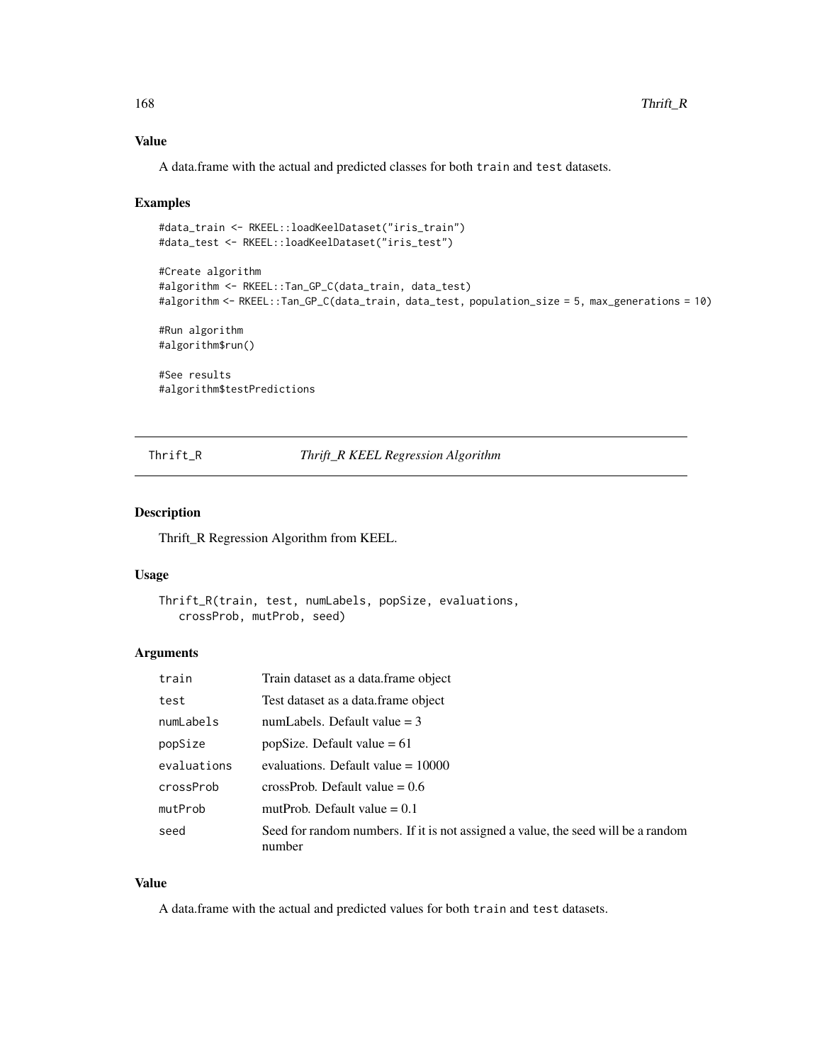## Value

A data.frame with the actual and predicted classes for both `train` and `test` datasets.

## Examples

```
#data_train <- RKEEL::loadKeelDataset("iris_train")
#data_test <- RKEEL::loadKeelDataset("iris_test")

#Create algorithm
#algorithm <- RKEEL::Tan_GP_C(data_train, data_test)
#algorithm <- RKEEL::Tan_GP_C(data_train, data_test, population_size = 5, max_generations = 10)

#Run algorithm
#algorithm$run()

#See results
#algorithm$testPredictions
```

---

# Thrift_R &emsp; *Thrift_R KEEL Regression Algorithm*

---

## Description

Thrift_R Regression Algorithm from KEEL.

## Usage

```
Thrift_R(train, test, numLabels, popSize, evaluations,
   crossProb, mutProb, seed)
```

## Arguments

| | |
|---|---|
| train | Train dataset as a data.frame object |
| test | Test dataset as a data.frame object |
| numLabels | numLabels. Default value = 3 |
| popSize | popSize. Default value = 61 |
| evaluations | evaluations. Default value = 10000 |
| crossProb | crossProb. Default value = 0.6 |
| mutProb | mutProb. Default value = 0.1 |
| seed | Seed for random numbers. If it is not assigned a value, the seed will be a random number |

## Value

A data.frame with the actual and predicted values for both `train` and `test` datasets.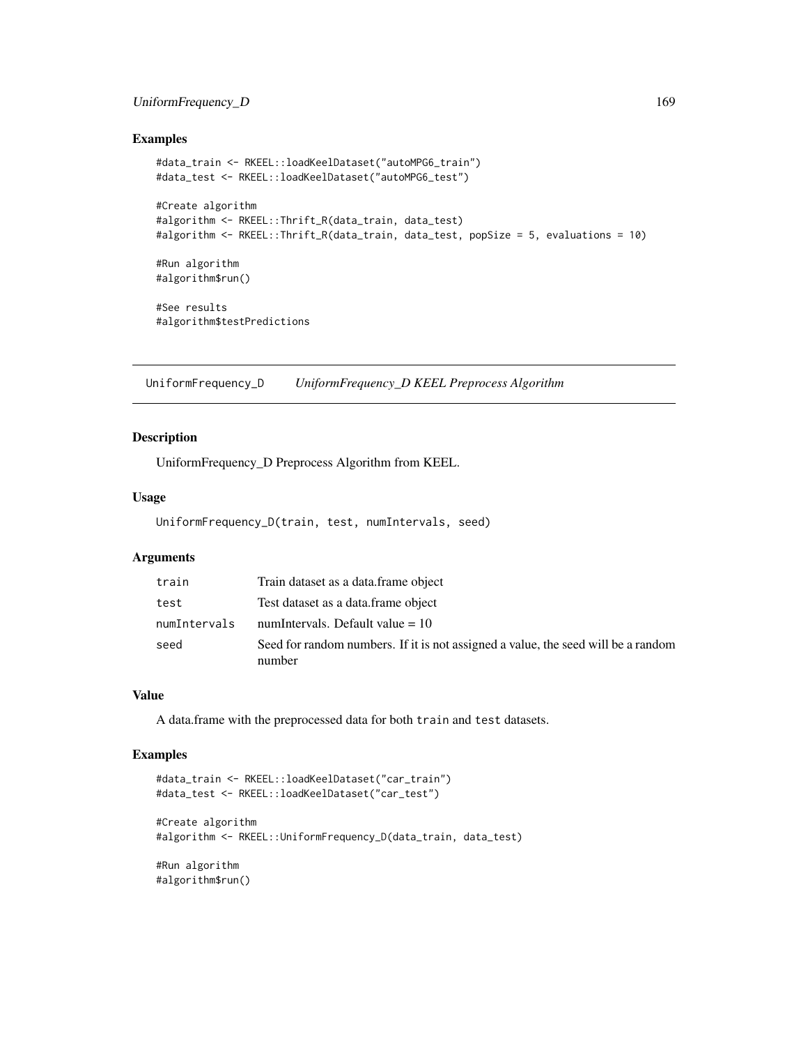## Examples

```
#data_train <- RKEEL::loadKeelDataset("autoMPG6_train")
#data_test <- RKEEL::loadKeelDataset("autoMPG6_test")

#Create algorithm
#algorithm <- RKEEL::Thrift_R(data_train, data_test)
#algorithm <- RKEEL::Thrift_R(data_train, data_test, popSize = 5, evaluations = 10)

#Run algorithm
#algorithm$run()

#See results
#algorithm$testPredictions
```

---

# UniformFrequency_D — *UniformFrequency_D KEEL Preprocess Algorithm*

## Description

UniformFrequency_D Preprocess Algorithm from KEEL.

## Usage

```
UniformFrequency_D(train, test, numIntervals, seed)
```

## Arguments

| | |
|---|---|
| train | Train dataset as a data.frame object |
| test | Test dataset as a data.frame object |
| numIntervals | numIntervals. Default value = 10 |
| seed | Seed for random numbers. If it is not assigned a value, the seed will be a random number |

## Value

A data.frame with the preprocessed data for both `train` and `test` datasets.

## Examples

```
#data_train <- RKEEL::loadKeelDataset("car_train")
#data_test <- RKEEL::loadKeelDataset("car_test")

#Create algorithm
#algorithm <- RKEEL::UniformFrequency_D(data_train, data_test)

#Run algorithm
#algorithm$run()
```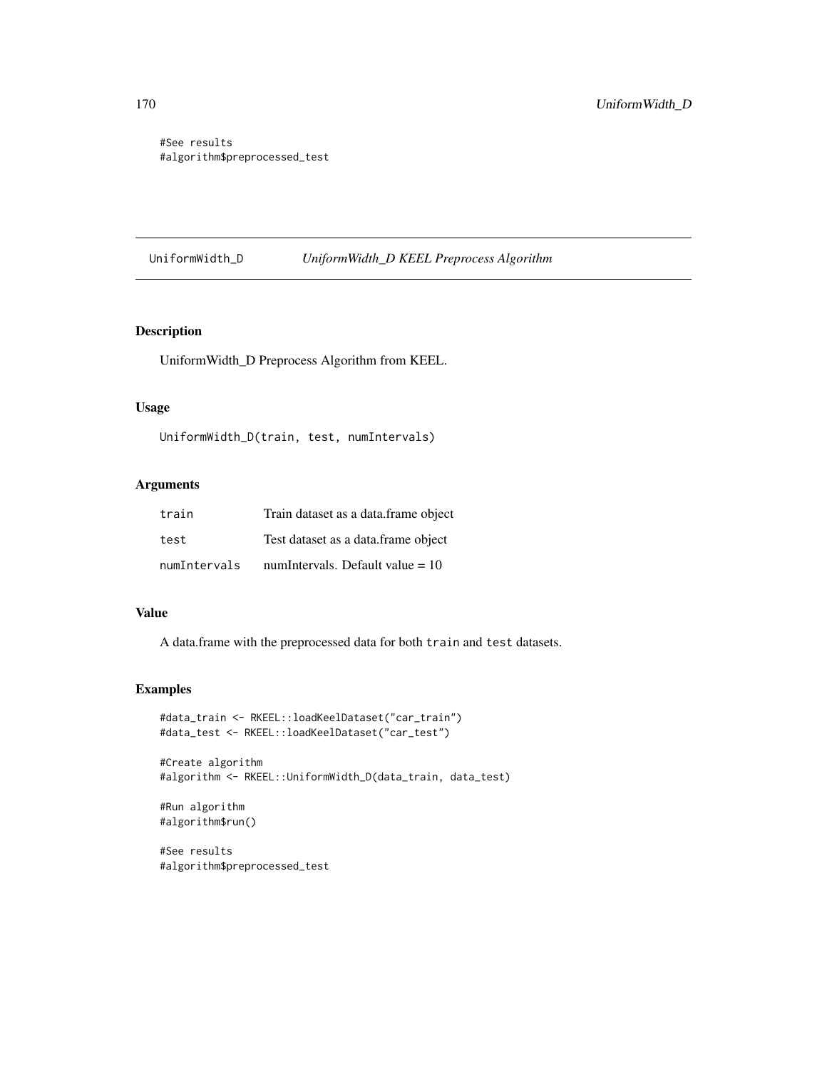```
#See results
#algorithm$preprocessed_test
```

## UniformWidth_D *UniformWidth_D KEEL Preprocess Algorithm*

### Description

UniformWidth_D Preprocess Algorithm from KEEL.

### Usage

```
UniformWidth_D(train, test, numIntervals)
```

### Arguments

| | |
|---|---|
| train | Train dataset as a data.frame object |
| test | Test dataset as a data.frame object |
| numIntervals | numIntervals. Default value = 10 |

### Value

A data.frame with the preprocessed data for both train and test datasets.

### Examples

```
#data_train <- RKEEL::loadKeelDataset("car_train")
#data_test <- RKEEL::loadKeelDataset("car_test")

#Create algorithm
#algorithm <- RKEEL::UniformWidth_D(data_train, data_test)

#Run algorithm
#algorithm$run()

#See results
#algorithm$preprocessed_test
```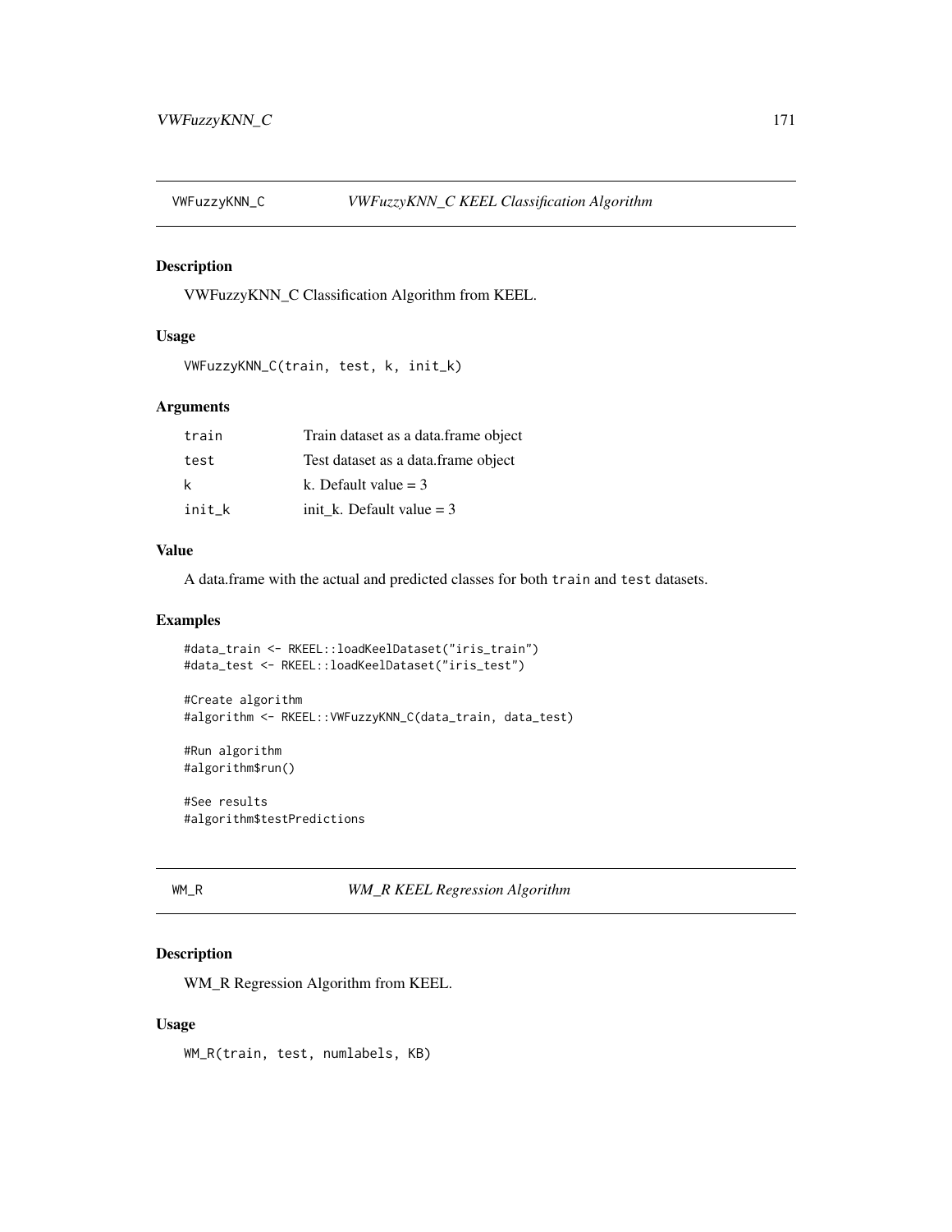## VWFuzzyKNN_C — *VWFuzzyKNN_C KEEL Classification Algorithm*

### Description

VWFuzzyKNN_C Classification Algorithm from KEEL.

### Usage

```
VWFuzzyKNN_C(train, test, k, init_k)
```

### Arguments

| | |
|---|---|
| train | Train dataset as a data.frame object |
| test | Test dataset as a data.frame object |
| k | k. Default value = 3 |
| init_k | init_k. Default value = 3 |

### Value

A data.frame with the actual and predicted classes for both `train` and `test` datasets.

### Examples

```
#data_train <- RKEEL::loadKeelDataset("iris_train")
#data_test <- RKEEL::loadKeelDataset("iris_test")

#Create algorithm
#algorithm <- RKEEL::VWFuzzyKNN_C(data_train, data_test)

#Run algorithm
#algorithm$run()

#See results
#algorithm$testPredictions
```

## WM_R — *WM_R KEEL Regression Algorithm*

### Description

WM_R Regression Algorithm from KEEL.

### Usage

```
WM_R(train, test, numlabels, KB)
```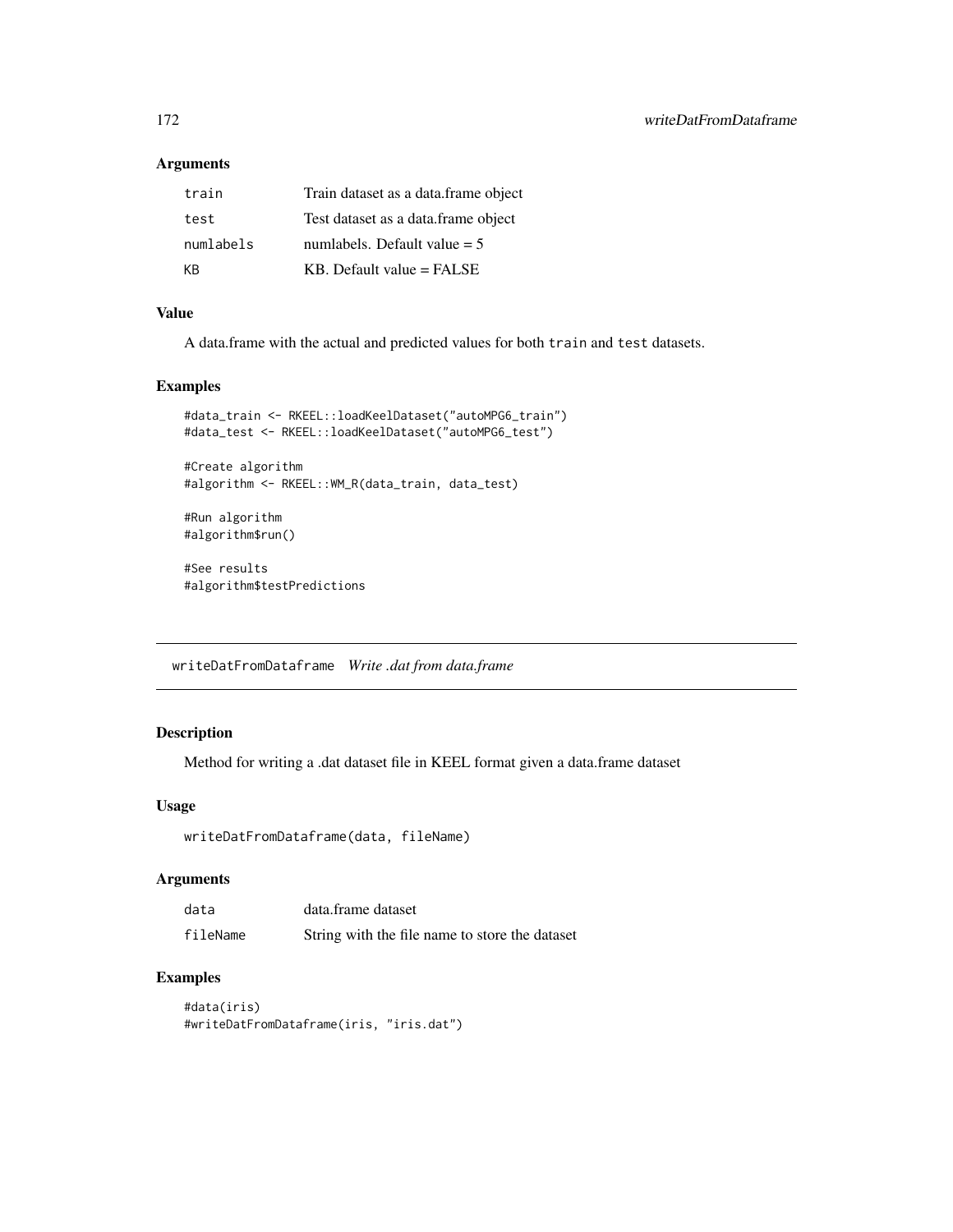### Arguments

| | |
|---|---|
| train | Train dataset as a data.frame object |
| test | Test dataset as a data.frame object |
| numlabels | numlabels. Default value = 5 |
| KB | KB. Default value = FALSE |

### Value

A data.frame with the actual and predicted values for both `train` and `test` datasets.

### Examples

```
#data_train <- RKEEL::loadKeelDataset("autoMPG6_train")
#data_test <- RKEEL::loadKeelDataset("autoMPG6_test")

#Create algorithm
#algorithm <- RKEEL::WM_R(data_train, data_test)

#Run algorithm
#algorithm$run()

#See results
#algorithm$testPredictions
```

---

## writeDatFromDataframe *Write .dat from data.frame*

### Description

Method for writing a .dat dataset file in KEEL format given a data.frame dataset

### Usage

```
writeDatFromDataframe(data, fileName)
```

### Arguments

| | |
|---|---|
| data | data.frame dataset |
| fileName | String with the file name to store the dataset |

### Examples

```
#data(iris)
#writeDatFromDataframe(iris, "iris.dat")
```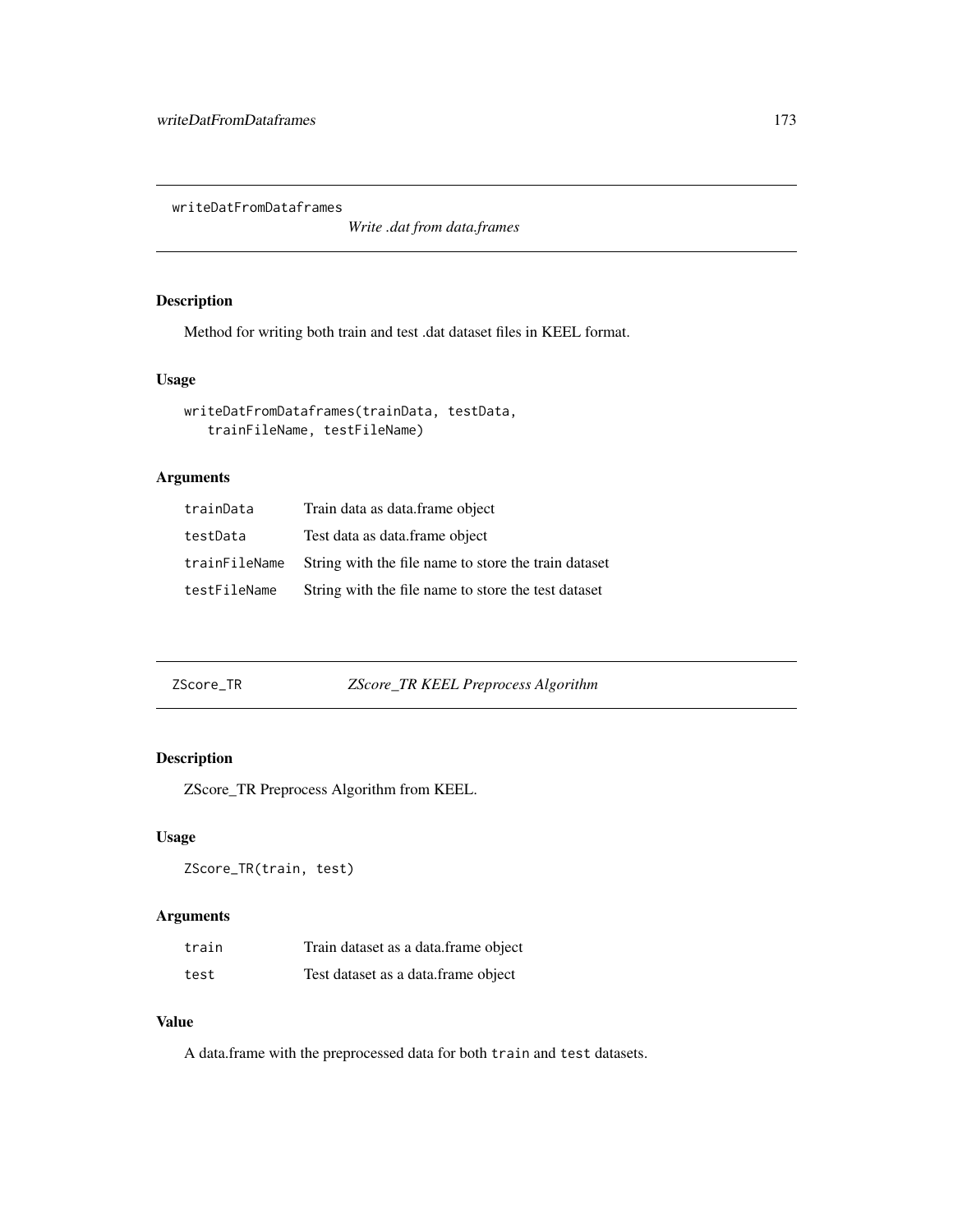## writeDatFromDataframes

*Write .dat from data.frames*

### Description

Method for writing both train and test .dat dataset files in KEEL format.

### Usage

```
writeDatFromDataframes(trainData, testData,
   trainFileName, testFileName)
```

### Arguments

| | |
|---|---|
| trainData | Train data as data.frame object |
| testData | Test data as data.frame object |
| trainFileName | String with the file name to store the train dataset |
| testFileName | String with the file name to store the test dataset |

## ZScore_TR

*ZScore_TR KEEL Preprocess Algorithm*

### Description

ZScore_TR Preprocess Algorithm from KEEL.

### Usage

```
ZScore_TR(train, test)
```

### Arguments

| | |
|---|---|
| train | Train dataset as a data.frame object |
| test | Test dataset as a data.frame object |

### Value

A data.frame with the preprocessed data for both `train` and `test` datasets.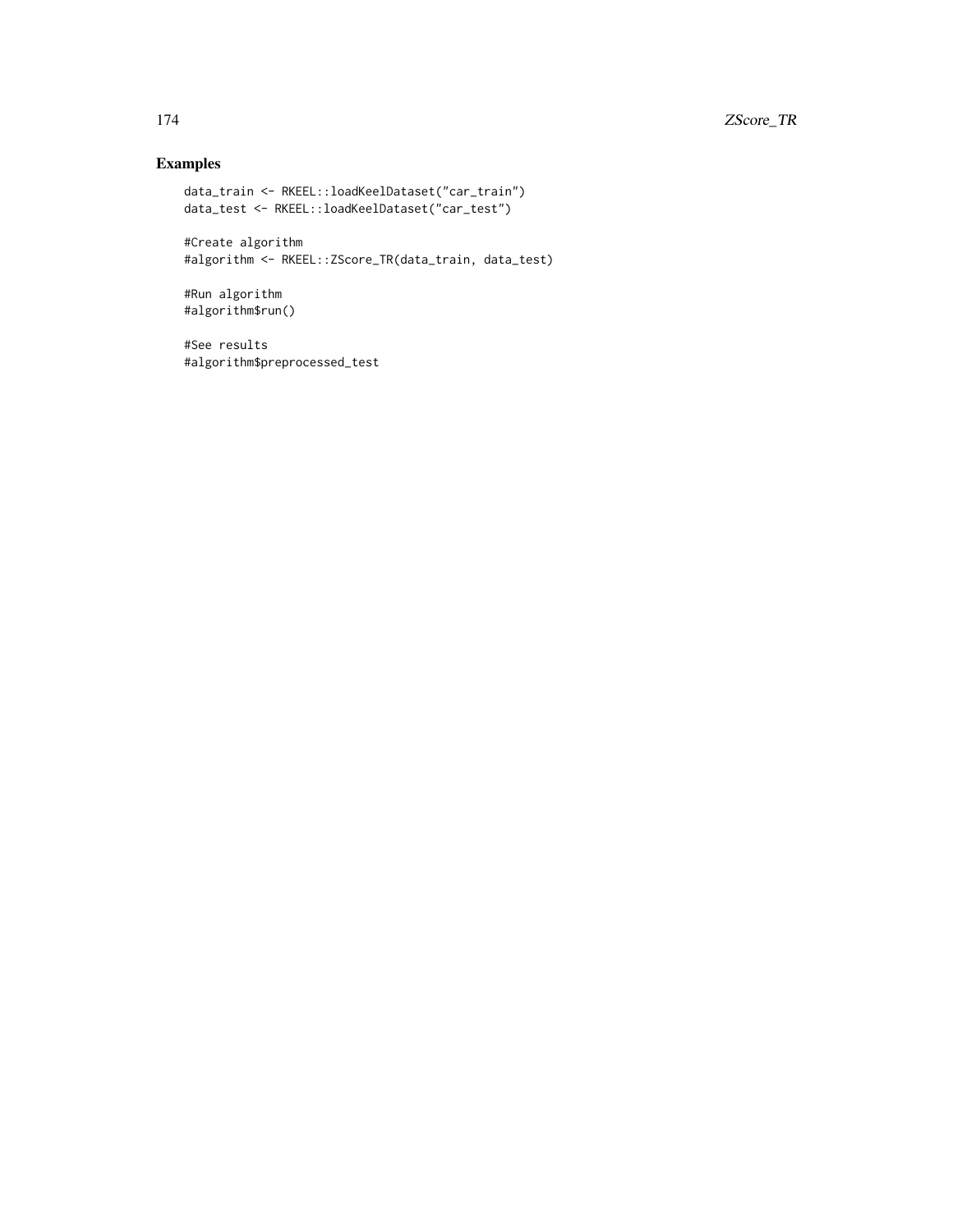## Examples

```
data_train <- RKEEL::loadKeelDataset("car_train")
data_test <- RKEEL::loadKeelDataset("car_test")

#Create algorithm
#algorithm <- RKEEL::ZScore_TR(data_train, data_test)

#Run algorithm
#algorithm$run()

#See results
#algorithm$preprocessed_test
```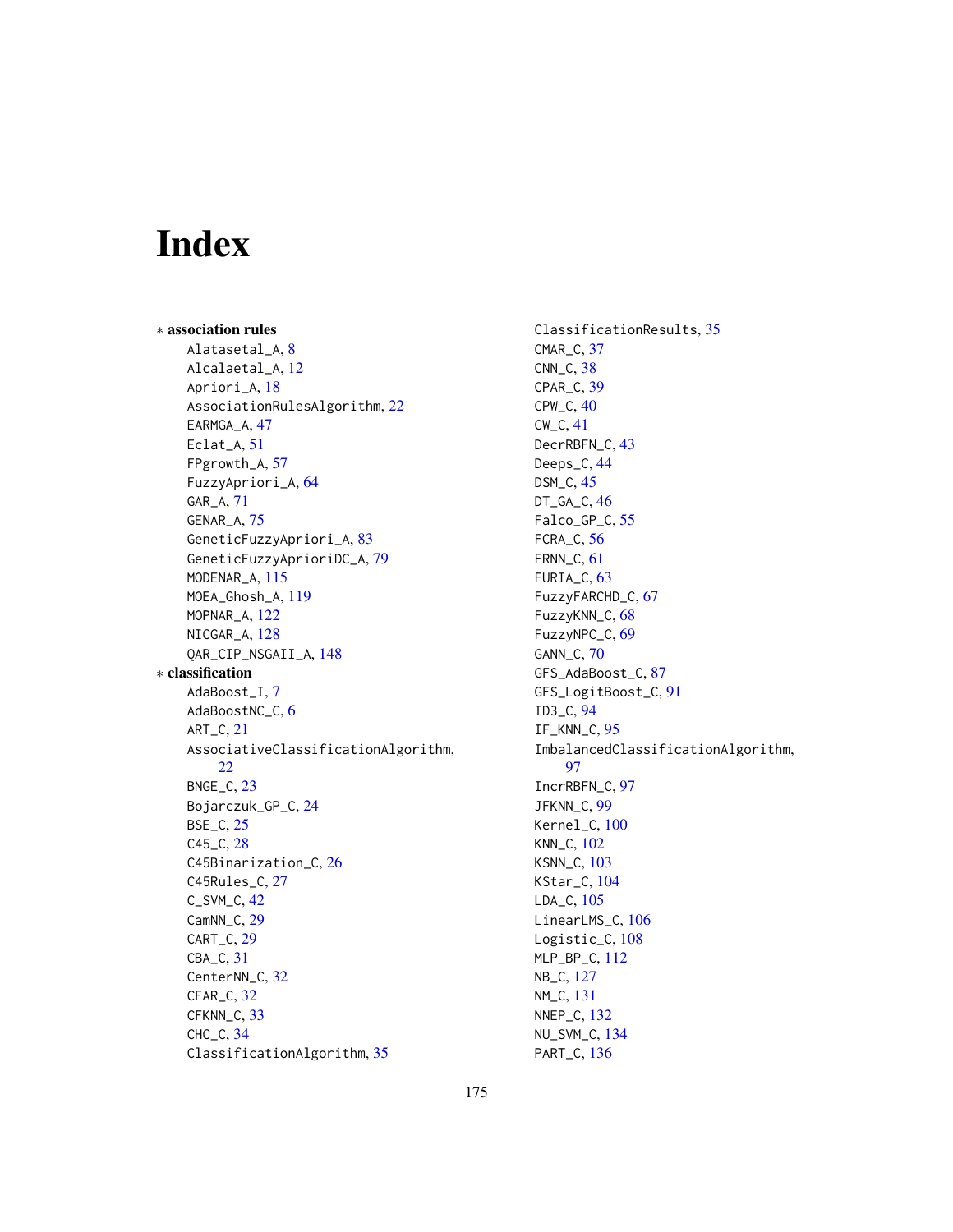# Index

∗ **association rules**

Alatasetal_A, 8
Alcalaetal_A, 12
Apriori_A, 18
AssociationRulesAlgorithm, 22
EARMGA_A, 47
Eclat_A, 51
FPgrowth_A, 57
FuzzyApriori_A, 64
GAR_A, 71
GENAR_A, 75
GeneticFuzzyApriori_A, 83
GeneticFuzzyAprioriDC_A, 79
MODENAR_A, 115
MOEA_Ghosh_A, 119
MOPNAR_A, 122
NICGAR_A, 128
QAR_CIP_NSGAII_A, 148

∗ **classification**

AdaBoost_I, 7
AdaBoostNC_C, 6
ART_C, 21
AssociativeClassificationAlgorithm, 22
BNGE_C, 23
Bojarczuk_GP_C, 24
BSE_C, 25
C45_C, 28
C45Binarization_C, 26
C45Rules_C, 27
C_SVM_C, 42
CamNN_C, 29
CART_C, 29
CBA_C, 31
CenterNN_C, 32
CFAR_C, 32
CFKNN_C, 33
CHC_C, 34
ClassificationAlgorithm, 35
ClassificationResults, 35
CMAR_C, 37
CNN_C, 38
CPAR_C, 39
CPW_C, 40
CW_C, 41
DecrRBFN_C, 43
Deeps_C, 44
DSM_C, 45
DT_GA_C, 46
Falco_GP_C, 55
FCRA_C, 56
FRNN_C, 61
FURIA_C, 63
FuzzyFARCHD_C, 67
FuzzyKNN_C, 68
FuzzyNPC_C, 69
GANN_C, 70
GFS_AdaBoost_C, 87
GFS_LogitBoost_C, 91
ID3_C, 94
IF_KNN_C, 95
ImbalancedClassificationAlgorithm, 97
IncrRBFN_C, 97
JFKNN_C, 99
Kernel_C, 100
KNN_C, 102
KSNN_C, 103
KStar_C, 104
LDA_C, 105
LinearLMS_C, 106
Logistic_C, 108
MLP_BP_C, 112
NB_C, 127
NM_C, 131
NNEP_C, 132
NU_SVM_C, 134
PART_C, 136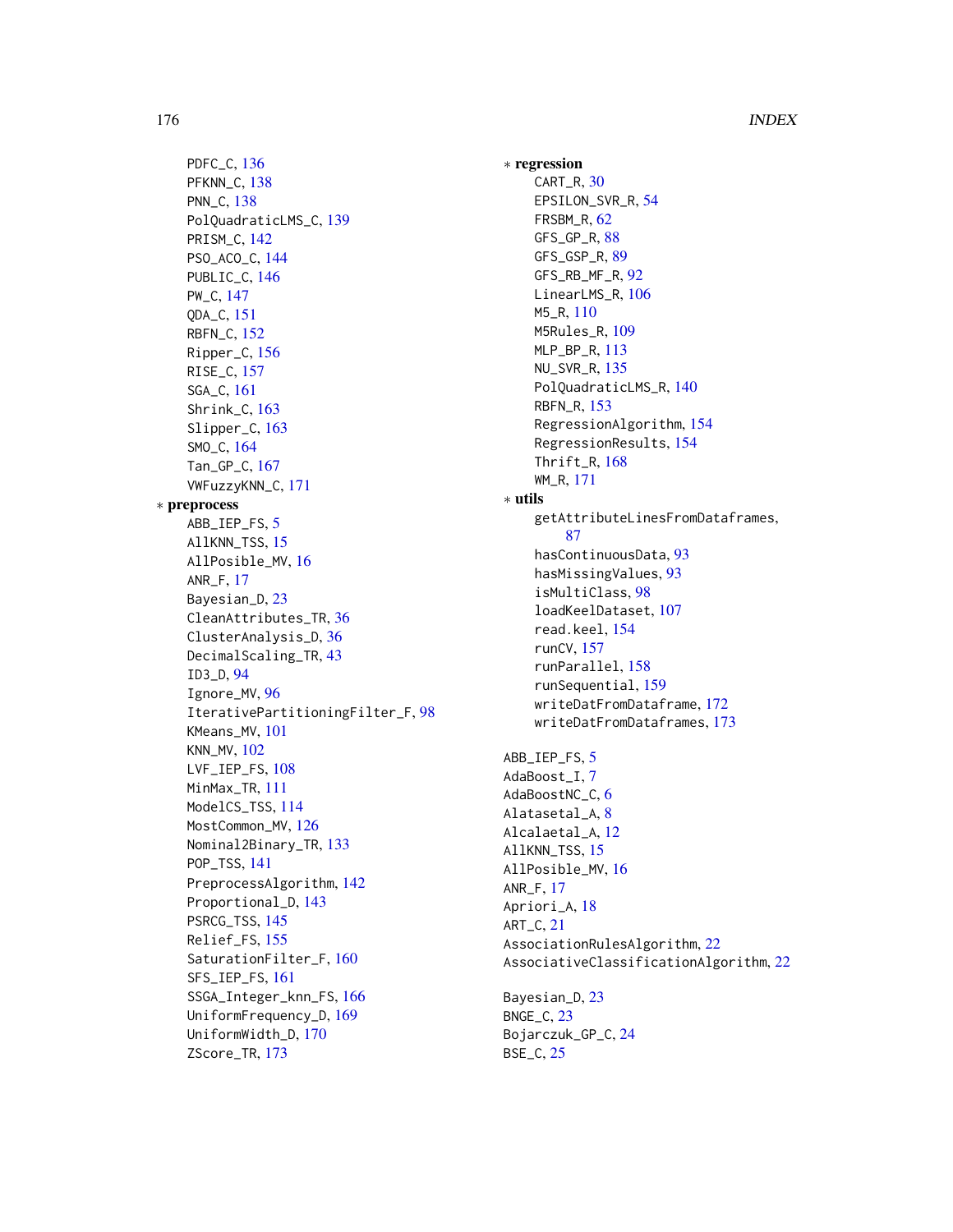PDFC_C, 136
PFKNN_C, 138
PNN_C, 138
PolQuadraticLMS_C, 139
PRISM_C, 142
PSO_ACO_C, 144
PUBLIC_C, 146
PW_C, 147
QDA_C, 151
RBFN_C, 152
Ripper_C, 156
RISE_C, 157
SGA_C, 161
Shrink_C, 163
Slipper_C, 163
SMO_C, 164
Tan_GP_C, 167
VWFuzzyKNN_C, 171

∗ **preprocess**

ABB_IEP_FS, 5
AllKNN_TSS, 15
AllPosible_MV, 16
ANR_F, 17
Bayesian_D, 23
CleanAttributes_TR, 36
ClusterAnalysis_D, 36
DecimalScaling_TR, 43
ID3_D, 94
Ignore_MV, 96
IterativePartitioningFilter_F, 98
KMeans_MV, 101
KNN_MV, 102
LVF_IEP_FS, 108
MinMax_TR, 111
ModelCS_TSS, 114
MostCommon_MV, 126
Nominal2Binary_TR, 133
POP_TSS, 141
PreprocessAlgorithm, 142
Proportional_D, 143
PSRCG_TSS, 145
Relief_FS, 155
SaturationFilter_F, 160
SFS_IEP_FS, 161
SSGA_Integer_knn_FS, 166
UniformFrequency_D, 169
UniformWidth_D, 170
ZScore_TR, 173

∗ **regression**

CART_R, 30
EPSILON_SVR_R, 54
FRSBM_R, 62
GFS_GP_R, 88
GFS_GSP_R, 89
GFS_RB_MF_R, 92
LinearLMS_R, 106
M5_R, 110
M5Rules_R, 109
MLP_BP_R, 113
NU_SVR_R, 135
PolQuadraticLMS_R, 140
RBFN_R, 153
RegressionAlgorithm, 154
RegressionResults, 154
Thrift_R, 168
WM_R, 171

∗ **utils**

getAttributeLinesFromDataframes, 87
hasContinuousData, 93
hasMissingValues, 93
isMultiClass, 98
loadKeelDataset, 107
read.keel, 154
runCV, 157
runParallel, 158
runSequential, 159
writeDatFromDataframe, 172
writeDatFromDataframes, 173

ABB_IEP_FS, 5
AdaBoost_I, 7
AdaBoostNC_C, 6
Alatasetal_A, 8
Alcalaetal_A, 12
AllKNN_TSS, 15
AllPosible_MV, 16
ANR_F, 17
Apriori_A, 18
ART_C, 21
AssociationRulesAlgorithm, 22
AssociativeClassificationAlgorithm, 22

Bayesian_D, 23
BNGE_C, 23
Bojarczuk_GP_C, 24
BSE_C, 25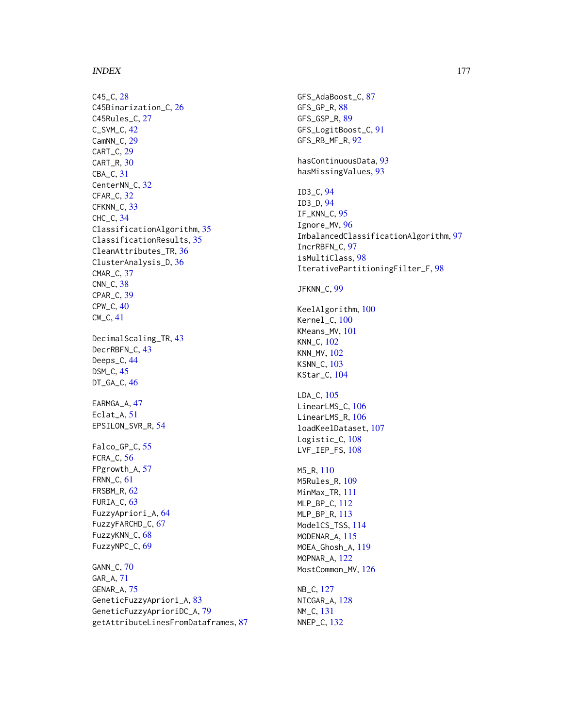C45_C, 28
C45Binarization_C, 26
C45Rules_C, 27
C_SVM_C, 42
CamNN_C, 29
CART_C, 29
CART_R, 30
CBA_C, 31
CenterNN_C, 32
CFAR_C, 32
CFKNN_C, 33
CHC_C, 34
ClassificationAlgorithm, 35
ClassificationResults, 35
CleanAttributes_TR, 36
ClusterAnalysis_D, 36
CMAR_C, 37
CNN_C, 38
CPAR_C, 39
CPW_C, 40
CW_C, 41

DecimalScaling_TR, 43
DecrRBFN_C, 43
Deeps_C, 44
DSM_C, 45
DT_GA_C, 46

EARMGA_A, 47
Eclat_A, 51
EPSILON_SVR_R, 54

Falco_GP_C, 55
FCRA_C, 56
FPgrowth_A, 57
FRNN_C, 61
FRSBM_R, 62
FURIA_C, 63
FuzzyApriori_A, 64
FuzzyFARCHD_C, 67
FuzzyKNN_C, 68
FuzzyNPC_C, 69

GANN_C, 70
GAR_A, 71
GENAR_A, 75
GeneticFuzzyApriori_A, 83
GeneticFuzzyAprioriDC_A, 79
getAttributeLinesFromDataframes, 87
GFS_AdaBoost_C, 87
GFS_GP_R, 88
GFS_GSP_R, 89
GFS_LogitBoost_C, 91
GFS_RB_MF_R, 92

hasContinuousData, 93
hasMissingValues, 93

ID3_C, 94
ID3_D, 94
IF_KNN_C, 95
Ignore_MV, 96
ImbalancedClassificationAlgorithm, 97
IncrRBFN_C, 97
isMultiClass, 98
IterativePartitioningFilter_F, 98

JFKNN_C, 99

KeelAlgorithm, 100
Kernel_C, 100
KMeans_MV, 101
KNN_C, 102
KNN_MV, 102
KSNN_C, 103
KStar_C, 104

LDA_C, 105
LinearLMS_C, 106
LinearLMS_R, 106
loadKeelDataset, 107
Logistic_C, 108
LVF_IEP_FS, 108

M5_R, 110
M5Rules_R, 109
MinMax_TR, 111
MLP_BP_C, 112
MLP_BP_R, 113
ModelCS_TSS, 114
MODENAR_A, 115
MOEA_Ghosh_A, 119
MOPNAR_A, 122
MostCommon_MV, 126

NB_C, 127
NICGAR_A, 128
NM_C, 131
NNEP_C, 132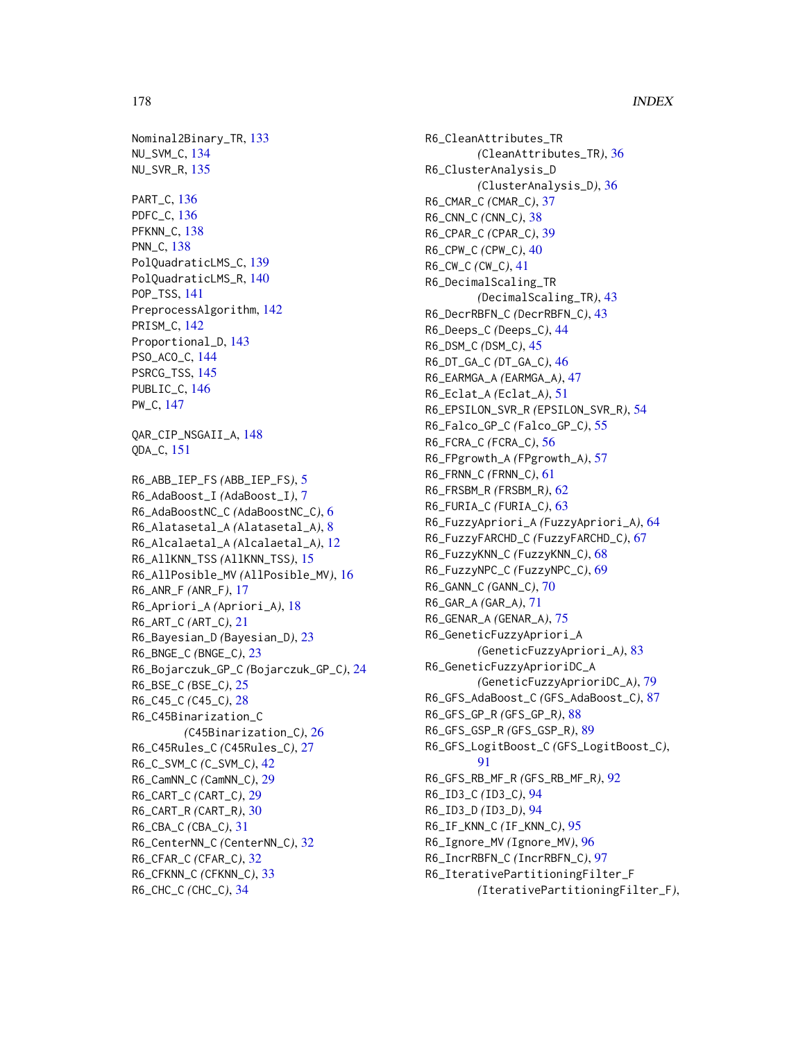Nominal2Binary_TR, 133
NU_SVM_C, 134
NU_SVR_R, 135

PART_C, 136
PDFC_C, 136
PFKNN_C, 138
PNN_C, 138
PolQuadraticLMS_C, 139
PolQuadraticLMS_R, 140
POP_TSS, 141
PreprocessAlgorithm, 142
PRISM_C, 142
Proportional_D, 143
PSO_ACO_C, 144
PSRCG_TSS, 145
PUBLIC_C, 146
PW_C, 147

QAR_CIP_NSGAII_A, 148
QDA_C, 151

R6_ABB_IEP_FS *(*ABB_IEP_FS*)*, 5
R6_AdaBoost_I *(*AdaBoost_I*)*, 7
R6_AdaBoostNC_C *(*AdaBoostNC_C*)*, 6
R6_Alatasetal_A *(*Alatasetal_A*)*, 8
R6_Alcalaetal_A *(*Alcalaetal_A*)*, 12
R6_AllKNN_TSS *(*AllKNN_TSS*)*, 15
R6_AllPosible_MV *(*AllPosible_MV*)*, 16
R6_ANR_F *(*ANR_F*)*, 17
R6_Apriori_A *(*Apriori_A*)*, 18
R6_ART_C *(*ART_C*)*, 21
R6_Bayesian_D *(*Bayesian_D*)*, 23
R6_BNGE_C *(*BNGE_C*)*, 23
R6_Bojarczuk_GP_C *(*Bojarczuk_GP_C*)*, 24
R6_BSE_C *(*BSE_C*)*, 25
R6_C45_C *(*C45_C*)*, 28
R6_C45Binarization_C *(*C45Binarization_C*)*, 26
R6_C45Rules_C *(*C45Rules_C*)*, 27
R6_C_SVM_C *(*C_SVM_C*)*, 42
R6_CamNN_C *(*CamNN_C*)*, 29
R6_CART_C *(*CART_C*)*, 29
R6_CART_R *(*CART_R*)*, 30
R6_CBA_C *(*CBA_C*)*, 31
R6_CenterNN_C *(*CenterNN_C*)*, 32
R6_CFAR_C *(*CFAR_C*)*, 32
R6_CFKNN_C *(*CFKNN_C*)*, 33
R6_CHC_C *(*CHC_C*)*, 34
R6_CleanAttributes_TR *(*CleanAttributes_TR*)*, 36
R6_ClusterAnalysis_D *(*ClusterAnalysis_D*)*, 36
R6_CMAR_C *(*CMAR_C*)*, 37
R6_CNN_C *(*CNN_C*)*, 38
R6_CPAR_C *(*CPAR_C*)*, 39
R6_CPW_C *(*CPW_C*)*, 40
R6_CW_C *(*CW_C*)*, 41
R6_DecimalScaling_TR *(*DecimalScaling_TR*)*, 43
R6_DecrRBFN_C *(*DecrRBFN_C*)*, 43
R6_Deeps_C *(*Deeps_C*)*, 44
R6_DSM_C *(*DSM_C*)*, 45
R6_DT_GA_C *(*DT_GA_C*)*, 46
R6_EARMGA_A *(*EARMGA_A*)*, 47
R6_Eclat_A *(*Eclat_A*)*, 51
R6_EPSILON_SVR_R *(*EPSILON_SVR_R*)*, 54
R6_Falco_GP_C *(*Falco_GP_C*)*, 55
R6_FCRA_C *(*FCRA_C*)*, 56
R6_FPgrowth_A *(*FPgrowth_A*)*, 57
R6_FRNN_C *(*FRNN_C*)*, 61
R6_FRSBM_R *(*FRSBM_R*)*, 62
R6_FURIA_C *(*FURIA_C*)*, 63
R6_FuzzyApriori_A *(*FuzzyApriori_A*)*, 64
R6_FuzzyFARCHD_C *(*FuzzyFARCHD_C*)*, 67
R6_FuzzyKNN_C *(*FuzzyKNN_C*)*, 68
R6_FuzzyNPC_C *(*FuzzyNPC_C*)*, 69
R6_GANN_C *(*GANN_C*)*, 70
R6_GAR_A *(*GAR_A*)*, 71
R6_GENAR_A *(*GENAR_A*)*, 75
R6_GeneticFuzzyApriori_A *(*GeneticFuzzyApriori_A*)*, 83
R6_GeneticFuzzyAprioriDC_A *(*GeneticFuzzyAprioriDC_A*)*, 79
R6_GFS_AdaBoost_C *(*GFS_AdaBoost_C*)*, 87
R6_GFS_GP_R *(*GFS_GP_R*)*, 88
R6_GFS_GSP_R *(*GFS_GSP_R*)*, 89
R6_GFS_LogitBoost_C *(*GFS_LogitBoost_C*)*, 91
R6_GFS_RB_MF_R *(*GFS_RB_MF_R*)*, 92
R6_ID3_C *(*ID3_C*)*, 94
R6_ID3_D *(*ID3_D*)*, 94
R6_IF_KNN_C *(*IF_KNN_C*)*, 95
R6_Ignore_MV *(*Ignore_MV*)*, 96
R6_IncrRBFN_C *(*IncrRBFN_C*)*, 97
R6_IterativePartitioningFilter_F *(*IterativePartitioningFilter_F*)*,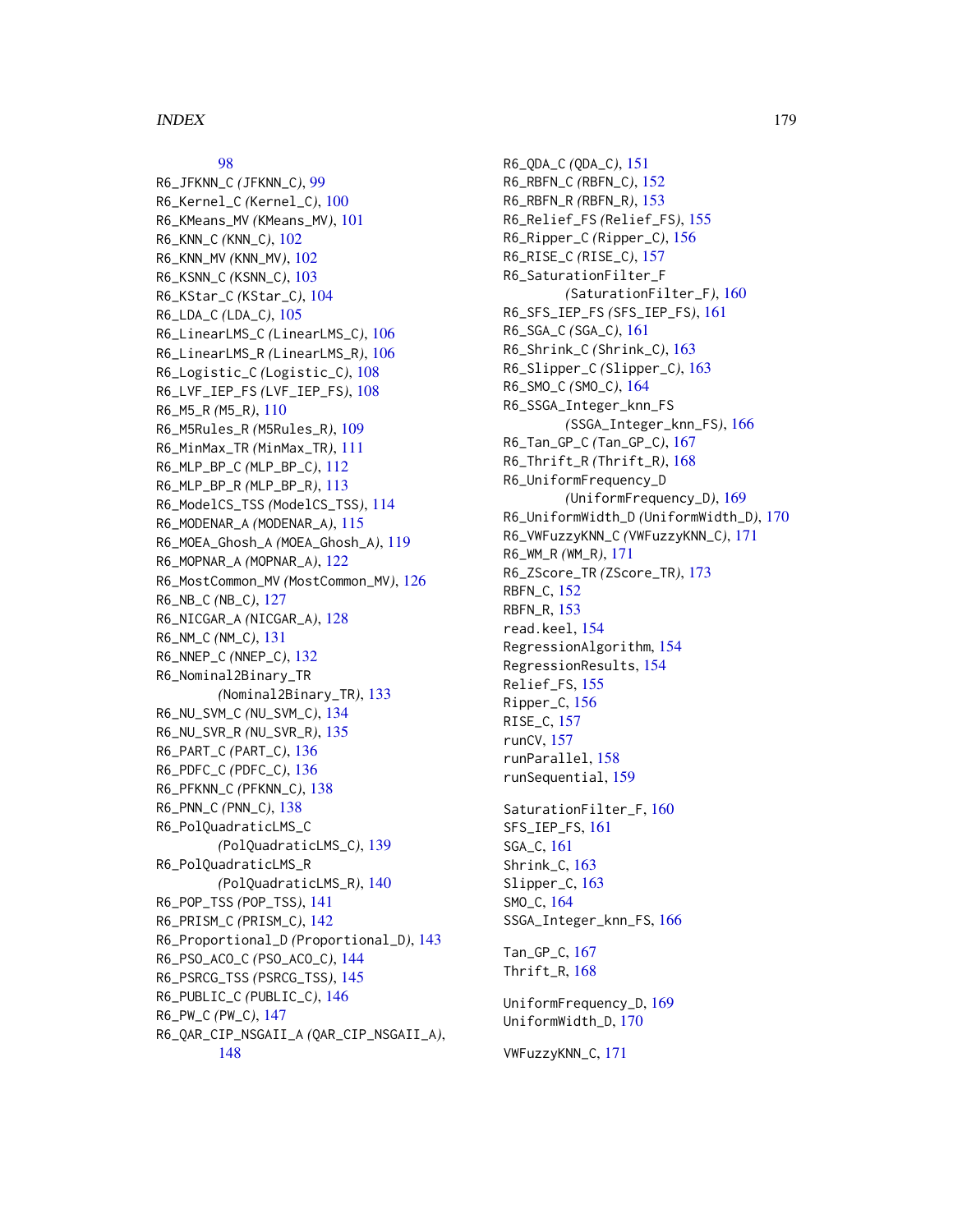98
R6_JFKNN_C *(JFKNN_C)*, 99
R6_Kernel_C *(Kernel_C)*, 100
R6_KMeans_MV *(KMeans_MV)*, 101
R6_KNN_C *(KNN_C)*, 102
R6_KNN_MV *(KNN_MV)*, 102
R6_KSNN_C *(KSNN_C)*, 103
R6_KStar_C *(KStar_C)*, 104
R6_LDA_C *(LDA_C)*, 105
R6_LinearLMS_C *(LinearLMS_C)*, 106
R6_LinearLMS_R *(LinearLMS_R)*, 106
R6_Logistic_C *(Logistic_C)*, 108
R6_LVF_IEP_FS *(LVF_IEP_FS)*, 108
R6_M5_R *(M5_R)*, 110
R6_M5Rules_R *(M5Rules_R)*, 109
R6_MinMax_TR *(MinMax_TR)*, 111
R6_MLP_BP_C *(MLP_BP_C)*, 112
R6_MLP_BP_R *(MLP_BP_R)*, 113
R6_ModelCS_TSS *(ModelCS_TSS)*, 114
R6_MODENAR_A *(MODENAR_A)*, 115
R6_MOEA_Ghosh_A *(MOEA_Ghosh_A)*, 119
R6_MOPNAR_A *(MOPNAR_A)*, 122
R6_MostCommon_MV *(MostCommon_MV)*, 126
R6_NB_C *(NB_C)*, 127
R6_NICGAR_A *(NICGAR_A)*, 128
R6_NM_C *(NM_C)*, 131
R6_NNEP_C *(NNEP_C)*, 132
R6_Nominal2Binary_TR *(Nominal2Binary_TR)*, 133
R6_NU_SVM_C *(NU_SVM_C)*, 134
R6_NU_SVR_R *(NU_SVR_R)*, 135
R6_PART_C *(PART_C)*, 136
R6_PDFC_C *(PDFC_C)*, 136
R6_PFKNN_C *(PFKNN_C)*, 138
R6_PNN_C *(PNN_C)*, 138
R6_PolQuadraticLMS_C *(PolQuadraticLMS_C)*, 139
R6_PolQuadraticLMS_R *(PolQuadraticLMS_R)*, 140
R6_POP_TSS *(POP_TSS)*, 141
R6_PRISM_C *(PRISM_C)*, 142
R6_Proportional_D *(Proportional_D)*, 143
R6_PSO_ACO_C *(PSO_ACO_C)*, 144
R6_PSRCG_TSS *(PSRCG_TSS)*, 145
R6_PUBLIC_C *(PUBLIC_C)*, 146
R6_PW_C *(PW_C)*, 147
R6_QAR_CIP_NSGAII_A *(QAR_CIP_NSGAII_A)*, 148
R6_QDA_C *(QDA_C)*, 151
R6_RBFN_C *(RBFN_C)*, 152
R6_RBFN_R *(RBFN_R)*, 153
R6_Relief_FS *(Relief_FS)*, 155
R6_Ripper_C *(Ripper_C)*, 156
R6_RISE_C *(RISE_C)*, 157
R6_SaturationFilter_F *(SaturationFilter_F)*, 160
R6_SFS_IEP_FS *(SFS_IEP_FS)*, 161
R6_SGA_C *(SGA_C)*, 161
R6_Shrink_C *(Shrink_C)*, 163
R6_Slipper_C *(Slipper_C)*, 163
R6_SMO_C *(SMO_C)*, 164
R6_SSGA_Integer_knn_FS *(SSGA_Integer_knn_FS)*, 166
R6_Tan_GP_C *(Tan_GP_C)*, 167
R6_Thrift_R *(Thrift_R)*, 168
R6_UniformFrequency_D *(UniformFrequency_D)*, 169
R6_UniformWidth_D *(UniformWidth_D)*, 170
R6_VWFuzzyKNN_C *(VWFuzzyKNN_C)*, 171
R6_WM_R *(WM_R)*, 171
R6_ZScore_TR *(ZScore_TR)*, 173
RBFN_C, 152
RBFN_R, 153
read.keel, 154
RegressionAlgorithm, 154
RegressionResults, 154
Relief_FS, 155
Ripper_C, 156
RISE_C, 157
runCV, 157
runParallel, 158
runSequential, 159

SaturationFilter_F, 160
SFS_IEP_FS, 161
SGA_C, 161
Shrink_C, 163
Slipper_C, 163
SMO_C, 164
SSGA_Integer_knn_FS, 166

Tan_GP_C, 167
Thrift_R, 168

UniformFrequency_D, 169
UniformWidth_D, 170

VWFuzzyKNN_C, 171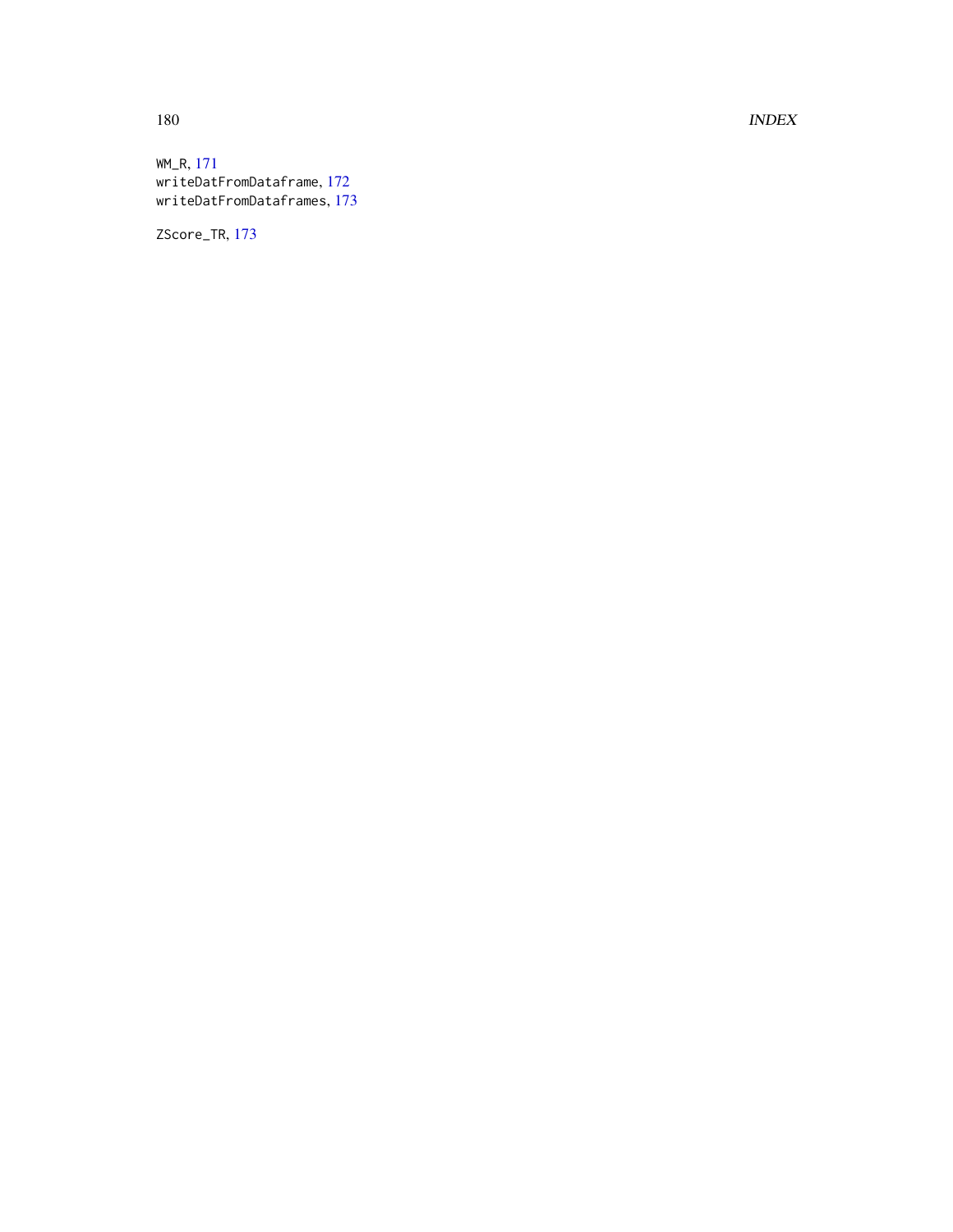WM_R, 171
writeDatFromDataframe, 172
writeDatFromDataframes, 173

ZScore_TR, 173